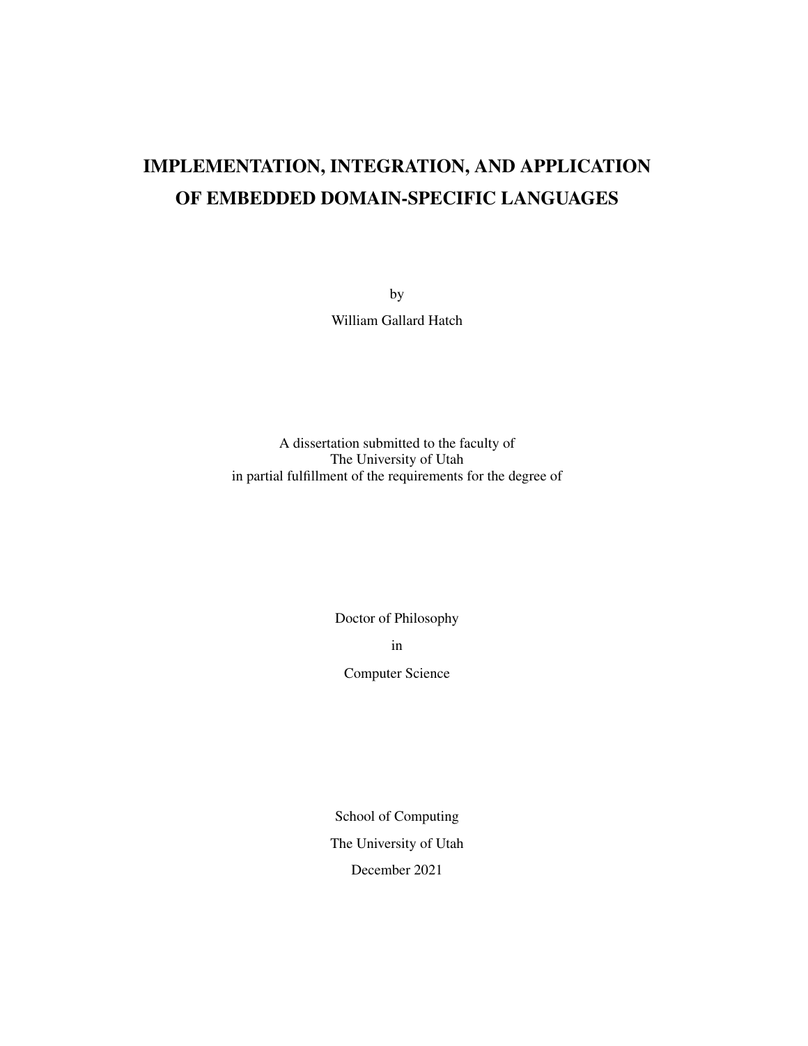# IMPLEMENTATION, INTEGRATION, AND APPLICATION OF EMBEDDED DOMAIN-SPECIFIC LANGUAGES

by

William Gallard Hatch

A dissertation submitted to the faculty of
The University of Utah
in partial fulfillment of the requirements for the degree of

Doctor of Philosophy

in

Computer Science

School of Computing

The University of Utah

December 2021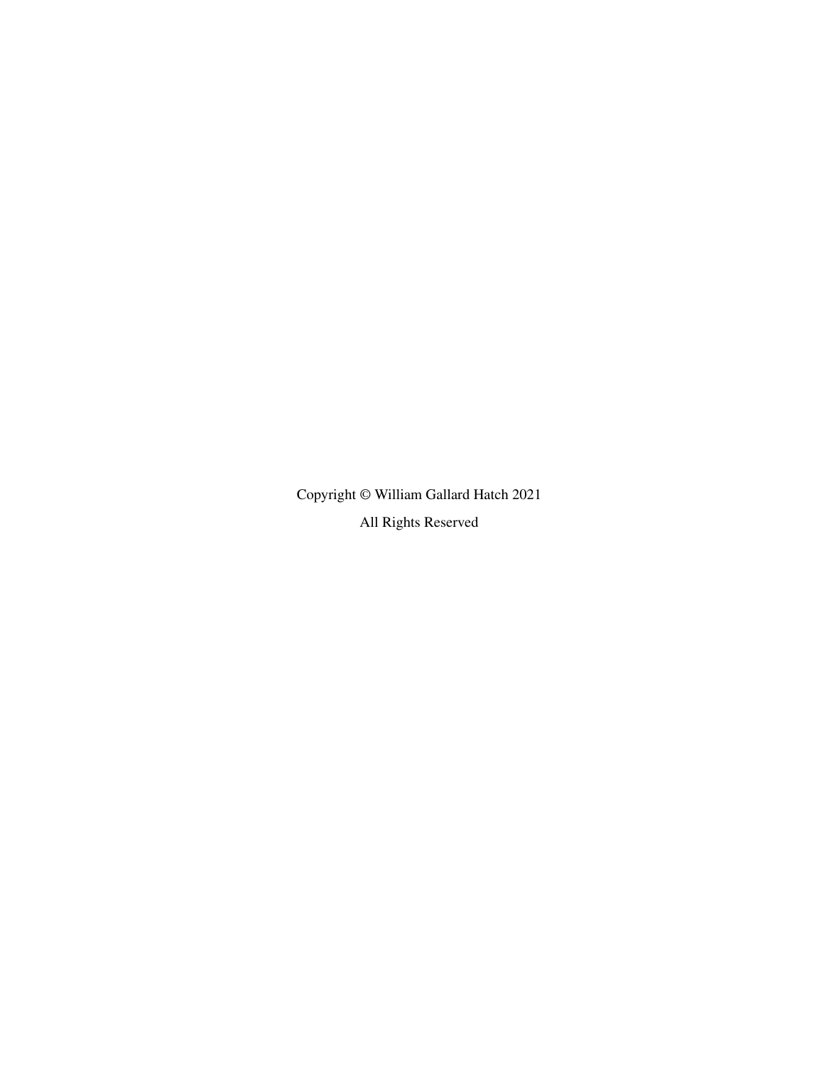Copyright © William Gallard Hatch 2021

All Rights Reserved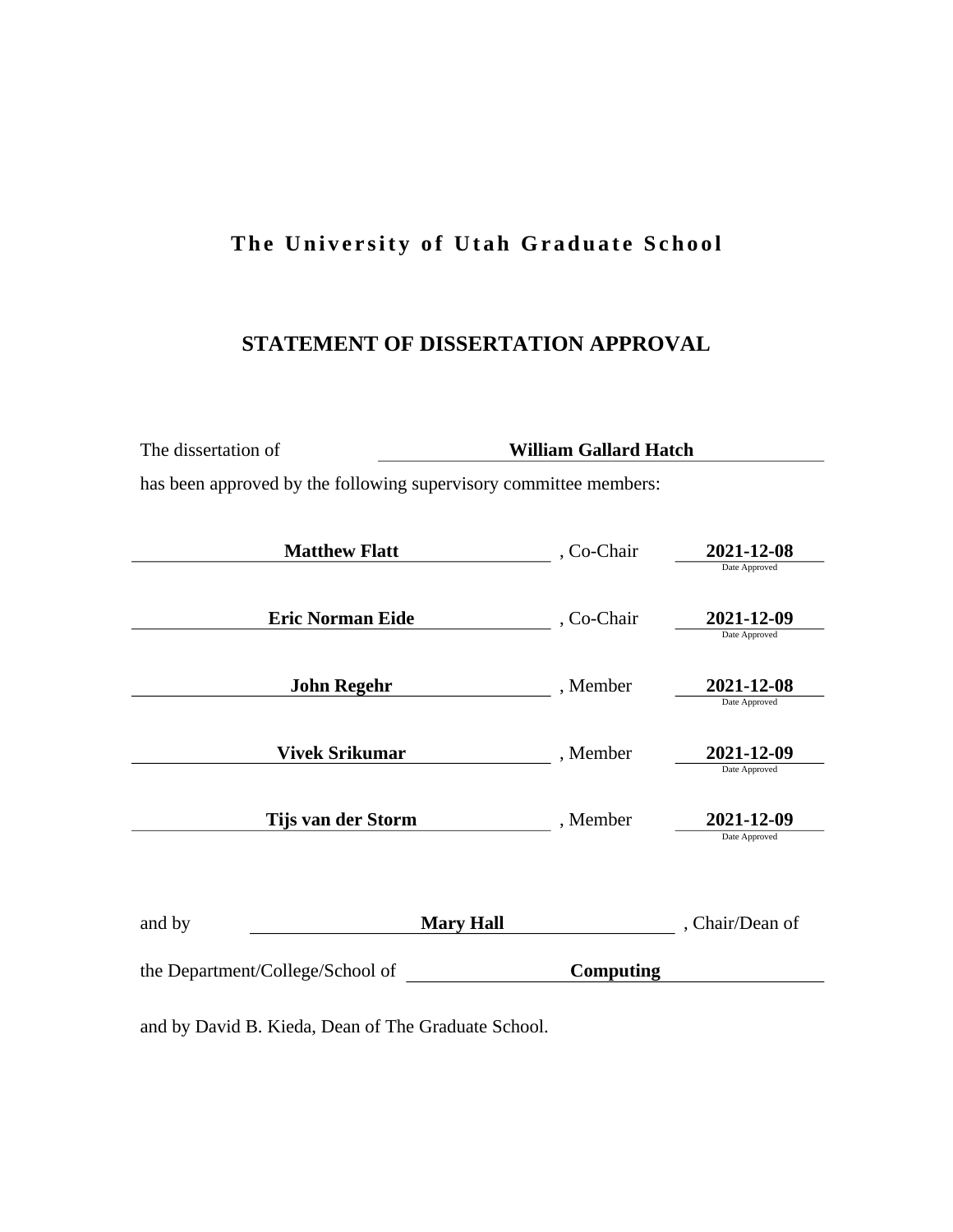# The University of Utah Graduate School

## STATEMENT OF DISSERTATION APPROVAL

The dissertation of **William Gallard Hatch**

has been approved by the following supervisory committee members:

| Name | Role | Date Approved |
|---|---|---|
| **Matthew Flatt** | , Co-Chair | **2021-12-08** |
| **Eric Norman Eide** | , Co-Chair | **2021-12-09** |
| **John Regehr** | , Member | **2021-12-08** |
| **Vivek Srikumar** | , Member | **2021-12-09** |
| **Tijs van der Storm** | , Member | **2021-12-09** |

and by **Mary Hall** , Chair/Dean of

the Department/College/School of **Computing**

and by David B. Kieda, Dean of The Graduate School.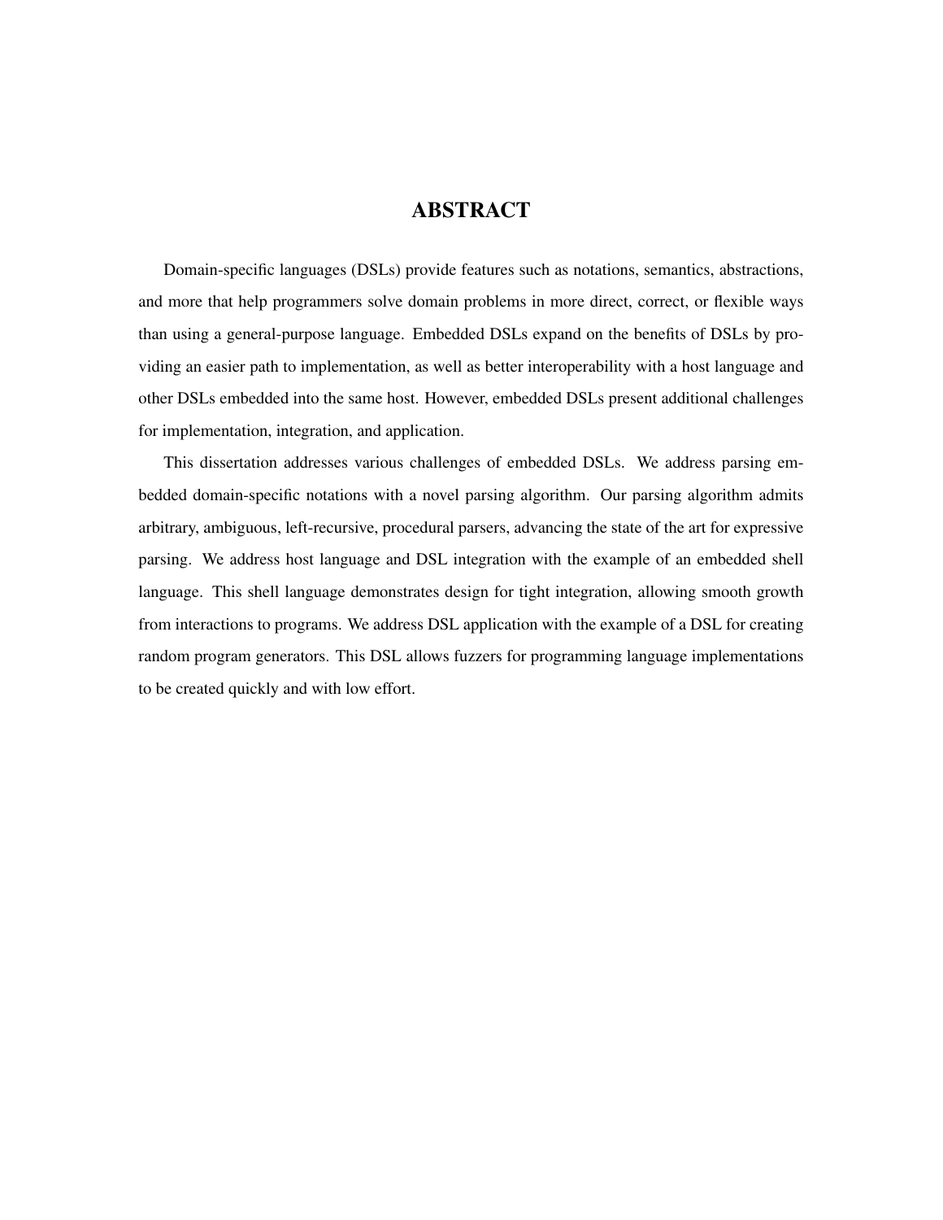# ABSTRACT

Domain-specific languages (DSLs) provide features such as notations, semantics, abstractions, and more that help programmers solve domain problems in more direct, correct, or flexible ways than using a general-purpose language. Embedded DSLs expand on the benefits of DSLs by providing an easier path to implementation, as well as better interoperability with a host language and other DSLs embedded into the same host. However, embedded DSLs present additional challenges for implementation, integration, and application.

This dissertation addresses various challenges of embedded DSLs. We address parsing embedded domain-specific notations with a novel parsing algorithm. Our parsing algorithm admits arbitrary, ambiguous, left-recursive, procedural parsers, advancing the state of the art for expressive parsing. We address host language and DSL integration with the example of an embedded shell language. This shell language demonstrates design for tight integration, allowing smooth growth from interactions to programs. We address DSL application with the example of a DSL for creating random program generators. This DSL allows fuzzers for programming language implementations to be created quickly and with low effort.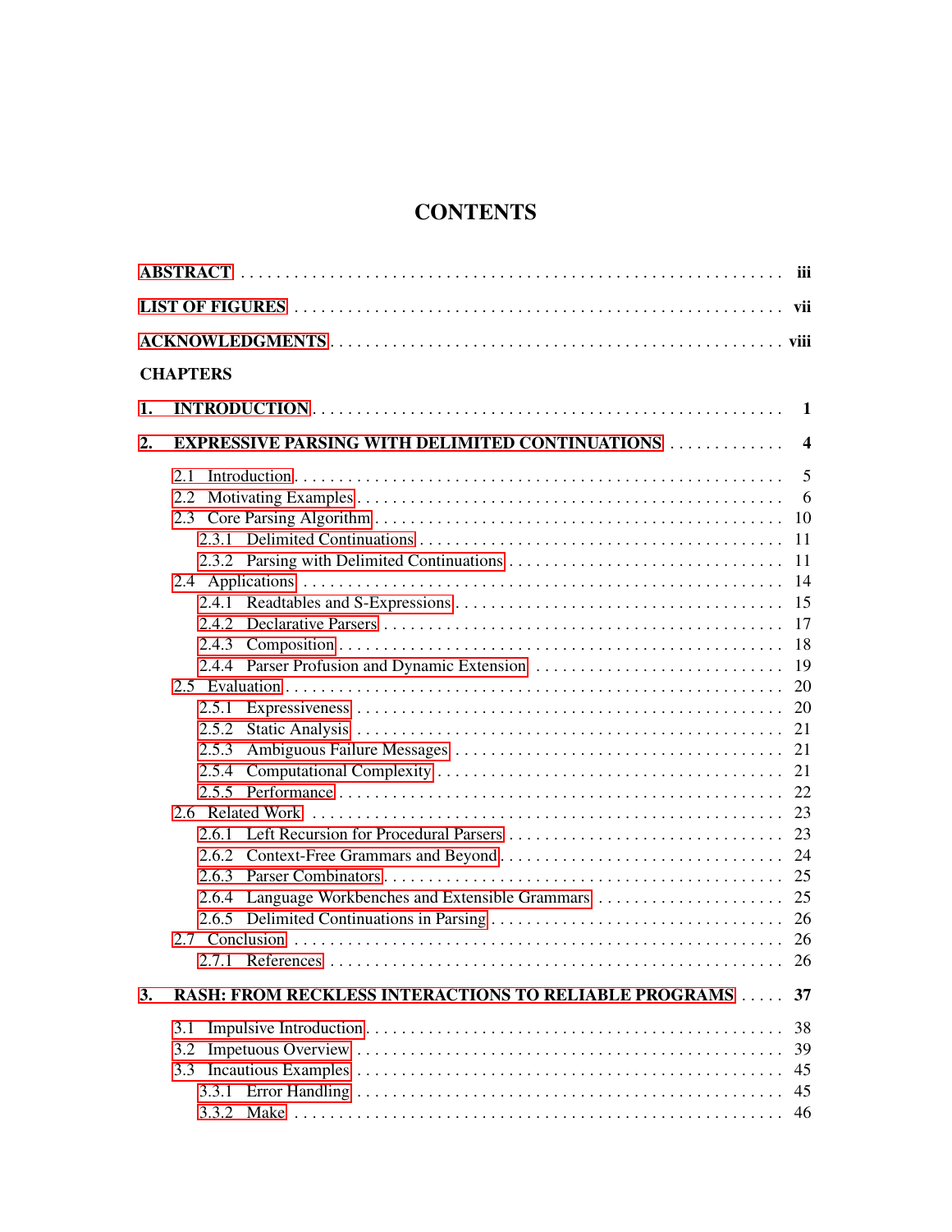# CONTENTS

**ABSTRACT** . . . . . . . . . . . . . . . . . . . . . . . . . . . . . . . . . . . . . . . . . . . . . . . . . . **iii**

**LIST OF FIGURES** . . . . . . . . . . . . . . . . . . . . . . . . . . . . . . . . . . . . . . . . . . . . . . **vii**

**ACKNOWLEDGMENTS** . . . . . . . . . . . . . . . . . . . . . . . . . . . . . . . . . . . . . . . . . . . **viii**

**CHAPTERS**

**1. INTRODUCTION** . . . . . . . . . . . . . . . . . . . . . . . . . . . . . . . . . . . . . . . . . . . . . . **1**

**2. EXPRESSIVE PARSING WITH DELIMITED CONTINUATIONS** . . . . . . . . . . . . . **4**

- 2.1 Introduction . . . . . . . . . . . . . . . . . . . . . . . . . . . . . . . . . . . . . . . . . . . . . . . 5
- 2.2 Motivating Examples . . . . . . . . . . . . . . . . . . . . . . . . . . . . . . . . . . . . . . . . . 6
- 2.3 Core Parsing Algorithm . . . . . . . . . . . . . . . . . . . . . . . . . . . . . . . . . . . . . . . 10
  - 2.3.1 Delimited Continuations . . . . . . . . . . . . . . . . . . . . . . . . . . . . . . . . . . 11
  - 2.3.2 Parsing with Delimited Continuations . . . . . . . . . . . . . . . . . . . . . . . . . 11
- 2.4 Applications . . . . . . . . . . . . . . . . . . . . . . . . . . . . . . . . . . . . . . . . . . . . . . 14
  - 2.4.1 Readtables and S-Expressions . . . . . . . . . . . . . . . . . . . . . . . . . . . . . . 15
  - 2.4.2 Declarative Parsers . . . . . . . . . . . . . . . . . . . . . . . . . . . . . . . . . . . . . . 17
  - 2.4.3 Composition . . . . . . . . . . . . . . . . . . . . . . . . . . . . . . . . . . . . . . . . . . . 18
  - 2.4.4 Parser Profusion and Dynamic Extension . . . . . . . . . . . . . . . . . . . . . . . 19
- 2.5 Evaluation . . . . . . . . . . . . . . . . . . . . . . . . . . . . . . . . . . . . . . . . . . . . . . . 20
  - 2.5.1 Expressiveness . . . . . . . . . . . . . . . . . . . . . . . . . . . . . . . . . . . . . . . . . 20
  - 2.5.2 Static Analysis . . . . . . . . . . . . . . . . . . . . . . . . . . . . . . . . . . . . . . . . . 21
  - 2.5.3 Ambiguous Failure Messages . . . . . . . . . . . . . . . . . . . . . . . . . . . . . . . 21
  - 2.5.4 Computational Complexity . . . . . . . . . . . . . . . . . . . . . . . . . . . . . . . . . 21
  - 2.5.5 Performance . . . . . . . . . . . . . . . . . . . . . . . . . . . . . . . . . . . . . . . . . . 22
- 2.6 Related Work . . . . . . . . . . . . . . . . . . . . . . . . . . . . . . . . . . . . . . . . . . . . . 23
  - 2.6.1 Left Recursion for Procedural Parsers . . . . . . . . . . . . . . . . . . . . . . . . . 23
  - 2.6.2 Context-Free Grammars and Beyond . . . . . . . . . . . . . . . . . . . . . . . . . . 24
  - 2.6.3 Parser Combinators . . . . . . . . . . . . . . . . . . . . . . . . . . . . . . . . . . . . . . 25
  - 2.6.4 Language Workbenches and Extensible Grammars . . . . . . . . . . . . . . . . 25
  - 2.6.5 Delimited Continuations in Parsing . . . . . . . . . . . . . . . . . . . . . . . . . . . 26
- 2.7 Conclusion . . . . . . . . . . . . . . . . . . . . . . . . . . . . . . . . . . . . . . . . . . . . . . . 26
  - 2.7.1 References . . . . . . . . . . . . . . . . . . . . . . . . . . . . . . . . . . . . . . . . . . . 26

**3. RASH: FROM RECKLESS INTERACTIONS TO RELIABLE PROGRAMS** . . . . . **37**

- 3.1 Impulsive Introduction . . . . . . . . . . . . . . . . . . . . . . . . . . . . . . . . . . . . . . . 38
- 3.2 Impetuous Overview . . . . . . . . . . . . . . . . . . . . . . . . . . . . . . . . . . . . . . . . 39
- 3.3 Incautious Examples . . . . . . . . . . . . . . . . . . . . . . . . . . . . . . . . . . . . . . . . 45
  - 3.3.1 Error Handling . . . . . . . . . . . . . . . . . . . . . . . . . . . . . . . . . . . . . . . . . 45
  - 3.3.2 Make . . . . . . . . . . . . . . . . . . . . . . . . . . . . . . . . . . . . . . . . . . . . . . . 46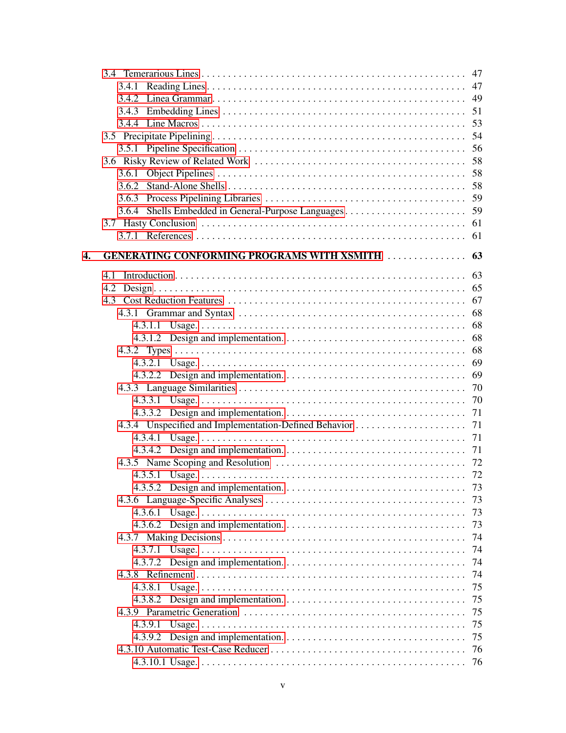3.4 Temerarious Lines . . . 47
  3.4.1 Reading Lines . . . 47
  3.4.2 Linea Grammar . . . 49
  3.4.3 Embedding Lines . . . 51
  3.4.4 Line Macros . . . 53
3.5 Precipitate Pipelining . . . 54
  3.5.1 Pipeline Specification . . . 56
3.6 Risky Review of Related Work . . . 58
  3.6.1 Object Pipelines . . . 58
  3.6.2 Stand-Alone Shells . . . 58
  3.6.3 Process Pipelining Libraries . . . 59
  3.6.4 Shells Embedded in General-Purpose Languages . . . 59
3.7 Hasty Conclusion . . . 61
  3.7.1 References . . . 61

**4. GENERATING CONFORMING PROGRAMS WITH XSMITH . . . 63**

4.1 Introduction . . . 63
4.2 Design . . . 65
4.3 Cost Reduction Features . . . 67
  4.3.1 Grammar and Syntax . . . 68
    4.3.1.1 Usage. . . . 68
    4.3.1.2 Design and implementation. . . . 68
  4.3.2 Types . . . 68
    4.3.2.1 Usage. . . . 69
    4.3.2.2 Design and implementation. . . . 69
  4.3.3 Language Similarities . . . 70
    4.3.3.1 Usage. . . . 70
    4.3.3.2 Design and implementation. . . . 71
  4.3.4 Unspecified and Implementation-Defined Behavior . . . 71
    4.3.4.1 Usage. . . . 71
    4.3.4.2 Design and implementation. . . . 71
  4.3.5 Name Scoping and Resolution . . . 72
    4.3.5.1 Usage. . . . 72
    4.3.5.2 Design and implementation. . . . 73
  4.3.6 Language-Specific Analyses . . . 73
    4.3.6.1 Usage. . . . 73
    4.3.6.2 Design and implementation. . . . 73
  4.3.7 Making Decisions . . . 74
    4.3.7.1 Usage. . . . 74
    4.3.7.2 Design and implementation. . . . 74
  4.3.8 Refinement . . . 74
    4.3.8.1 Usage. . . . 75
    4.3.8.2 Design and implementation. . . . 75
  4.3.9 Parametric Generation . . . 75
    4.3.9.1 Usage. . . . 75
    4.3.9.2 Design and implementation. . . . 75
  4.3.10 Automatic Test-Case Reducer . . . 76
    4.3.10.1 Usage. . . . 76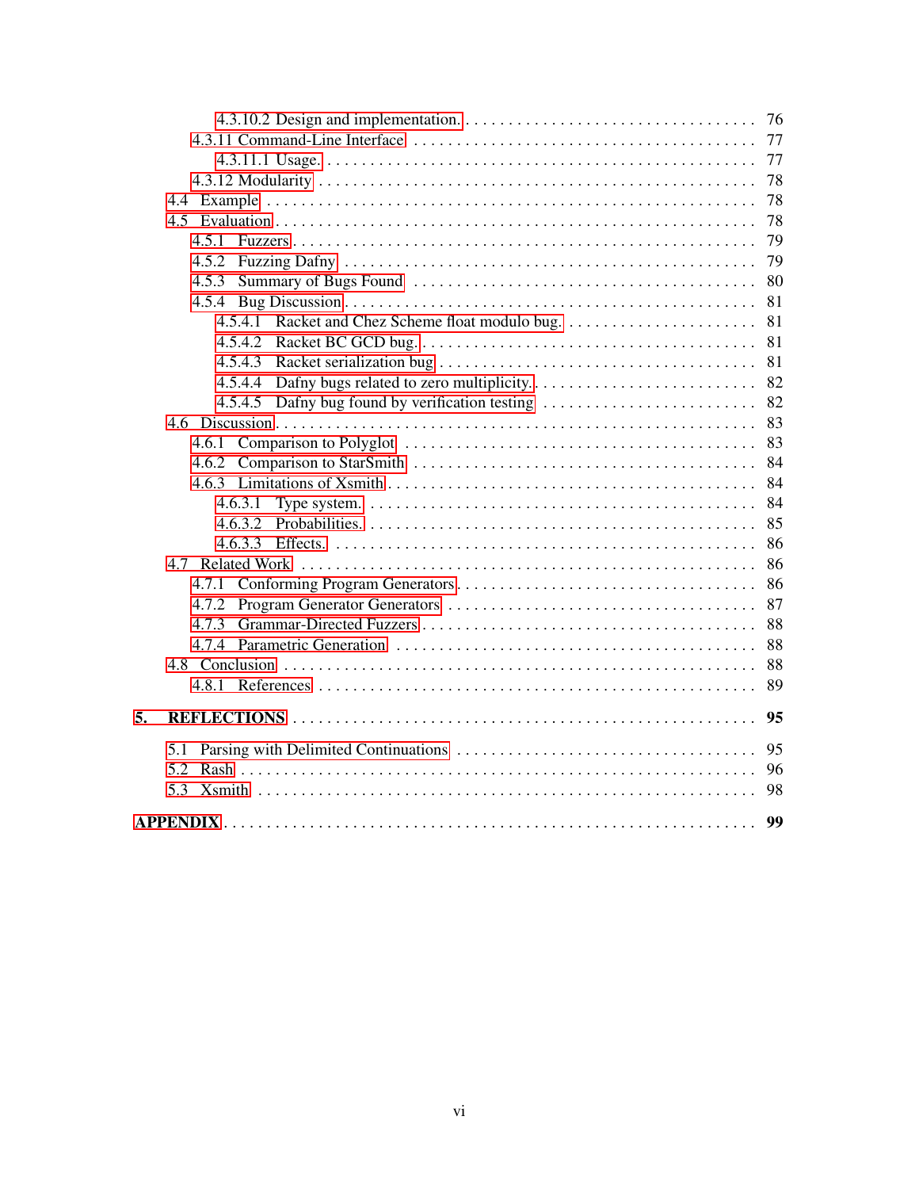4.3.10.2 Design and implementation. . . . . . . . . . . . . . . . . . . . . . . . . . . . . . . . . . 76
4.3.11 Command-Line Interface . . . . . . . . . . . . . . . . . . . . . . . . . . . . . . . . . . . . . . . . 77
4.3.11.1 Usage. . . . . . . . . . . . . . . . . . . . . . . . . . . . . . . . . . . . . . . . . . . . . . . . 77
4.3.12 Modularity . . . . . . . . . . . . . . . . . . . . . . . . . . . . . . . . . . . . . . . . . . . . . . . 78
4.4 Example . . . . . . . . . . . . . . . . . . . . . . . . . . . . . . . . . . . . . . . . . . . . . . . . . . . 78
4.5 Evaluation . . . . . . . . . . . . . . . . . . . . . . . . . . . . . . . . . . . . . . . . . . . . . . . . . . 78
4.5.1 Fuzzers . . . . . . . . . . . . . . . . . . . . . . . . . . . . . . . . . . . . . . . . . . . . . . . . . . 79
4.5.2 Fuzzing Dafny . . . . . . . . . . . . . . . . . . . . . . . . . . . . . . . . . . . . . . . . . . . . . 79
4.5.3 Summary of Bugs Found . . . . . . . . . . . . . . . . . . . . . . . . . . . . . . . . . . . . . . 80
4.5.4 Bug Discussion . . . . . . . . . . . . . . . . . . . . . . . . . . . . . . . . . . . . . . . . . . . . . 81
4.5.4.1 Racket and Chez Scheme float modulo bug. . . . . . . . . . . . . . . . . . . . . . 81
4.5.4.2 Racket BC GCD bug. . . . . . . . . . . . . . . . . . . . . . . . . . . . . . . . . . . . . . 81
4.5.4.3 Racket serialization bug . . . . . . . . . . . . . . . . . . . . . . . . . . . . . . . . . . . 81
4.5.4.4 Dafny bugs related to zero multiplicity. . . . . . . . . . . . . . . . . . . . . . . . . . 82
4.5.4.5 Dafny bug found by verification testing . . . . . . . . . . . . . . . . . . . . . . . . 82
4.6 Discussion . . . . . . . . . . . . . . . . . . . . . . . . . . . . . . . . . . . . . . . . . . . . . . . . . . 83
4.6.1 Comparison to Polyglot . . . . . . . . . . . . . . . . . . . . . . . . . . . . . . . . . . . . . . . 83
4.6.2 Comparison to StarSmith . . . . . . . . . . . . . . . . . . . . . . . . . . . . . . . . . . . . . . 84
4.6.3 Limitations of Xsmith . . . . . . . . . . . . . . . . . . . . . . . . . . . . . . . . . . . . . . . . 84
4.6.3.1 Type system. . . . . . . . . . . . . . . . . . . . . . . . . . . . . . . . . . . . . . . . . . . . 84
4.6.3.2 Probabilities. . . . . . . . . . . . . . . . . . . . . . . . . . . . . . . . . . . . . . . . . . . . 85
4.6.3.3 Effects. . . . . . . . . . . . . . . . . . . . . . . . . . . . . . . . . . . . . . . . . . . . . . . 86
4.7 Related Work . . . . . . . . . . . . . . . . . . . . . . . . . . . . . . . . . . . . . . . . . . . . . . . . 86
4.7.1 Conforming Program Generators . . . . . . . . . . . . . . . . . . . . . . . . . . . . . . . . . 86
4.7.2 Program Generator Generators . . . . . . . . . . . . . . . . . . . . . . . . . . . . . . . . . . . 87
4.7.3 Grammar-Directed Fuzzers . . . . . . . . . . . . . . . . . . . . . . . . . . . . . . . . . . . . . 88
4.7.4 Parametric Generation . . . . . . . . . . . . . . . . . . . . . . . . . . . . . . . . . . . . . . . . 88
4.8 Conclusion . . . . . . . . . . . . . . . . . . . . . . . . . . . . . . . . . . . . . . . . . . . . . . . . . 88
4.8.1 References . . . . . . . . . . . . . . . . . . . . . . . . . . . . . . . . . . . . . . . . . . . . . . . 89

**5. REFLECTIONS . . . . . . . . . . . . . . . . . . . . . . . . . . . . . . . . . . . . . . . . . . . . . . . . 95**

5.1 Parsing with Delimited Continuations . . . . . . . . . . . . . . . . . . . . . . . . . . . . . . . . 95
5.2 Rash . . . . . . . . . . . . . . . . . . . . . . . . . . . . . . . . . . . . . . . . . . . . . . . . . . . . . 96
5.3 Xsmith . . . . . . . . . . . . . . . . . . . . . . . . . . . . . . . . . . . . . . . . . . . . . . . . . . . 98

**APPENDIX . . . . . . . . . . . . . . . . . . . . . . . . . . . . . . . . . . . . . . . . . . . . . . . . . . . 99**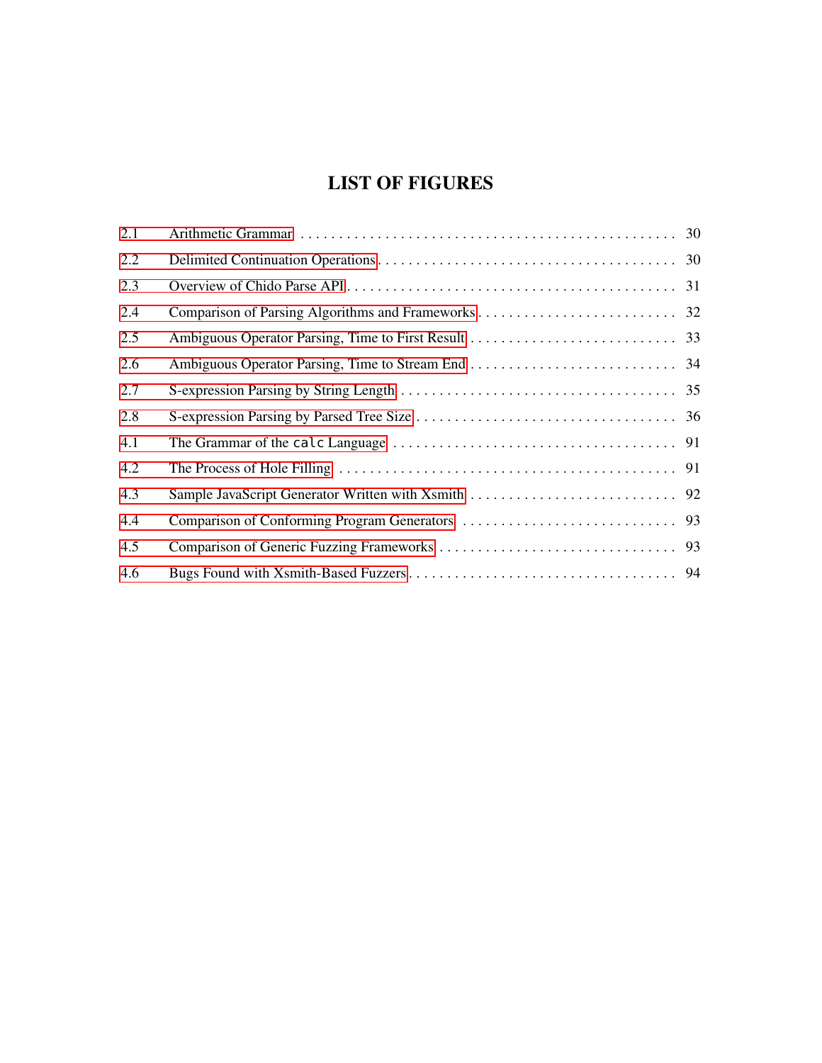# LIST OF FIGURES

| | | |
|---|---|---|
| 2.1 | Arithmetic Grammar | 30 |
| 2.2 | Delimited Continuation Operations | 30 |
| 2.3 | Overview of Chido Parse API | 31 |
| 2.4 | Comparison of Parsing Algorithms and Frameworks | 32 |
| 2.5 | Ambiguous Operator Parsing, Time to First Result | 33 |
| 2.6 | Ambiguous Operator Parsing, Time to Stream End | 34 |
| 2.7 | S-expression Parsing by String Length | 35 |
| 2.8 | S-expression Parsing by Parsed Tree Size | 36 |
| 4.1 | The Grammar of the `calc` Language | 91 |
| 4.2 | The Process of Hole Filling | 91 |
| 4.3 | Sample JavaScript Generator Written with Xsmith | 92 |
| 4.4 | Comparison of Conforming Program Generators | 93 |
| 4.5 | Comparison of Generic Fuzzing Frameworks | 93 |
| 4.6 | Bugs Found with Xsmith-Based Fuzzers | 94 |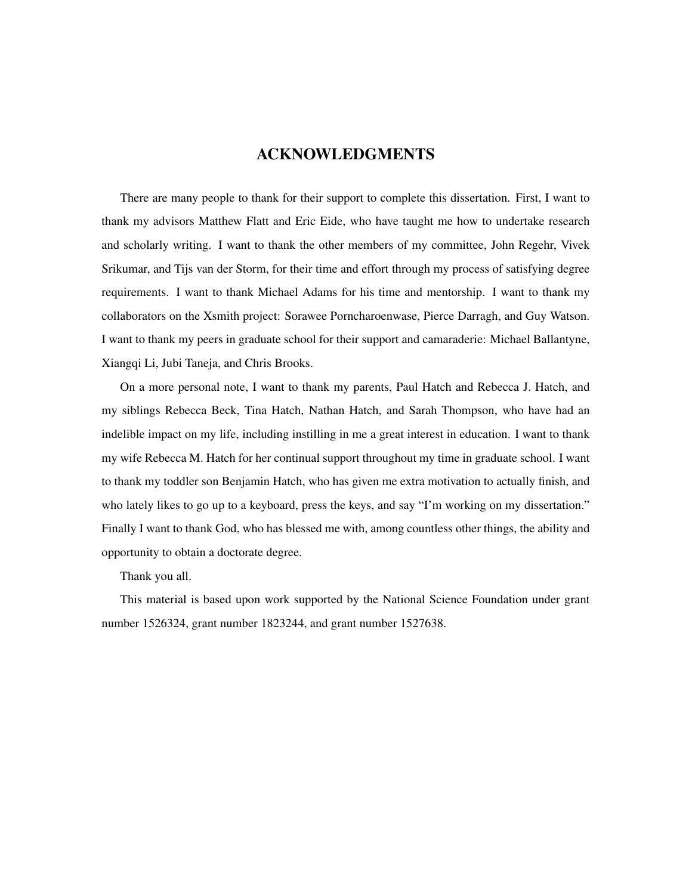# ACKNOWLEDGMENTS

There are many people to thank for their support to complete this dissertation. First, I want to thank my advisors Matthew Flatt and Eric Eide, who have taught me how to undertake research and scholarly writing. I want to thank the other members of my committee, John Regehr, Vivek Srikumar, and Tijs van der Storm, for their time and effort through my process of satisfying degree requirements. I want to thank Michael Adams for his time and mentorship. I want to thank my collaborators on the Xsmith project: Sorawee Porncharoenwase, Pierce Darragh, and Guy Watson. I want to thank my peers in graduate school for their support and camaraderie: Michael Ballantyne, Xiangqi Li, Jubi Taneja, and Chris Brooks.

On a more personal note, I want to thank my parents, Paul Hatch and Rebecca J. Hatch, and my siblings Rebecca Beck, Tina Hatch, Nathan Hatch, and Sarah Thompson, who have had an indelible impact on my life, including instilling in me a great interest in education. I want to thank my wife Rebecca M. Hatch for her continual support throughout my time in graduate school. I want to thank my toddler son Benjamin Hatch, who has given me extra motivation to actually finish, and who lately likes to go up to a keyboard, press the keys, and say "I'm working on my dissertation." Finally I want to thank God, who has blessed me with, among countless other things, the ability and opportunity to obtain a doctorate degree.

Thank you all.

This material is based upon work supported by the National Science Foundation under grant number 1526324, grant number 1823244, and grant number 1527638.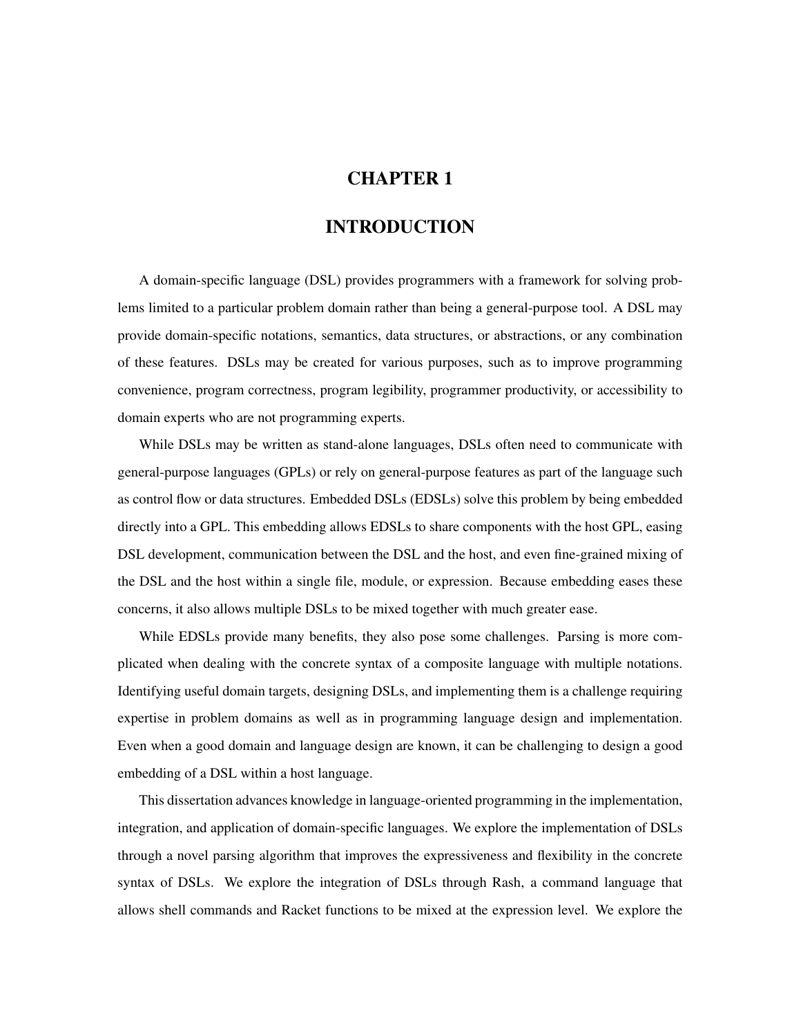# CHAPTER 1

# INTRODUCTION

A domain-specific language (DSL) provides programmers with a framework for solving problems limited to a particular problem domain rather than being a general-purpose tool. A DSL may provide domain-specific notations, semantics, data structures, or abstractions, or any combination of these features. DSLs may be created for various purposes, such as to improve programming convenience, program correctness, program legibility, programmer productivity, or accessibility to domain experts who are not programming experts.

While DSLs may be written as stand-alone languages, DSLs often need to communicate with general-purpose languages (GPLs) or rely on general-purpose features as part of the language such as control flow or data structures. Embedded DSLs (EDSLs) solve this problem by being embedded directly into a GPL. This embedding allows EDSLs to share components with the host GPL, easing DSL development, communication between the DSL and the host, and even fine-grained mixing of the DSL and the host within a single file, module, or expression. Because embedding eases these concerns, it also allows multiple DSLs to be mixed together with much greater ease.

While EDSLs provide many benefits, they also pose some challenges. Parsing is more complicated when dealing with the concrete syntax of a composite language with multiple notations. Identifying useful domain targets, designing DSLs, and implementing them is a challenge requiring expertise in problem domains as well as in programming language design and implementation. Even when a good domain and language design are known, it can be challenging to design a good embedding of a DSL within a host language.

This dissertation advances knowledge in language-oriented programming in the implementation, integration, and application of domain-specific languages. We explore the implementation of DSLs through a novel parsing algorithm that improves the expressiveness and flexibility in the concrete syntax of DSLs. We explore the integration of DSLs through Rash, a command language that allows shell commands and Racket functions to be mixed at the expression level. We explore the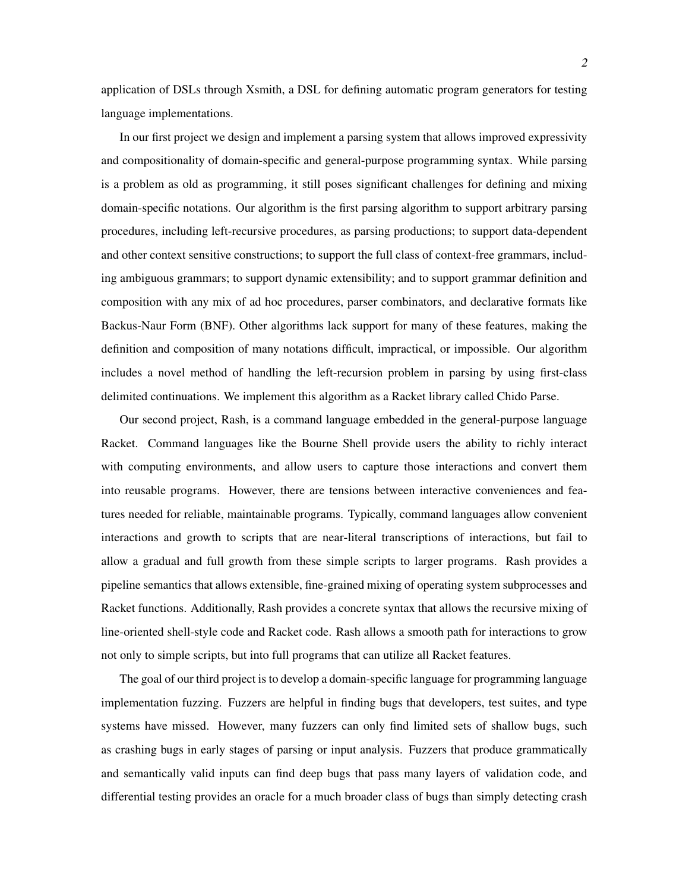application of DSLs through Xsmith, a DSL for defining automatic program generators for testing language implementations.

In our first project we design and implement a parsing system that allows improved expressivity and compositionality of domain-specific and general-purpose programming syntax. While parsing is a problem as old as programming, it still poses significant challenges for defining and mixing domain-specific notations. Our algorithm is the first parsing algorithm to support arbitrary parsing procedures, including left-recursive procedures, as parsing productions; to support data-dependent and other context sensitive constructions; to support the full class of context-free grammars, including ambiguous grammars; to support dynamic extensibility; and to support grammar definition and composition with any mix of ad hoc procedures, parser combinators, and declarative formats like Backus-Naur Form (BNF). Other algorithms lack support for many of these features, making the definition and composition of many notations difficult, impractical, or impossible. Our algorithm includes a novel method of handling the left-recursion problem in parsing by using first-class delimited continuations. We implement this algorithm as a Racket library called Chido Parse.

Our second project, Rash, is a command language embedded in the general-purpose language Racket. Command languages like the Bourne Shell provide users the ability to richly interact with computing environments, and allow users to capture those interactions and convert them into reusable programs. However, there are tensions between interactive conveniences and features needed for reliable, maintainable programs. Typically, command languages allow convenient interactions and growth to scripts that are near-literal transcriptions of interactions, but fail to allow a gradual and full growth from these simple scripts to larger programs. Rash provides a pipeline semantics that allows extensible, fine-grained mixing of operating system subprocesses and Racket functions. Additionally, Rash provides a concrete syntax that allows the recursive mixing of line-oriented shell-style code and Racket code. Rash allows a smooth path for interactions to grow not only to simple scripts, but into full programs that can utilize all Racket features.

The goal of our third project is to develop a domain-specific language for programming language implementation fuzzing. Fuzzers are helpful in finding bugs that developers, test suites, and type systems have missed. However, many fuzzers can only find limited sets of shallow bugs, such as crashing bugs in early stages of parsing or input analysis. Fuzzers that produce grammatically and semantically valid inputs can find deep bugs that pass many layers of validation code, and differential testing provides an oracle for a much broader class of bugs than simply detecting crash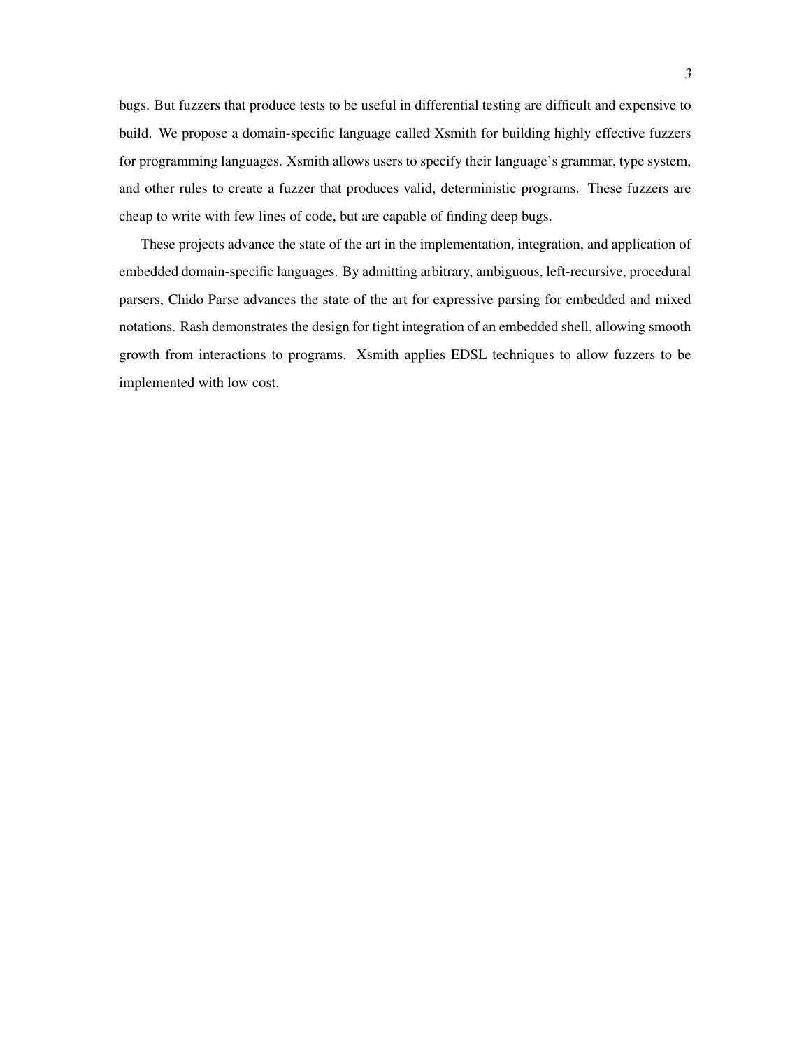bugs. But fuzzers that produce tests to be useful in differential testing are difficult and expensive to build. We propose a domain-specific language called Xsmith for building highly effective fuzzers for programming languages. Xsmith allows users to specify their language's grammar, type system, and other rules to create a fuzzer that produces valid, deterministic programs. These fuzzers are cheap to write with few lines of code, but are capable of finding deep bugs.

These projects advance the state of the art in the implementation, integration, and application of embedded domain-specific languages. By admitting arbitrary, ambiguous, left-recursive, procedural parsers, Chido Parse advances the state of the art for expressive parsing for embedded and mixed notations. Rash demonstrates the design for tight integration of an embedded shell, allowing smooth growth from interactions to programs. Xsmith applies EDSL techniques to allow fuzzers to be implemented with low cost.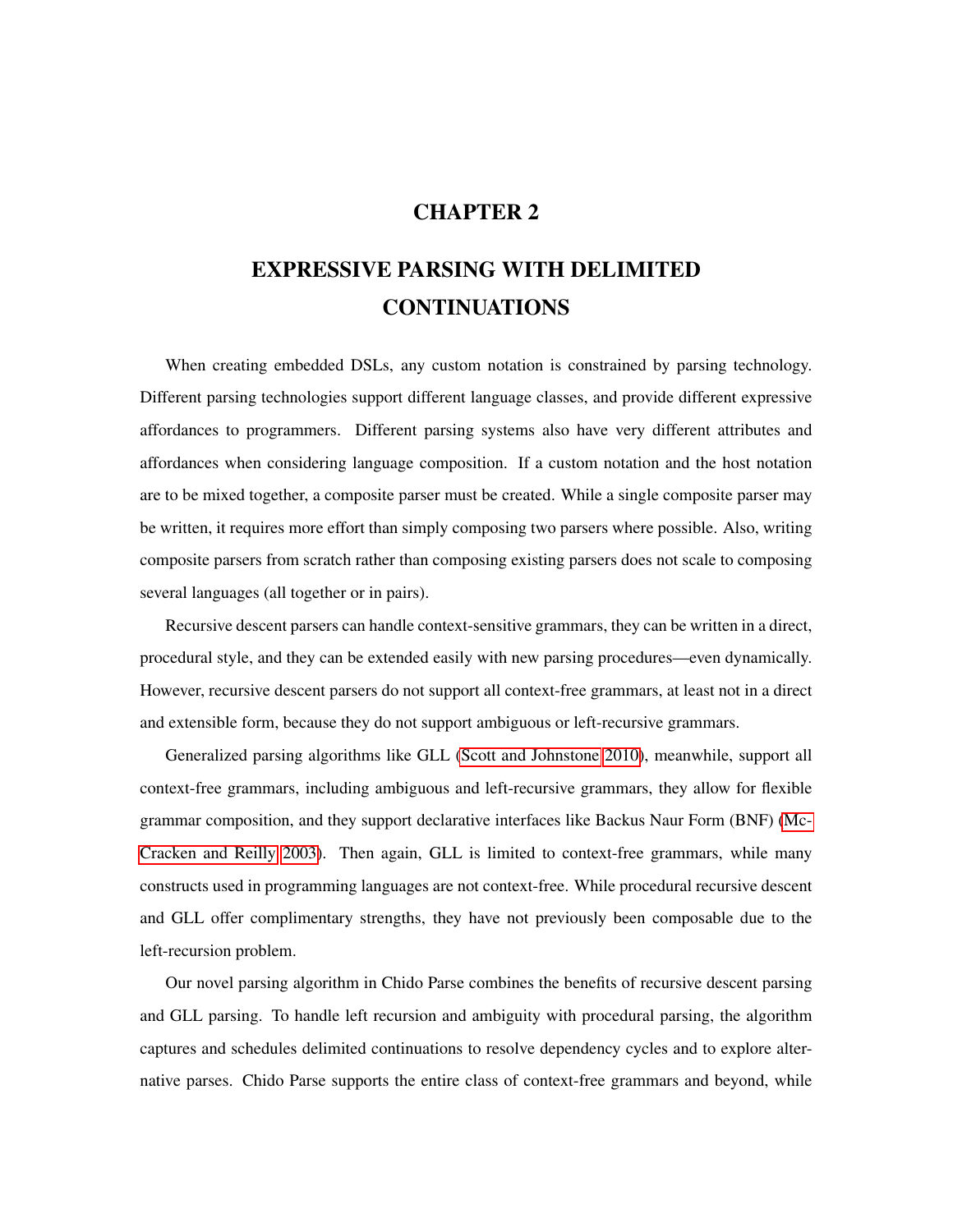# CHAPTER 2

# EXPRESSIVE PARSING WITH DELIMITED CONTINUATIONS

When creating embedded DSLs, any custom notation is constrained by parsing technology. Different parsing technologies support different language classes, and provide different expressive affordances to programmers. Different parsing systems also have very different attributes and affordances when considering language composition. If a custom notation and the host notation are to be mixed together, a composite parser must be created. While a single composite parser may be written, it requires more effort than simply composing two parsers where possible. Also, writing composite parsers from scratch rather than composing existing parsers does not scale to composing several languages (all together or in pairs).

Recursive descent parsers can handle context-sensitive grammars, they can be written in a direct, procedural style, and they can be extended easily with new parsing procedures—even dynamically. However, recursive descent parsers do not support all context-free grammars, at least not in a direct and extensible form, because they do not support ambiguous or left-recursive grammars.

Generalized parsing algorithms like GLL (Scott and Johnstone 2010), meanwhile, support all context-free grammars, including ambiguous and left-recursive grammars, they allow for flexible grammar composition, and they support declarative interfaces like Backus Naur Form (BNF) (McCracken and Reilly 2003). Then again, GLL is limited to context-free grammars, while many constructs used in programming languages are not context-free. While procedural recursive descent and GLL offer complimentary strengths, they have not previously been composable due to the left-recursion problem.

Our novel parsing algorithm in Chido Parse combines the benefits of recursive descent parsing and GLL parsing. To handle left recursion and ambiguity with procedural parsing, the algorithm captures and schedules delimited continuations to resolve dependency cycles and to explore alternative parses. Chido Parse supports the entire class of context-free grammars and beyond, while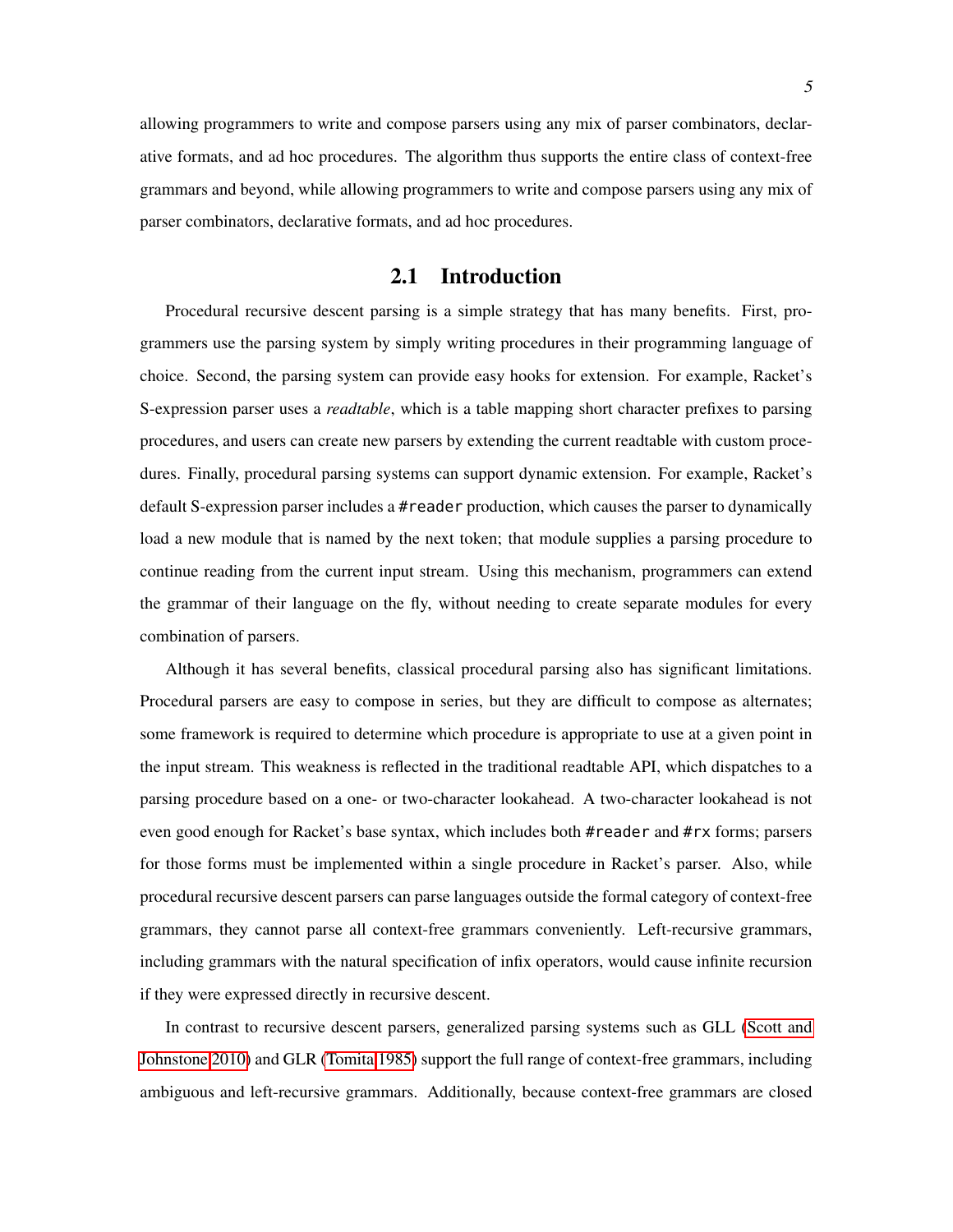allowing programmers to write and compose parsers using any mix of parser combinators, declarative formats, and ad hoc procedures. The algorithm thus supports the entire class of context-free grammars and beyond, while allowing programmers to write and compose parsers using any mix of parser combinators, declarative formats, and ad hoc procedures.

## 2.1 Introduction

Procedural recursive descent parsing is a simple strategy that has many benefits. First, programmers use the parsing system by simply writing procedures in their programming language of choice. Second, the parsing system can provide easy hooks for extension. For example, Racket's S-expression parser uses a *readtable*, which is a table mapping short character prefixes to parsing procedures, and users can create new parsers by extending the current readtable with custom procedures. Finally, procedural parsing systems can support dynamic extension. For example, Racket's default S-expression parser includes a `#reader` production, which causes the parser to dynamically load a new module that is named by the next token; that module supplies a parsing procedure to continue reading from the current input stream. Using this mechanism, programmers can extend the grammar of their language on the fly, without needing to create separate modules for every combination of parsers.

Although it has several benefits, classical procedural parsing also has significant limitations. Procedural parsers are easy to compose in series, but they are difficult to compose as alternates; some framework is required to determine which procedure is appropriate to use at a given point in the input stream. This weakness is reflected in the traditional readtable API, which dispatches to a parsing procedure based on a one- or two-character lookahead. A two-character lookahead is not even good enough for Racket's base syntax, which includes both `#reader` and `#rx` forms; parsers for those forms must be implemented within a single procedure in Racket's parser. Also, while procedural recursive descent parsers can parse languages outside the formal category of context-free grammars, they cannot parse all context-free grammars conveniently. Left-recursive grammars, including grammars with the natural specification of infix operators, would cause infinite recursion if they were expressed directly in recursive descent.

In contrast to recursive descent parsers, generalized parsing systems such as GLL (Scott and Johnstone 2010) and GLR (Tomita 1985) support the full range of context-free grammars, including ambiguous and left-recursive grammars. Additionally, because context-free grammars are closed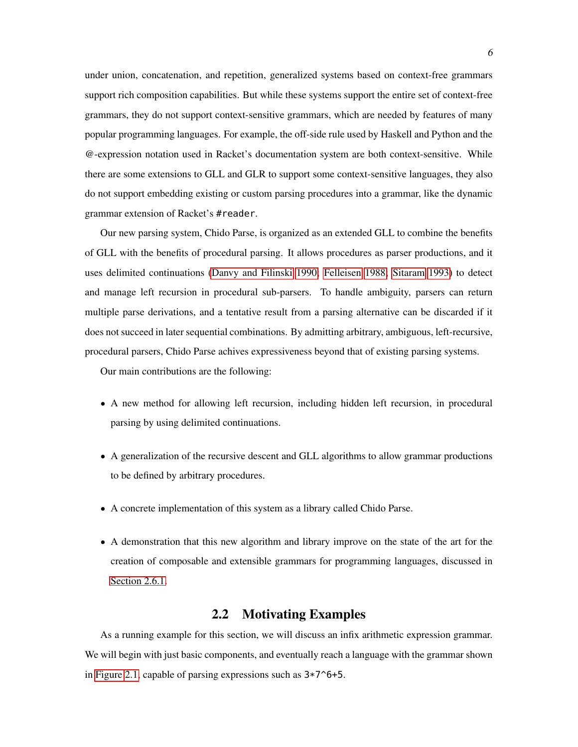under union, concatenation, and repetition, generalized systems based on context-free grammars support rich composition capabilities. But while these systems support the entire set of context-free grammars, they do not support context-sensitive grammars, which are needed by features of many popular programming languages. For example, the off-side rule used by Haskell and Python and the @-expression notation used in Racket's documentation system are both context-sensitive. While there are some extensions to GLL and GLR to support some context-sensitive languages, they also do not support embedding existing or custom parsing procedures into a grammar, like the dynamic grammar extension of Racket's `#reader`.

Our new parsing system, Chido Parse, is organized as an extended GLL to combine the benefits of GLL with the benefits of procedural parsing. It allows procedures as parser productions, and it uses delimited continuations (Danvy and Filinski 1990; Felleisen 1988; Sitaram 1993) to detect and manage left recursion in procedural sub-parsers. To handle ambiguity, parsers can return multiple parse derivations, and a tentative result from a parsing alternative can be discarded if it does not succeed in later sequential combinations. By admitting arbitrary, ambiguous, left-recursive, procedural parsers, Chido Parse achives expressiveness beyond that of existing parsing systems.

Our main contributions are the following:

- A new method for allowing left recursion, including hidden left recursion, in procedural parsing by using delimited continuations.
- A generalization of the recursive descent and GLL algorithms to allow grammar productions to be defined by arbitrary procedures.
- A concrete implementation of this system as a library called Chido Parse.
- A demonstration that this new algorithm and library improve on the state of the art for the creation of composable and extensible grammars for programming languages, discussed in Section 2.6.1.

## 2.2 Motivating Examples

As a running example for this section, we will discuss an infix arithmetic expression grammar. We will begin with just basic components, and eventually reach a language with the grammar shown in Figure 2.1, capable of parsing expressions such as `3*7^6+5`.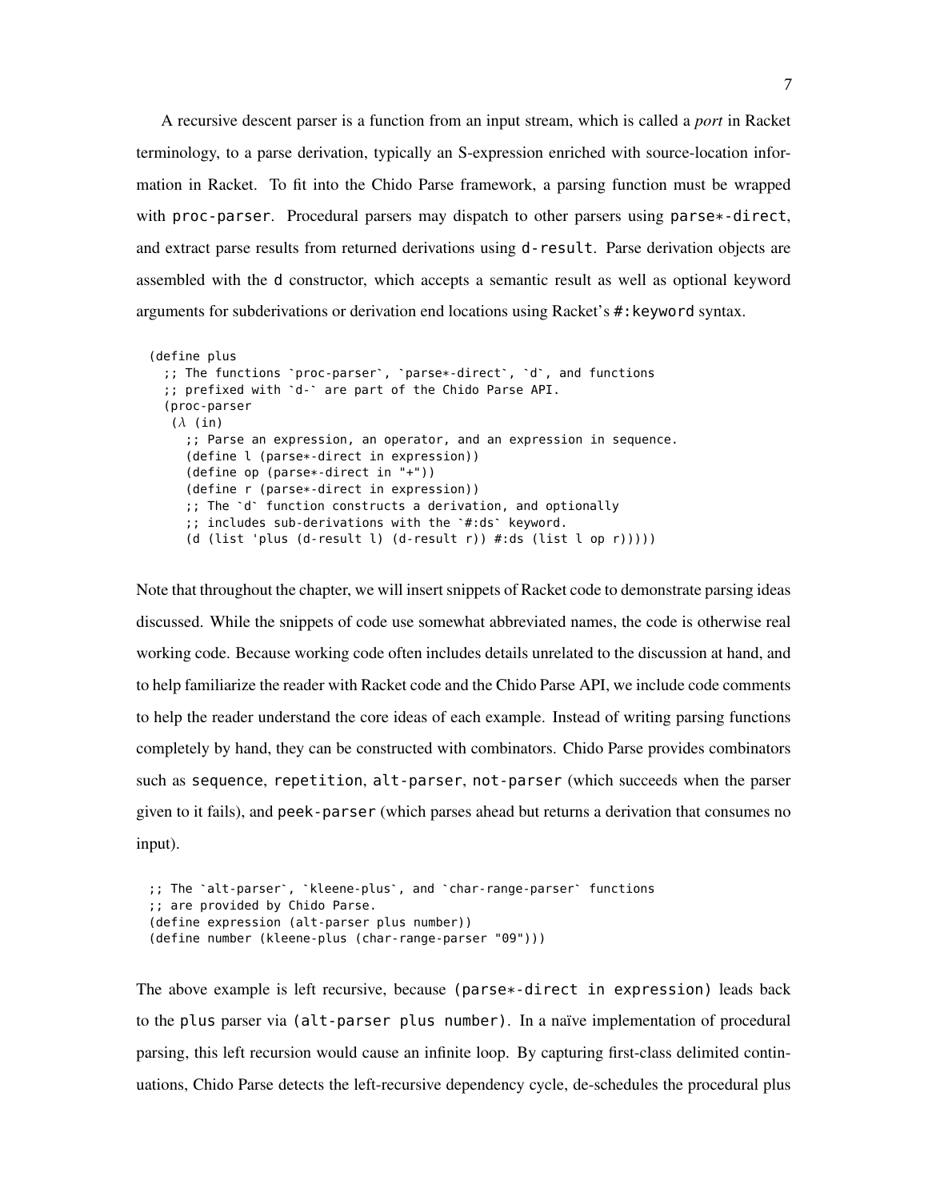A recursive descent parser is a function from an input stream, which is called a *port* in Racket terminology, to a parse derivation, typically an S-expression enriched with source-location information in Racket. To fit into the Chido Parse framework, a parsing function must be wrapped with `proc-parser`. Procedural parsers may dispatch to other parsers using `parse*-direct`, and extract parse results from returned derivations using `d-result`. Parse derivation objects are assembled with the `d` constructor, which accepts a semantic result as well as optional keyword arguments for subderivations or derivation end locations using Racket's `#:keyword` syntax.

```
(define plus
  ;; The functions `proc-parser`, `parse*-direct`, `d`, and functions
  ;; prefixed with `d-` are part of the Chido Parse API.
  (proc-parser
   (λ (in)
     ;; Parse an expression, an operator, and an expression in sequence.
     (define l (parse*-direct in expression))
     (define op (parse*-direct in "+"))
     (define r (parse*-direct in expression))
     ;; The `d` function constructs a derivation, and optionally
     ;; includes sub-derivations with the `#:ds` keyword.
     (d (list 'plus (d-result l) (d-result r)) #:ds (list l op r)))))
```

Note that throughout the chapter, we will insert snippets of Racket code to demonstrate parsing ideas discussed. While the snippets of code use somewhat abbreviated names, the code is otherwise real working code. Because working code often includes details unrelated to the discussion at hand, and to help familiarize the reader with Racket code and the Chido Parse API, we include code comments to help the reader understand the core ideas of each example. Instead of writing parsing functions completely by hand, they can be constructed with combinators. Chido Parse provides combinators such as `sequence`, `repetition`, `alt-parser`, `not-parser` (which succeeds when the parser given to it fails), and `peek-parser` (which parses ahead but returns a derivation that consumes no input).

```
;; The `alt-parser`, `kleene-plus`, and `char-range-parser` functions
;; are provided by Chido Parse.
(define expression (alt-parser plus number))
(define number (kleene-plus (char-range-parser "09")))
```

The above example is left recursive, because `(parse*-direct in expression)` leads back to the `plus` parser via `(alt-parser plus number)`. In a naïve implementation of procedural parsing, this left recursion would cause an infinite loop. By capturing first-class delimited continuations, Chido Parse detects the left-recursive dependency cycle, de-schedules the procedural plus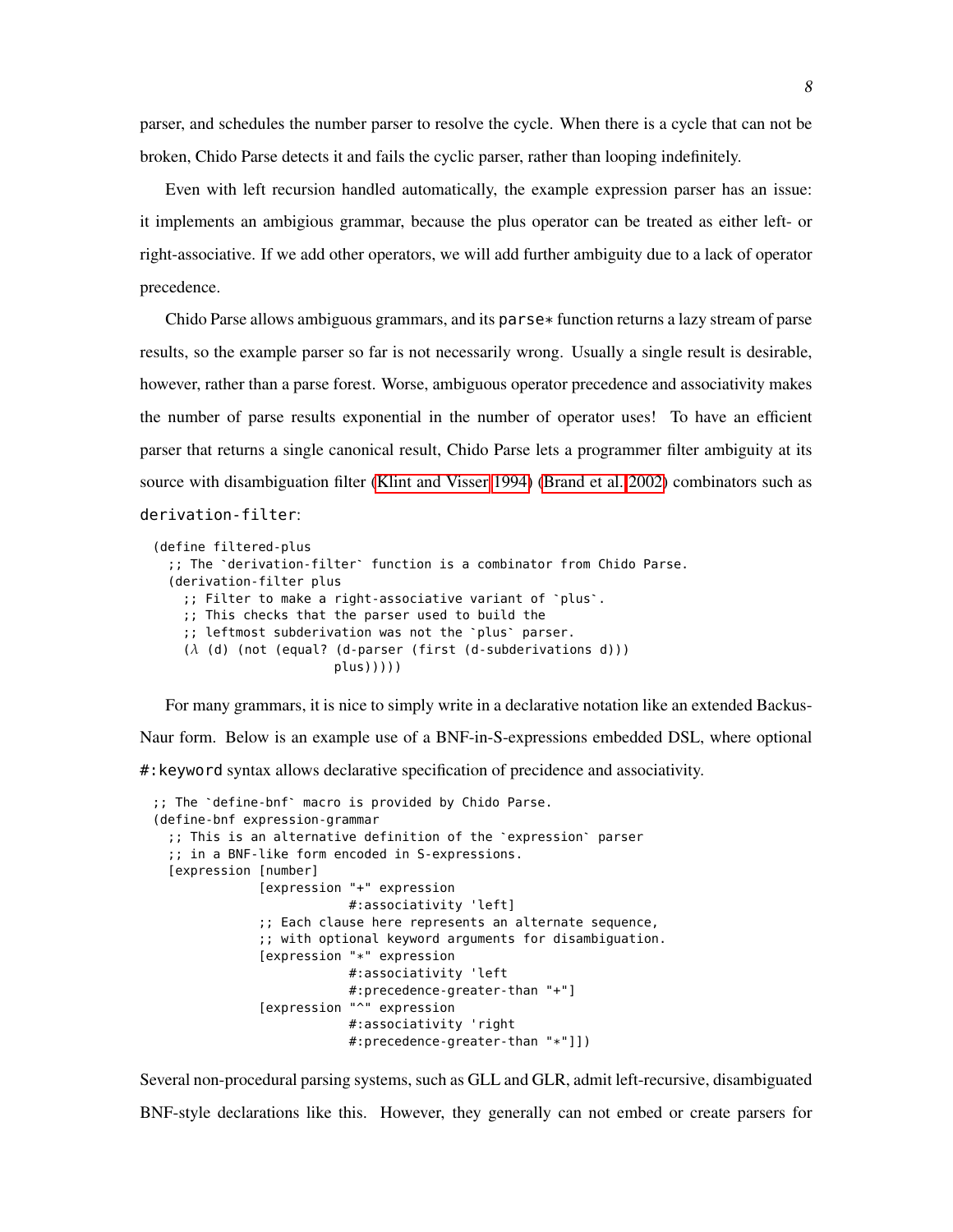parser, and schedules the number parser to resolve the cycle. When there is a cycle that can not be broken, Chido Parse detects it and fails the cyclic parser, rather than looping indefinitely.

Even with left recursion handled automatically, the example expression parser has an issue: it implements an ambigious grammar, because the plus operator can be treated as either left- or right-associative. If we add other operators, we will add further ambiguity due to a lack of operator precedence.

Chido Parse allows ambiguous grammars, and its `parse*` function returns a lazy stream of parse results, so the example parser so far is not necessarily wrong. Usually a single result is desirable, however, rather than a parse forest. Worse, ambiguous operator precedence and associativity makes the number of parse results exponential in the number of operator uses! To have an efficient parser that returns a single canonical result, Chido Parse lets a programmer filter ambiguity at its source with disambiguation filter (Klint and Visser 1994) (Brand et al. 2002) combinators such as `derivation-filter`:

```
(define filtered-plus
  ;; The `derivation-filter` function is a combinator from Chido Parse.
  (derivation-filter plus
    ;; Filter to make a right-associative variant of `plus`.
    ;; This checks that the parser used to build the
    ;; leftmost subderivation was not the `plus` parser.
    (λ (d) (not (equal? (d-parser (first (d-subderivations d)))
                        plus)))))
```

For many grammars, it is nice to simply write in a declarative notation like an extended Backus-Naur form. Below is an example use of a BNF-in-S-expressions embedded DSL, where optional `#:keyword` syntax allows declarative specification of precidence and associativity.

```
;; The `define-bnf` macro is provided by Chido Parse.
(define-bnf expression-grammar
  ;; This is an alternative definition of the `expression` parser
  ;; in a BNF-like form encoded in S-expressions.
  [expression [number]
              [expression "+" expression
                          #:associativity 'left]
              ;; Each clause here represents an alternate sequence,
              ;; with optional keyword arguments for disambiguation.
              [expression "*" expression
                          #:associativity 'left
                          #:precedence-greater-than "+"]
              [expression "^" expression
                          #:associativity 'right
                          #:precedence-greater-than "*"]])
```

Several non-procedural parsing systems, such as GLL and GLR, admit left-recursive, disambiguated BNF-style declarations like this. However, they generally can not embed or create parsers for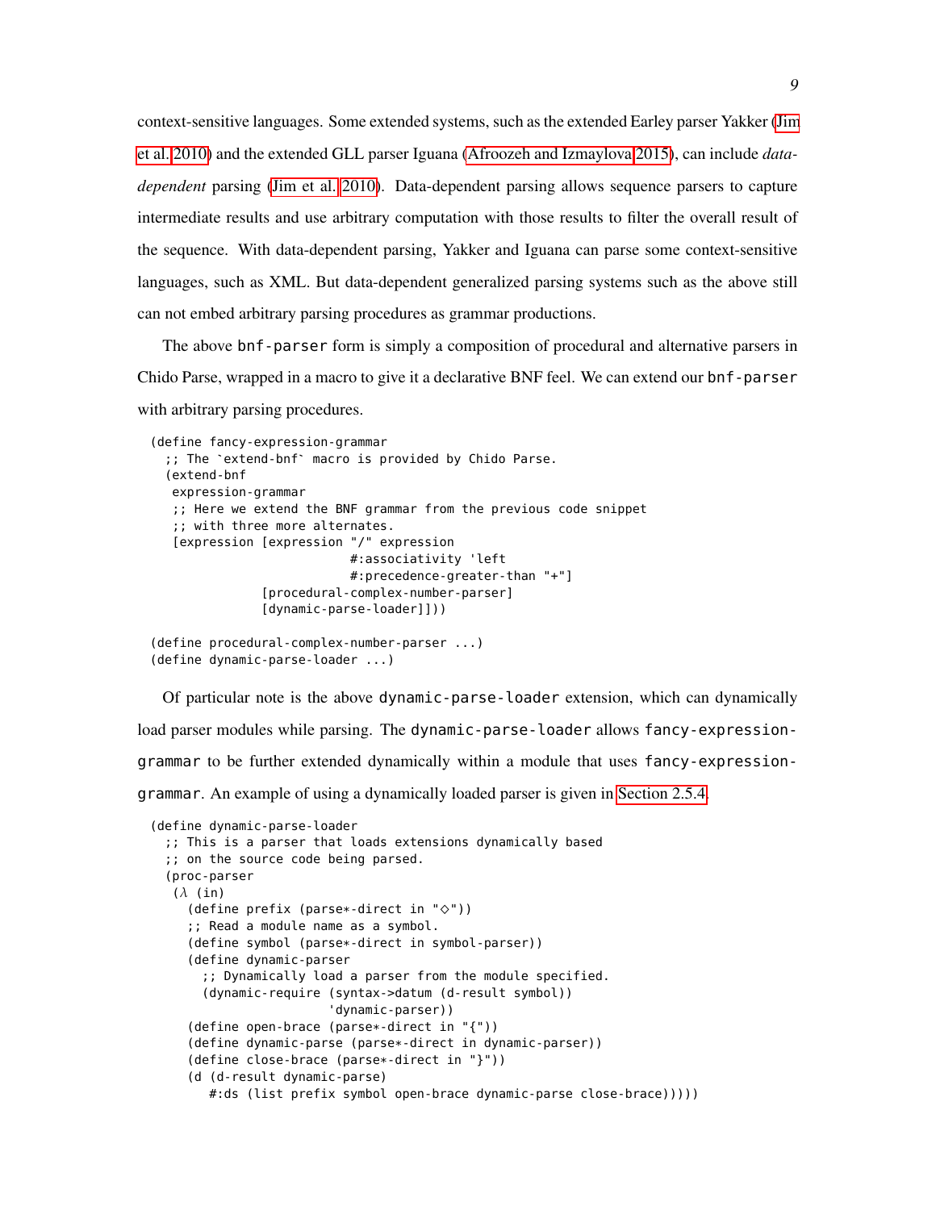context-sensitive languages. Some extended systems, such as the extended Earley parser Yakker (Jim et al. 2010) and the extended GLL parser Iguana (Afroozeh and Izmaylova 2015), can include *data-dependent* parsing (Jim et al. 2010). Data-dependent parsing allows sequence parsers to capture intermediate results and use arbitrary computation with those results to filter the overall result of the sequence. With data-dependent parsing, Yakker and Iguana can parse some context-sensitive languages, such as XML. But data-dependent generalized parsing systems such as the above still can not embed arbitrary parsing procedures as grammar productions.

The above `bnf-parser` form is simply a composition of procedural and alternative parsers in Chido Parse, wrapped in a macro to give it a declarative BNF feel. We can extend our `bnf-parser` with arbitrary parsing procedures.

```
(define fancy-expression-grammar
  ;; The `extend-bnf` macro is provided by Chido Parse.
  (extend-bnf
   expression-grammar
   ;; Here we extend the BNF grammar from the previous code snippet
   ;; with three more alternates.
   [expression [expression "/" expression
                           #:associativity 'left
                           #:precedence-greater-than "+"]
               [procedural-complex-number-parser]
               [dynamic-parse-loader]]))

(define procedural-complex-number-parser ...)
(define dynamic-parse-loader ...)
```

Of particular note is the above `dynamic-parse-loader` extension, which can dynamically load parser modules while parsing. The `dynamic-parse-loader` allows `fancy-expression-grammar` to be further extended dynamically within a module that uses `fancy-expression-grammar`. An example of using a dynamically loaded parser is given in Section 2.5.4.

```
(define dynamic-parse-loader
  ;; This is a parser that loads extensions dynamically based
  ;; on the source code being parsed.
  (proc-parser
   (λ (in)
     (define prefix (parse*-direct in "◇"))
     ;; Read a module name as a symbol.
     (define symbol (parse*-direct in symbol-parser))
     (define dynamic-parser
       ;; Dynamically load a parser from the module specified.
       (dynamic-require (syntax->datum (d-result symbol))
                        'dynamic-parser))
     (define open-brace (parse*-direct in "{"))
     (define dynamic-parse (parse*-direct in dynamic-parser))
     (define close-brace (parse*-direct in "}"))
     (d (d-result dynamic-parse)
        #:ds (list prefix symbol open-brace dynamic-parse close-brace)))))
```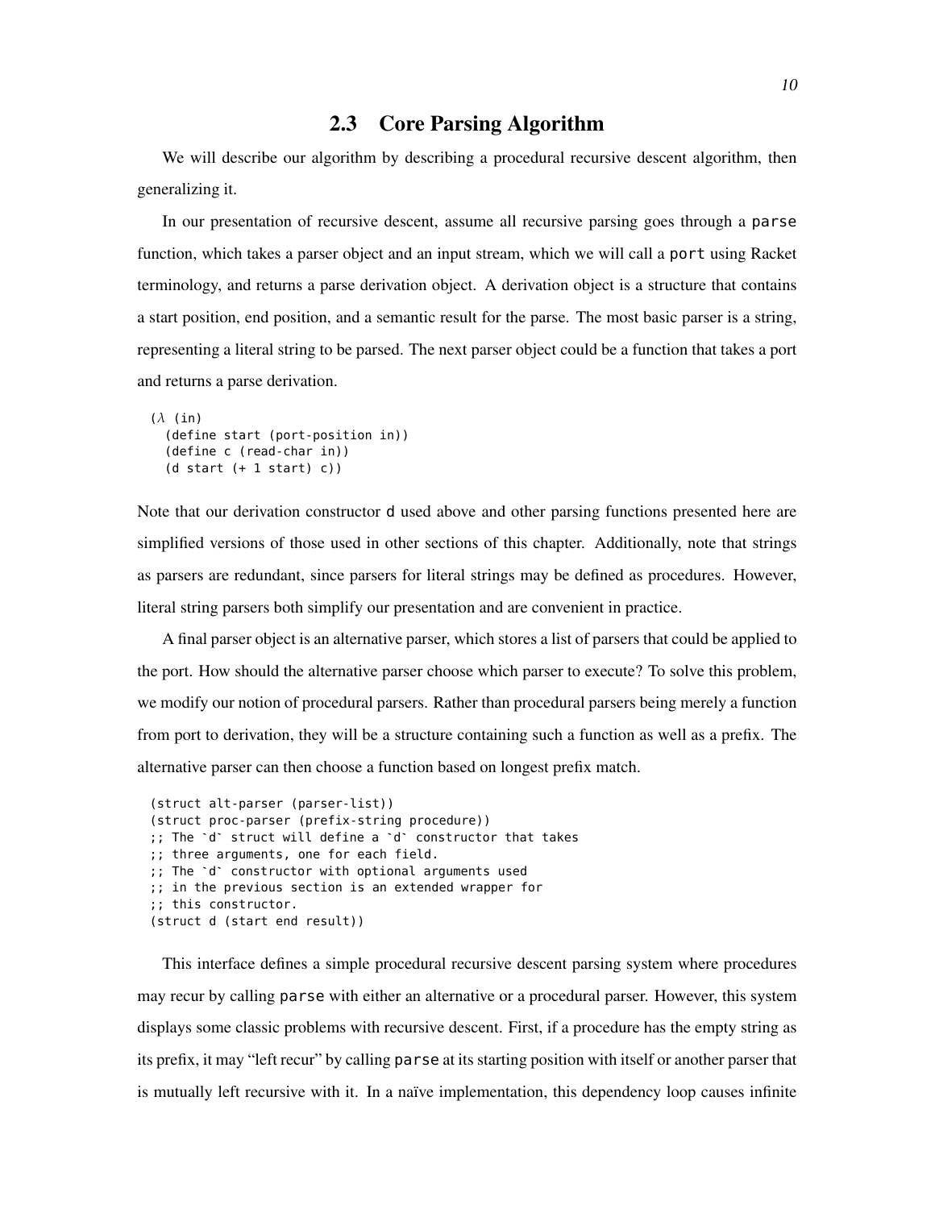## 2.3 Core Parsing Algorithm

We will describe our algorithm by describing a procedural recursive descent algorithm, then generalizing it.

In our presentation of recursive descent, assume all recursive parsing goes through a `parse` function, which takes a parser object and an input stream, which we will call a `port` using Racket terminology, and returns a parse derivation object. A derivation object is a structure that contains a start position, end position, and a semantic result for the parse. The most basic parser is a string, representing a literal string to be parsed. The next parser object could be a function that takes a port and returns a parse derivation.

```
(λ (in)
  (define start (port-position in))
  (define c (read-char in))
  (d start (+ 1 start) c))
```

Note that our derivation constructor `d` used above and other parsing functions presented here are simplified versions of those used in other sections of this chapter. Additionally, note that strings as parsers are redundant, since parsers for literal strings may be defined as procedures. However, literal string parsers both simplify our presentation and are convenient in practice.

A final parser object is an alternative parser, which stores a list of parsers that could be applied to the port. How should the alternative parser choose which parser to execute? To solve this problem, we modify our notion of procedural parsers. Rather than procedural parsers being merely a function from port to derivation, they will be a structure containing such a function as well as a prefix. The alternative parser can then choose a function based on longest prefix match.

```
(struct alt-parser (parser-list))
(struct proc-parser (prefix-string procedure))
;; The `d` struct will define a `d` constructor that takes
;; three arguments, one for each field.
;; The `d` constructor with optional arguments used
;; in the previous section is an extended wrapper for
;; this constructor.
(struct d (start end result))
```

This interface defines a simple procedural recursive descent parsing system where procedures may recur by calling `parse` with either an alternative or a procedural parser. However, this system displays some classic problems with recursive descent. First, if a procedure has the empty string as its prefix, it may "left recur" by calling `parse` at its starting position with itself or another parser that is mutually left recursive with it. In a naïve implementation, this dependency loop causes infinite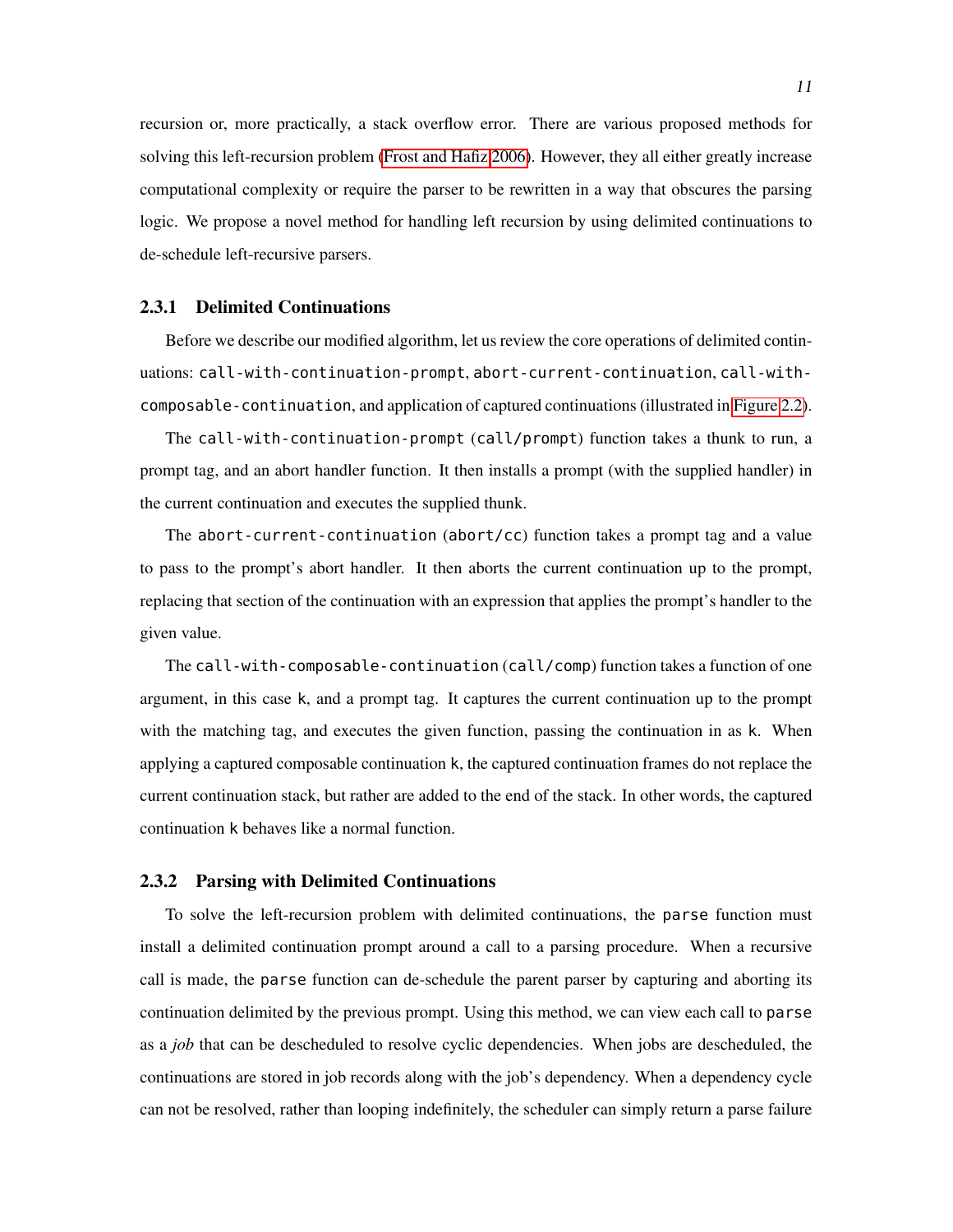recursion or, more practically, a stack overflow error. There are various proposed methods for solving this left-recursion problem (Frost and Hafiz 2006). However, they all either greatly increase computational complexity or require the parser to be rewritten in a way that obscures the parsing logic. We propose a novel method for handling left recursion by using delimited continuations to de-schedule left-recursive parsers.

### 2.3.1 Delimited Continuations

Before we describe our modified algorithm, let us review the core operations of delimited continuations: `call-with-continuation-prompt`, `abort-current-continuation`, `call-with-composable-continuation`, and application of captured continuations (illustrated in Figure 2.2).

The `call-with-continuation-prompt` (`call/prompt`) function takes a thunk to run, a prompt tag, and an abort handler function. It then installs a prompt (with the supplied handler) in the current continuation and executes the supplied thunk.

The `abort-current-continuation` (`abort/cc`) function takes a prompt tag and a value to pass to the prompt's abort handler. It then aborts the current continuation up to the prompt, replacing that section of the continuation with an expression that applies the prompt's handler to the given value.

The `call-with-composable-continuation` (`call/comp`) function takes a function of one argument, in this case `k`, and a prompt tag. It captures the current continuation up to the prompt with the matching tag, and executes the given function, passing the continuation in as `k`. When applying a captured composable continuation `k`, the captured continuation frames do not replace the current continuation stack, but rather are added to the end of the stack. In other words, the captured continuation `k` behaves like a normal function.

### 2.3.2 Parsing with Delimited Continuations

To solve the left-recursion problem with delimited continuations, the `parse` function must install a delimited continuation prompt around a call to a parsing procedure. When a recursive call is made, the `parse` function can de-schedule the parent parser by capturing and aborting its continuation delimited by the previous prompt. Using this method, we can view each call to `parse` as a *job* that can be descheduled to resolve cyclic dependencies. When jobs are descheduled, the continuations are stored in job records along with the job's dependency. When a dependency cycle can not be resolved, rather than looping indefinitely, the scheduler can simply return a parse failure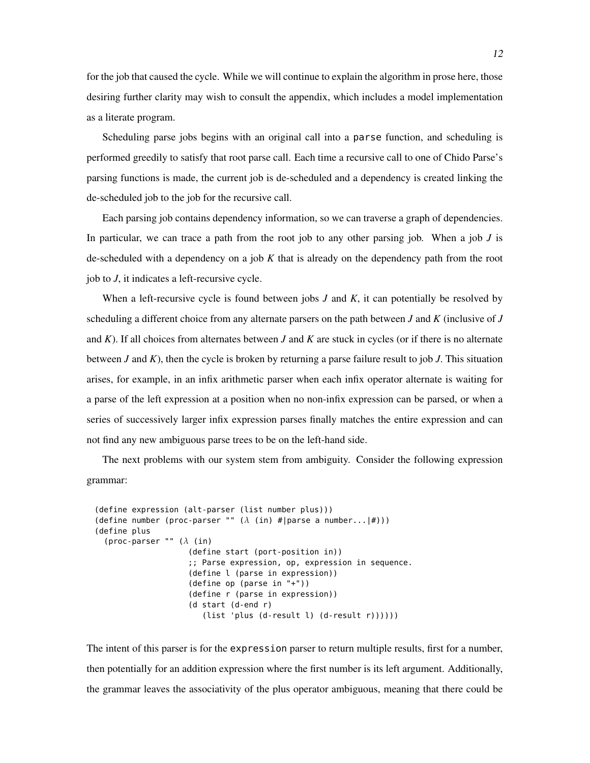for the job that caused the cycle. While we will continue to explain the algorithm in prose here, those desiring further clarity may wish to consult the appendix, which includes a model implementation as a literate program.

Scheduling parse jobs begins with an original call into a `parse` function, and scheduling is performed greedily to satisfy that root parse call. Each time a recursive call to one of Chido Parse's parsing functions is made, the current job is de-scheduled and a dependency is created linking the de-scheduled job to the job for the recursive call.

Each parsing job contains dependency information, so we can traverse a graph of dependencies. In particular, we can trace a path from the root job to any other parsing job. When a job $J$ is de-scheduled with a dependency on a job $K$ that is already on the dependency path from the root job to $J$, it indicates a left-recursive cycle.

When a left-recursive cycle is found between jobs $J$ and $K$, it can potentially be resolved by scheduling a different choice from any alternate parsers on the path between $J$ and $K$ (inclusive of $J$ and $K$). If all choices from alternates between $J$ and $K$ are stuck in cycles (or if there is no alternate between $J$ and $K$), then the cycle is broken by returning a parse failure result to job $J$. This situation arises, for example, in an infix arithmetic parser when each infix operator alternate is waiting for a parse of the left expression at a position when no non-infix expression can be parsed, or when a series of successively larger infix expression parses finally matches the entire expression and can not find any new ambiguous parse trees to be on the left-hand side.

The next problems with our system stem from ambiguity. Consider the following expression grammar:

```
(define expression (alt-parser (list number plus)))
(define number (proc-parser "" (λ (in) #|parse a number...|#)))
(define plus
  (proc-parser "" (λ (in)
                    (define start (port-position in))
                    ;; Parse expression, op, expression in sequence.
                    (define l (parse in expression))
                    (define op (parse in "+"))
                    (define r (parse in expression))
                    (d start (d-end r)
                       (list 'plus (d-result l) (d-result r))))))
```

The intent of this parser is for the `expression` parser to return multiple results, first for a number, then potentially for an addition expression where the first number is its left argument. Additionally, the grammar leaves the associativity of the plus operator ambiguous, meaning that there could be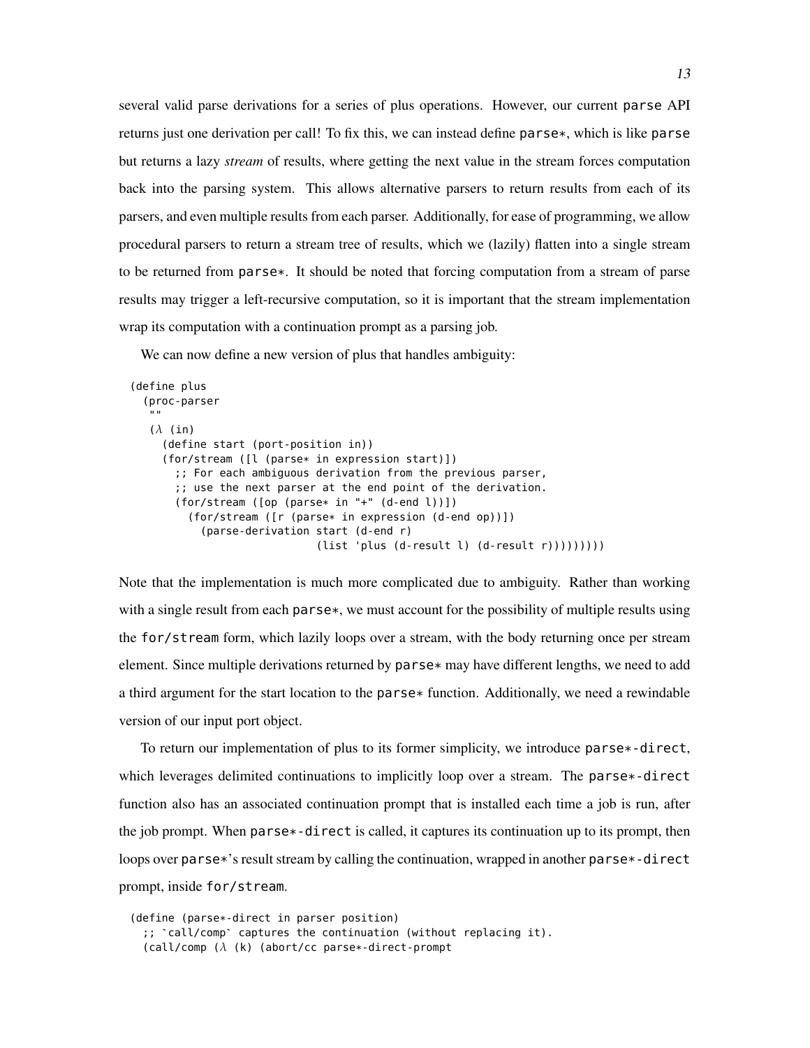several valid parse derivations for a series of plus operations. However, our current parse API returns just one derivation per call! To fix this, we can instead define parse*, which is like parse but returns a lazy *stream* of results, where getting the next value in the stream forces computation back into the parsing system. This allows alternative parsers to return results from each of its parsers, and even multiple results from each parser. Additionally, for ease of programming, we allow procedural parsers to return a stream tree of results, which we (lazily) flatten into a single stream to be returned from parse*. It should be noted that forcing computation from a stream of parse results may trigger a left-recursive computation, so it is important that the stream implementation wrap its computation with a continuation prompt as a parsing job.

We can now define a new version of plus that handles ambiguity:

```
(define plus
  (proc-parser
   ""
   (λ (in)
     (define start (port-position in))
     (for/stream ([l (parse* in expression start)])
       ;; For each ambiguous derivation from the previous parser,
       ;; use the next parser at the end point of the derivation.
       (for/stream ([op (parse* in "+" (d-end l))])
         (for/stream ([r (parse* in expression (d-end op))])
           (parse-derivation start (d-end r)
                             (list 'plus (d-result l) (d-result r)))))))))
```

Note that the implementation is much more complicated due to ambiguity. Rather than working with a single result from each parse*, we must account for the possibility of multiple results using the for/stream form, which lazily loops over a stream, with the body returning once per stream element. Since multiple derivations returned by parse* may have different lengths, we need to add a third argument for the start location to the parse* function. Additionally, we need a rewindable version of our input port object.

To return our implementation of plus to its former simplicity, we introduce parse*-direct, which leverages delimited continuations to implicitly loop over a stream. The parse*-direct function also has an associated continuation prompt that is installed each time a job is run, after the job prompt. When parse*-direct is called, it captures its continuation up to its prompt, then loops over parse*'s result stream by calling the continuation, wrapped in another parse*-direct prompt, inside for/stream.

```
(define (parse*-direct in parser position)
  ;; `call/comp` captures the continuation (without replacing it).
  (call/comp (λ (k) (abort/cc parse*-direct-prompt
```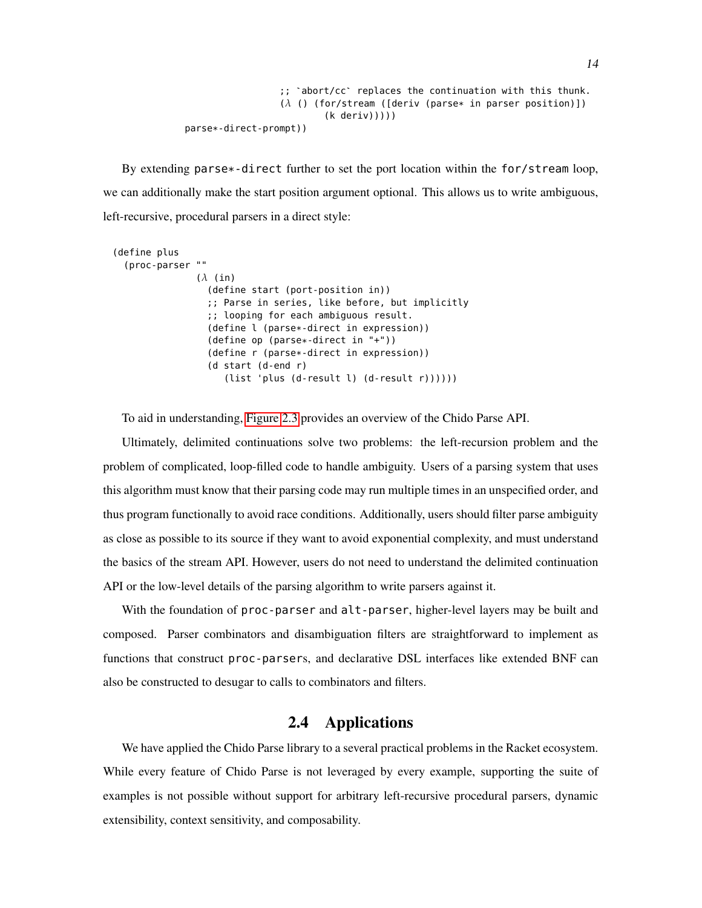```
                    ;; `abort/cc` replaces the continuation with this thunk.
                    (λ () (for/stream ([deriv (parse* in parser position)])
                            (k deriv)))))
      parse*-direct-prompt))
```

By extending `parse*-direct` further to set the port location within the `for/stream` loop, we can additionally make the start position argument optional. This allows us to write ambiguous, left-recursive, procedural parsers in a direct style:

```
(define plus
  (proc-parser ""
               (λ (in)
                 (define start (port-position in))
                 ;; Parse in series, like before, but implicitly
                 ;; looping for each ambiguous result.
                 (define l (parse*-direct in expression))
                 (define op (parse*-direct in "+"))
                 (define r (parse*-direct in expression))
                 (d start (d-end r)
                    (list 'plus (d-result l) (d-result r))))))
```

To aid in understanding, Figure 2.3 provides an overview of the Chido Parse API.

Ultimately, delimited continuations solve two problems: the left-recursion problem and the problem of complicated, loop-filled code to handle ambiguity. Users of a parsing system that uses this algorithm must know that their parsing code may run multiple times in an unspecified order, and thus program functionally to avoid race conditions. Additionally, users should filter parse ambiguity as close as possible to its source if they want to avoid exponential complexity, and must understand the basics of the stream API. However, users do not need to understand the delimited continuation API or the low-level details of the parsing algorithm to write parsers against it.

With the foundation of `proc-parser` and `alt-parser`, higher-level layers may be built and composed. Parser combinators and disambiguation filters are straightforward to implement as functions that construct `proc-parser`s, and declarative DSL interfaces like extended BNF can also be constructed to desugar to calls to combinators and filters.

## 2.4 Applications

We have applied the Chido Parse library to a several practical problems in the Racket ecosystem. While every feature of Chido Parse is not leveraged by every example, supporting the suite of examples is not possible without support for arbitrary left-recursive procedural parsers, dynamic extensibility, context sensitivity, and composability.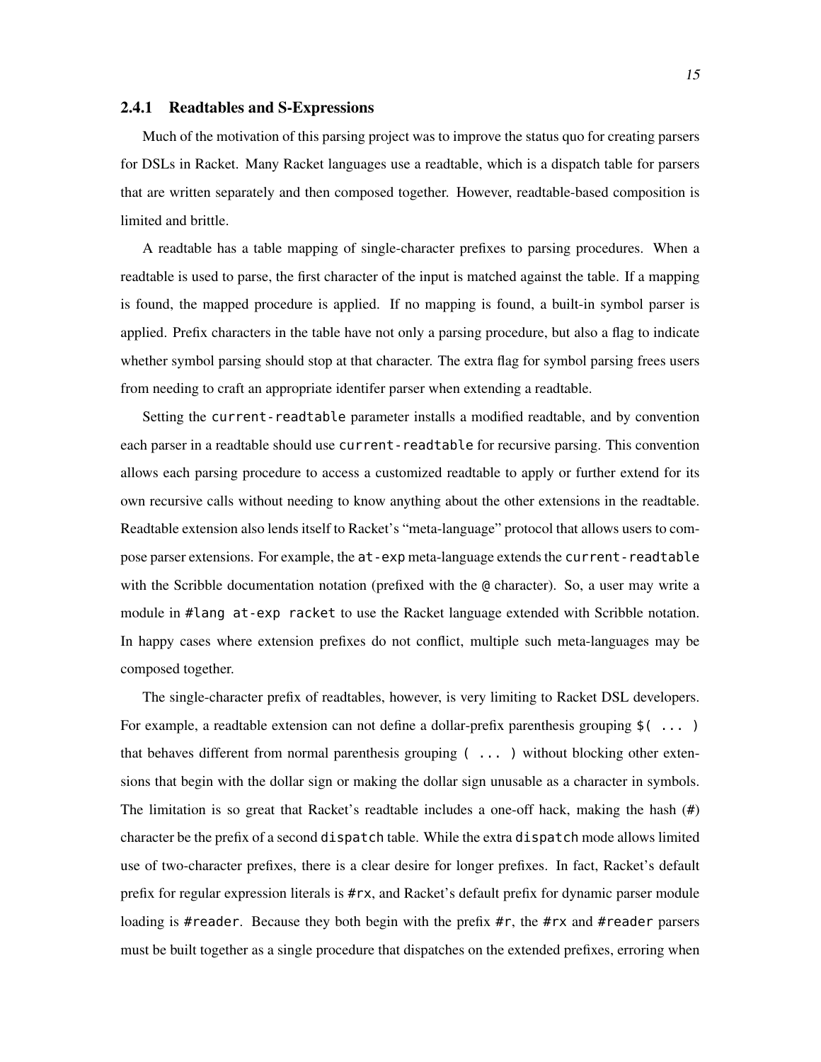### 2.4.1 Readtables and S-Expressions

Much of the motivation of this parsing project was to improve the status quo for creating parsers for DSLs in Racket. Many Racket languages use a readtable, which is a dispatch table for parsers that are written separately and then composed together. However, readtable-based composition is limited and brittle.

A readtable has a table mapping of single-character prefixes to parsing procedures. When a readtable is used to parse, the first character of the input is matched against the table. If a mapping is found, the mapped procedure is applied. If no mapping is found, a built-in symbol parser is applied. Prefix characters in the table have not only a parsing procedure, but also a flag to indicate whether symbol parsing should stop at that character. The extra flag for symbol parsing frees users from needing to craft an appropriate identifer parser when extending a readtable.

Setting the `current-readtable` parameter installs a modified readtable, and by convention each parser in a readtable should use `current-readtable` for recursive parsing. This convention allows each parsing procedure to access a customized readtable to apply or further extend for its own recursive calls without needing to know anything about the other extensions in the readtable. Readtable extension also lends itself to Racket's "meta-language" protocol that allows users to compose parser extensions. For example, the `at-exp` meta-language extends the `current-readtable` with the Scribble documentation notation (prefixed with the `@` character). So, a user may write a module in `#lang at-exp racket` to use the Racket language extended with Scribble notation. In happy cases where extension prefixes do not conflict, multiple such meta-languages may be composed together.

The single-character prefix of readtables, however, is very limiting to Racket DSL developers. For example, a readtable extension can not define a dollar-prefix parenthesis grouping `$( ... )` that behaves different from normal parenthesis grouping `( ... )` without blocking other extensions that begin with the dollar sign or making the dollar sign unusable as a character in symbols. The limitation is so great that Racket's readtable includes a one-off hack, making the hash (`#`) character be the prefix of a second `dispatch` table. While the extra `dispatch` mode allows limited use of two-character prefixes, there is a clear desire for longer prefixes. In fact, Racket's default prefix for regular expression literals is `#rx`, and Racket's default prefix for dynamic parser module loading is `#reader`. Because they both begin with the prefix `#r`, the `#rx` and `#reader` parsers must be built together as a single procedure that dispatches on the extended prefixes, erroring when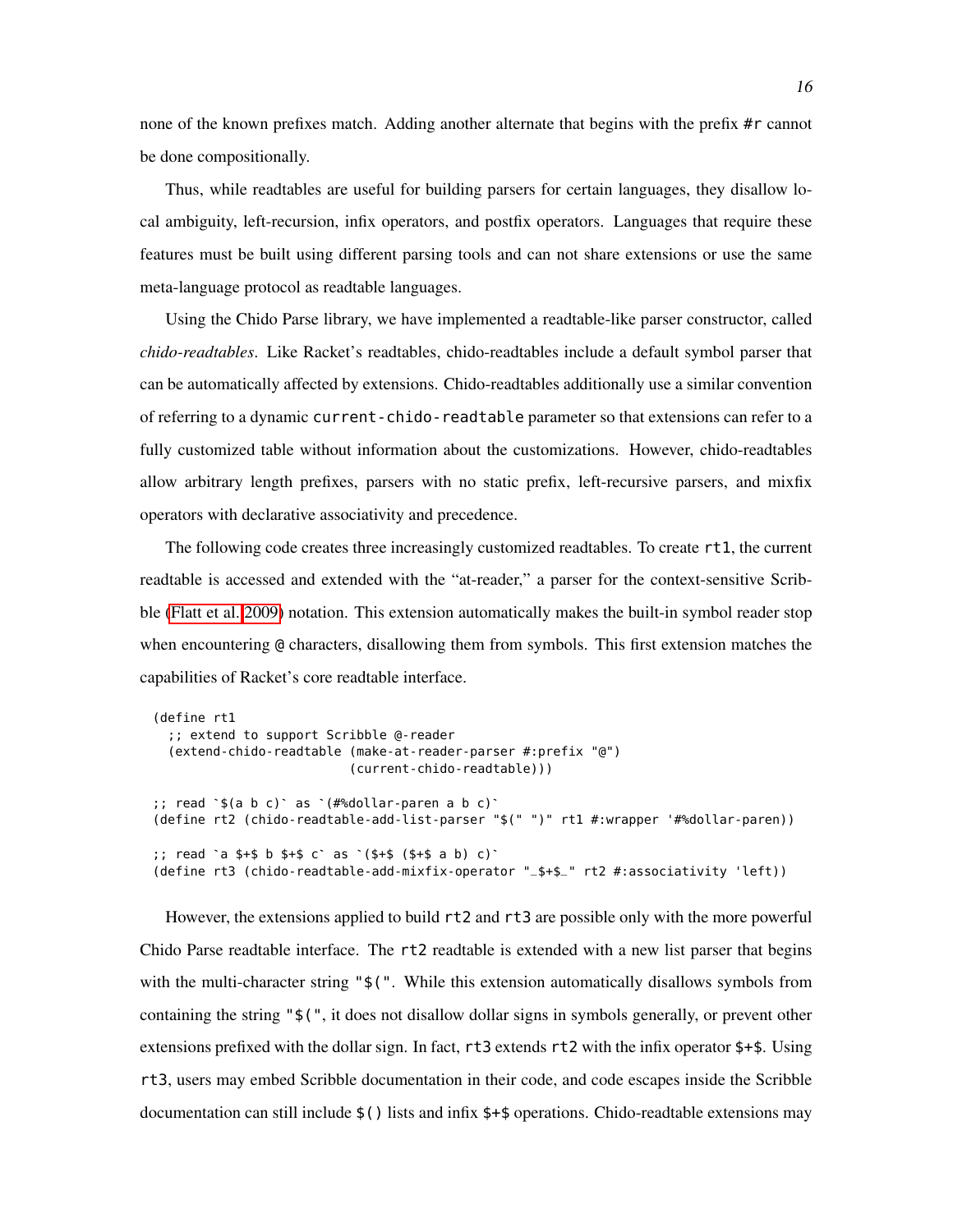none of the known prefixes match. Adding another alternate that begins with the prefix `#r` cannot be done compositionally.

Thus, while readtables are useful for building parsers for certain languages, they disallow local ambiguity, left-recursion, infix operators, and postfix operators. Languages that require these features must be built using different parsing tools and can not share extensions or use the same meta-language protocol as readtable languages.

Using the Chido Parse library, we have implemented a readtable-like parser constructor, called *chido-readtables*. Like Racket's readtables, chido-readtables include a default symbol parser that can be automatically affected by extensions. Chido-readtables additionally use a similar convention of referring to a dynamic `current-chido-readtable` parameter so that extensions can refer to a fully customized table without information about the customizations. However, chido-readtables allow arbitrary length prefixes, parsers with no static prefix, left-recursive parsers, and mixfix operators with declarative associativity and precedence.

The following code creates three increasingly customized readtables. To create `rt1`, the current readtable is accessed and extended with the "at-reader," a parser for the context-sensitive Scribble (Flatt et al. 2009) notation. This extension automatically makes the built-in symbol reader stop when encountering `@` characters, disallowing them from symbols. This first extension matches the capabilities of Racket's core readtable interface.

```
(define rt1
  ;; extend to support Scribble @-reader
  (extend-chido-readtable (make-at-reader-parser #:prefix "@")
                          (current-chido-readtable)))

;; read `$(a b c)` as `(#%dollar-paren a b c)`
(define rt2 (chido-readtable-add-list-parser "$(" ")" rt1 #:wrapper '#%dollar-paren))

;; read `a $+$ b $+$ c` as `($+$ ($+$ a b) c)`
(define rt3 (chido-readtable-add-mixfix-operator "_$+$_" rt2 #:associativity 'left))
```

However, the extensions applied to build `rt2` and `rt3` are possible only with the more powerful Chido Parse readtable interface. The `rt2` readtable is extended with a new list parser that begins with the multi-character string `"$("`. While this extension automatically disallows symbols from containing the string `"$("`, it does not disallow dollar signs in symbols generally, or prevent other extensions prefixed with the dollar sign. In fact, `rt3` extends `rt2` with the infix operator `$+$`. Using `rt3`, users may embed Scribble documentation in their code, and code escapes inside the Scribble documentation can still include `$()` lists and infix `$+$` operations. Chido-readtable extensions may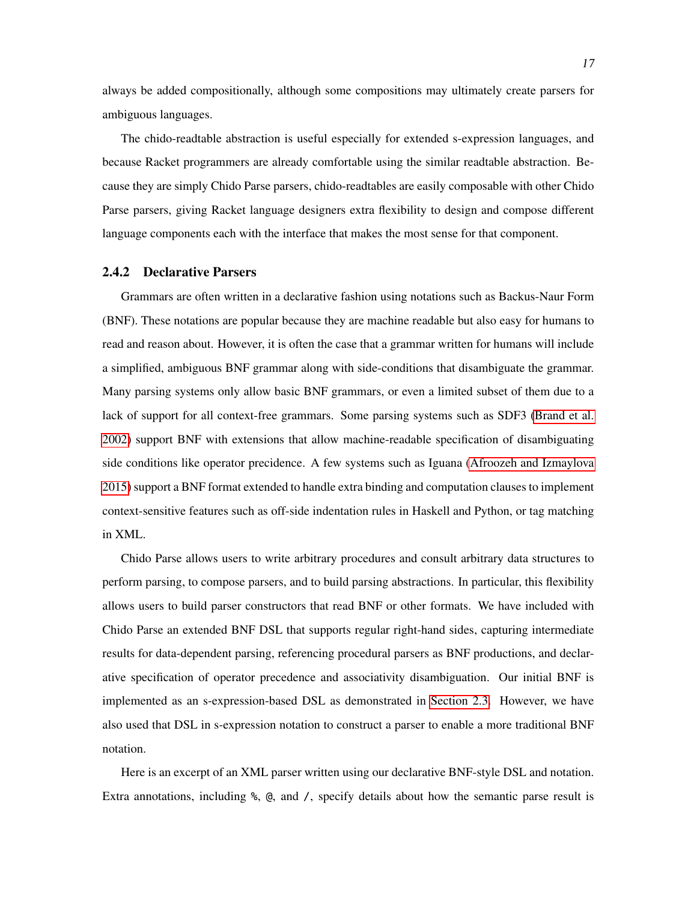always be added compositionally, although some compositions may ultimately create parsers for ambiguous languages.

The chido-readtable abstraction is useful especially for extended s-expression languages, and because Racket programmers are already comfortable using the similar readtable abstraction. Because they are simply Chido Parse parsers, chido-readtables are easily composable with other Chido Parse parsers, giving Racket language designers extra flexibility to design and compose different language components each with the interface that makes the most sense for that component.

### 2.4.2 Declarative Parsers

Grammars are often written in a declarative fashion using notations such as Backus-Naur Form (BNF). These notations are popular because they are machine readable but also easy for humans to read and reason about. However, it is often the case that a grammar written for humans will include a simplified, ambiguous BNF grammar along with side-conditions that disambiguate the grammar. Many parsing systems only allow basic BNF grammars, or even a limited subset of them due to a lack of support for all context-free grammars. Some parsing systems such as SDF3 (Brand et al. 2002) support BNF with extensions that allow machine-readable specification of disambiguating side conditions like operator precidence. A few systems such as Iguana (Afroozeh and Izmaylova 2015) support a BNF format extended to handle extra binding and computation clauses to implement context-sensitive features such as off-side indentation rules in Haskell and Python, or tag matching in XML.

Chido Parse allows users to write arbitrary procedures and consult arbitrary data structures to perform parsing, to compose parsers, and to build parsing abstractions. In particular, this flexibility allows users to build parser constructors that read BNF or other formats. We have included with Chido Parse an extended BNF DSL that supports regular right-hand sides, capturing intermediate results for data-dependent parsing, referencing procedural parsers as BNF productions, and declarative specification of operator precedence and associativity disambiguation. Our initial BNF is implemented as an s-expression-based DSL as demonstrated in Section 2.3. However, we have also used that DSL in s-expression notation to construct a parser to enable a more traditional BNF notation.

Here is an excerpt of an XML parser written using our declarative BNF-style DSL and notation. Extra annotations, including `%`, `@`, and `/`, specify details about how the semantic parse result is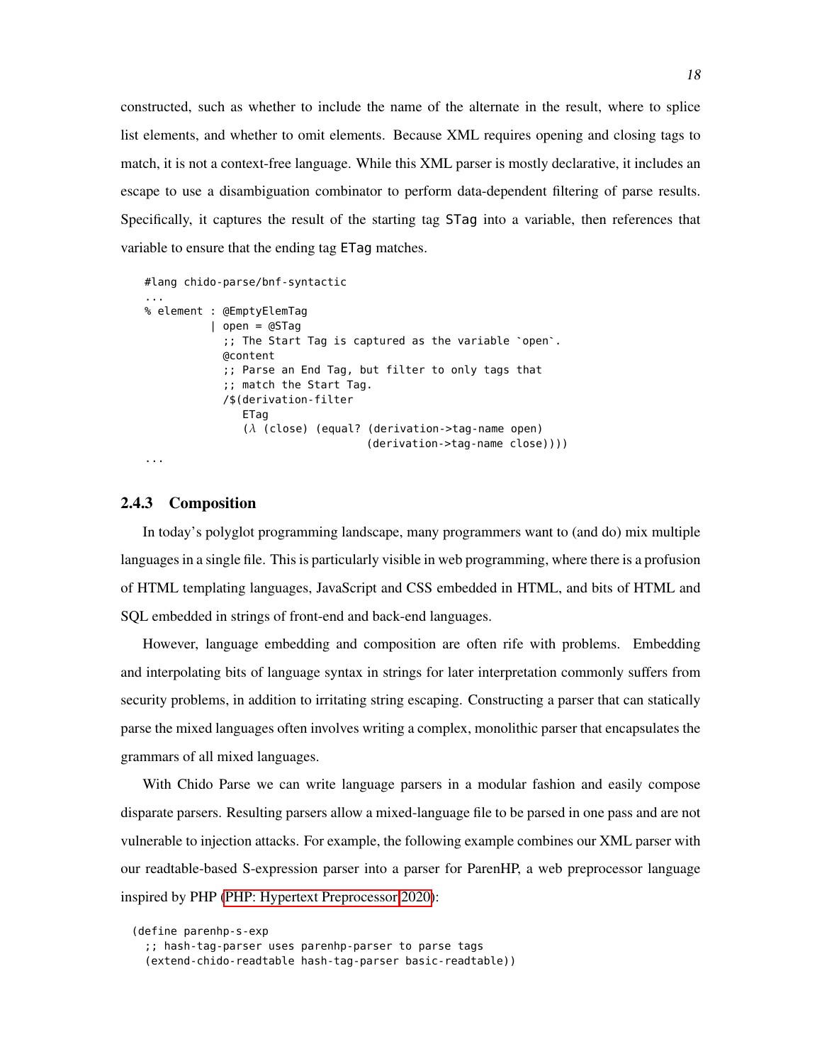constructed, such as whether to include the name of the alternate in the result, where to splice list elements, and whether to omit elements. Because XML requires opening and closing tags to match, it is not a context-free language. While this XML parser is mostly declarative, it includes an escape to use a disambiguation combinator to perform data-dependent filtering of parse results. Specifically, it captures the result of the starting tag `STag` into a variable, then references that variable to ensure that the ending tag `ETag` matches.

```
#lang chido-parse/bnf-syntactic
...
% element : @EmptyElemTag
          | open = @STag
            ;; The Start Tag is captured as the variable `open`.
            @content
            ;; Parse an End Tag, but filter to only tags that
            ;; match the Start Tag.
            /$(derivation-filter
               ETag
               (λ (close) (equal? (derivation->tag-name open)
                                  (derivation->tag-name close))))
...
```

### 2.4.3 Composition

In today's polyglot programming landscape, many programmers want to (and do) mix multiple languages in a single file. This is particularly visible in web programming, where there is a profusion of HTML templating languages, JavaScript and CSS embedded in HTML, and bits of HTML and SQL embedded in strings of front-end and back-end languages.

However, language embedding and composition are often rife with problems. Embedding and interpolating bits of language syntax in strings for later interpretation commonly suffers from security problems, in addition to irritating string escaping. Constructing a parser that can statically parse the mixed languages often involves writing a complex, monolithic parser that encapsulates the grammars of all mixed languages.

With Chido Parse we can write language parsers in a modular fashion and easily compose disparate parsers. Resulting parsers allow a mixed-language file to be parsed in one pass and are not vulnerable to injection attacks. For example, the following example combines our XML parser with our readtable-based S-expression parser into a parser for ParenHP, a web preprocessor language inspired by PHP (PHP: Hypertext Preprocessor 2020):

```
(define parenhp-s-exp
  ;; hash-tag-parser uses parenhp-parser to parse tags
  (extend-chido-readtable hash-tag-parser basic-readtable))
```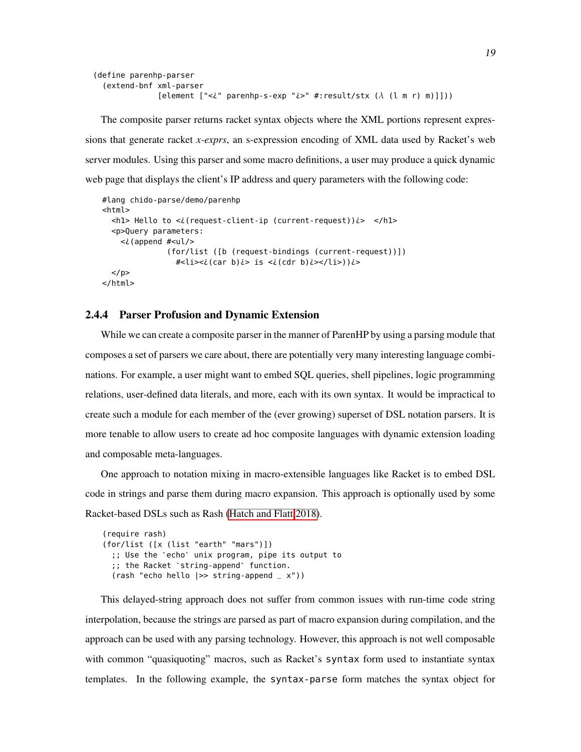```
(define parenhp-parser
  (extend-bnf xml-parser
              [element ["<¿" parenhp-s-exp "¿>" #:result/stx (λ (l m r) m)]]))
```

The composite parser returns racket syntax objects where the XML portions represent expressions that generate racket *x-exprs*, an s-expression encoding of XML data used by Racket's web server modules. Using this parser and some macro definitions, a user may produce a quick dynamic web page that displays the client's IP address and query parameters with the following code:

```
#lang chido-parse/demo/parenhp
<html>
  <h1> Hello to <¿(request-client-ip (current-request))¿>  </h1>
  <p>Query parameters:
    <¿(append #<ul/>
              (for/list ([b (request-bindings (current-request))])
                #<li><¿(car b)¿> is <¿(cdr b)¿></li>))¿>
  </p>
</html>
```

### 2.4.4 Parser Profusion and Dynamic Extension

While we can create a composite parser in the manner of ParenHP by using a parsing module that composes a set of parsers we care about, there are potentially very many interesting language combinations. For example, a user might want to embed SQL queries, shell pipelines, logic programming relations, user-defined data literals, and more, each with its own syntax. It would be impractical to create such a module for each member of the (ever growing) superset of DSL notation parsers. It is more tenable to allow users to create ad hoc composite languages with dynamic extension loading and composable meta-languages.

One approach to notation mixing in macro-extensible languages like Racket is to embed DSL code in strings and parse them during macro expansion. This approach is optionally used by some Racket-based DSLs such as Rash (Hatch and Flatt 2018).

```
(require rash)
(for/list ([x (list "earth" "mars")])
  ;; Use the `echo` unix program, pipe its output to
  ;; the Racket `string-append` function.
  (rash "echo hello |>> string-append _ x"))
```

This delayed-string approach does not suffer from common issues with run-time code string interpolation, because the strings are parsed as part of macro expansion during compilation, and the approach can be used with any parsing technology. However, this approach is not well composable with common "quasiquoting" macros, such as Racket's `syntax` form used to instantiate syntax templates. In the following example, the `syntax-parse` form matches the syntax object for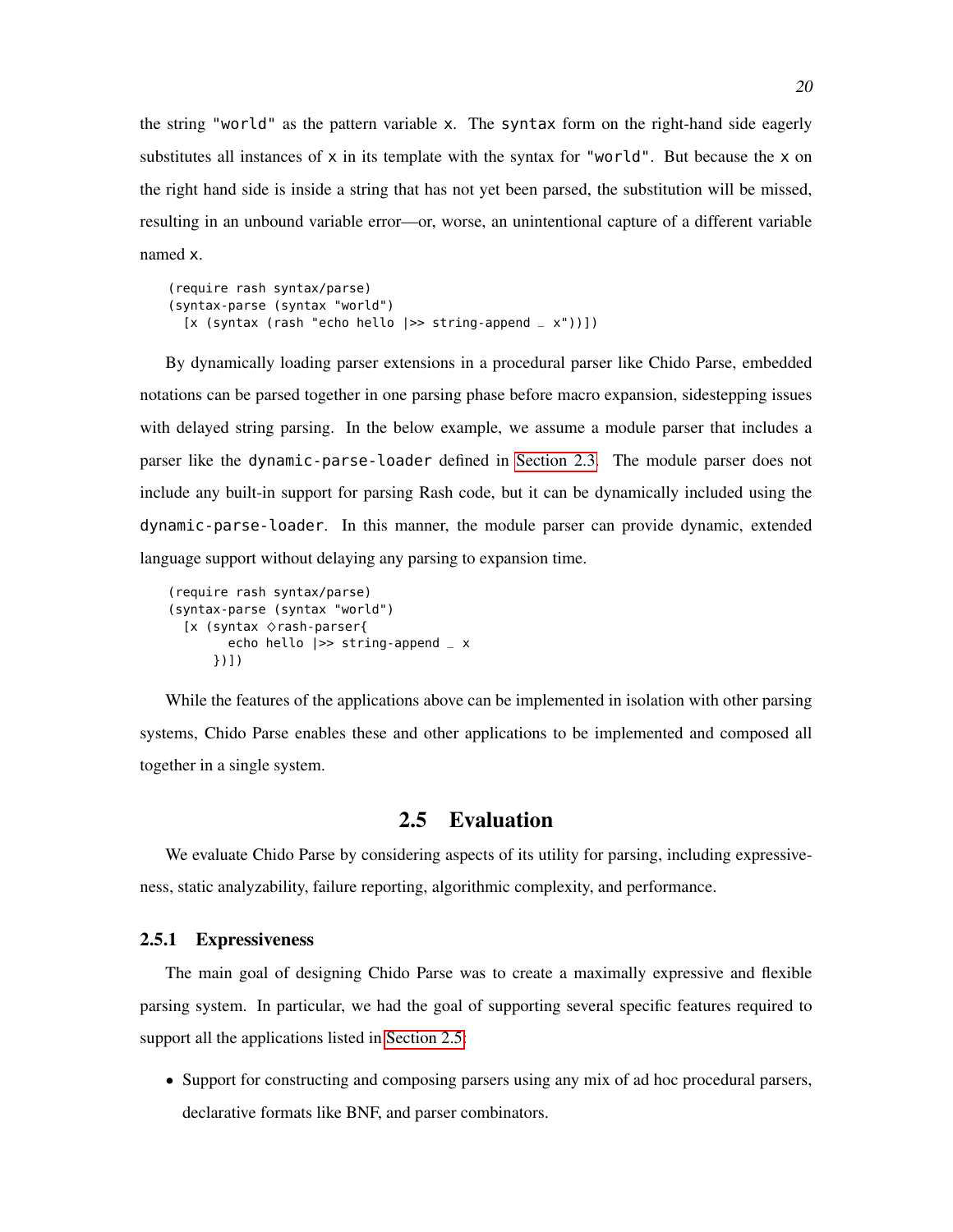the string "world" as the pattern variable x. The syntax form on the right-hand side eagerly substitutes all instances of x in its template with the syntax for "world". But because the x on the right hand side is inside a string that has not yet been parsed, the substitution will be missed, resulting in an unbound variable error—or, worse, an unintentional capture of a different variable named x.

```
(require rash syntax/parse)
(syntax-parse (syntax "world")
  [x (syntax (rash "echo hello |>> string-append _ x"))])
```

By dynamically loading parser extensions in a procedural parser like Chido Parse, embedded notations can be parsed together in one parsing phase before macro expansion, sidestepping issues with delayed string parsing. In the below example, we assume a module parser that includes a parser like the dynamic-parse-loader defined in Section 2.3. The module parser does not include any built-in support for parsing Rash code, but it can be dynamically included using the dynamic-parse-loader. In this manner, the module parser can provide dynamic, extended language support without delaying any parsing to expansion time.

```
(require rash syntax/parse)
(syntax-parse (syntax "world")
  [x (syntax ◇rash-parser{
        echo hello |>> string-append _ x
      })])
```

While the features of the applications above can be implemented in isolation with other parsing systems, Chido Parse enables these and other applications to be implemented and composed all together in a single system.

## 2.5 Evaluation

We evaluate Chido Parse by considering aspects of its utility for parsing, including expressiveness, static analyzability, failure reporting, algorithmic complexity, and performance.

### 2.5.1 Expressiveness

The main goal of designing Chido Parse was to create a maximally expressive and flexible parsing system. In particular, we had the goal of supporting several specific features required to support all the applications listed in Section 2.5:

- Support for constructing and composing parsers using any mix of ad hoc procedural parsers, declarative formats like BNF, and parser combinators.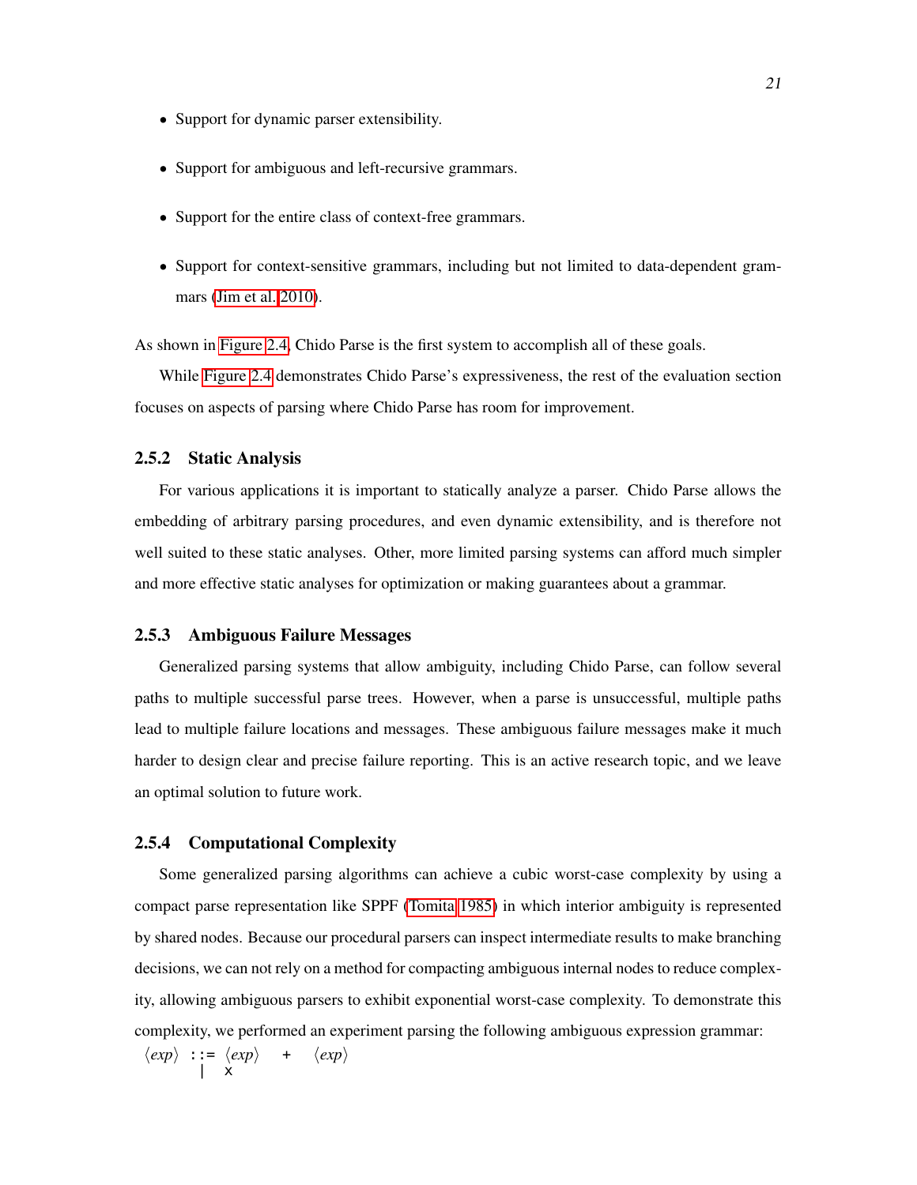- Support for dynamic parser extensibility.
- Support for ambiguous and left-recursive grammars.
- Support for the entire class of context-free grammars.
- Support for context-sensitive grammars, including but not limited to data-dependent grammars (Jim et al. 2010).

As shown in Figure 2.4, Chido Parse is the first system to accomplish all of these goals.

While Figure 2.4 demonstrates Chido Parse's expressiveness, the rest of the evaluation section focuses on aspects of parsing where Chido Parse has room for improvement.

### 2.5.2 Static Analysis

For various applications it is important to statically analyze a parser. Chido Parse allows the embedding of arbitrary parsing procedures, and even dynamic extensibility, and is therefore not well suited to these static analyses. Other, more limited parsing systems can afford much simpler and more effective static analyses for optimization or making guarantees about a grammar.

### 2.5.3 Ambiguous Failure Messages

Generalized parsing systems that allow ambiguity, including Chido Parse, can follow several paths to multiple successful parse trees. However, when a parse is unsuccessful, multiple paths lead to multiple failure locations and messages. These ambiguous failure messages make it much harder to design clear and precise failure reporting. This is an active research topic, and we leave an optimal solution to future work.

### 2.5.4 Computational Complexity

Some generalized parsing algorithms can achieve a cubic worst-case complexity by using a compact parse representation like SPPF (Tomita 1985) in which interior ambiguity is represented by shared nodes. Because our procedural parsers can inspect intermediate results to make branching decisions, we can not rely on a method for compacting ambiguous internal nodes to reduce complexity, allowing ambiguous parsers to exhibit exponential worst-case complexity. To demonstrate this complexity, we performed an experiment parsing the following ambiguous expression grammar:

```
⟨exp⟩ ::= ⟨exp⟩ + ⟨exp⟩
        | x
```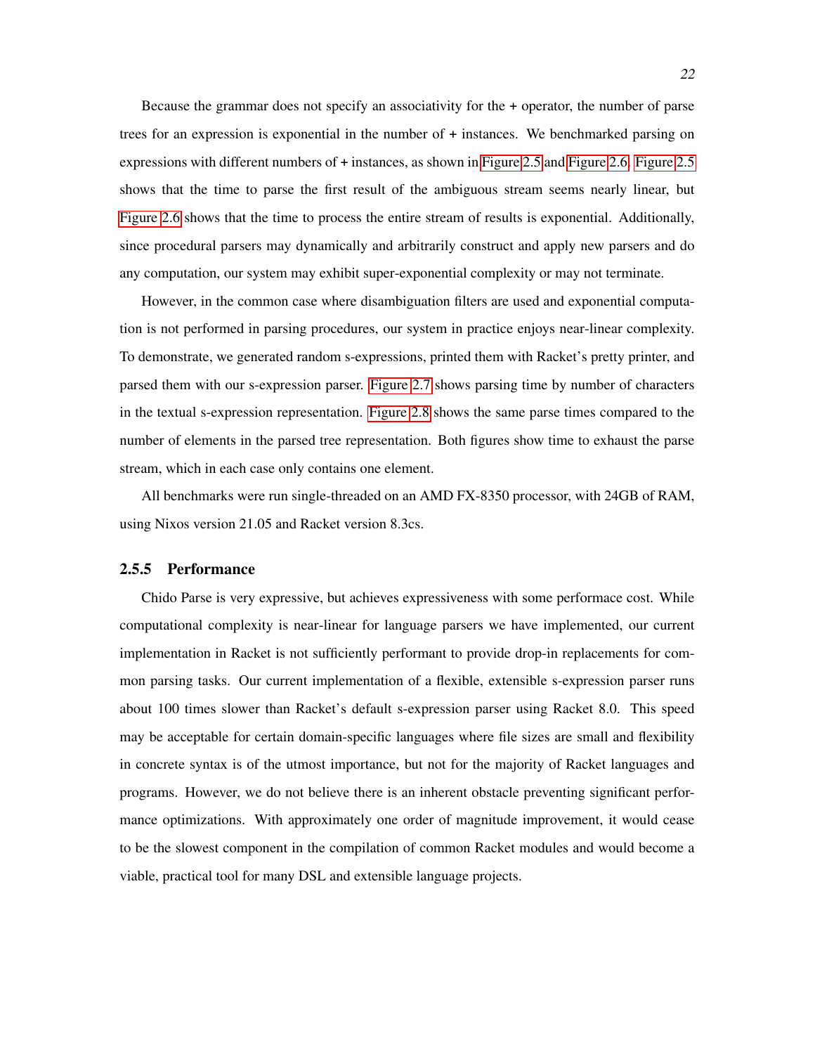Because the grammar does not specify an associativity for the + operator, the number of parse trees for an expression is exponential in the number of + instances. We benchmarked parsing on expressions with different numbers of + instances, as shown in Figure 2.5 and Figure 2.6. Figure 2.5 shows that the time to parse the first result of the ambiguous stream seems nearly linear, but Figure 2.6 shows that the time to process the entire stream of results is exponential. Additionally, since procedural parsers may dynamically and arbitrarily construct and apply new parsers and do any computation, our system may exhibit super-exponential complexity or may not terminate.

However, in the common case where disambiguation filters are used and exponential computation is not performed in parsing procedures, our system in practice enjoys near-linear complexity. To demonstrate, we generated random s-expressions, printed them with Racket's pretty printer, and parsed them with our s-expression parser. Figure 2.7 shows parsing time by number of characters in the textual s-expression representation. Figure 2.8 shows the same parse times compared to the number of elements in the parsed tree representation. Both figures show time to exhaust the parse stream, which in each case only contains one element.

All benchmarks were run single-threaded on an AMD FX-8350 processor, with 24GB of RAM, using Nixos version 21.05 and Racket version 8.3cs.

### 2.5.5 Performance

Chido Parse is very expressive, but achieves expressiveness with some performace cost. While computational complexity is near-linear for language parsers we have implemented, our current implementation in Racket is not sufficiently performant to provide drop-in replacements for common parsing tasks. Our current implementation of a flexible, extensible s-expression parser runs about 100 times slower than Racket's default s-expression parser using Racket 8.0. This speed may be acceptable for certain domain-specific languages where file sizes are small and flexibility in concrete syntax is of the utmost importance, but not for the majority of Racket languages and programs. However, we do not believe there is an inherent obstacle preventing significant performance optimizations. With approximately one order of magnitude improvement, it would cease to be the slowest component in the compilation of common Racket modules and would become a viable, practical tool for many DSL and extensible language projects.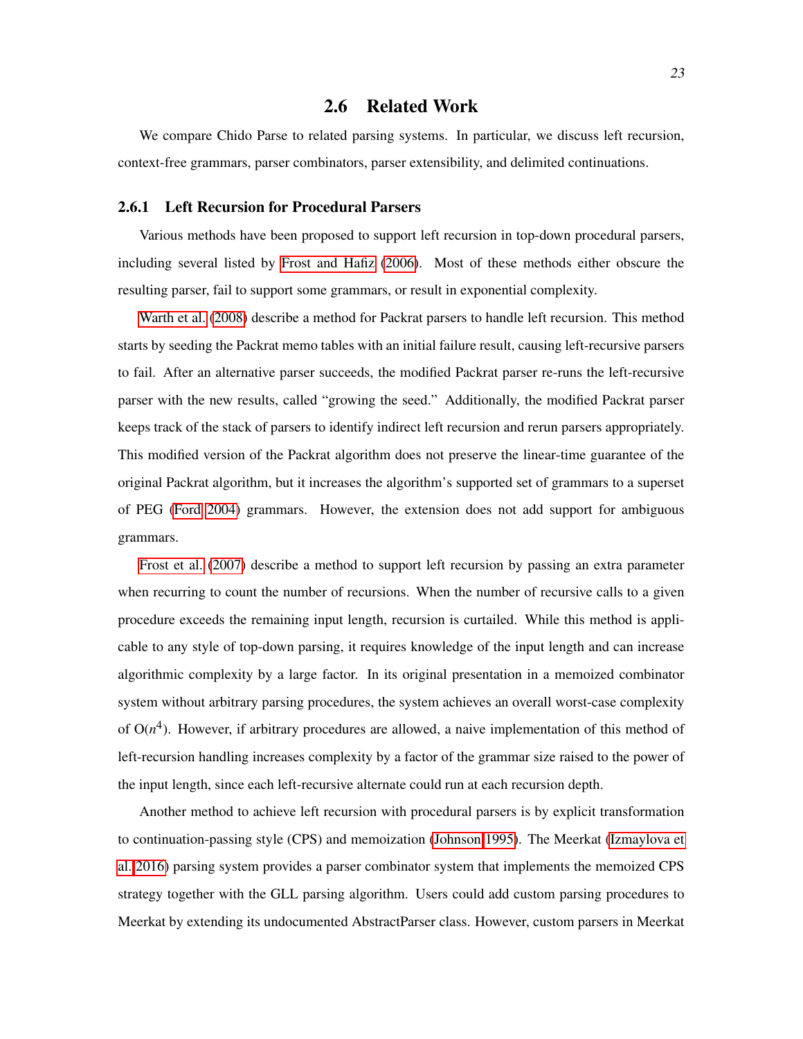## 2.6 Related Work

We compare Chido Parse to related parsing systems. In particular, we discuss left recursion, context-free grammars, parser combinators, parser extensibility, and delimited continuations.

### 2.6.1 Left Recursion for Procedural Parsers

Various methods have been proposed to support left recursion in top-down procedural parsers, including several listed by Frost and Hafiz (2006). Most of these methods either obscure the resulting parser, fail to support some grammars, or result in exponential complexity.

Warth et al. (2008) describe a method for Packrat parsers to handle left recursion. This method starts by seeding the Packrat memo tables with an initial failure result, causing left-recursive parsers to fail. After an alternative parser succeeds, the modified Packrat parser re-runs the left-recursive parser with the new results, called "growing the seed." Additionally, the modified Packrat parser keeps track of the stack of parsers to identify indirect left recursion and rerun parsers appropriately. This modified version of the Packrat algorithm does not preserve the linear-time guarantee of the original Packrat algorithm, but it increases the algorithm's supported set of grammars to a superset of PEG (Ford 2004) grammars. However, the extension does not add support for ambiguous grammars.

Frost et al. (2007) describe a method to support left recursion by passing an extra parameter when recurring to count the number of recursions. When the number of recursive calls to a given procedure exceeds the remaining input length, recursion is curtailed. While this method is applicable to any style of top-down parsing, it requires knowledge of the input length and can increase algorithmic complexity by a large factor. In its original presentation in a memoized combinator system without arbitrary parsing procedures, the system achieves an overall worst-case complexity of O($n^4$). However, if arbitrary procedures are allowed, a naive implementation of this method of left-recursion handling increases complexity by a factor of the grammar size raised to the power of the input length, since each left-recursive alternate could run at each recursion depth.

Another method to achieve left recursion with procedural parsers is by explicit transformation to continuation-passing style (CPS) and memoization (Johnson 1995). The Meerkat (Izmaylova et al. 2016) parsing system provides a parser combinator system that implements the memoized CPS strategy together with the GLL parsing algorithm. Users could add custom parsing procedures to Meerkat by extending its undocumented AbstractParser class. However, custom parsers in Meerkat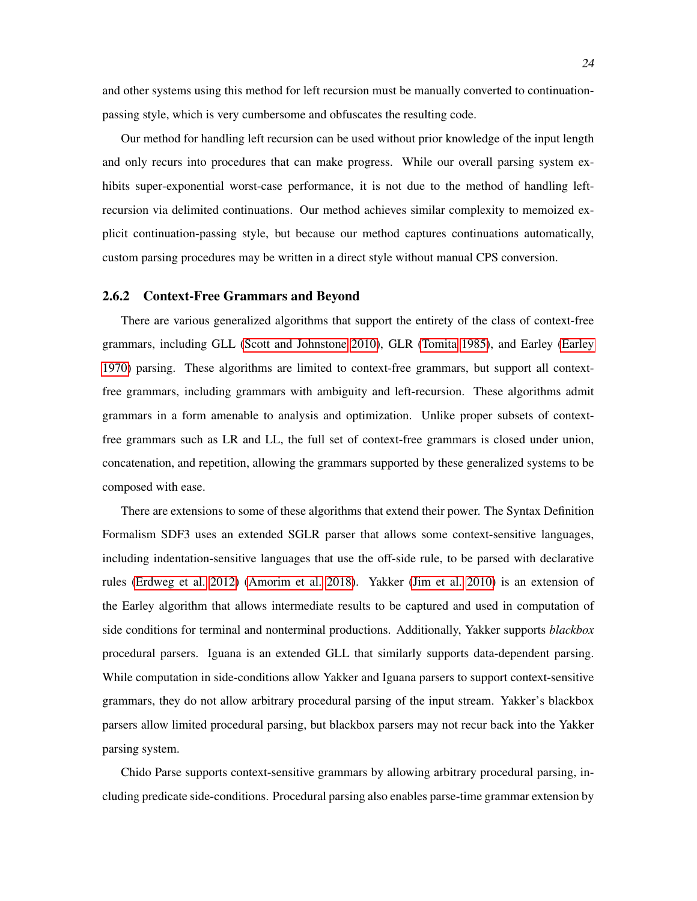and other systems using this method for left recursion must be manually converted to continuation-passing style, which is very cumbersome and obfuscates the resulting code.

Our method for handling left recursion can be used without prior knowledge of the input length and only recurs into procedures that can make progress. While our overall parsing system exhibits super-exponential worst-case performance, it is not due to the method of handling left-recursion via delimited continuations. Our method achieves similar complexity to memoized explicit continuation-passing style, but because our method captures continuations automatically, custom parsing procedures may be written in a direct style without manual CPS conversion.

### 2.6.2 Context-Free Grammars and Beyond

There are various generalized algorithms that support the entirety of the class of context-free grammars, including GLL (Scott and Johnstone 2010), GLR (Tomita 1985), and Earley (Earley 1970) parsing. These algorithms are limited to context-free grammars, but support all context-free grammars, including grammars with ambiguity and left-recursion. These algorithms admit grammars in a form amenable to analysis and optimization. Unlike proper subsets of context-free grammars such as LR and LL, the full set of context-free grammars is closed under union, concatenation, and repetition, allowing the grammars supported by these generalized systems to be composed with ease.

There are extensions to some of these algorithms that extend their power. The Syntax Definition Formalism SDF3 uses an extended SGLR parser that allows some context-sensitive languages, including indentation-sensitive languages that use the off-side rule, to be parsed with declarative rules (Erdweg et al. 2012) (Amorim et al. 2018). Yakker (Jim et al. 2010) is an extension of the Earley algorithm that allows intermediate results to be captured and used in computation of side conditions for terminal and nonterminal productions. Additionally, Yakker supports *blackbox* procedural parsers. Iguana is an extended GLL that similarly supports data-dependent parsing. While computation in side-conditions allow Yakker and Iguana parsers to support context-sensitive grammars, they do not allow arbitrary procedural parsing of the input stream. Yakker's blackbox parsers allow limited procedural parsing, but blackbox parsers may not recur back into the Yakker parsing system.

Chido Parse supports context-sensitive grammars by allowing arbitrary procedural parsing, including predicate side-conditions. Procedural parsing also enables parse-time grammar extension by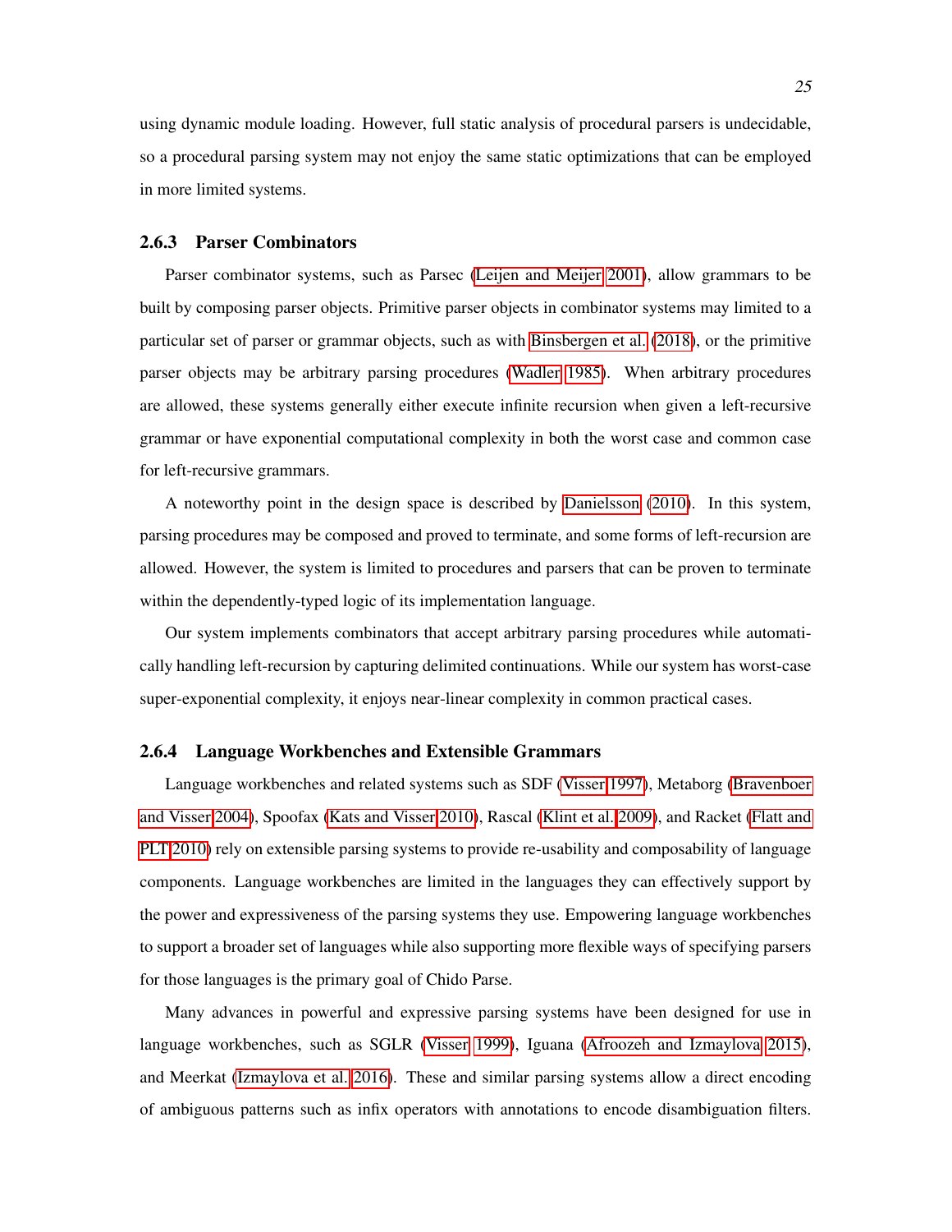using dynamic module loading. However, full static analysis of procedural parsers is undecidable, so a procedural parsing system may not enjoy the same static optimizations that can be employed in more limited systems.

### 2.6.3 Parser Combinators

Parser combinator systems, such as Parsec (Leijen and Meijer 2001), allow grammars to be built by composing parser objects. Primitive parser objects in combinator systems may limited to a particular set of parser or grammar objects, such as with Binsbergen et al. (2018), or the primitive parser objects may be arbitrary parsing procedures (Wadler 1985). When arbitrary procedures are allowed, these systems generally either execute infinite recursion when given a left-recursive grammar or have exponential computational complexity in both the worst case and common case for left-recursive grammars.

A noteworthy point in the design space is described by Danielsson (2010). In this system, parsing procedures may be composed and proved to terminate, and some forms of left-recursion are allowed. However, the system is limited to procedures and parsers that can be proven to terminate within the dependently-typed logic of its implementation language.

Our system implements combinators that accept arbitrary parsing procedures while automatically handling left-recursion by capturing delimited continuations. While our system has worst-case super-exponential complexity, it enjoys near-linear complexity in common practical cases.

### 2.6.4 Language Workbenches and Extensible Grammars

Language workbenches and related systems such as SDF (Visser 1997), Metaborg (Bravenboer and Visser 2004), Spoofax (Kats and Visser 2010), Rascal (Klint et al. 2009), and Racket (Flatt and PLT 2010) rely on extensible parsing systems to provide re-usability and composability of language components. Language workbenches are limited in the languages they can effectively support by the power and expressiveness of the parsing systems they use. Empowering language workbenches to support a broader set of languages while also supporting more flexible ways of specifying parsers for those languages is the primary goal of Chido Parse.

Many advances in powerful and expressive parsing systems have been designed for use in language workbenches, such as SGLR (Visser 1999), Iguana (Afroozeh and Izmaylova 2015), and Meerkat (Izmaylova et al. 2016). These and similar parsing systems allow a direct encoding of ambiguous patterns such as infix operators with annotations to encode disambiguation filters.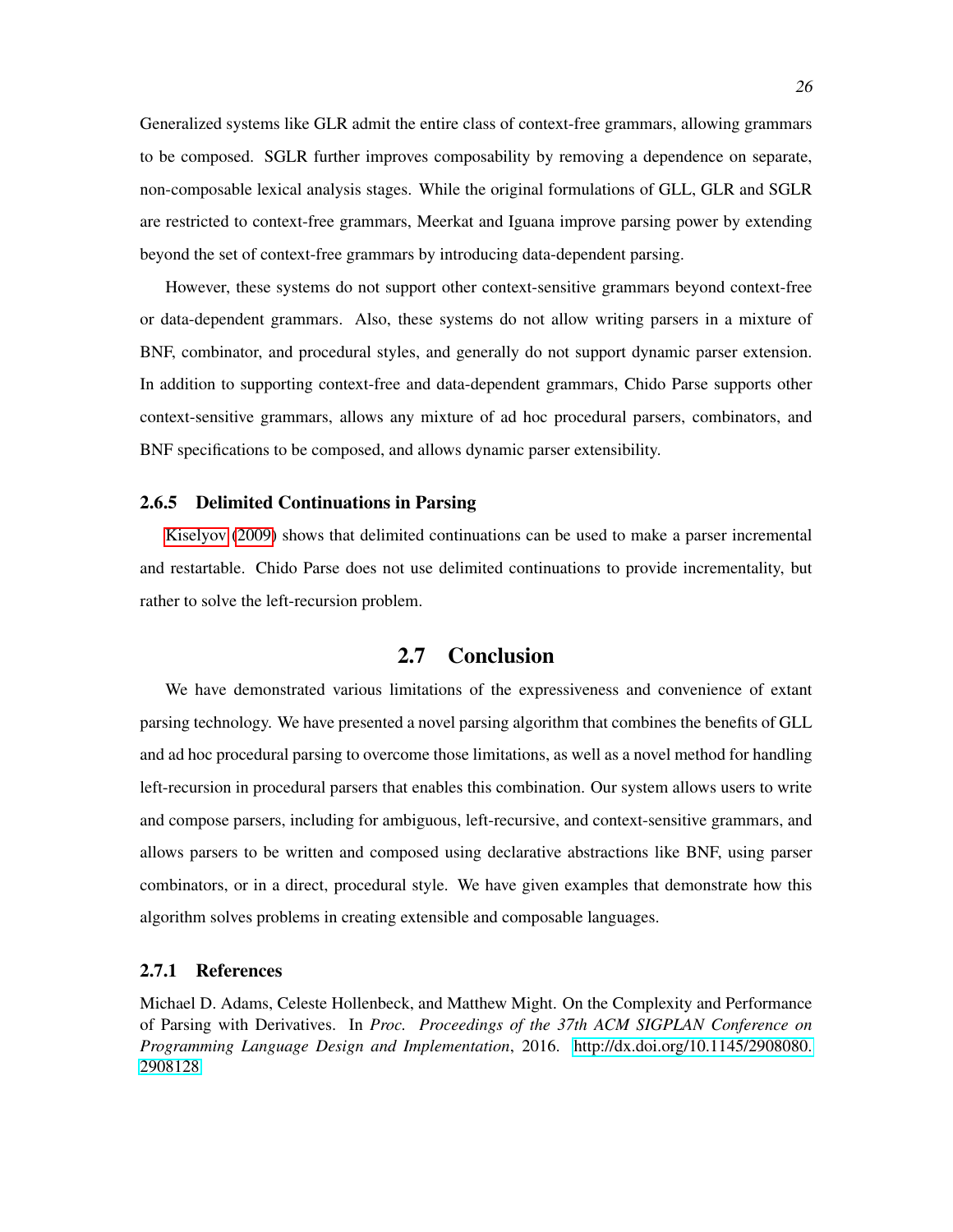Generalized systems like GLR admit the entire class of context-free grammars, allowing grammars to be composed. SGLR further improves composability by removing a dependence on separate, non-composable lexical analysis stages. While the original formulations of GLL, GLR and SGLR are restricted to context-free grammars, Meerkat and Iguana improve parsing power by extending beyond the set of context-free grammars by introducing data-dependent parsing.

However, these systems do not support other context-sensitive grammars beyond context-free or data-dependent grammars. Also, these systems do not allow writing parsers in a mixture of BNF, combinator, and procedural styles, and generally do not support dynamic parser extension. In addition to supporting context-free and data-dependent grammars, Chido Parse supports other context-sensitive grammars, allows any mixture of ad hoc procedural parsers, combinators, and BNF specifications to be composed, and allows dynamic parser extensibility.

### 2.6.5 Delimited Continuations in Parsing

Kiselyov (2009) shows that delimited continuations can be used to make a parser incremental and restartable. Chido Parse does not use delimited continuations to provide incrementality, but rather to solve the left-recursion problem.

## 2.7 Conclusion

We have demonstrated various limitations of the expressiveness and convenience of extant parsing technology. We have presented a novel parsing algorithm that combines the benefits of GLL and ad hoc procedural parsing to overcome those limitations, as well as a novel method for handling left-recursion in procedural parsers that enables this combination. Our system allows users to write and compose parsers, including for ambiguous, left-recursive, and context-sensitive grammars, and allows parsers to be written and composed using declarative abstractions like BNF, using parser combinators, or in a direct, procedural style. We have given examples that demonstrate how this algorithm solves problems in creating extensible and composable languages.

### 2.7.1 References

Michael D. Adams, Celeste Hollenbeck, and Matthew Might. On the Complexity and Performance of Parsing with Derivatives. In *Proc. Proceedings of the 37th ACM SIGPLAN Conference on Programming Language Design and Implementation*, 2016. http://dx.doi.org/10.1145/2908080.2908128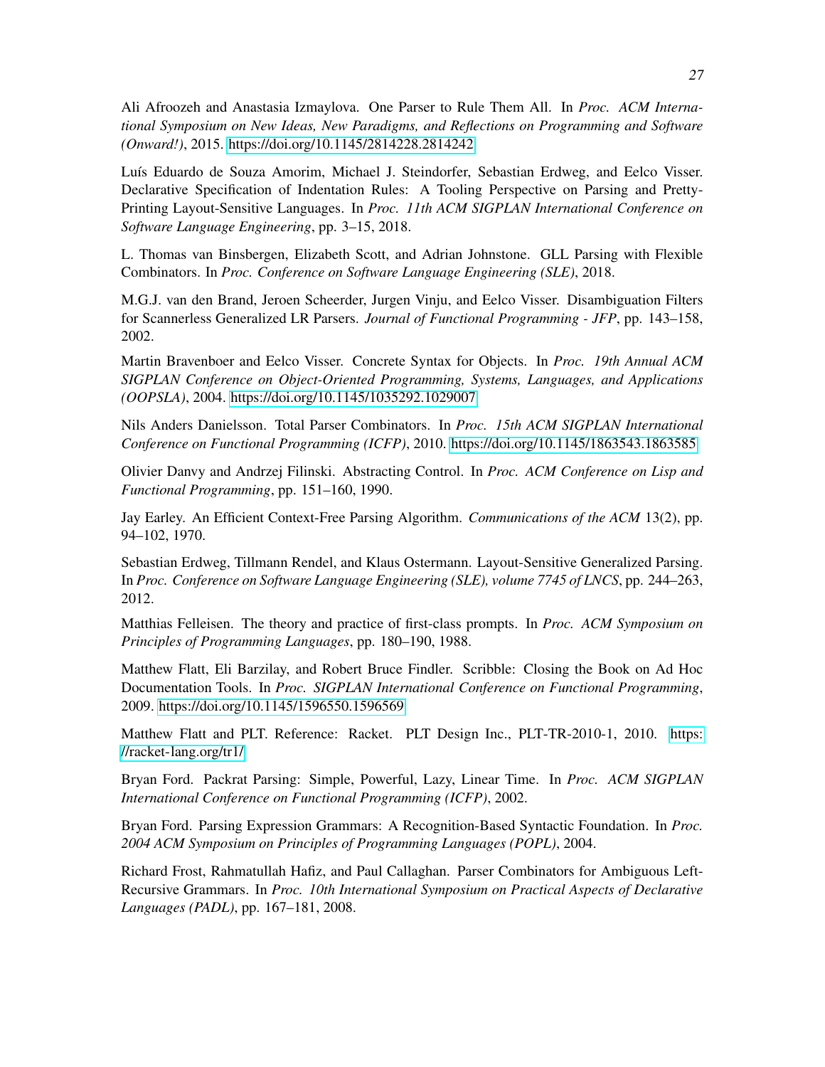Ali Afroozeh and Anastasia Izmaylova. One Parser to Rule Them All. In *Proc. ACM International Symposium on New Ideas, New Paradigms, and Reflections on Programming and Software (Onward!)*, 2015. https://doi.org/10.1145/2814228.2814242

Luís Eduardo de Souza Amorim, Michael J. Steindorfer, Sebastian Erdweg, and Eelco Visser. Declarative Specification of Indentation Rules: A Tooling Perspective on Parsing and Pretty-Printing Layout-Sensitive Languages. In *Proc. 11th ACM SIGPLAN International Conference on Software Language Engineering*, pp. 3–15, 2018.

L. Thomas van Binsbergen, Elizabeth Scott, and Adrian Johnstone. GLL Parsing with Flexible Combinators. In *Proc. Conference on Software Language Engineering (SLE)*, 2018.

M.G.J. van den Brand, Jeroen Scheerder, Jurgen Vinju, and Eelco Visser. Disambiguation Filters for Scannerless Generalized LR Parsers. *Journal of Functional Programming - JFP*, pp. 143–158, 2002.

Martin Bravenboer and Eelco Visser. Concrete Syntax for Objects. In *Proc. 19th Annual ACM SIGPLAN Conference on Object-Oriented Programming, Systems, Languages, and Applications (OOPSLA)*, 2004. https://doi.org/10.1145/1035292.1029007

Nils Anders Danielsson. Total Parser Combinators. In *Proc. 15th ACM SIGPLAN International Conference on Functional Programming (ICFP)*, 2010. https://doi.org/10.1145/1863543.1863585

Olivier Danvy and Andrzej Filinski. Abstracting Control. In *Proc. ACM Conference on Lisp and Functional Programming*, pp. 151–160, 1990.

Jay Earley. An Efficient Context-Free Parsing Algorithm. *Communications of the ACM* 13(2), pp. 94–102, 1970.

Sebastian Erdweg, Tillmann Rendel, and Klaus Ostermann. Layout-Sensitive Generalized Parsing. In *Proc. Conference on Software Language Engineering (SLE), volume 7745 of LNCS*, pp. 244–263, 2012.

Matthias Felleisen. The theory and practice of first-class prompts. In *Proc. ACM Symposium on Principles of Programming Languages*, pp. 180–190, 1988.

Matthew Flatt, Eli Barzilay, and Robert Bruce Findler. Scribble: Closing the Book on Ad Hoc Documentation Tools. In *Proc. SIGPLAN International Conference on Functional Programming*, 2009. https://doi.org/10.1145/1596550.1596569

Matthew Flatt and PLT. Reference: Racket. PLT Design Inc., PLT-TR-2010-1, 2010. https://racket-lang.org/tr1/

Bryan Ford. Packrat Parsing: Simple, Powerful, Lazy, Linear Time. In *Proc. ACM SIGPLAN International Conference on Functional Programming (ICFP)*, 2002.

Bryan Ford. Parsing Expression Grammars: A Recognition-Based Syntactic Foundation. In *Proc. 2004 ACM Symposium on Principles of Programming Languages (POPL)*, 2004.

Richard Frost, Rahmatullah Hafiz, and Paul Callaghan. Parser Combinators for Ambiguous Left-Recursive Grammars. In *Proc. 10th International Symposium on Practical Aspects of Declarative Languages (PADL)*, pp. 167–181, 2008.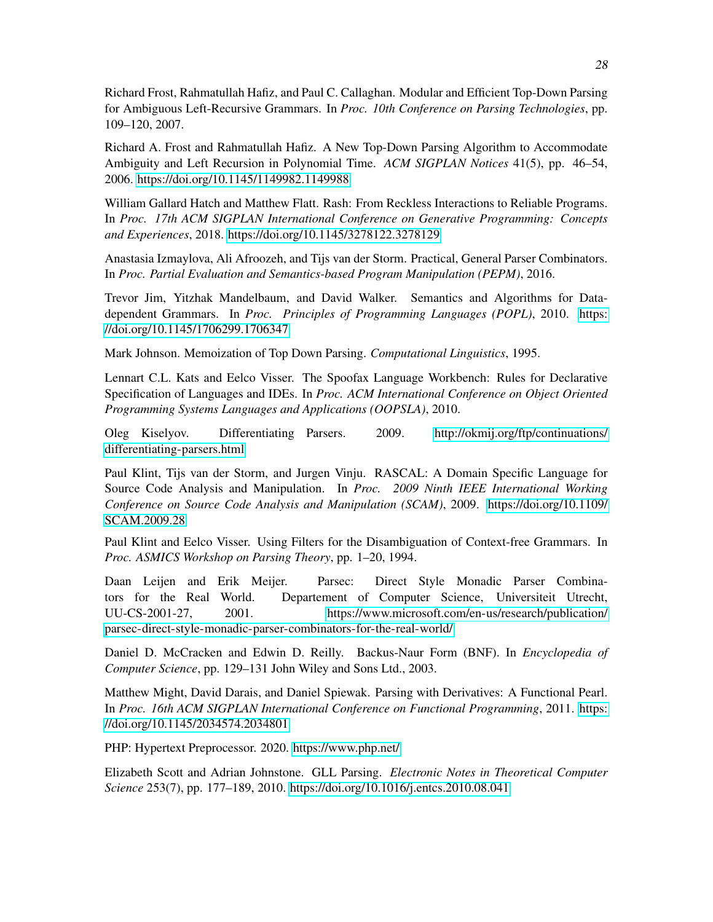Richard Frost, Rahmatullah Hafiz, and Paul C. Callaghan. Modular and Efficient Top-Down Parsing for Ambiguous Left-Recursive Grammars. In *Proc. 10th Conference on Parsing Technologies*, pp. 109–120, 2007.

Richard A. Frost and Rahmatullah Hafiz. A New Top-Down Parsing Algorithm to Accommodate Ambiguity and Left Recursion in Polynomial Time. *ACM SIGPLAN Notices* 41(5), pp. 46–54, 2006. https://doi.org/10.1145/1149982.1149988

William Gallard Hatch and Matthew Flatt. Rash: From Reckless Interactions to Reliable Programs. In *Proc. 17th ACM SIGPLAN International Conference on Generative Programming: Concepts and Experiences*, 2018. https://doi.org/10.1145/3278122.3278129

Anastasia Izmaylova, Ali Afroozeh, and Tijs van der Storm. Practical, General Parser Combinators. In *Proc. Partial Evaluation and Semantics-based Program Manipulation (PEPM)*, 2016.

Trevor Jim, Yitzhak Mandelbaum, and David Walker. Semantics and Algorithms for Data-dependent Grammars. In *Proc. Principles of Programming Languages (POPL)*, 2010. https://doi.org/10.1145/1706299.1706347

Mark Johnson. Memoization of Top Down Parsing. *Computational Linguistics*, 1995.

Lennart C.L. Kats and Eelco Visser. The Spoofax Language Workbench: Rules for Declarative Specification of Languages and IDEs. In *Proc. ACM International Conference on Object Oriented Programming Systems Languages and Applications (OOPSLA)*, 2010.

Oleg Kiselyov. Differentiating Parsers. 2009. http://okmij.org/ftp/continuations/differentiating-parsers.html

Paul Klint, Tijs van der Storm, and Jurgen Vinju. RASCAL: A Domain Specific Language for Source Code Analysis and Manipulation. In *Proc. 2009 Ninth IEEE International Working Conference on Source Code Analysis and Manipulation (SCAM)*, 2009. https://doi.org/10.1109/SCAM.2009.28

Paul Klint and Eelco Visser. Using Filters for the Disambiguation of Context-free Grammars. In *Proc. ASMICS Workshop on Parsing Theory*, pp. 1–20, 1994.

Daan Leijen and Erik Meijer. Parsec: Direct Style Monadic Parser Combinators for the Real World. Departement of Computer Science, Universiteit Utrecht, UU-CS-2001-27, 2001. https://www.microsoft.com/en-us/research/publication/parsec-direct-style-monadic-parser-combinators-for-the-real-world/

Daniel D. McCracken and Edwin D. Reilly. Backus-Naur Form (BNF). In *Encyclopedia of Computer Science*, pp. 129–131 John Wiley and Sons Ltd., 2003.

Matthew Might, David Darais, and Daniel Spiewak. Parsing with Derivatives: A Functional Pearl. In *Proc. 16th ACM SIGPLAN International Conference on Functional Programming*, 2011. https://doi.org/10.1145/2034574.2034801

PHP: Hypertext Preprocessor. 2020. https://www.php.net/

Elizabeth Scott and Adrian Johnstone. GLL Parsing. *Electronic Notes in Theoretical Computer Science* 253(7), pp. 177–189, 2010. https://doi.org/10.1016/j.entcs.2010.08.041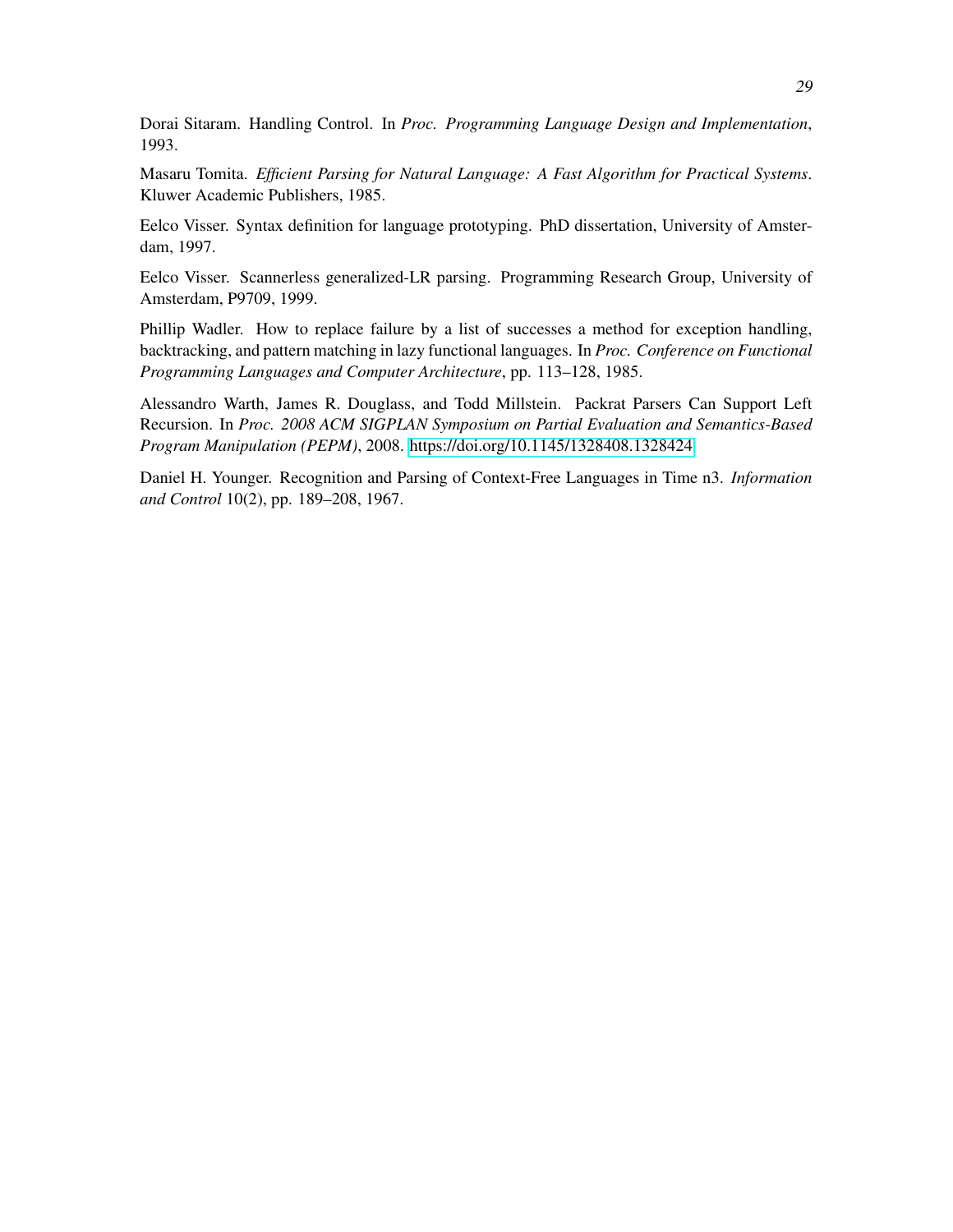Dorai Sitaram. Handling Control. In *Proc. Programming Language Design and Implementation*, 1993.

Masaru Tomita. *Efficient Parsing for Natural Language: A Fast Algorithm for Practical Systems*. Kluwer Academic Publishers, 1985.

Eelco Visser. Syntax definition for language prototyping. PhD dissertation, University of Amsterdam, 1997.

Eelco Visser. Scannerless generalized-LR parsing. Programming Research Group, University of Amsterdam, P9709, 1999.

Phillip Wadler. How to replace failure by a list of successes a method for exception handling, backtracking, and pattern matching in lazy functional languages. In *Proc. Conference on Functional Programming Languages and Computer Architecture*, pp. 113–128, 1985.

Alessandro Warth, James R. Douglass, and Todd Millstein. Packrat Parsers Can Support Left Recursion. In *Proc. 2008 ACM SIGPLAN Symposium on Partial Evaluation and Semantics-Based Program Manipulation (PEPM)*, 2008. https://doi.org/10.1145/1328408.1328424

Daniel H. Younger. Recognition and Parsing of Context-Free Languages in Time n3. *Information and Control* 10(2), pp. 189–208, 1967.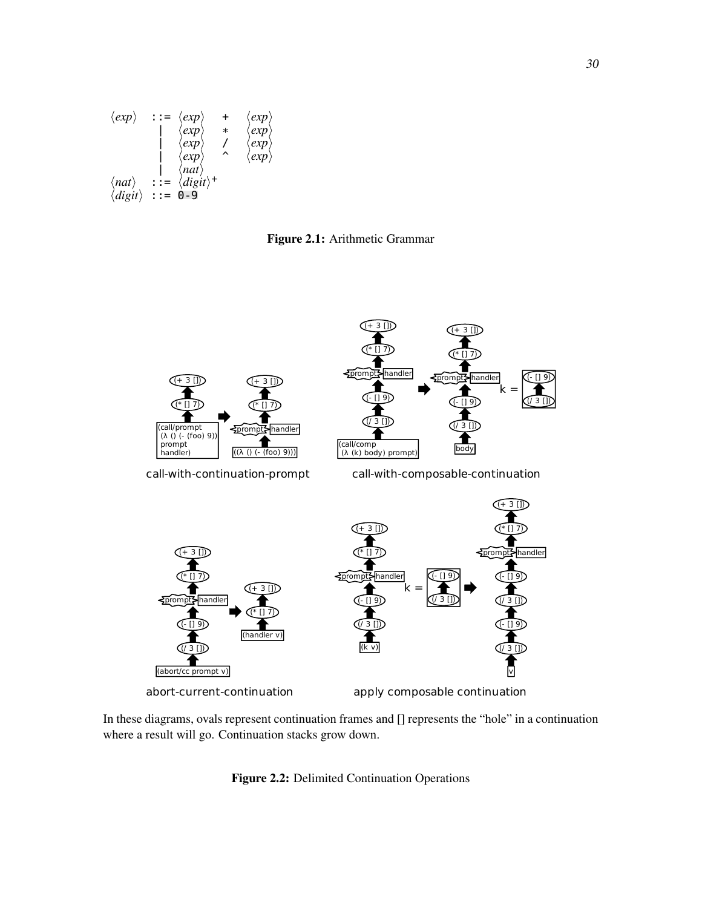```
⟨exp⟩   ::= ⟨exp⟩  +  ⟨exp⟩
          | ⟨exp⟩  *  ⟨exp⟩
          | ⟨exp⟩  /  ⟨exp⟩
          | ⟨exp⟩  ^  ⟨exp⟩
          | ⟨nat⟩
⟨nat⟩   ::= ⟨digit⟩+
⟨digit⟩ ::= 0-9
```

**Figure 2.1:** Arithmetic Grammar

In these diagrams, ovals represent continuation frames and [] represents the "hole" in a continuation where a result will go. Continuation stacks grow down.

**Figure 2.2:** Delimited Continuation Operations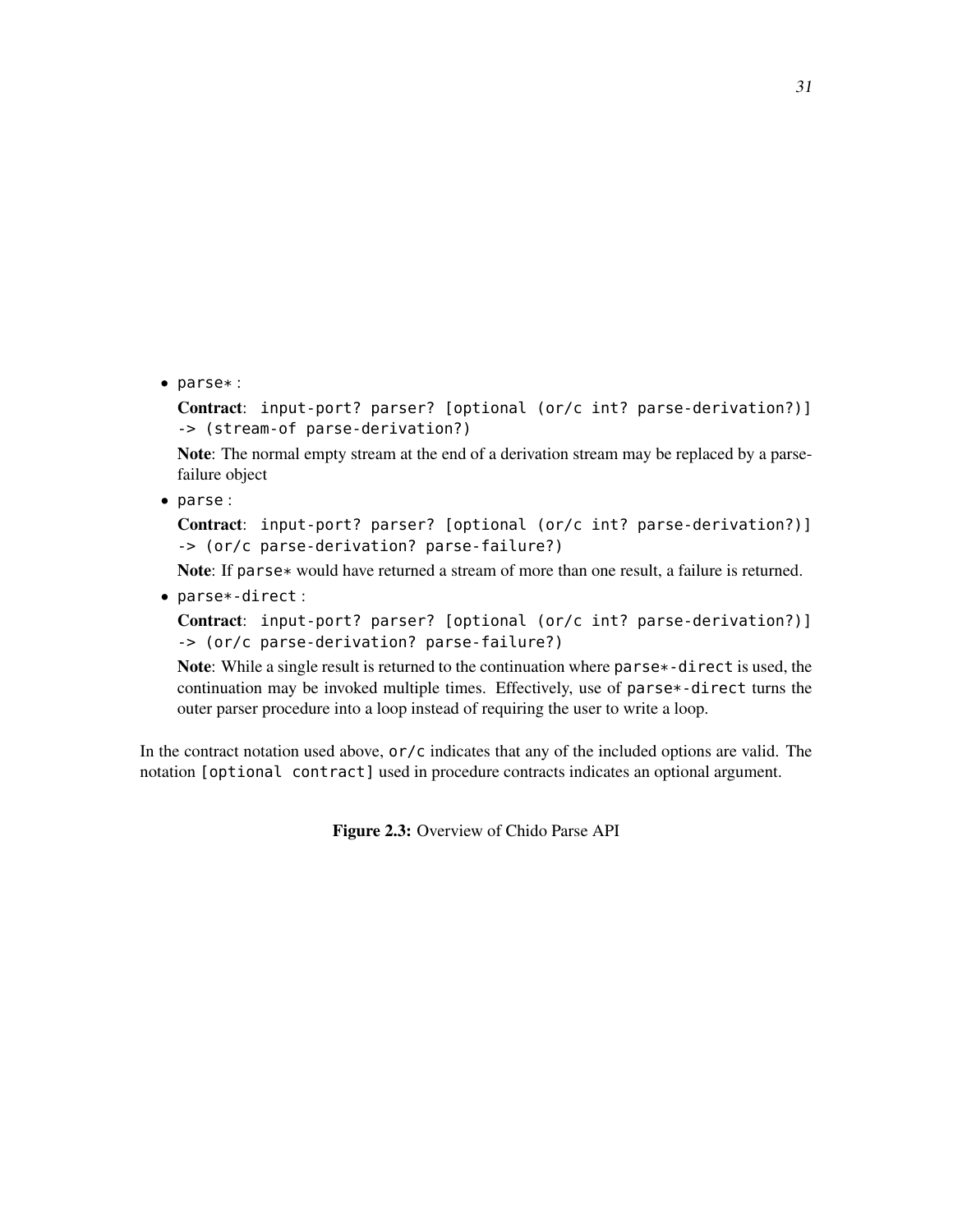- `parse*` :

  **Contract**: `input-port? parser? [optional (or/c int? parse-derivation?)] -> (stream-of parse-derivation?)`

  **Note**: The normal empty stream at the end of a derivation stream may be replaced by a parse-failure object

- `parse` :

  **Contract**: `input-port? parser? [optional (or/c int? parse-derivation?)] -> (or/c parse-derivation? parse-failure?)`

  **Note**: If `parse*` would have returned a stream of more than one result, a failure is returned.

- `parse*-direct` :

  **Contract**: `input-port? parser? [optional (or/c int? parse-derivation?)] -> (or/c parse-derivation? parse-failure?)`

  **Note**: While a single result is returned to the continuation where `parse*-direct` is used, the continuation may be invoked multiple times. Effectively, use of `parse*-direct` turns the outer parser procedure into a loop instead of requiring the user to write a loop.

In the contract notation used above, `or/c` indicates that any of the included options are valid. The notation `[optional contract]` used in procedure contracts indicates an optional argument.

**Figure 2.3:** Overview of Chido Parse API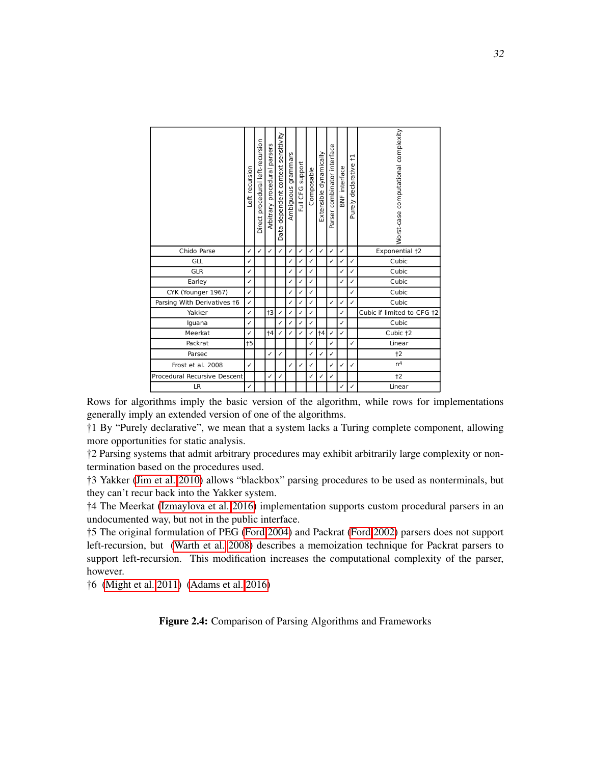| | Left recursion | Direct procedural left-recursion | Arbitrary procedural parsers | Data-dependent context sensitivity | Ambiguous grammars | Full CFG support | Composable | Extensible dynamically | Parser combinator interface | BNF interface | Purely declarative †1 | Worst-case computational complexity |
|---|---|---|---|---|---|---|---|---|---|---|---|---|
| Chido Parse | ✓ | ✓ | ✓ | ✓ | ✓ | ✓ | ✓ | ✓ | ✓ | ✓ | | Exponential †2 |
| GLL | ✓ | | | | ✓ | ✓ | ✓ | | ✓ | ✓ | ✓ | Cubic |
| GLR | ✓ | | | | ✓ | ✓ | ✓ | | | ✓ | ✓ | Cubic |
| Earley | ✓ | | | | ✓ | ✓ | ✓ | | | ✓ | ✓ | Cubic |
| CYK (Younger 1967) | ✓ | | | | ✓ | ✓ | ✓ | | | | ✓ | Cubic |
| Parsing With Derivatives †6 | ✓ | | | | ✓ | ✓ | ✓ | | ✓ | ✓ | ✓ | Cubic |
| Yakker | ✓ | | †3 | ✓ | ✓ | ✓ | ✓ | | | ✓ | | Cubic if limited to CFG †2 |
| Iguana | ✓ | | | ✓ | ✓ | ✓ | ✓ | | | ✓ | | Cubic |
| Meerkat | ✓ | | †4 | ✓ | ✓ | ✓ | ✓ | †4 | ✓ | ✓ | | Cubic †2 |
| Packrat | †5 | | | | | | ✓ | | ✓ | | ✓ | Linear |
| Parsec | | | ✓ | ✓ | | | ✓ | ✓ | ✓ | | | †2 |
| Frost et al. 2008 | ✓ | | | | ✓ | ✓ | ✓ | | ✓ | ✓ | ✓ | $n^4$ |
| Procedural Recursive Descent | | | ✓ | ✓ | | | ✓ | ✓ | ✓ | | | †2 |
| LR | ✓ | | | | | | | | | ✓ | ✓ | Linear |

Rows for algorithms imply the basic version of the algorithm, while rows for implementations generally imply an extended version of one of the algorithms.

†1 By "Purely declarative", we mean that a system lacks a Turing complete component, allowing more opportunities for static analysis.

†2 Parsing systems that admit arbitrary procedures may exhibit arbitrarily large complexity or non-termination based on the procedures used.

†3 Yakker (Jim et al. 2010) allows "blackbox" parsing procedures to be used as nonterminals, but they can't recur back into the Yakker system.

†4 The Meerkat (Izmaylova et al. 2016) implementation supports custom procedural parsers in an undocumented way, but not in the public interface.

†5 The original formulation of PEG (Ford 2004) and Packrat (Ford 2002) parsers does not support left-recursion, but (Warth et al. 2008) describes a memoization technique for Packrat parsers to support left-recursion. This modification increases the computational complexity of the parser, however.

†6 (Might et al. 2011) (Adams et al. 2016)

**Figure 2.4:** Comparison of Parsing Algorithms and Frameworks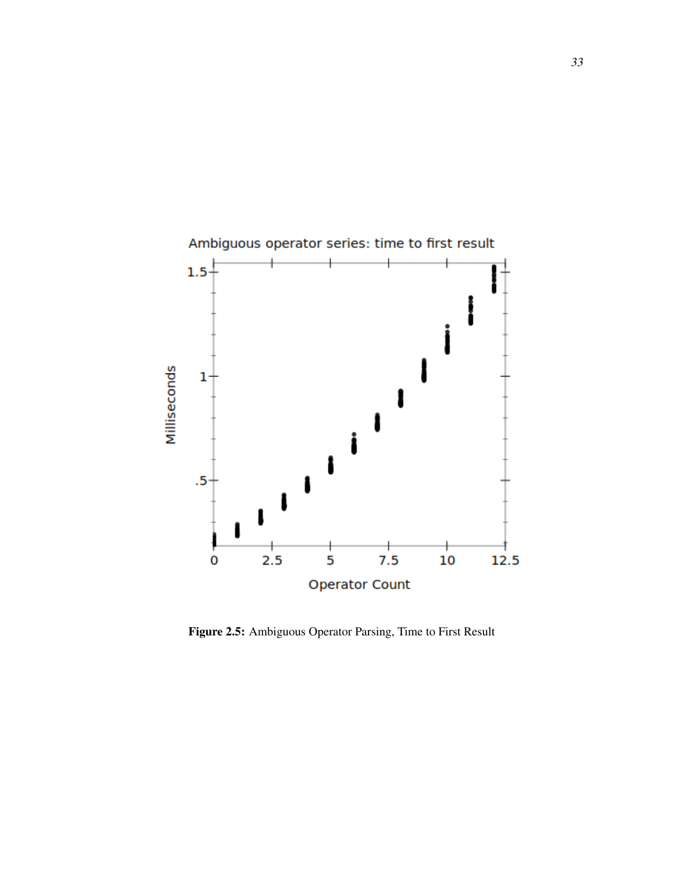**Figure 2.5:** Ambiguous Operator Parsing, Time to First Result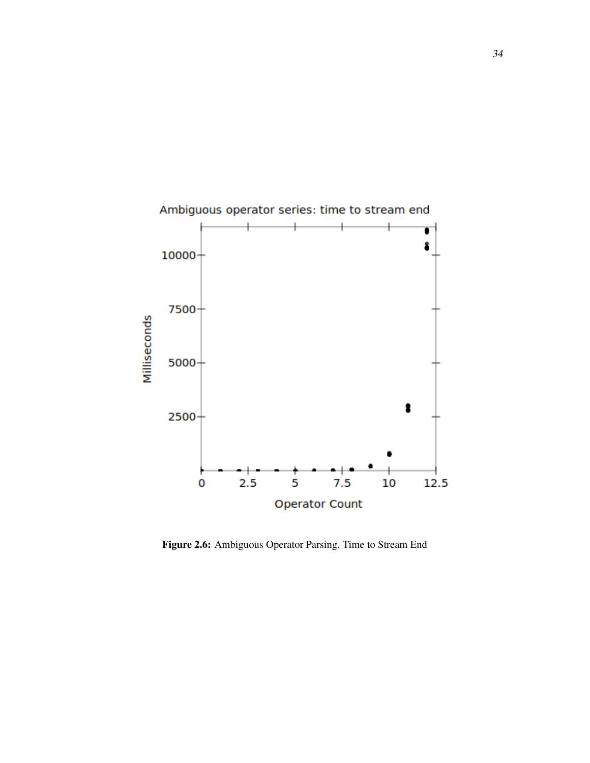Figure 2.6: Ambiguous Operator Parsing, Time to Stream End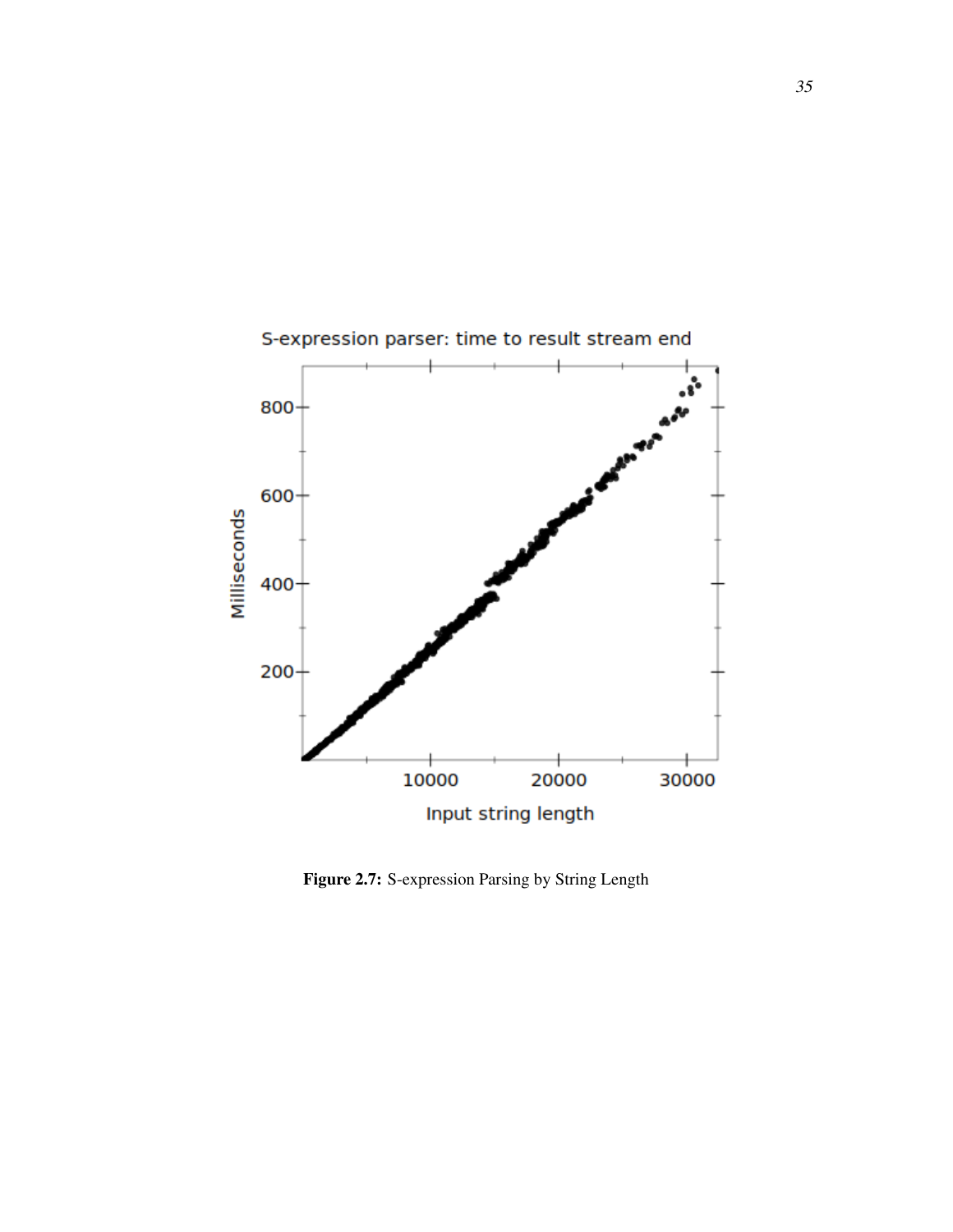**Figure 2.7:** S-expression Parsing by String Length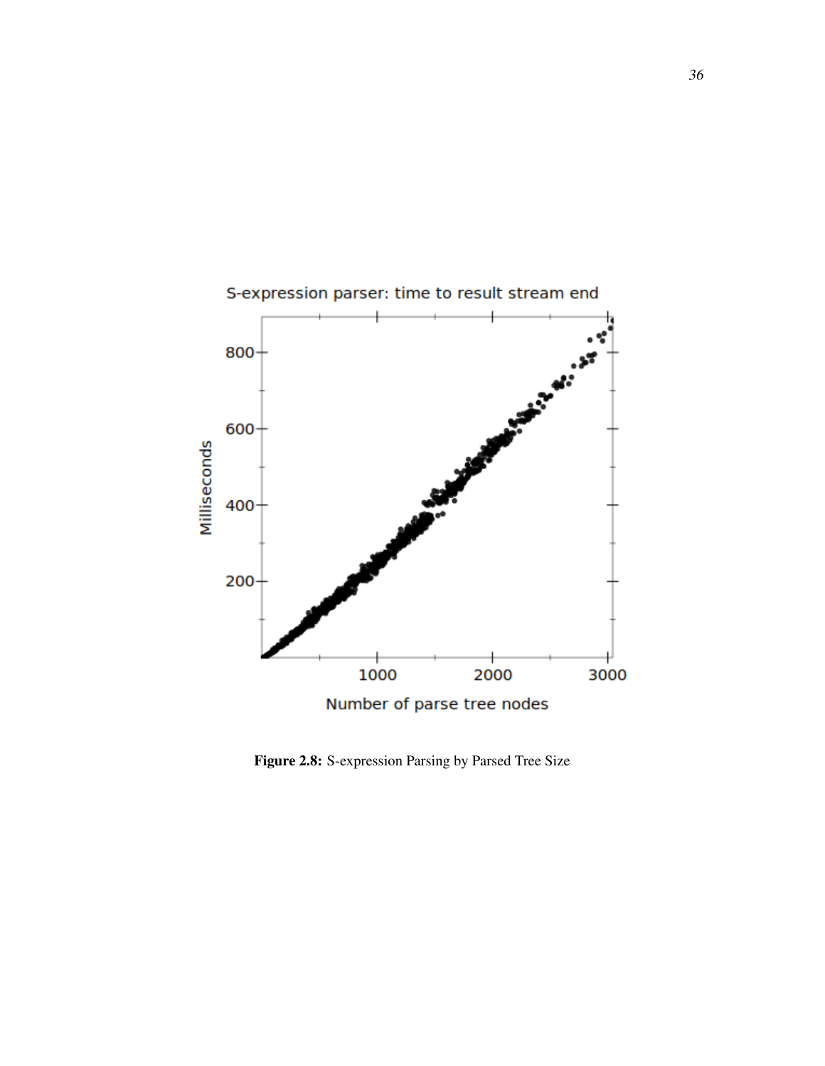Figure 2.8: S-expression Parsing by Parsed Tree Size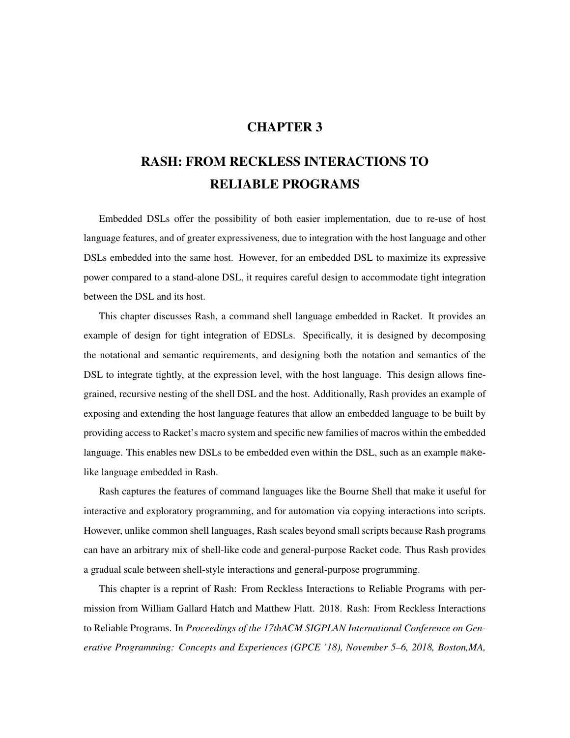# CHAPTER 3

# RASH: FROM RECKLESS INTERACTIONS TO RELIABLE PROGRAMS

Embedded DSLs offer the possibility of both easier implementation, due to re-use of host language features, and of greater expressiveness, due to integration with the host language and other DSLs embedded into the same host. However, for an embedded DSL to maximize its expressive power compared to a stand-alone DSL, it requires careful design to accommodate tight integration between the DSL and its host.

This chapter discusses Rash, a command shell language embedded in Racket. It provides an example of design for tight integration of EDSLs. Specifically, it is designed by decomposing the notational and semantic requirements, and designing both the notation and semantics of the DSL to integrate tightly, at the expression level, with the host language. This design allows fine-grained, recursive nesting of the shell DSL and the host. Additionally, Rash provides an example of exposing and extending the host language features that allow an embedded language to be built by providing access to Racket's macro system and specific new families of macros within the embedded language. This enables new DSLs to be embedded even within the DSL, such as an example `make`-like language embedded in Rash.

Rash captures the features of command languages like the Bourne Shell that make it useful for interactive and exploratory programming, and for automation via copying interactions into scripts. However, unlike common shell languages, Rash scales beyond small scripts because Rash programs can have an arbitrary mix of shell-like code and general-purpose Racket code. Thus Rash provides a gradual scale between shell-style interactions and general-purpose programming.

This chapter is a reprint of Rash: From Reckless Interactions to Reliable Programs with permission from William Gallard Hatch and Matthew Flatt. 2018. Rash: From Reckless Interactions to Reliable Programs. In *Proceedings of the 17thACM SIGPLAN International Conference on Generative Programming: Concepts and Experiences (GPCE '18), November 5–6, 2018, Boston,MA,*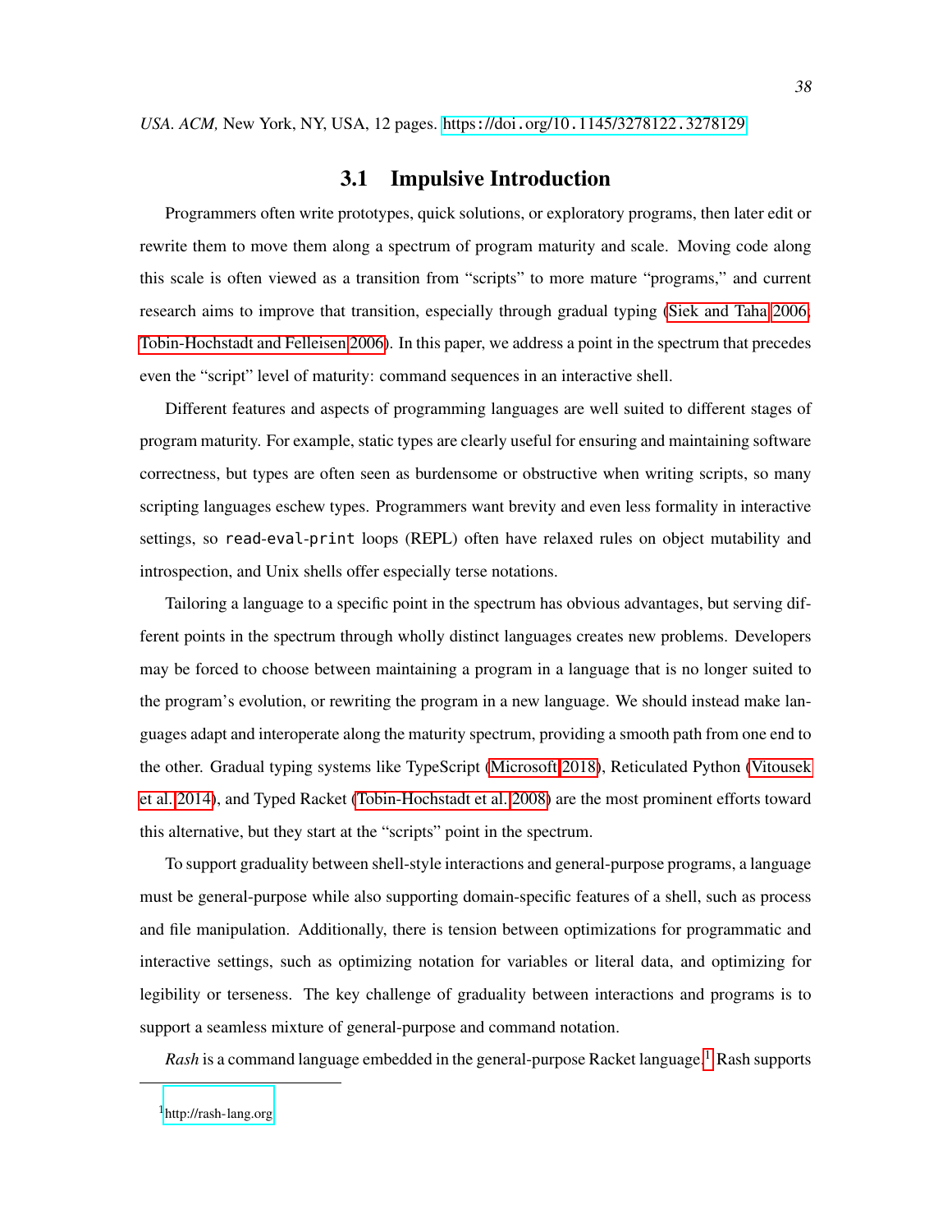*USA. ACM,* New York, NY, USA, 12 pages. https://doi.org/10.1145/3278122.3278129

## 3.1 Impulsive Introduction

Programmers often write prototypes, quick solutions, or exploratory programs, then later edit or rewrite them to move them along a spectrum of program maturity and scale. Moving code along this scale is often viewed as a transition from "scripts" to more mature "programs," and current research aims to improve that transition, especially through gradual typing (Siek and Taha 2006; Tobin-Hochstadt and Felleisen 2006). In this paper, we address a point in the spectrum that precedes even the "script" level of maturity: command sequences in an interactive shell.

Different features and aspects of programming languages are well suited to different stages of program maturity. For example, static types are clearly useful for ensuring and maintaining software correctness, but types are often seen as burdensome or obstructive when writing scripts, so many scripting languages eschew types. Programmers want brevity and even less formality in interactive settings, so `read-eval-print` loops (REPL) often have relaxed rules on object mutability and introspection, and Unix shells offer especially terse notations.

Tailoring a language to a specific point in the spectrum has obvious advantages, but serving different points in the spectrum through wholly distinct languages creates new problems. Developers may be forced to choose between maintaining a program in a language that is no longer suited to the program's evolution, or rewriting the program in a new language. We should instead make languages adapt and interoperate along the maturity spectrum, providing a smooth path from one end to the other. Gradual typing systems like TypeScript (Microsoft 2018), Reticulated Python (Vitousek et al. 2014), and Typed Racket (Tobin-Hochstadt et al. 2008) are the most prominent efforts toward this alternative, but they start at the "scripts" point in the spectrum.

To support graduality between shell-style interactions and general-purpose programs, a language must be general-purpose while also supporting domain-specific features of a shell, such as process and file manipulation. Additionally, there is tension between optimizations for programmatic and interactive settings, such as optimizing notation for variables or literal data, and optimizing for legibility or terseness. The key challenge of graduality between interactions and programs is to support a seamless mixture of general-purpose and command notation.

*Rash* is a command language embedded in the general-purpose Racket language.[1] Rash supports

[1] http://rash-lang.org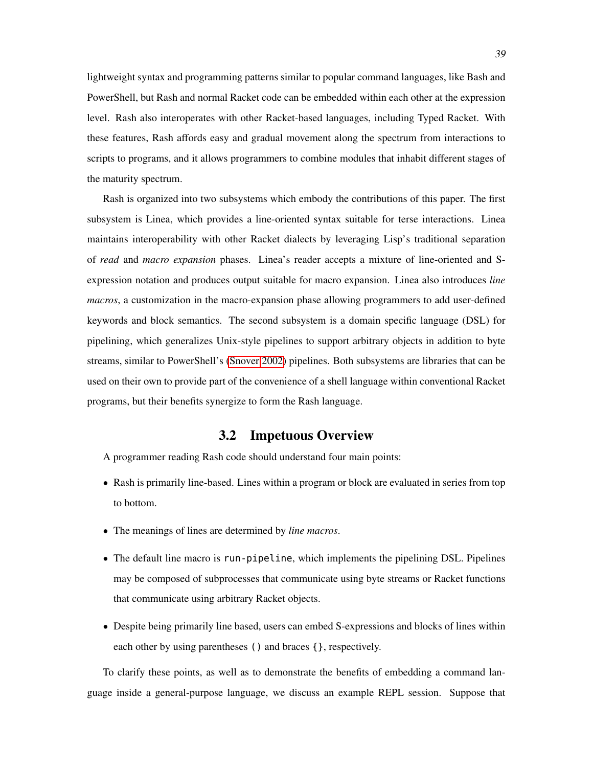lightweight syntax and programming patterns similar to popular command languages, like Bash and PowerShell, but Rash and normal Racket code can be embedded within each other at the expression level. Rash also interoperates with other Racket-based languages, including Typed Racket. With these features, Rash affords easy and gradual movement along the spectrum from interactions to scripts to programs, and it allows programmers to combine modules that inhabit different stages of the maturity spectrum.

Rash is organized into two subsystems which embody the contributions of this paper. The first subsystem is Linea, which provides a line-oriented syntax suitable for terse interactions. Linea maintains interoperability with other Racket dialects by leveraging Lisp's traditional separation of *read* and *macro expansion* phases. Linea's reader accepts a mixture of line-oriented and S-expression notation and produces output suitable for macro expansion. Linea also introduces *line macros*, a customization in the macro-expansion phase allowing programmers to add user-defined keywords and block semantics. The second subsystem is a domain specific language (DSL) for pipelining, which generalizes Unix-style pipelines to support arbitrary objects in addition to byte streams, similar to PowerShell's (Snover 2002) pipelines. Both subsystems are libraries that can be used on their own to provide part of the convenience of a shell language within conventional Racket programs, but their benefits synergize to form the Rash language.

## 3.2 Impetuous Overview

A programmer reading Rash code should understand four main points:

- Rash is primarily line-based. Lines within a program or block are evaluated in series from top to bottom.
- The meanings of lines are determined by *line macros*.
- The default line macro is `run-pipeline`, which implements the pipelining DSL. Pipelines may be composed of subprocesses that communicate using byte streams or Racket functions that communicate using arbitrary Racket objects.
- Despite being primarily line based, users can embed S-expressions and blocks of lines within each other by using parentheses `()` and braces `{}`, respectively.

To clarify these points, as well as to demonstrate the benefits of embedding a command language inside a general-purpose language, we discuss an example REPL session. Suppose that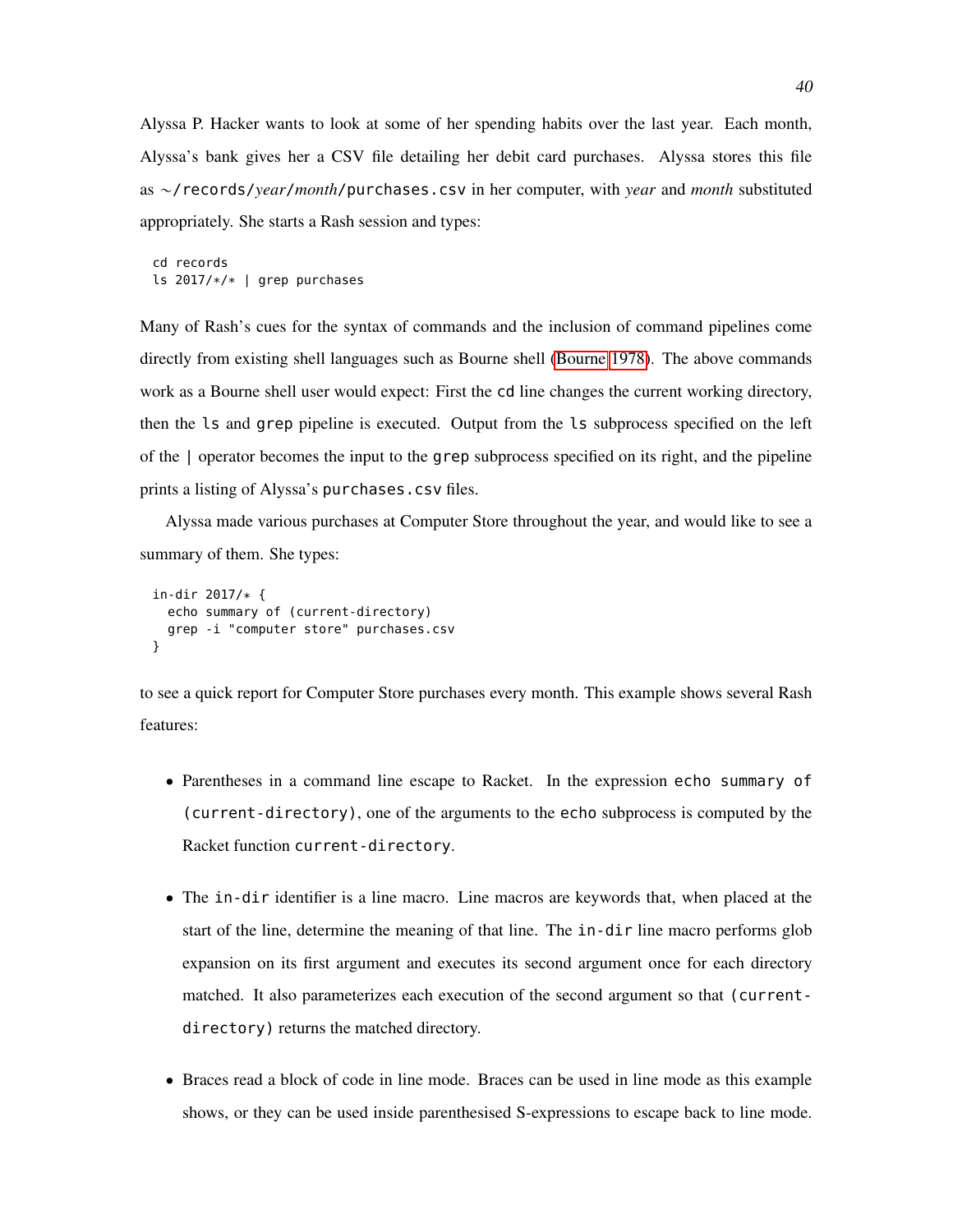Alyssa P. Hacker wants to look at some of her spending habits over the last year. Each month, Alyssa's bank gives her a CSV file detailing her debit card purchases. Alyssa stores this file as `~/records/`*year*`/`*month*`/purchases.csv` in her computer, with *year* and *month* substituted appropriately. She starts a Rash session and types:

```
cd records
ls 2017/*/* | grep purchases
```

Many of Rash's cues for the syntax of commands and the inclusion of command pipelines come directly from existing shell languages such as Bourne shell (Bourne 1978). The above commands work as a Bourne shell user would expect: First the `cd` line changes the current working directory, then the `ls` and `grep` pipeline is executed. Output from the `ls` subprocess specified on the left of the `|` operator becomes the input to the `grep` subprocess specified on its right, and the pipeline prints a listing of Alyssa's `purchases.csv` files.

Alyssa made various purchases at Computer Store throughout the year, and would like to see a summary of them. She types:

```
in-dir 2017/* {
  echo summary of (current-directory)
  grep -i "computer store" purchases.csv
}
```

to see a quick report for Computer Store purchases every month. This example shows several Rash features:

- Parentheses in a command line escape to Racket. In the expression `echo summary of (current-directory)`, one of the arguments to the `echo` subprocess is computed by the Racket function `current-directory`.

- The `in-dir` identifier is a line macro. Line macros are keywords that, when placed at the start of the line, determine the meaning of that line. The `in-dir` line macro performs glob expansion on its first argument and executes its second argument once for each directory matched. It also parameterizes each execution of the second argument so that `(current-directory)` returns the matched directory.

- Braces read a block of code in line mode. Braces can be used in line mode as this example shows, or they can be used inside parenthesised S-expressions to escape back to line mode.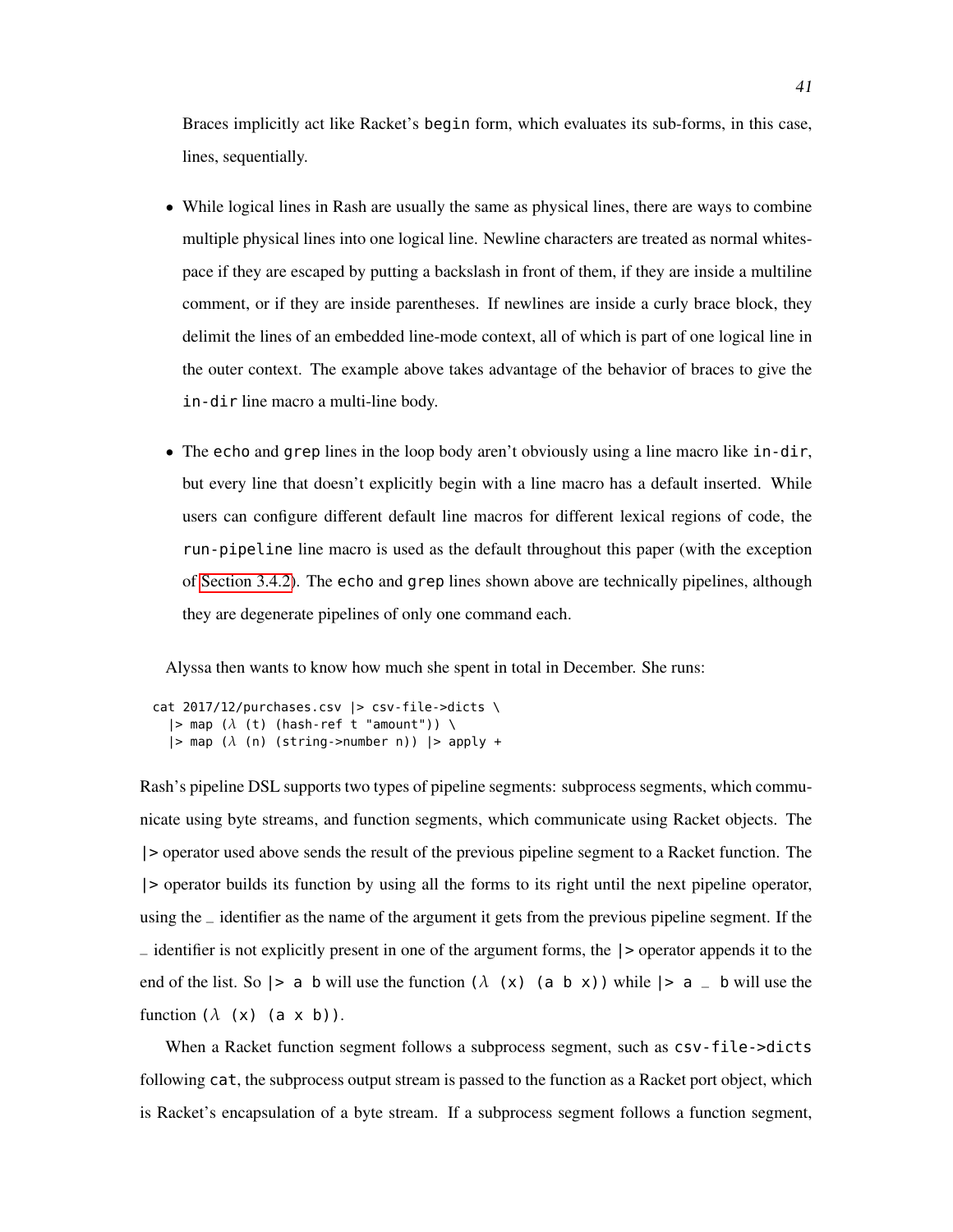Braces implicitly act like Racket's `begin` form, which evaluates its sub-forms, in this case, lines, sequentially.

- While logical lines in Rash are usually the same as physical lines, there are ways to combine multiple physical lines into one logical line. Newline characters are treated as normal whitespace if they are escaped by putting a backslash in front of them, if they are inside a multiline comment, or if they are inside parentheses. If newlines are inside a curly brace block, they delimit the lines of an embedded line-mode context, all of which is part of one logical line in the outer context. The example above takes advantage of the behavior of braces to give the `in-dir` line macro a multi-line body.

- The `echo` and `grep` lines in the loop body aren't obviously using a line macro like `in-dir`, but every line that doesn't explicitly begin with a line macro has a default inserted. While users can configure different default line macros for different lexical regions of code, the `run-pipeline` line macro is used as the default throughout this paper (with the exception of Section 3.4.2). The `echo` and `grep` lines shown above are technically pipelines, although they are degenerate pipelines of only one command each.

Alyssa then wants to know how much she spent in total in December. She runs:

```
cat 2017/12/purchases.csv |> csv-file->dicts \
  |> map (λ (t) (hash-ref t "amount")) \
  |> map (λ (n) (string->number n)) |> apply +
```

Rash's pipeline DSL supports two types of pipeline segments: subprocess segments, which communicate using byte streams, and function segments, which communicate using Racket objects. The `|>` operator used above sends the result of the previous pipeline segment to a Racket function. The `|>` operator builds its function by using all the forms to its right until the next pipeline operator, using the `_` identifier as the name of the argument it gets from the previous pipeline segment. If the `_` identifier is not explicitly present in one of the argument forms, the `|>` operator appends it to the end of the list. So `|> a b` will use the function `(λ (x) (a b x))` while `|> a _ b` will use the function `(λ (x) (a x b))`.

When a Racket function segment follows a subprocess segment, such as `csv-file->dicts` following `cat`, the subprocess output stream is passed to the function as a Racket port object, which is Racket's encapsulation of a byte stream. If a subprocess segment follows a function segment,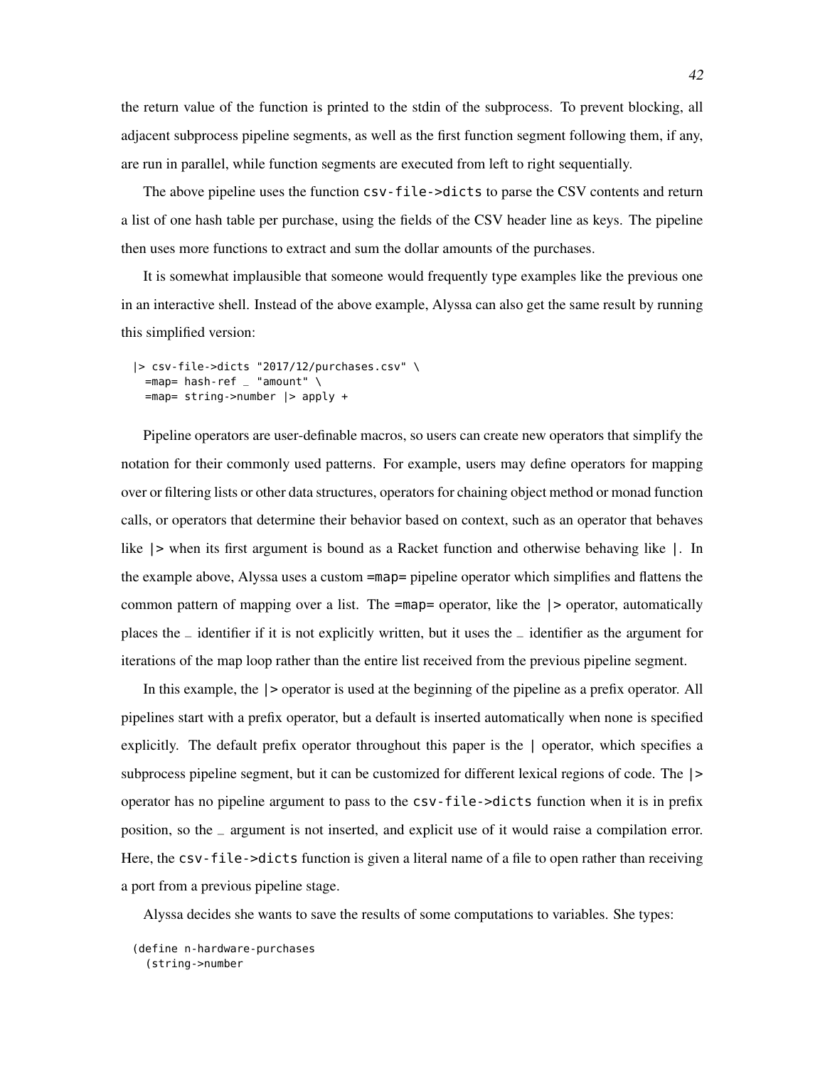the return value of the function is printed to the stdin of the subprocess. To prevent blocking, all adjacent subprocess pipeline segments, as well as the first function segment following them, if any, are run in parallel, while function segments are executed from left to right sequentially.

The above pipeline uses the function `csv-file->dicts` to parse the CSV contents and return a list of one hash table per purchase, using the fields of the CSV header line as keys. The pipeline then uses more functions to extract and sum the dollar amounts of the purchases.

It is somewhat implausible that someone would frequently type examples like the previous one in an interactive shell. Instead of the above example, Alyssa can also get the same result by running this simplified version:

```
|> csv-file->dicts "2017/12/purchases.csv" \
  =map= hash-ref _ "amount" \
  =map= string->number |> apply +
```

Pipeline operators are user-definable macros, so users can create new operators that simplify the notation for their commonly used patterns. For example, users may define operators for mapping over or filtering lists or other data structures, operators for chaining object method or monad function calls, or operators that determine their behavior based on context, such as an operator that behaves like `|>` when its first argument is bound as a Racket function and otherwise behaving like `|`. In the example above, Alyssa uses a custom `=map=` pipeline operator which simplifies and flattens the common pattern of mapping over a list. The `=map=` operator, like the `|>` operator, automatically places the _ identifier if it is not explicitly written, but it uses the _ identifier as the argument for iterations of the map loop rather than the entire list received from the previous pipeline segment.

In this example, the `|>` operator is used at the beginning of the pipeline as a prefix operator. All pipelines start with a prefix operator, but a default is inserted automatically when none is specified explicitly. The default prefix operator throughout this paper is the `|` operator, which specifies a subprocess pipeline segment, but it can be customized for different lexical regions of code. The `|>` operator has no pipeline argument to pass to the `csv-file->dicts` function when it is in prefix position, so the _ argument is not inserted, and explicit use of it would raise a compilation error. Here, the `csv-file->dicts` function is given a literal name of a file to open rather than receiving a port from a previous pipeline stage.

Alyssa decides she wants to save the results of some computations to variables. She types:

```
(define n-hardware-purchases
  (string->number
```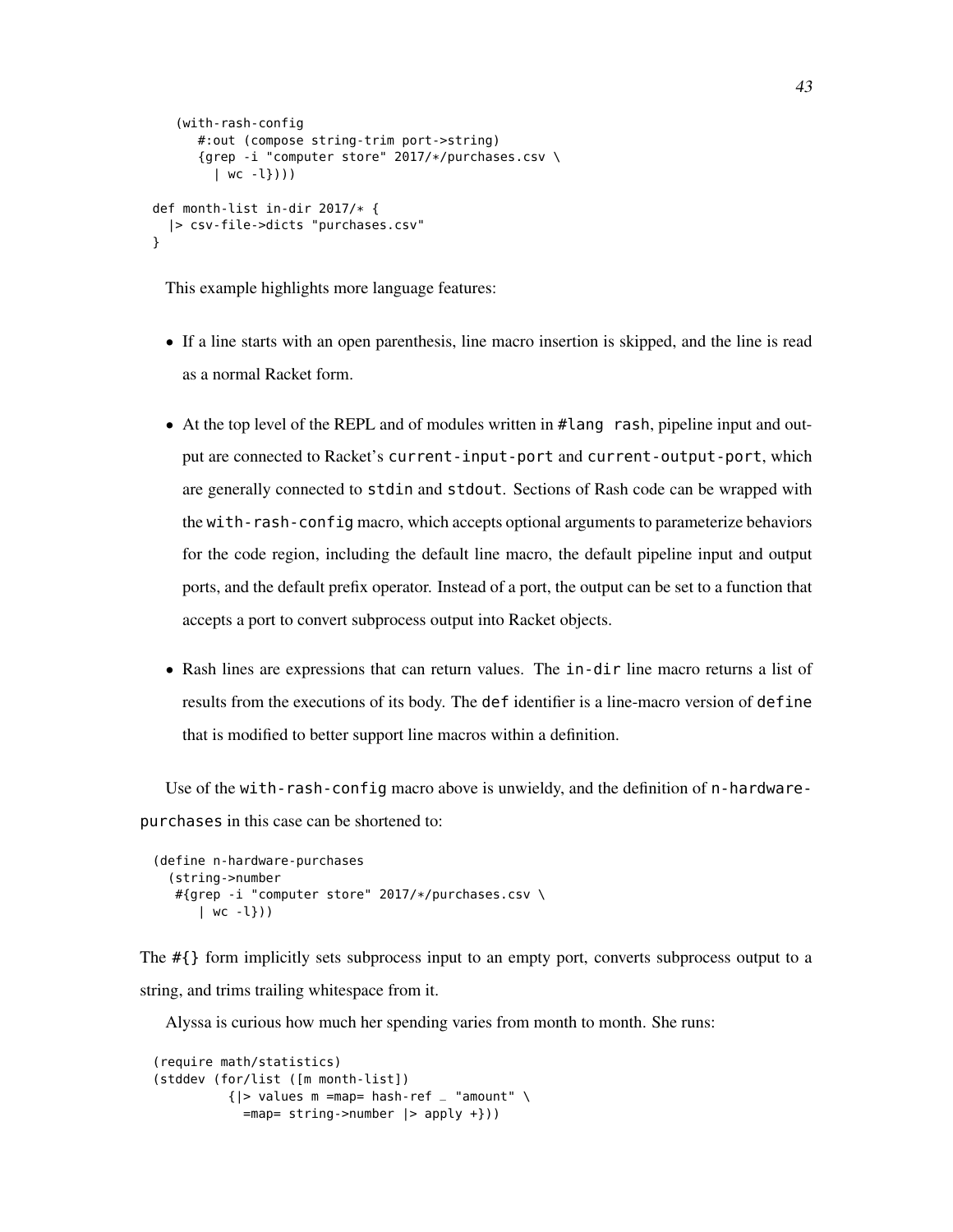```
    (with-rash-config
       #:out (compose string-trim port->string)
       {grep -i "computer store" 2017/*/purchases.csv \
         | wc -l})))

def month-list in-dir 2017/* {
  |> csv-file->dicts "purchases.csv"
}
```

This example highlights more language features:

- If a line starts with an open parenthesis, line macro insertion is skipped, and the line is read as a normal Racket form.
- At the top level of the REPL and of modules written in `#lang rash`, pipeline input and output are connected to Racket's `current-input-port` and `current-output-port`, which are generally connected to `stdin` and `stdout`. Sections of Rash code can be wrapped with the `with-rash-config` macro, which accepts optional arguments to parameterize behaviors for the code region, including the default line macro, the default pipeline input and output ports, and the default prefix operator. Instead of a port, the output can be set to a function that accepts a port to convert subprocess output into Racket objects.
- Rash lines are expressions that can return values. The `in-dir` line macro returns a list of results from the executions of its body. The `def` identifier is a line-macro version of `define` that is modified to better support line macros within a definition.

Use of the `with-rash-config` macro above is unwieldy, and the definition of `n-hardware-purchases` in this case can be shortened to:

```
(define n-hardware-purchases
  (string->number
   #{grep -i "computer store" 2017/*/purchases.csv \
      | wc -l}))
```

The `#{}` form implicitly sets subprocess input to an empty port, converts subprocess output to a string, and trims trailing whitespace from it.

Alyssa is curious how much her spending varies from month to month. She runs:

```
(require math/statistics)
(stddev (for/list ([m month-list])
          {|> values m =map= hash-ref _ "amount" \
            =map= string->number |> apply +}))
```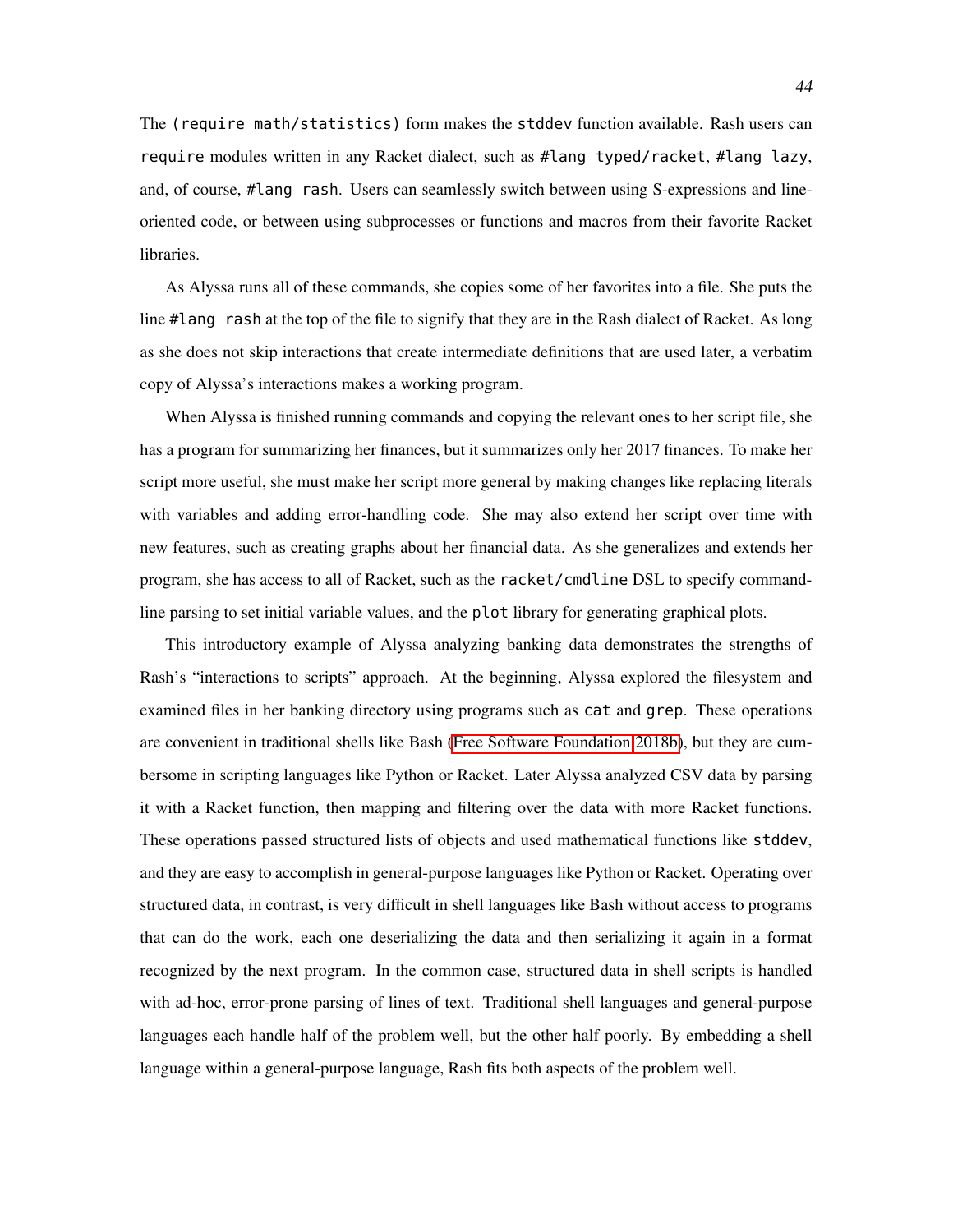The (require math/statistics) form makes the stddev function available. Rash users can require modules written in any Racket dialect, such as #lang typed/racket, #lang lazy, and, of course, #lang rash. Users can seamlessly switch between using S-expressions and line-oriented code, or between using subprocesses or functions and macros from their favorite Racket libraries.

As Alyssa runs all of these commands, she copies some of her favorites into a file. She puts the line #lang rash at the top of the file to signify that they are in the Rash dialect of Racket. As long as she does not skip interactions that create intermediate definitions that are used later, a verbatim copy of Alyssa's interactions makes a working program.

When Alyssa is finished running commands and copying the relevant ones to her script file, she has a program for summarizing her finances, but it summarizes only her 2017 finances. To make her script more useful, she must make her script more general by making changes like replacing literals with variables and adding error-handling code. She may also extend her script over time with new features, such as creating graphs about her financial data. As she generalizes and extends her program, she has access to all of Racket, such as the racket/cmdline DSL to specify command-line parsing to set initial variable values, and the plot library for generating graphical plots.

This introductory example of Alyssa analyzing banking data demonstrates the strengths of Rash's "interactions to scripts" approach. At the beginning, Alyssa explored the filesystem and examined files in her banking directory using programs such as cat and grep. These operations are convenient in traditional shells like Bash (Free Software Foundation 2018b), but they are cumbersome in scripting languages like Python or Racket. Later Alyssa analyzed CSV data by parsing it with a Racket function, then mapping and filtering over the data with more Racket functions. These operations passed structured lists of objects and used mathematical functions like stddev, and they are easy to accomplish in general-purpose languages like Python or Racket. Operating over structured data, in contrast, is very difficult in shell languages like Bash without access to programs that can do the work, each one deserializing the data and then serializing it again in a format recognized by the next program. In the common case, structured data in shell scripts is handled with ad-hoc, error-prone parsing of lines of text. Traditional shell languages and general-purpose languages each handle half of the problem well, but the other half poorly. By embedding a shell language within a general-purpose language, Rash fits both aspects of the problem well.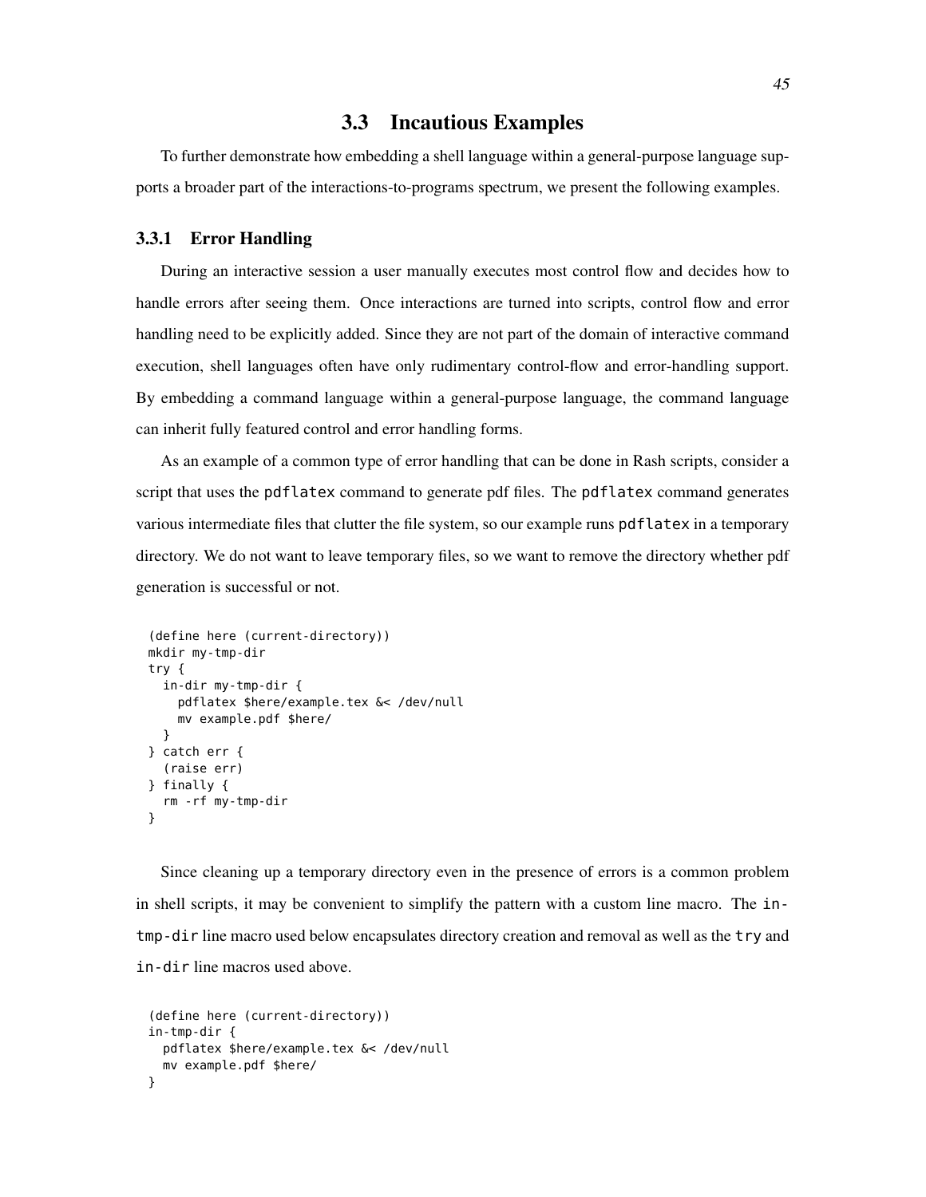## 3.3 Incautious Examples

To further demonstrate how embedding a shell language within a general-purpose language supports a broader part of the interactions-to-programs spectrum, we present the following examples.

### 3.3.1 Error Handling

During an interactive session a user manually executes most control flow and decides how to handle errors after seeing them. Once interactions are turned into scripts, control flow and error handling need to be explicitly added. Since they are not part of the domain of interactive command execution, shell languages often have only rudimentary control-flow and error-handling support. By embedding a command language within a general-purpose language, the command language can inherit fully featured control and error handling forms.

As an example of a common type of error handling that can be done in Rash scripts, consider a script that uses the `pdflatex` command to generate pdf files. The `pdflatex` command generates various intermediate files that clutter the file system, so our example runs `pdflatex` in a temporary directory. We do not want to leave temporary files, so we want to remove the directory whether pdf generation is successful or not.

```
(define here (current-directory))
mkdir my-tmp-dir
try {
  in-dir my-tmp-dir {
    pdflatex $here/example.tex &< /dev/null
    mv example.pdf $here/
  }
} catch err {
  (raise err)
} finally {
  rm -rf my-tmp-dir
}
```

Since cleaning up a temporary directory even in the presence of errors is a common problem in shell scripts, it may be convenient to simplify the pattern with a custom line macro. The `in-tmp-dir` line macro used below encapsulates directory creation and removal as well as the `try` and `in-dir` line macros used above.

```
(define here (current-directory))
in-tmp-dir {
  pdflatex $here/example.tex &< /dev/null
  mv example.pdf $here/
}
```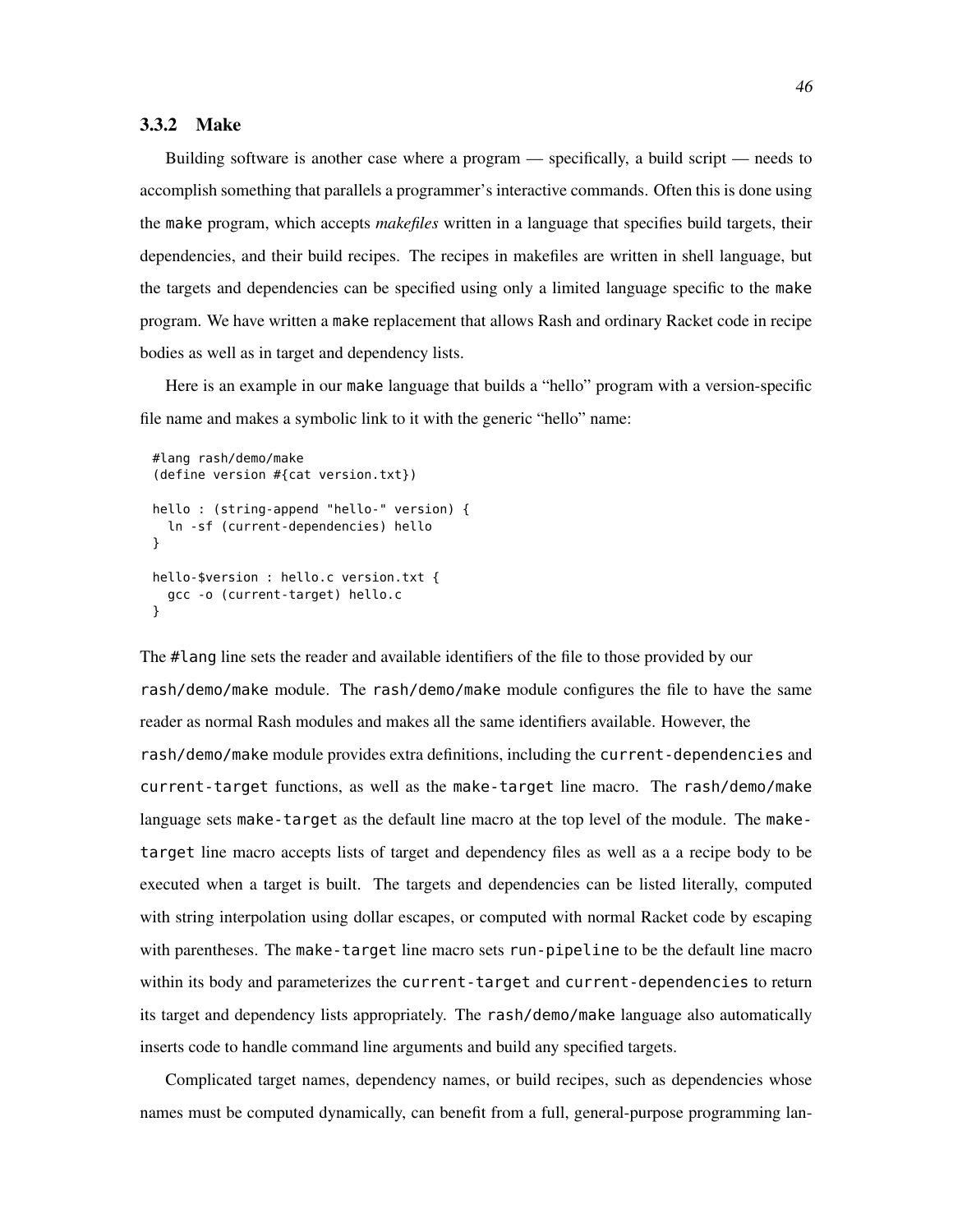### 3.3.2 Make

Building software is another case where a program — specifically, a build script — needs to accomplish something that parallels a programmer's interactive commands. Often this is done using the `make` program, which accepts *makefiles* written in a language that specifies build targets, their dependencies, and their build recipes. The recipes in makefiles are written in shell language, but the targets and dependencies can be specified using only a limited language specific to the `make` program. We have written a `make` replacement that allows Rash and ordinary Racket code in recipe bodies as well as in target and dependency lists.

Here is an example in our `make` language that builds a "hello" program with a version-specific file name and makes a symbolic link to it with the generic "hello" name:

```
#lang rash/demo/make
(define version #{cat version.txt})

hello : (string-append "hello-" version) {
  ln -sf (current-dependencies) hello
}

hello-$version : hello.c version.txt {
  gcc -o (current-target) hello.c
}
```

The `#lang` line sets the reader and available identifiers of the file to those provided by our `rash/demo/make` module. The `rash/demo/make` module configures the file to have the same reader as normal Rash modules and makes all the same identifiers available. However, the `rash/demo/make` module provides extra definitions, including the `current-dependencies` and `current-target` functions, as well as the `make-target` line macro. The `rash/demo/make` language sets `make-target` as the default line macro at the top level of the module. The `make-target` line macro accepts lists of target and dependency files as well as a a recipe body to be executed when a target is built. The targets and dependencies can be listed literally, computed with string interpolation using dollar escapes, or computed with normal Racket code by escaping with parentheses. The `make-target` line macro sets `run-pipeline` to be the default line macro within its body and parameterizes the `current-target` and `current-dependencies` to return its target and dependency lists appropriately. The `rash/demo/make` language also automatically inserts code to handle command line arguments and build any specified targets.

Complicated target names, dependency names, or build recipes, such as dependencies whose names must be computed dynamically, can benefit from a full, general-purpose programming lan-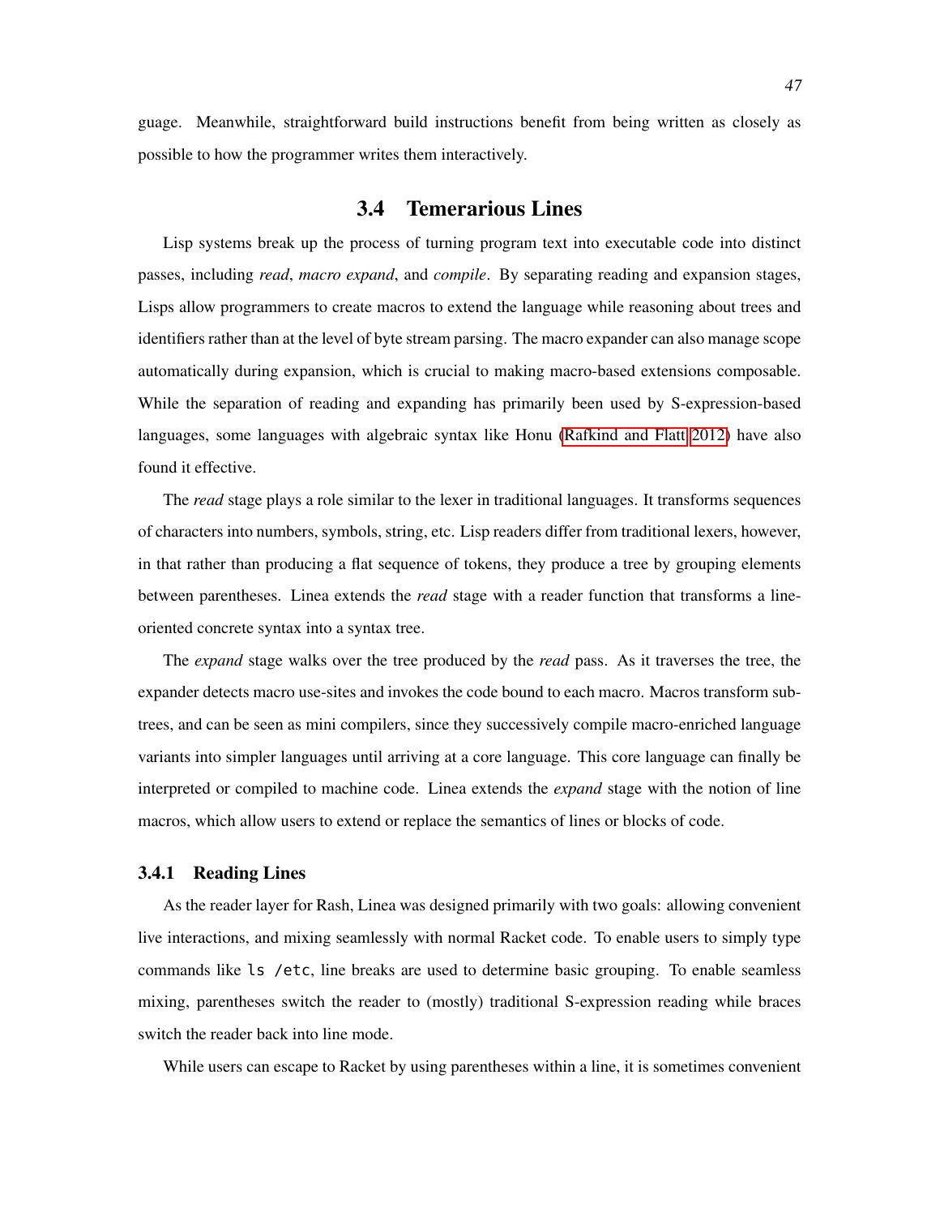guage. Meanwhile, straightforward build instructions benefit from being written as closely as possible to how the programmer writes them interactively.

## 3.4 Temerarious Lines

Lisp systems break up the process of turning program text into executable code into distinct passes, including *read*, *macro expand*, and *compile*. By separating reading and expansion stages, Lisps allow programmers to create macros to extend the language while reasoning about trees and identifiers rather than at the level of byte stream parsing. The macro expander can also manage scope automatically during expansion, which is crucial to making macro-based extensions composable. While the separation of reading and expanding has primarily been used by S-expression-based languages, some languages with algebraic syntax like Honu (Rafkind and Flatt 2012) have also found it effective.

The *read* stage plays a role similar to the lexer in traditional languages. It transforms sequences of characters into numbers, symbols, string, etc. Lisp readers differ from traditional lexers, however, in that rather than producing a flat sequence of tokens, they produce a tree by grouping elements between parentheses. Linea extends the *read* stage with a reader function that transforms a line-oriented concrete syntax into a syntax tree.

The *expand* stage walks over the tree produced by the *read* pass. As it traverses the tree, the expander detects macro use-sites and invokes the code bound to each macro. Macros transform subtrees, and can be seen as mini compilers, since they successively compile macro-enriched language variants into simpler languages until arriving at a core language. This core language can finally be interpreted or compiled to machine code. Linea extends the *expand* stage with the notion of line macros, which allow users to extend or replace the semantics of lines or blocks of code.

### 3.4.1 Reading Lines

As the reader layer for Rash, Linea was designed primarily with two goals: allowing convenient live interactions, and mixing seamlessly with normal Racket code. To enable users to simply type commands like `ls /etc`, line breaks are used to determine basic grouping. To enable seamless mixing, parentheses switch the reader to (mostly) traditional S-expression reading while braces switch the reader back into line mode.

While users can escape to Racket by using parentheses within a line, it is sometimes convenient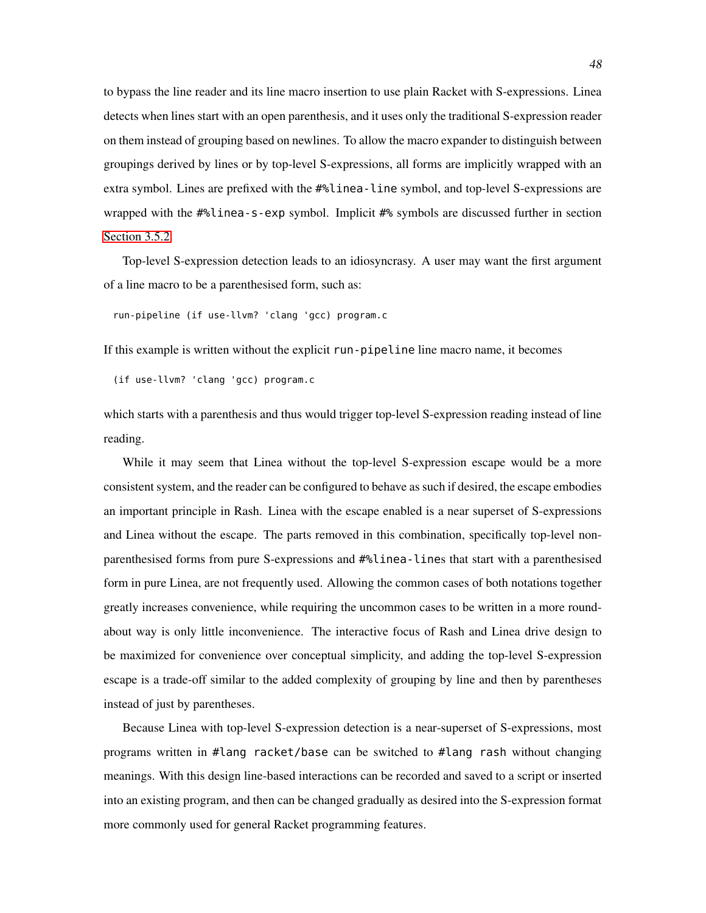to bypass the line reader and its line macro insertion to use plain Racket with S-expressions. Linea detects when lines start with an open parenthesis, and it uses only the traditional S-expression reader on them instead of grouping based on newlines. To allow the macro expander to distinguish between groupings derived by lines or by top-level S-expressions, all forms are implicitly wrapped with an extra symbol. Lines are prefixed with the `#%linea-line` symbol, and top-level S-expressions are wrapped with the `#%linea-s-exp` symbol. Implicit `#%` symbols are discussed further in section Section 3.5.2.

Top-level S-expression detection leads to an idiosyncrasy. A user may want the first argument of a line macro to be a parenthesised form, such as:

```
run-pipeline (if use-llvm? 'clang 'gcc) program.c
```

If this example is written without the explicit `run-pipeline` line macro name, it becomes

```
(if use-llvm? 'clang 'gcc) program.c
```

which starts with a parenthesis and thus would trigger top-level S-expression reading instead of line reading.

While it may seem that Linea without the top-level S-expression escape would be a more consistent system, and the reader can be configured to behave as such if desired, the escape embodies an important principle in Rash. Linea with the escape enabled is a near superset of S-expressions and Linea without the escape. The parts removed in this combination, specifically top-level non-parenthesised forms from pure S-expressions and `#%linea-line`s that start with a parenthesised form in pure Linea, are not frequently used. Allowing the common cases of both notations together greatly increases convenience, while requiring the uncommon cases to be written in a more round-about way is only little inconvenience. The interactive focus of Rash and Linea drive design to be maximized for convenience over conceptual simplicity, and adding the top-level S-expression escape is a trade-off similar to the added complexity of grouping by line and then by parentheses instead of just by parentheses.

Because Linea with top-level S-expression detection is a near-superset of S-expressions, most programs written in `#lang racket/base` can be switched to `#lang rash` without changing meanings. With this design line-based interactions can be recorded and saved to a script or inserted into an existing program, and then can be changed gradually as desired into the S-expression format more commonly used for general Racket programming features.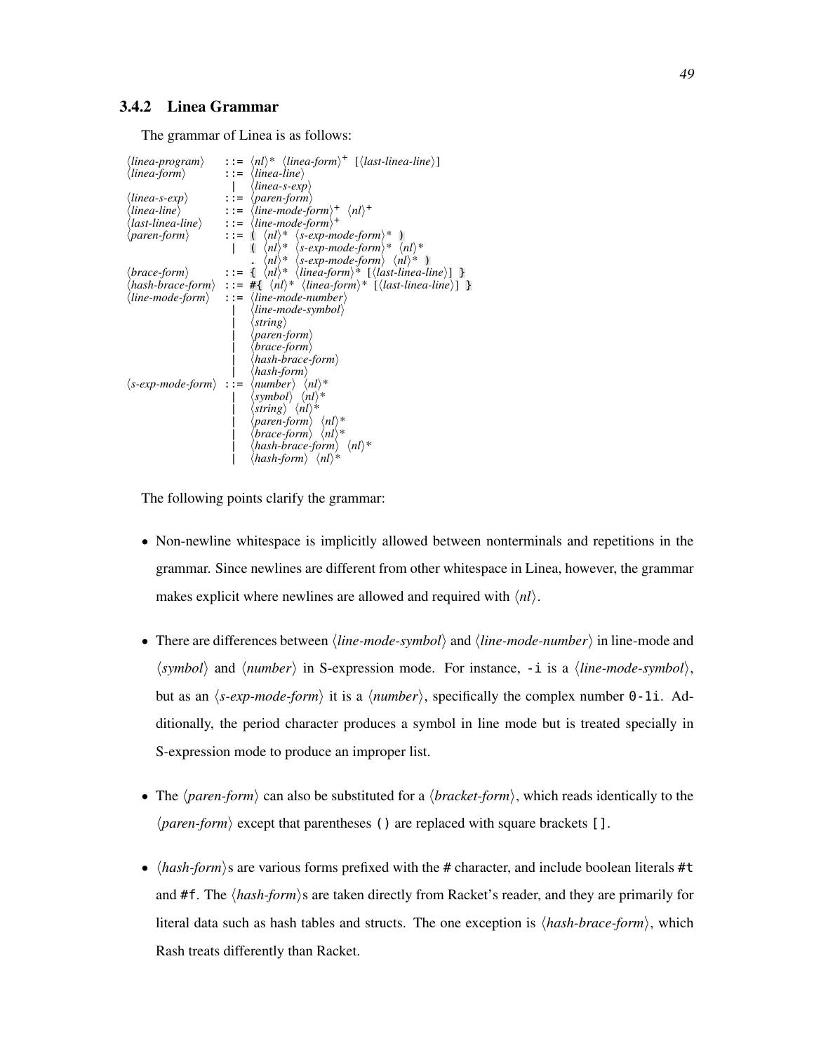### 3.4.2 Linea Grammar

The grammar of Linea is as follows:

```
⟨linea-program⟩    ::= ⟨nl⟩* ⟨linea-form⟩+ [⟨last-linea-line⟩]
⟨linea-form⟩       ::= ⟨linea-line⟩
                     | ⟨linea-s-exp⟩
⟨linea-s-exp⟩      ::= ⟨paren-form⟩
⟨linea-line⟩       ::= ⟨line-mode-form⟩+ ⟨nl⟩+
⟨last-linea-line⟩  ::= ⟨line-mode-form⟩+
⟨paren-form⟩       ::= ( ⟨nl⟩* ⟨s-exp-mode-form⟩* )
                     | ( ⟨nl⟩* ⟨s-exp-mode-form⟩* ⟨nl⟩*
                       . ⟨nl⟩* ⟨s-exp-mode-form⟩ ⟨nl⟩* )
⟨brace-form⟩       ::= { ⟨nl⟩* ⟨linea-form⟩* [⟨last-linea-line⟩] }
⟨hash-brace-form⟩  ::= #{ ⟨nl⟩* ⟨linea-form⟩* [⟨last-linea-line⟩] }
⟨line-mode-form⟩   ::= ⟨line-mode-number⟩
                     | ⟨line-mode-symbol⟩
                     | ⟨string⟩
                     | ⟨paren-form⟩
                     | ⟨brace-form⟩
                     | ⟨hash-brace-form⟩
                     | ⟨hash-form⟩
⟨s-exp-mode-form⟩  ::= ⟨number⟩ ⟨nl⟩*
                     | ⟨symbol⟩ ⟨nl⟩*
                     | ⟨string⟩ ⟨nl⟩*
                     | ⟨paren-form⟩ ⟨nl⟩*
                     | ⟨brace-form⟩ ⟨nl⟩*
                     | ⟨hash-brace-form⟩ ⟨nl⟩*
                     | ⟨hash-form⟩ ⟨nl⟩*
```

The following points clarify the grammar:

- Non-newline whitespace is implicitly allowed between nonterminals and repetitions in the grammar. Since newlines are different from other whitespace in Linea, however, the grammar makes explicit where newlines are allowed and required with ⟨*nl*⟩.

- There are differences between ⟨*line-mode-symbol*⟩ and ⟨*line-mode-number*⟩ in line-mode and ⟨*symbol*⟩ and ⟨*number*⟩ in S-expression mode. For instance, `-i` is a ⟨*line-mode-symbol*⟩, but as an ⟨*s-exp-mode-form*⟩ it is a ⟨*number*⟩, specifically the complex number `0-1i`. Additionally, the period character produces a symbol in line mode but is treated specially in S-expression mode to produce an improper list.

- The ⟨*paren-form*⟩ can also be substituted for a ⟨*bracket-form*⟩, which reads identically to the ⟨*paren-form*⟩ except that parentheses `()` are replaced with square brackets `[]`.

- ⟨*hash-form*⟩s are various forms prefixed with the `#` character, and include boolean literals `#t` and `#f`. The ⟨*hash-form*⟩s are taken directly from Racket's reader, and they are primarily for literal data such as hash tables and structs. The one exception is ⟨*hash-brace-form*⟩, which Rash treats differently than Racket.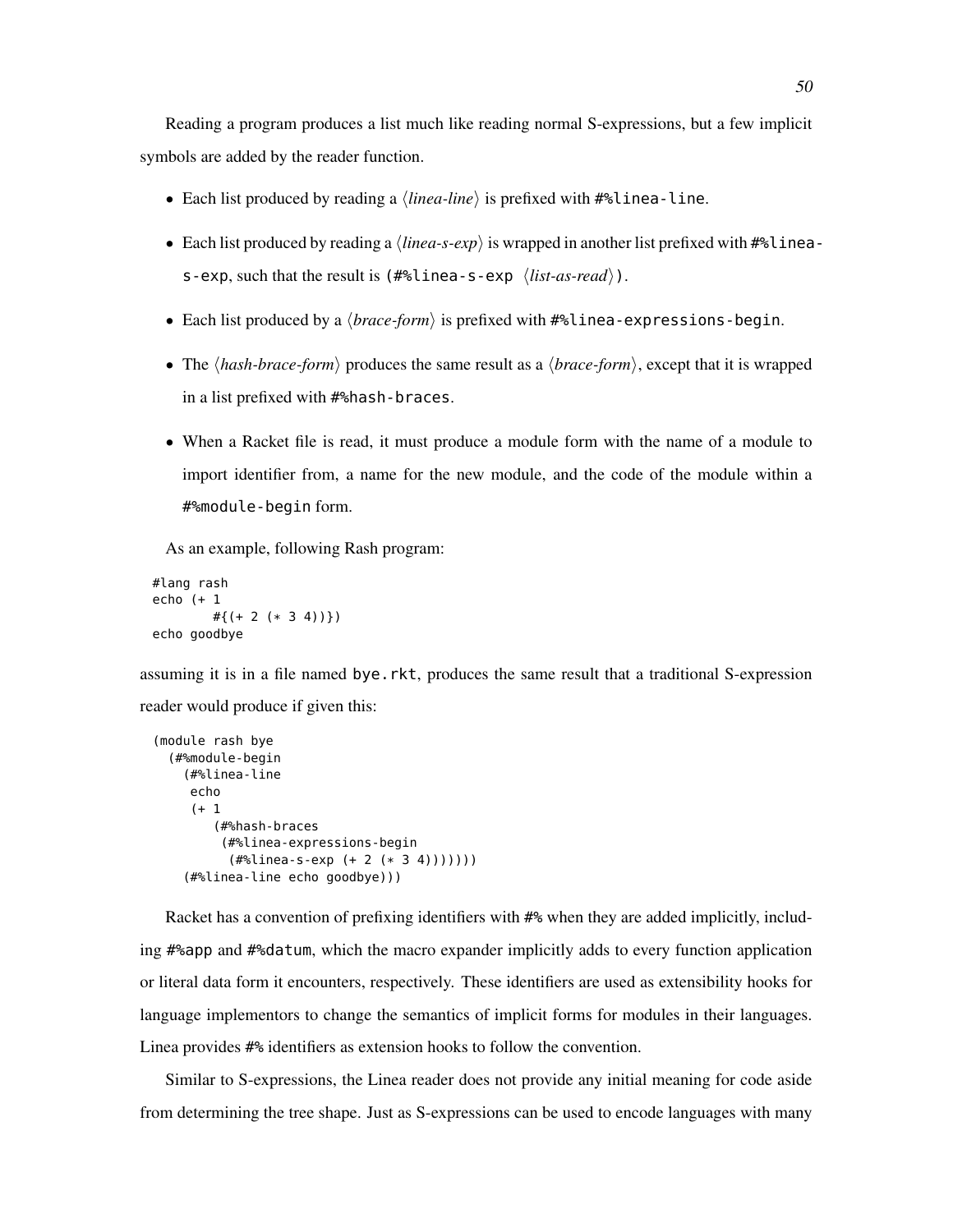Reading a program produces a list much like reading normal S-expressions, but a few implicit symbols are added by the reader function.

- Each list produced by reading a ⟨*linea-line*⟩ is prefixed with `#%linea-line`.
- Each list produced by reading a ⟨*linea-s-exp*⟩ is wrapped in another list prefixed with `#%linea-s-exp`, such that the result is `(#%linea-s-exp ⟨list-as-read⟩)`.
- Each list produced by a ⟨*brace-form*⟩ is prefixed with `#%linea-expressions-begin`.
- The ⟨*hash-brace-form*⟩ produces the same result as a ⟨*brace-form*⟩, except that it is wrapped in a list prefixed with `#%hash-braces`.
- When a Racket file is read, it must produce a module form with the name of a module to import identifier from, a name for the new module, and the code of the module within a `#%module-begin` form.

As an example, following Rash program:

```
#lang rash
echo (+ 1
        #{(+ 2 (* 3 4))})
echo goodbye
```

assuming it is in a file named `bye.rkt`, produces the same result that a traditional S-expression reader would produce if given this:

```
(module rash bye
  (#%module-begin
    (#%linea-line
     echo
     (+ 1
        (#%hash-braces
         (#%linea-expressions-begin
          (#%linea-s-exp (+ 2 (* 3 4)))))))
    (#%linea-line echo goodbye)))
```

Racket has a convention of prefixing identifiers with `#%` when they are added implicitly, including `#%app` and `#%datum`, which the macro expander implicitly adds to every function application or literal data form it encounters, respectively. These identifiers are used as extensibility hooks for language implementors to change the semantics of implicit forms for modules in their languages. Linea provides `#%` identifiers as extension hooks to follow the convention.

Similar to S-expressions, the Linea reader does not provide any initial meaning for code aside from determining the tree shape. Just as S-expressions can be used to encode languages with many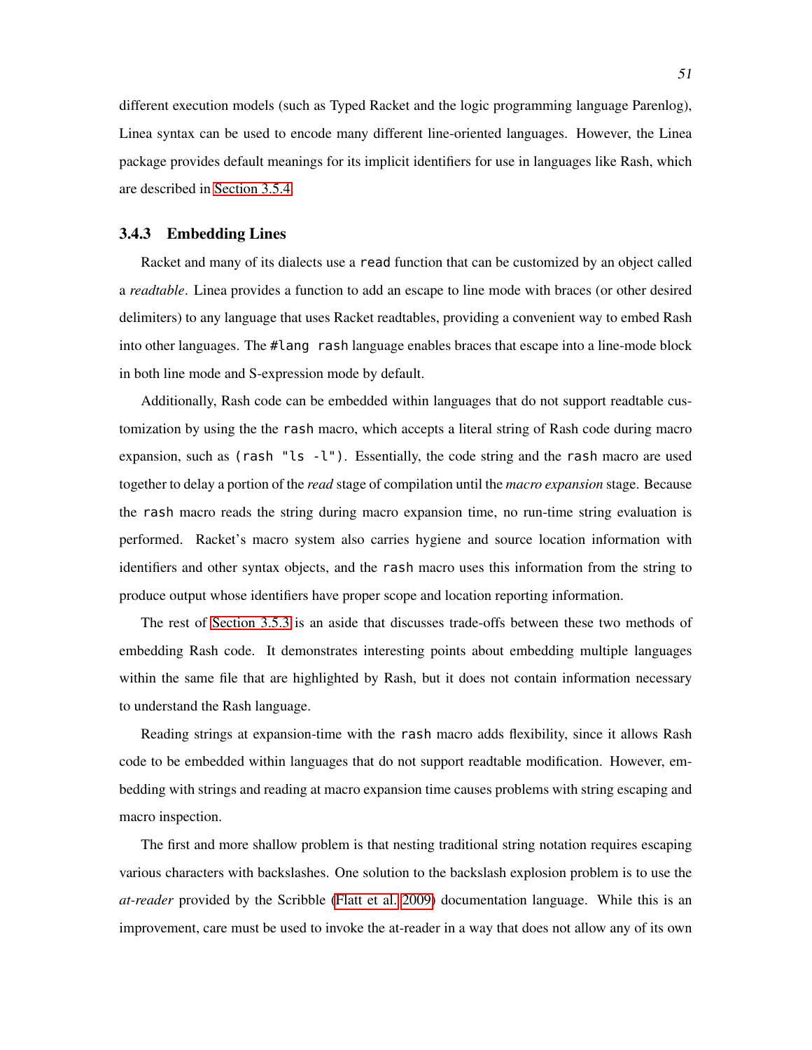different execution models (such as Typed Racket and the logic programming language Parenlog), Linea syntax can be used to encode many different line-oriented languages. However, the Linea package provides default meanings for its implicit identifiers for use in languages like Rash, which are described in Section 3.5.4.

### 3.4.3 Embedding Lines

Racket and many of its dialects use a `read` function that can be customized by an object called a *readtable*. Linea provides a function to add an escape to line mode with braces (or other desired delimiters) to any language that uses Racket readtables, providing a convenient way to embed Rash into other languages. The `#lang rash` language enables braces that escape into a line-mode block in both line mode and S-expression mode by default.

Additionally, Rash code can be embedded within languages that do not support readtable customization by using the the `rash` macro, which accepts a literal string of Rash code during macro expansion, such as `(rash "ls -l")`. Essentially, the code string and the `rash` macro are used together to delay a portion of the *read* stage of compilation until the *macro expansion* stage. Because the `rash` macro reads the string during macro expansion time, no run-time string evaluation is performed. Racket's macro system also carries hygiene and source location information with identifiers and other syntax objects, and the `rash` macro uses this information from the string to produce output whose identifiers have proper scope and location reporting information.

The rest of Section 3.5.3 is an aside that discusses trade-offs between these two methods of embedding Rash code. It demonstrates interesting points about embedding multiple languages within the same file that are highlighted by Rash, but it does not contain information necessary to understand the Rash language.

Reading strings at expansion-time with the `rash` macro adds flexibility, since it allows Rash code to be embedded within languages that do not support readtable modification. However, embedding with strings and reading at macro expansion time causes problems with string escaping and macro inspection.

The first and more shallow problem is that nesting traditional string notation requires escaping various characters with backslashes. One solution to the backslash explosion problem is to use the *at-reader* provided by the Scribble (Flatt et al. 2009) documentation language. While this is an improvement, care must be used to invoke the at-reader in a way that does not allow any of its own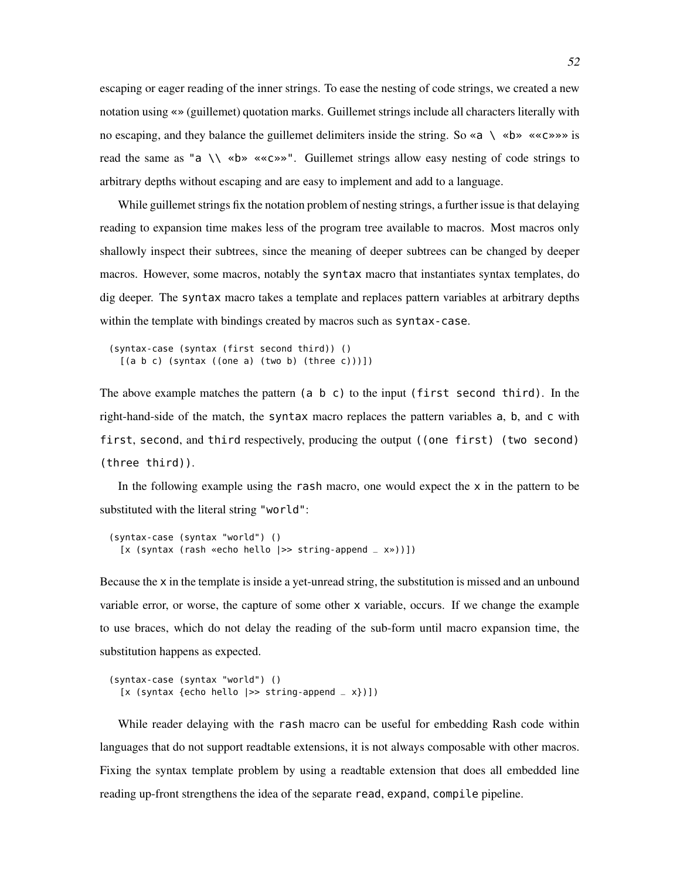escaping or eager reading of the inner strings. To ease the nesting of code strings, we created a new notation using «» (guillemet) quotation marks. Guillemet strings include all characters literally with no escaping, and they balance the guillemet delimiters inside the string. So `«a \ «b» ««c»»»` is read the same as `"a \\ «b» ««c»»"`. Guillemet strings allow easy nesting of code strings to arbitrary depths without escaping and are easy to implement and add to a language.

While guillemet strings fix the notation problem of nesting strings, a further issue is that delaying reading to expansion time makes less of the program tree available to macros. Most macros only shallowly inspect their subtrees, since the meaning of deeper subtrees can be changed by deeper macros. However, some macros, notably the `syntax` macro that instantiates syntax templates, do dig deeper. The `syntax` macro takes a template and replaces pattern variables at arbitrary depths within the template with bindings created by macros such as `syntax-case`.

```
(syntax-case (syntax (first second third)) ()
  [(a b c) (syntax ((one a) (two b) (three c)))])
```

The above example matches the pattern `(a b c)` to the input `(first second third)`. In the right-hand-side of the match, the `syntax` macro replaces the pattern variables `a`, `b`, and `c` with `first`, `second`, and `third` respectively, producing the output `((one first) (two second) (three third))`.

In the following example using the `rash` macro, one would expect the `x` in the pattern to be substituted with the literal string `"world"`:

```
(syntax-case (syntax "world") ()
  [x (syntax (rash «echo hello |>> string-append _ x»))])
```

Because the `x` in the template is inside a yet-unread string, the substitution is missed and an unbound variable error, or worse, the capture of some other `x` variable, occurs. If we change the example to use braces, which do not delay the reading of the sub-form until macro expansion time, the substitution happens as expected.

```
(syntax-case (syntax "world") ()
  [x (syntax {echo hello |>> string-append _ x})])
```

While reader delaying with the `rash` macro can be useful for embedding Rash code within languages that do not support readtable extensions, it is not always composable with other macros. Fixing the syntax template problem by using a readtable extension that does all embedded line reading up-front strengthens the idea of the separate `read`, `expand`, `compile` pipeline.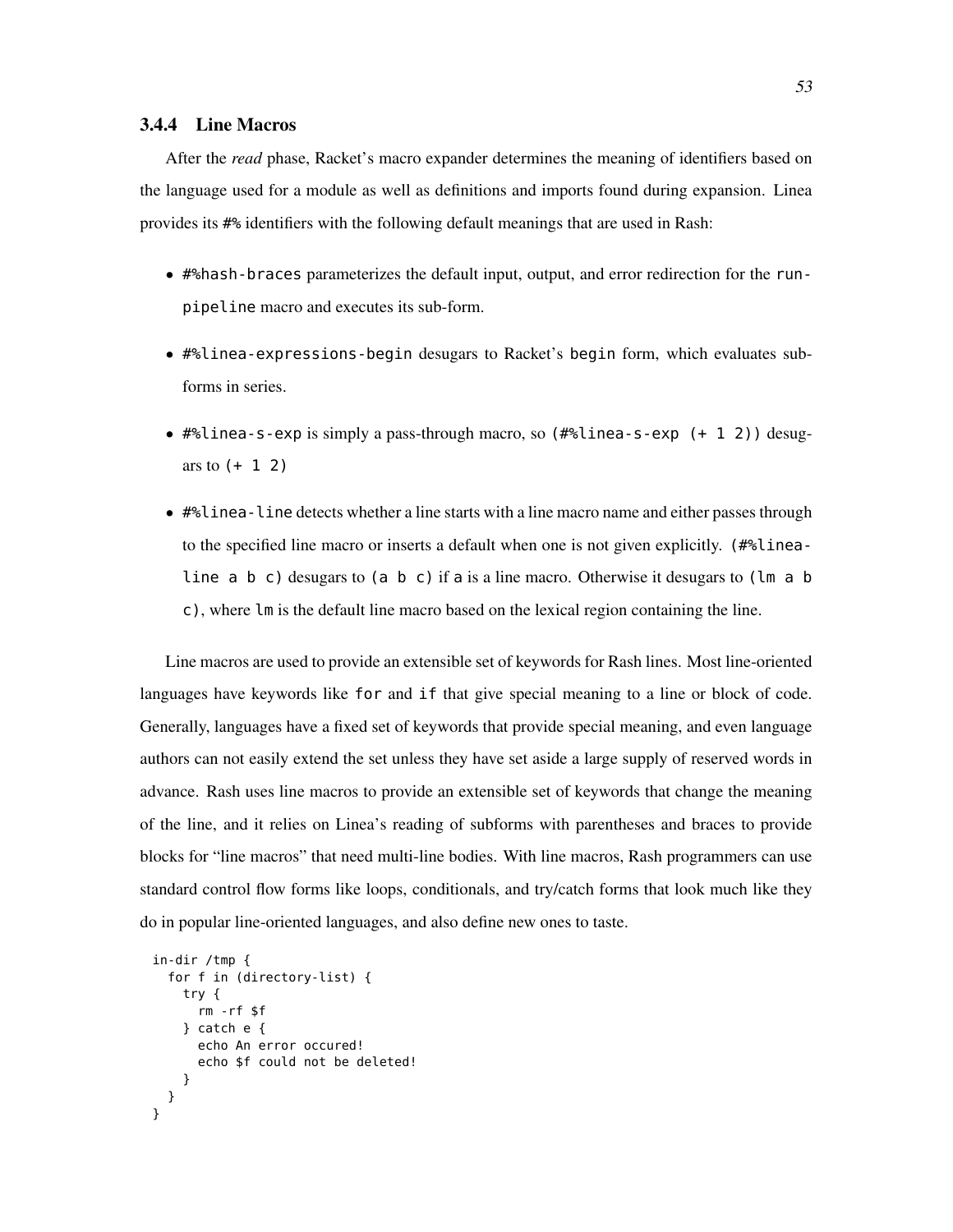### 3.4.4 Line Macros

After the *read* phase, Racket's macro expander determines the meaning of identifiers based on the language used for a module as well as definitions and imports found during expansion. Linea provides its `#%` identifiers with the following default meanings that are used in Rash:

- `#%hash-braces` parameterizes the default input, output, and error redirection for the `run-pipeline` macro and executes its sub-form.
- `#%linea-expressions-begin` desugars to Racket's `begin` form, which evaluates sub-forms in series.
- `#%linea-s-exp` is simply a pass-through macro, so `(#%linea-s-exp (+ 1 2))` desugars to `(+ 1 2)`
- `#%linea-line` detects whether a line starts with a line macro name and either passes through to the specified line macro or inserts a default when one is not given explicitly. `(#%linea-line a b c)` desugars to `(a b c)` if `a` is a line macro. Otherwise it desugars to `(lm a b c)`, where `lm` is the default line macro based on the lexical region containing the line.

Line macros are used to provide an extensible set of keywords for Rash lines. Most line-oriented languages have keywords like `for` and `if` that give special meaning to a line or block of code. Generally, languages have a fixed set of keywords that provide special meaning, and even language authors can not easily extend the set unless they have set aside a large supply of reserved words in advance. Rash uses line macros to provide an extensible set of keywords that change the meaning of the line, and it relies on Linea's reading of subforms with parentheses and braces to provide blocks for "line macros" that need multi-line bodies. With line macros, Rash programmers can use standard control flow forms like loops, conditionals, and try/catch forms that look much like they do in popular line-oriented languages, and also define new ones to taste.

```
in-dir /tmp {
  for f in (directory-list) {
    try {
      rm -rf $f
    } catch e {
      echo An error occured!
      echo $f could not be deleted!
    }
  }
}
```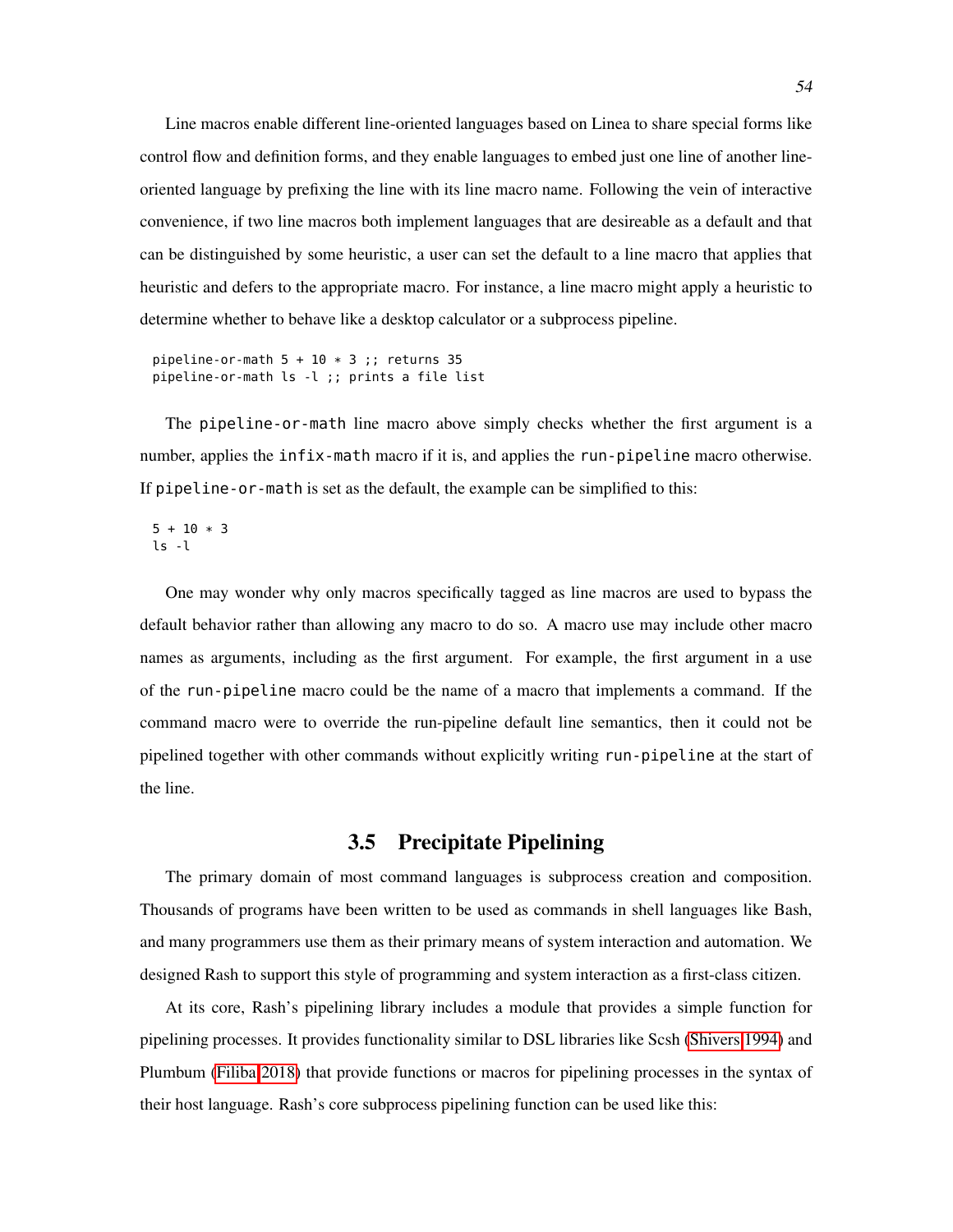Line macros enable different line-oriented languages based on Linea to share special forms like control flow and definition forms, and they enable languages to embed just one line of another line-oriented language by prefixing the line with its line macro name. Following the vein of interactive convenience, if two line macros both implement languages that are desireable as a default and that can be distinguished by some heuristic, a user can set the default to a line macro that applies that heuristic and defers to the appropriate macro. For instance, a line macro might apply a heuristic to determine whether to behave like a desktop calculator or a subprocess pipeline.

```
pipeline-or-math 5 + 10 * 3 ;; returns 35
pipeline-or-math ls -l ;; prints a file list
```

The `pipeline-or-math` line macro above simply checks whether the first argument is a number, applies the `infix-math` macro if it is, and applies the `run-pipeline` macro otherwise. If `pipeline-or-math` is set as the default, the example can be simplified to this:

```
5 + 10 * 3
ls -l
```

One may wonder why only macros specifically tagged as line macros are used to bypass the default behavior rather than allowing any macro to do so. A macro use may include other macro names as arguments, including as the first argument. For example, the first argument in a use of the `run-pipeline` macro could be the name of a macro that implements a command. If the command macro were to override the run-pipeline default line semantics, then it could not be pipelined together with other commands without explicitly writing `run-pipeline` at the start of the line.

## 3.5 Precipitate Pipelining

The primary domain of most command languages is subprocess creation and composition. Thousands of programs have been written to be used as commands in shell languages like Bash, and many programmers use them as their primary means of system interaction and automation. We designed Rash to support this style of programming and system interaction as a first-class citizen.

At its core, Rash's pipelining library includes a module that provides a simple function for pipelining processes. It provides functionality similar to DSL libraries like Scsh (Shivers 1994) and Plumbum (Filiba 2018) that provide functions or macros for pipelining processes in the syntax of their host language. Rash's core subprocess pipelining function can be used like this: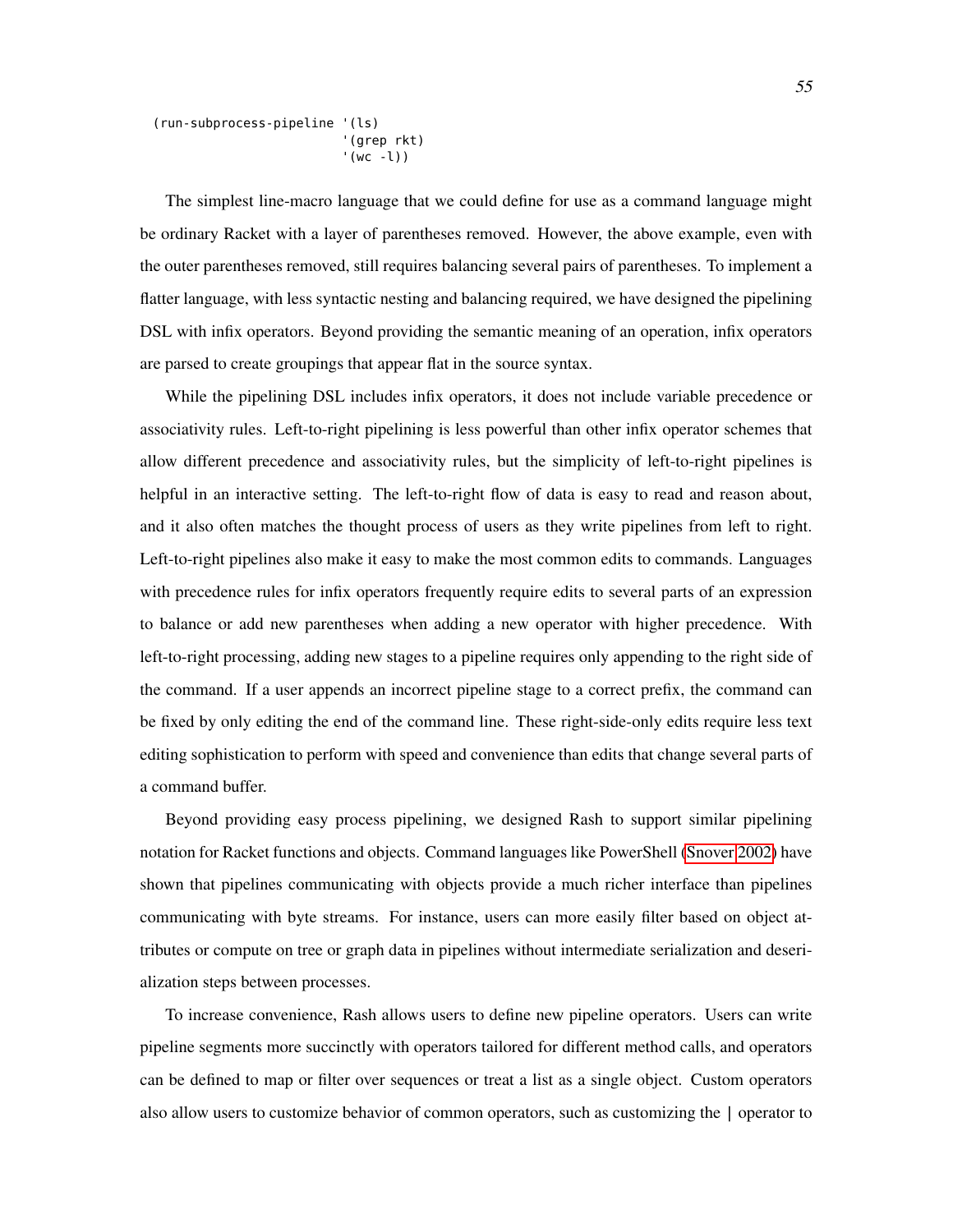```
(run-subprocess-pipeline '(ls)
                         '(grep rkt)
                         '(wc -l))
```

The simplest line-macro language that we could define for use as a command language might be ordinary Racket with a layer of parentheses removed. However, the above example, even with the outer parentheses removed, still requires balancing several pairs of parentheses. To implement a flatter language, with less syntactic nesting and balancing required, we have designed the pipelining DSL with infix operators. Beyond providing the semantic meaning of an operation, infix operators are parsed to create groupings that appear flat in the source syntax.

While the pipelining DSL includes infix operators, it does not include variable precedence or associativity rules. Left-to-right pipelining is less powerful than other infix operator schemes that allow different precedence and associativity rules, but the simplicity of left-to-right pipelines is helpful in an interactive setting. The left-to-right flow of data is easy to read and reason about, and it also often matches the thought process of users as they write pipelines from left to right. Left-to-right pipelines also make it easy to make the most common edits to commands. Languages with precedence rules for infix operators frequently require edits to several parts of an expression to balance or add new parentheses when adding a new operator with higher precedence. With left-to-right processing, adding new stages to a pipeline requires only appending to the right side of the command. If a user appends an incorrect pipeline stage to a correct prefix, the command can be fixed by only editing the end of the command line. These right-side-only edits require less text editing sophistication to perform with speed and convenience than edits that change several parts of a command buffer.

Beyond providing easy process pipelining, we designed Rash to support similar pipelining notation for Racket functions and objects. Command languages like PowerShell (Snover 2002) have shown that pipelines communicating with objects provide a much richer interface than pipelines communicating with byte streams. For instance, users can more easily filter based on object attributes or compute on tree or graph data in pipelines without intermediate serialization and deserialization steps between processes.

To increase convenience, Rash allows users to define new pipeline operators. Users can write pipeline segments more succinctly with operators tailored for different method calls, and operators can be defined to map or filter over sequences or treat a list as a single object. Custom operators also allow users to customize behavior of common operators, such as customizing the `|` operator to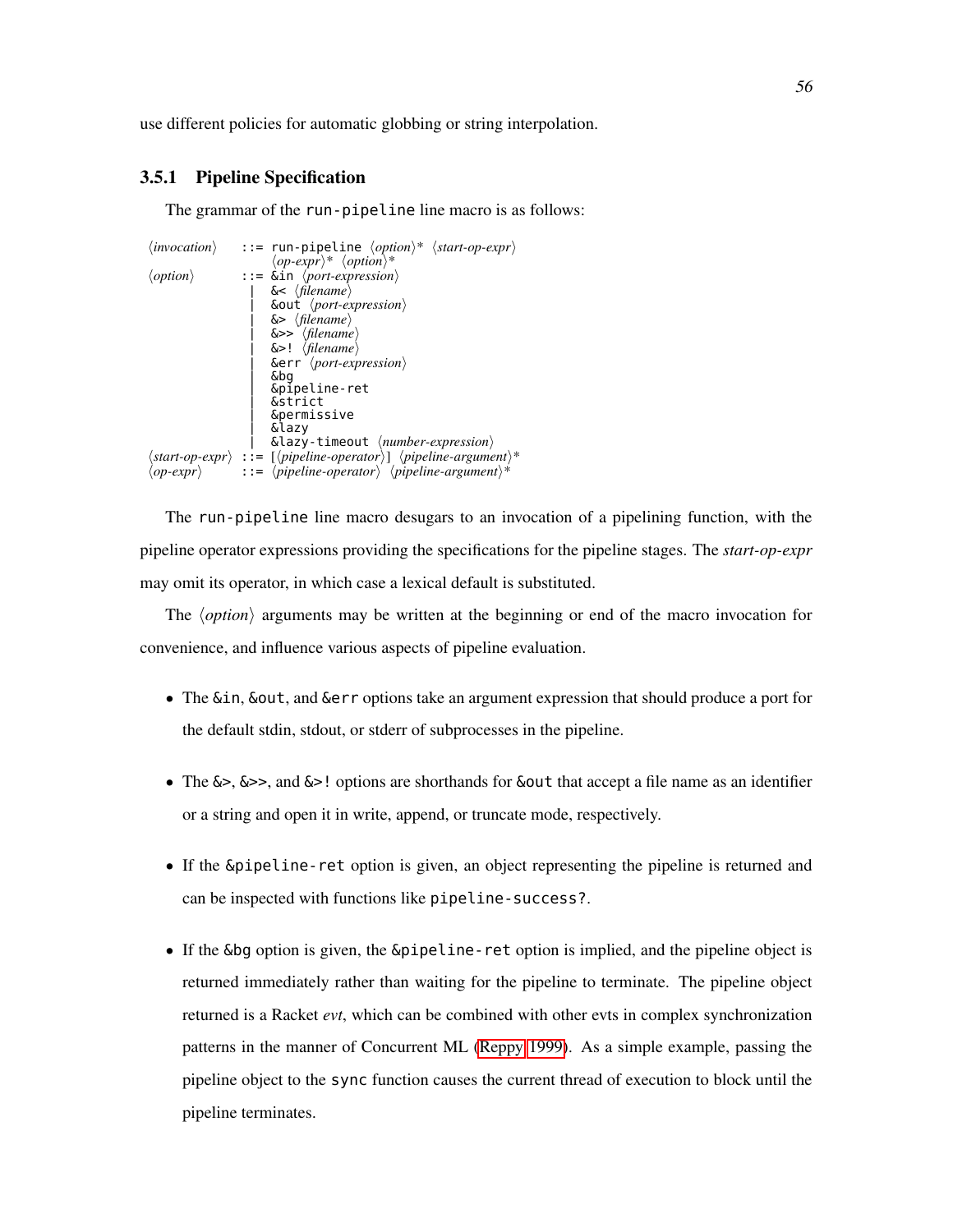use different policies for automatic globbing or string interpolation.

### 3.5.1 Pipeline Specification

The grammar of the `run-pipeline` line macro is as follows:

```
⟨invocation⟩     ::= run-pipeline ⟨option⟩* ⟨start-op-expr⟩
                     ⟨op-expr⟩* ⟨option⟩*
⟨option⟩         ::= &in ⟨port-expression⟩
                  |  &< ⟨filename⟩
                  |  &out ⟨port-expression⟩
                  |  &> ⟨filename⟩
                  |  &>> ⟨filename⟩
                  |  &>! ⟨filename⟩
                  |  &err ⟨port-expression⟩
                  |  &bg
                  |  &pipeline-ret
                  |  &strict
                  |  &permissive
                  |  &lazy
                  |  &lazy-timeout ⟨number-expression⟩
⟨start-op-expr⟩ ::= [⟨pipeline-operator⟩] ⟨pipeline-argument⟩*
⟨op-expr⟩        ::= ⟨pipeline-operator⟩ ⟨pipeline-argument⟩*
```

The `run-pipeline` line macro desugars to an invocation of a pipelining function, with the pipeline operator expressions providing the specifications for the pipeline stages. The *start-op-expr* may omit its operator, in which case a lexical default is substituted.

The ⟨*option*⟩ arguments may be written at the beginning or end of the macro invocation for convenience, and influence various aspects of pipeline evaluation.

- The `&in`, `&out`, and `&err` options take an argument expression that should produce a port for the default stdin, stdout, or stderr of subprocesses in the pipeline.
- The `&>`, `&>>`, and `&>!` options are shorthands for `&out` that accept a file name as an identifier or a string and open it in write, append, or truncate mode, respectively.
- If the `&pipeline-ret` option is given, an object representing the pipeline is returned and can be inspected with functions like `pipeline-success?`.
- If the `&bg` option is given, the `&pipeline-ret` option is implied, and the pipeline object is returned immediately rather than waiting for the pipeline to terminate. The pipeline object returned is a Racket *evt*, which can be combined with other evts in complex synchronization patterns in the manner of Concurrent ML (Reppy 1999). As a simple example, passing the pipeline object to the `sync` function causes the current thread of execution to block until the pipeline terminates.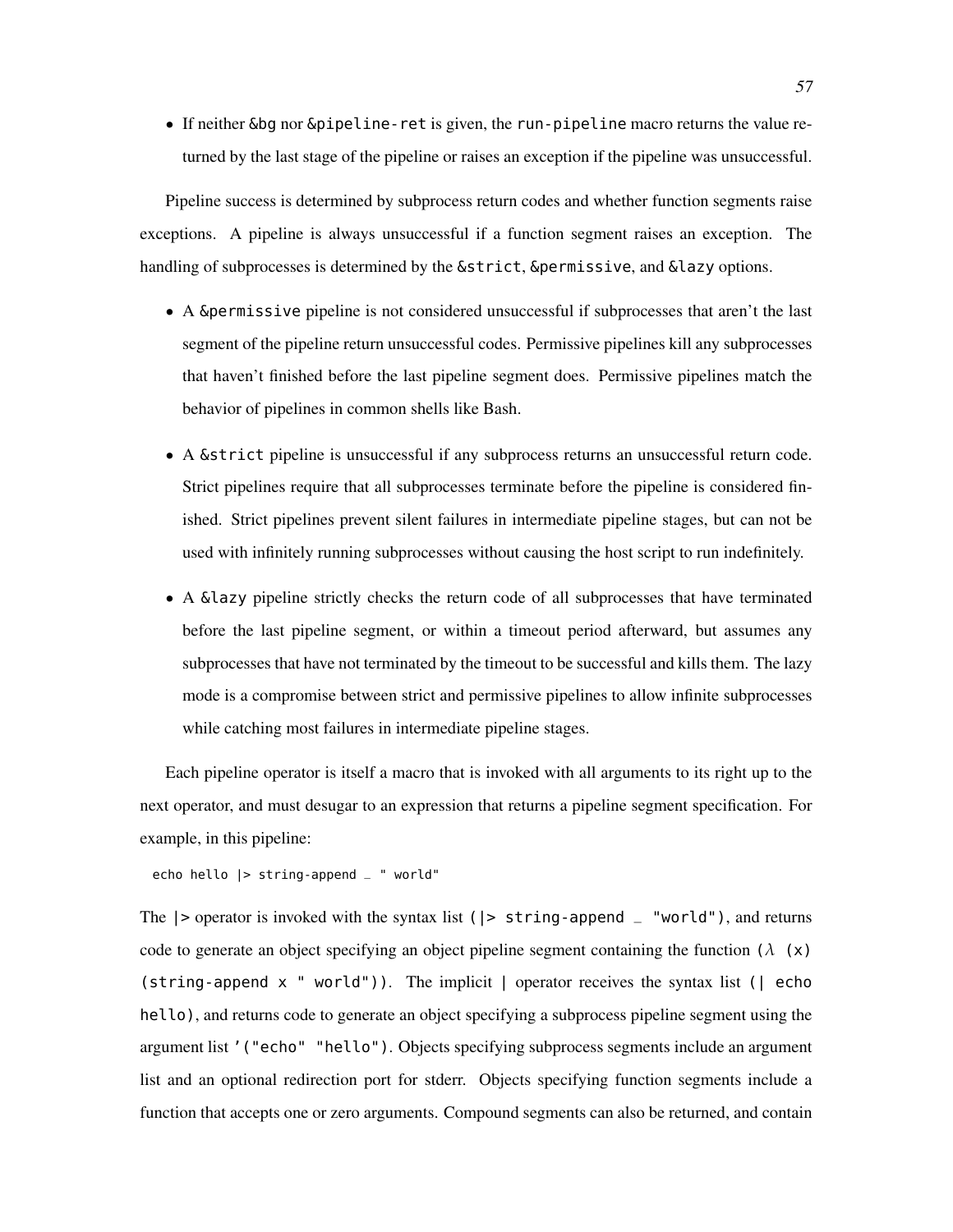- If neither `&bg` nor `&pipeline-ret` is given, the `run-pipeline` macro returns the value returned by the last stage of the pipeline or raises an exception if the pipeline was unsuccessful.

Pipeline success is determined by subprocess return codes and whether function segments raise exceptions. A pipeline is always unsuccessful if a function segment raises an exception. The handling of subprocesses is determined by the `&strict`, `&permissive`, and `&lazy` options.

- A `&permissive` pipeline is not considered unsuccessful if subprocesses that aren't the last segment of the pipeline return unsuccessful codes. Permissive pipelines kill any subprocesses that haven't finished before the last pipeline segment does. Permissive pipelines match the behavior of pipelines in common shells like Bash.
- A `&strict` pipeline is unsuccessful if any subprocess returns an unsuccessful return code. Strict pipelines require that all subprocesses terminate before the pipeline is considered finished. Strict pipelines prevent silent failures in intermediate pipeline stages, but can not be used with infinitely running subprocesses without causing the host script to run indefinitely.
- A `&lazy` pipeline strictly checks the return code of all subprocesses that have terminated before the last pipeline segment, or within a timeout period afterward, but assumes any subprocesses that have not terminated by the timeout to be successful and kills them. The lazy mode is a compromise between strict and permissive pipelines to allow infinite subprocesses while catching most failures in intermediate pipeline stages.

Each pipeline operator is itself a macro that is invoked with all arguments to its right up to the next operator, and must desugar to an expression that returns a pipeline segment specification. For example, in this pipeline:

```
echo hello |> string-append _ " world"
```

The `|>` operator is invoked with the syntax list `(|> string-append _ "world")`, and returns code to generate an object specifying an object pipeline segment containing the function `(λ (x) (string-append x " world"))`. The implicit `|` operator receives the syntax list `(| echo hello)`, and returns code to generate an object specifying a subprocess pipeline segment using the argument list `'("echo" "hello")`. Objects specifying subprocess segments include an argument list and an optional redirection port for stderr. Objects specifying function segments include a function that accepts one or zero arguments. Compound segments can also be returned, and contain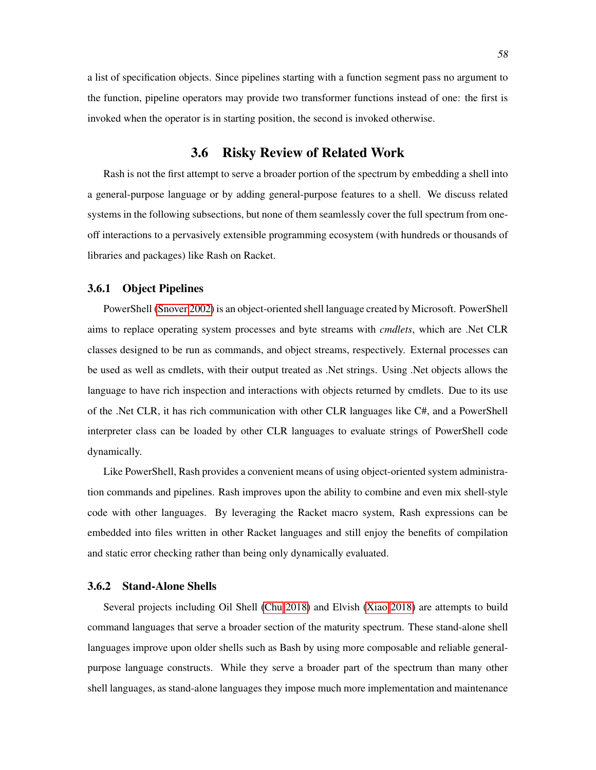a list of specification objects. Since pipelines starting with a function segment pass no argument to the function, pipeline operators may provide two transformer functions instead of one: the first is invoked when the operator is in starting position, the second is invoked otherwise.

## 3.6 Risky Review of Related Work

Rash is not the first attempt to serve a broader portion of the spectrum by embedding a shell into a general-purpose language or by adding general-purpose features to a shell. We discuss related systems in the following subsections, but none of them seamlessly cover the full spectrum from one-off interactions to a pervasively extensible programming ecosystem (with hundreds or thousands of libraries and packages) like Rash on Racket.

### 3.6.1 Object Pipelines

PowerShell (Snover 2002) is an object-oriented shell language created by Microsoft. PowerShell aims to replace operating system processes and byte streams with *cmdlets*, which are .Net CLR classes designed to be run as commands, and object streams, respectively. External processes can be used as well as cmdlets, with their output treated as .Net strings. Using .Net objects allows the language to have rich inspection and interactions with objects returned by cmdlets. Due to its use of the .Net CLR, it has rich communication with other CLR languages like C#, and a PowerShell interpreter class can be loaded by other CLR languages to evaluate strings of PowerShell code dynamically.

Like PowerShell, Rash provides a convenient means of using object-oriented system administration commands and pipelines. Rash improves upon the ability to combine and even mix shell-style code with other languages. By leveraging the Racket macro system, Rash expressions can be embedded into files written in other Racket languages and still enjoy the benefits of compilation and static error checking rather than being only dynamically evaluated.

### 3.6.2 Stand-Alone Shells

Several projects including Oil Shell (Chu 2018) and Elvish (Xiao 2018) are attempts to build command languages that serve a broader section of the maturity spectrum. These stand-alone shell languages improve upon older shells such as Bash by using more composable and reliable general-purpose language constructs. While they serve a broader part of the spectrum than many other shell languages, as stand-alone languages they impose much more implementation and maintenance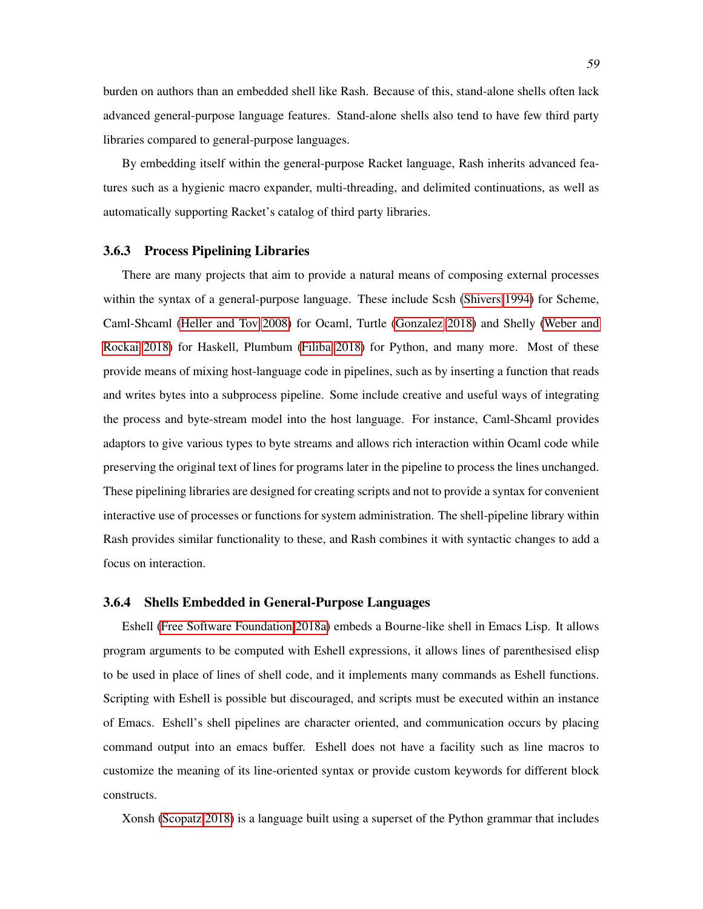burden on authors than an embedded shell like Rash. Because of this, stand-alone shells often lack advanced general-purpose language features. Stand-alone shells also tend to have few third party libraries compared to general-purpose languages.

By embedding itself within the general-purpose Racket language, Rash inherits advanced features such as a hygienic macro expander, multi-threading, and delimited continuations, as well as automatically supporting Racket's catalog of third party libraries.

### 3.6.3 Process Pipelining Libraries

There are many projects that aim to provide a natural means of composing external processes within the syntax of a general-purpose language. These include Scsh (Shivers 1994) for Scheme, Caml-Shcaml (Heller and Tov 2008) for Ocaml, Turtle (Gonzalez 2018) and Shelly (Weber and Rockai 2018) for Haskell, Plumbum (Filiba 2018) for Python, and many more. Most of these provide means of mixing host-language code in pipelines, such as by inserting a function that reads and writes bytes into a subprocess pipeline. Some include creative and useful ways of integrating the process and byte-stream model into the host language. For instance, Caml-Shcaml provides adaptors to give various types to byte streams and allows rich interaction within Ocaml code while preserving the original text of lines for programs later in the pipeline to process the lines unchanged. These pipelining libraries are designed for creating scripts and not to provide a syntax for convenient interactive use of processes or functions for system administration. The shell-pipeline library within Rash provides similar functionality to these, and Rash combines it with syntactic changes to add a focus on interaction.

### 3.6.4 Shells Embedded in General-Purpose Languages

Eshell (Free Software Foundation 2018a) embeds a Bourne-like shell in Emacs Lisp. It allows program arguments to be computed with Eshell expressions, it allows lines of parenthesised elisp to be used in place of lines of shell code, and it implements many commands as Eshell functions. Scripting with Eshell is possible but discouraged, and scripts must be executed within an instance of Emacs. Eshell's shell pipelines are character oriented, and communication occurs by placing command output into an emacs buffer. Eshell does not have a facility such as line macros to customize the meaning of its line-oriented syntax or provide custom keywords for different block constructs.

Xonsh (Scopatz 2018) is a language built using a superset of the Python grammar that includes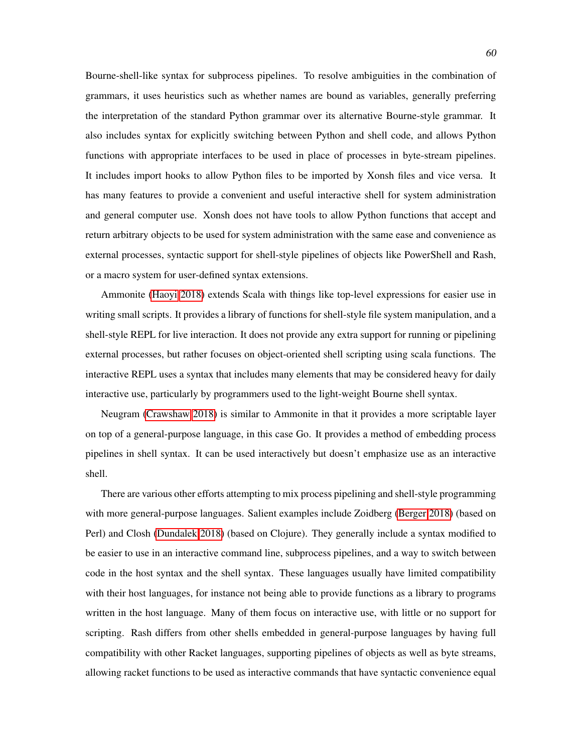Bourne-shell-like syntax for subprocess pipelines. To resolve ambiguities in the combination of grammars, it uses heuristics such as whether names are bound as variables, generally preferring the interpretation of the standard Python grammar over its alternative Bourne-style grammar. It also includes syntax for explicitly switching between Python and shell code, and allows Python functions with appropriate interfaces to be used in place of processes in byte-stream pipelines. It includes import hooks to allow Python files to be imported by Xonsh files and vice versa. It has many features to provide a convenient and useful interactive shell for system administration and general computer use. Xonsh does not have tools to allow Python functions that accept and return arbitrary objects to be used for system administration with the same ease and convenience as external processes, syntactic support for shell-style pipelines of objects like PowerShell and Rash, or a macro system for user-defined syntax extensions.

Ammonite (Haoyi 2018) extends Scala with things like top-level expressions for easier use in writing small scripts. It provides a library of functions for shell-style file system manipulation, and a shell-style REPL for live interaction. It does not provide any extra support for running or pipelining external processes, but rather focuses on object-oriented shell scripting using scala functions. The interactive REPL uses a syntax that includes many elements that may be considered heavy for daily interactive use, particularly by programmers used to the light-weight Bourne shell syntax.

Neugram (Crawshaw 2018) is similar to Ammonite in that it provides a more scriptable layer on top of a general-purpose language, in this case Go. It provides a method of embedding process pipelines in shell syntax. It can be used interactively but doesn't emphasize use as an interactive shell.

There are various other efforts attempting to mix process pipelining and shell-style programming with more general-purpose languages. Salient examples include Zoidberg (Berger 2018) (based on Perl) and Closh (Dundalek 2018) (based on Clojure). They generally include a syntax modified to be easier to use in an interactive command line, subprocess pipelines, and a way to switch between code in the host syntax and the shell syntax. These languages usually have limited compatibility with their host languages, for instance not being able to provide functions as a library to programs written in the host language. Many of them focus on interactive use, with little or no support for scripting. Rash differs from other shells embedded in general-purpose languages by having full compatibility with other Racket languages, supporting pipelines of objects as well as byte streams, allowing racket functions to be used as interactive commands that have syntactic convenience equal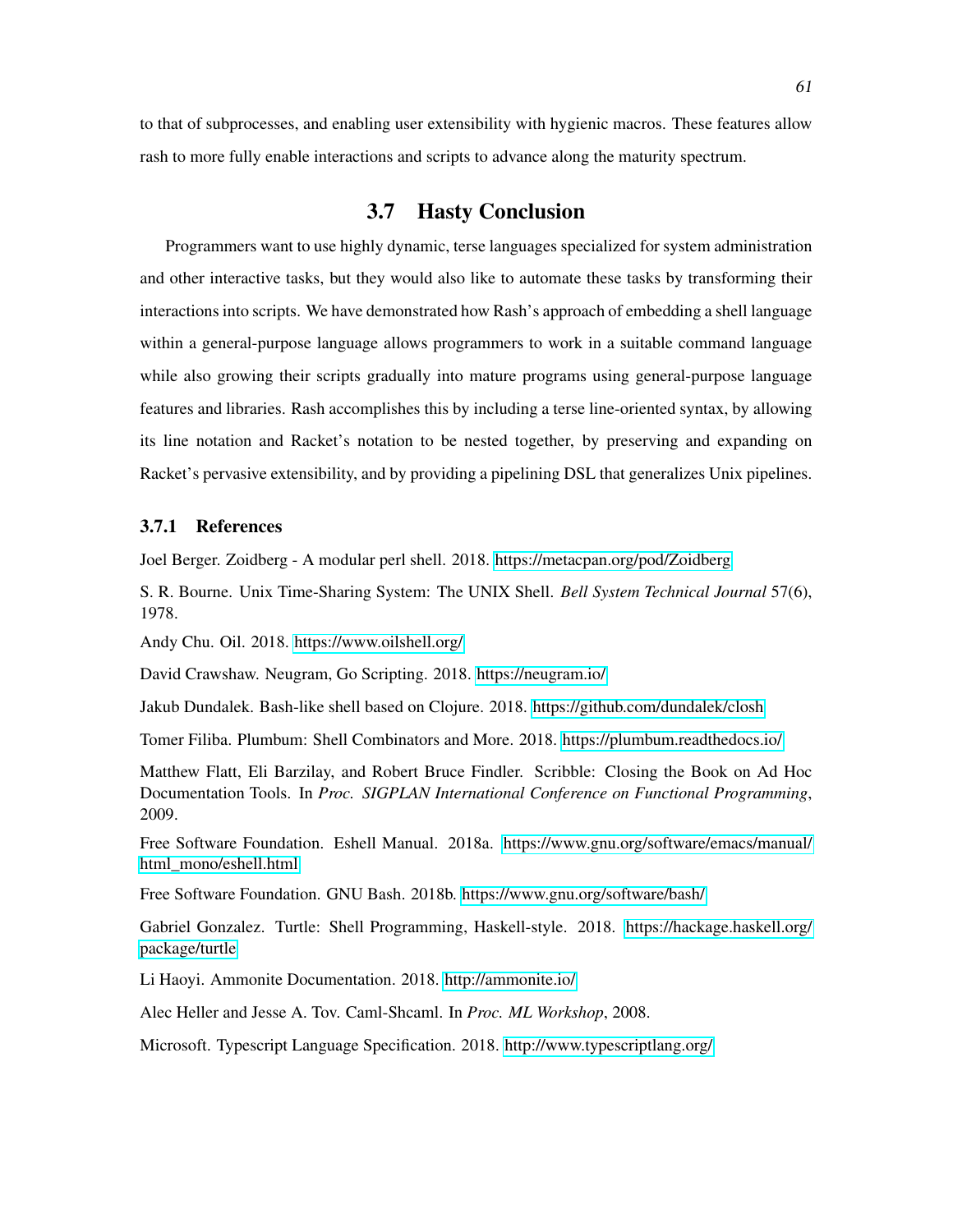to that of subprocesses, and enabling user extensibility with hygienic macros. These features allow rash to more fully enable interactions and scripts to advance along the maturity spectrum.

## 3.7 Hasty Conclusion

Programmers want to use highly dynamic, terse languages specialized for system administration and other interactive tasks, but they would also like to automate these tasks by transforming their interactions into scripts. We have demonstrated how Rash's approach of embedding a shell language within a general-purpose language allows programmers to work in a suitable command language while also growing their scripts gradually into mature programs using general-purpose language features and libraries. Rash accomplishes this by including a terse line-oriented syntax, by allowing its line notation and Racket's notation to be nested together, by preserving and expanding on Racket's pervasive extensibility, and by providing a pipelining DSL that generalizes Unix pipelines.

### 3.7.1 References

Joel Berger. Zoidberg - A modular perl shell. 2018. https://metacpan.org/pod/Zoidberg

S. R. Bourne. Unix Time-Sharing System: The UNIX Shell. *Bell System Technical Journal* 57(6), 1978.

Andy Chu. Oil. 2018. https://www.oilshell.org/

David Crawshaw. Neugram, Go Scripting. 2018. https://neugram.io/

Jakub Dundalek. Bash-like shell based on Clojure. 2018. https://github.com/dundalek/closh

Tomer Filiba. Plumbum: Shell Combinators and More. 2018. https://plumbum.readthedocs.io/

Matthew Flatt, Eli Barzilay, and Robert Bruce Findler. Scribble: Closing the Book on Ad Hoc Documentation Tools. In *Proc. SIGPLAN International Conference on Functional Programming*, 2009.

Free Software Foundation. Eshell Manual. 2018a. https://www.gnu.org/software/emacs/manual/html_mono/eshell.html

Free Software Foundation. GNU Bash. 2018b. https://www.gnu.org/software/bash/

Gabriel Gonzalez. Turtle: Shell Programming, Haskell-style. 2018. https://hackage.haskell.org/package/turtle

Li Haoyi. Ammonite Documentation. 2018. http://ammonite.io/

Alec Heller and Jesse A. Tov. Caml-Shcaml. In *Proc. ML Workshop*, 2008.

Microsoft. Typescript Language Specification. 2018. http://www.typescriptlang.org/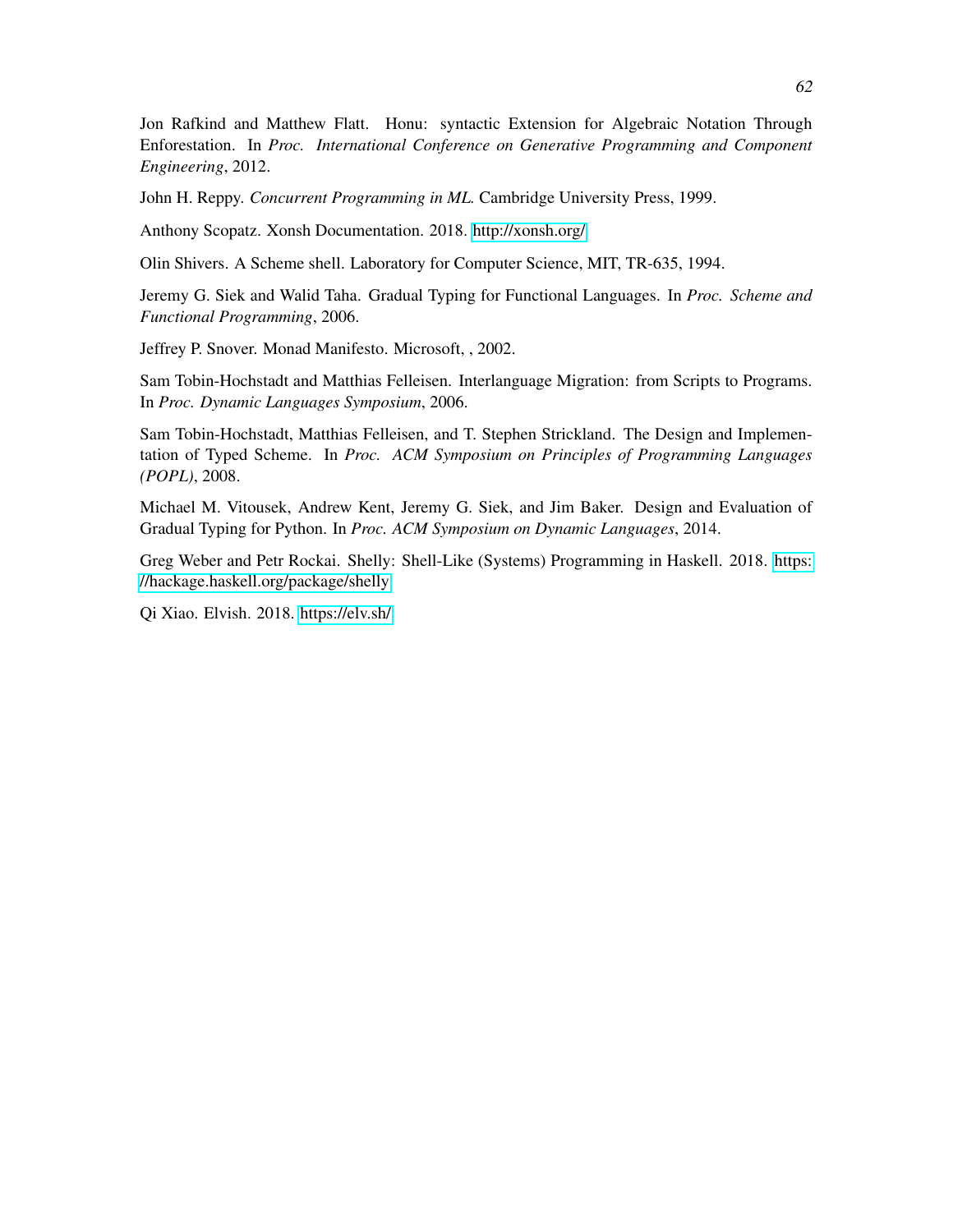Jon Rafkind and Matthew Flatt. Honu: syntactic Extension for Algebraic Notation Through Enforestation. In *Proc. International Conference on Generative Programming and Component Engineering*, 2012.

John H. Reppy. *Concurrent Programming in ML.* Cambridge University Press, 1999.

Anthony Scopatz. Xonsh Documentation. 2018. http://xonsh.org/

Olin Shivers. A Scheme shell. Laboratory for Computer Science, MIT, TR-635, 1994.

Jeremy G. Siek and Walid Taha. Gradual Typing for Functional Languages. In *Proc. Scheme and Functional Programming*, 2006.

Jeffrey P. Snover. Monad Manifesto. Microsoft, , 2002.

Sam Tobin-Hochstadt and Matthias Felleisen. Interlanguage Migration: from Scripts to Programs. In *Proc. Dynamic Languages Symposium*, 2006.

Sam Tobin-Hochstadt, Matthias Felleisen, and T. Stephen Strickland. The Design and Implementation of Typed Scheme. In *Proc. ACM Symposium on Principles of Programming Languages (POPL)*, 2008.

Michael M. Vitousek, Andrew Kent, Jeremy G. Siek, and Jim Baker. Design and Evaluation of Gradual Typing for Python. In *Proc. ACM Symposium on Dynamic Languages*, 2014.

Greg Weber and Petr Rockai. Shelly: Shell-Like (Systems) Programming in Haskell. 2018. https://hackage.haskell.org/package/shelly

Qi Xiao. Elvish. 2018. https://elv.sh/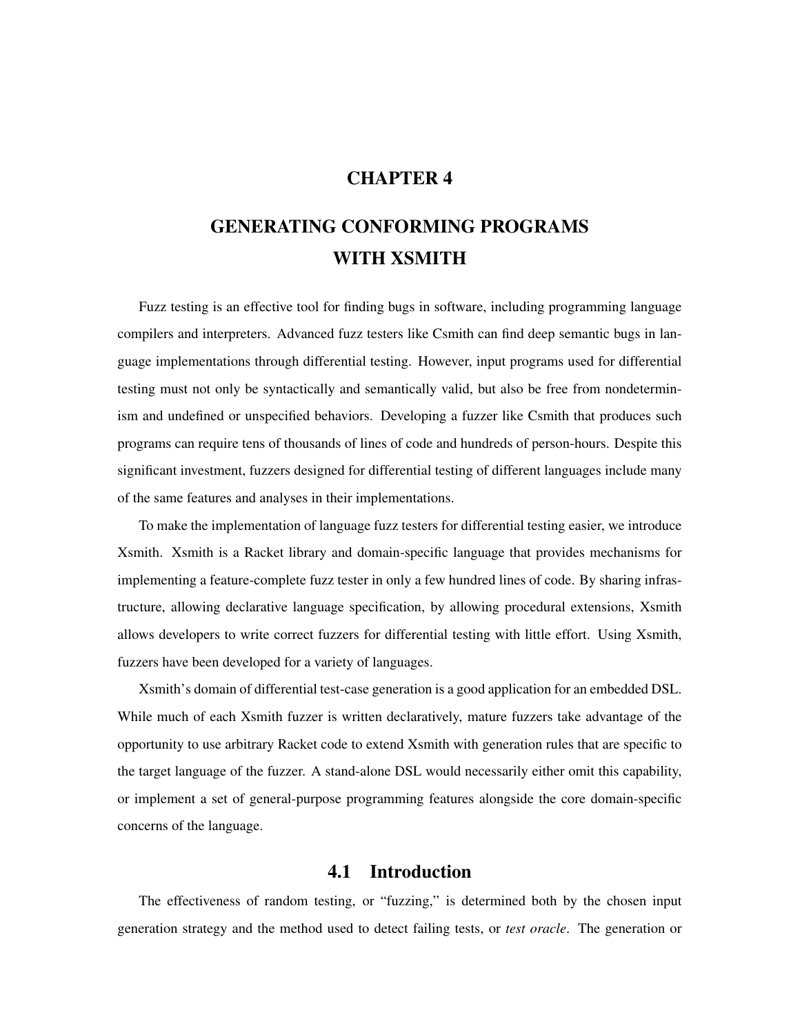# CHAPTER 4

# GENERATING CONFORMING PROGRAMS WITH XSMITH

Fuzz testing is an effective tool for finding bugs in software, including programming language compilers and interpreters. Advanced fuzz testers like Csmith can find deep semantic bugs in language implementations through differential testing. However, input programs used for differential testing must not only be syntactically and semantically valid, but also be free from nondeterminism and undefined or unspecified behaviors. Developing a fuzzer like Csmith that produces such programs can require tens of thousands of lines of code and hundreds of person-hours. Despite this significant investment, fuzzers designed for differential testing of different languages include many of the same features and analyses in their implementations.

To make the implementation of language fuzz testers for differential testing easier, we introduce Xsmith. Xsmith is a Racket library and domain-specific language that provides mechanisms for implementing a feature-complete fuzz tester in only a few hundred lines of code. By sharing infrastructure, allowing declarative language specification, by allowing procedural extensions, Xsmith allows developers to write correct fuzzers for differential testing with little effort. Using Xsmith, fuzzers have been developed for a variety of languages.

Xsmith's domain of differential test-case generation is a good application for an embedded DSL. While much of each Xsmith fuzzer is written declaratively, mature fuzzers take advantage of the opportunity to use arbitrary Racket code to extend Xsmith with generation rules that are specific to the target language of the fuzzer. A stand-alone DSL would necessarily either omit this capability, or implement a set of general-purpose programming features alongside the core domain-specific concerns of the language.

## 4.1 Introduction

The effectiveness of random testing, or "fuzzing," is determined both by the chosen input generation strategy and the method used to detect failing tests, or *test oracle*. The generation or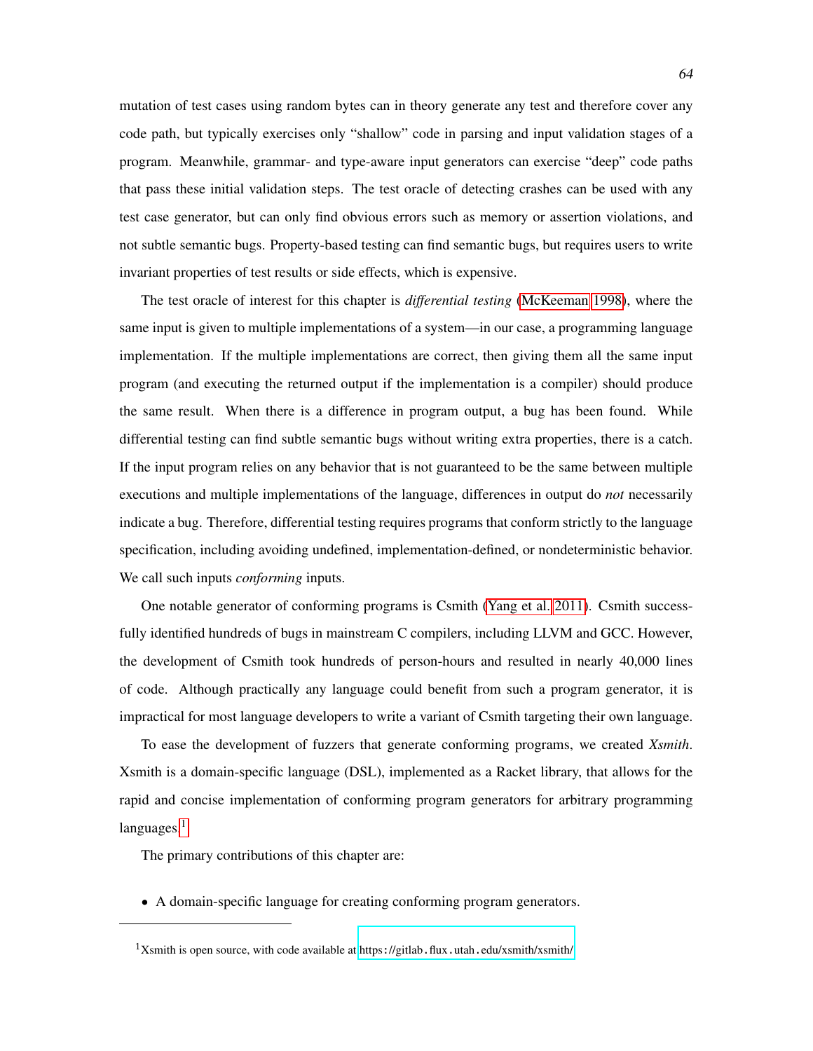mutation of test cases using random bytes can in theory generate any test and therefore cover any code path, but typically exercises only "shallow" code in parsing and input validation stages of a program. Meanwhile, grammar- and type-aware input generators can exercise "deep" code paths that pass these initial validation steps. The test oracle of detecting crashes can be used with any test case generator, but can only find obvious errors such as memory or assertion violations, and not subtle semantic bugs. Property-based testing can find semantic bugs, but requires users to write invariant properties of test results or side effects, which is expensive.

The test oracle of interest for this chapter is *differential testing* (McKeeman 1998), where the same input is given to multiple implementations of a system—in our case, a programming language implementation. If the multiple implementations are correct, then giving them all the same input program (and executing the returned output if the implementation is a compiler) should produce the same result. When there is a difference in program output, a bug has been found. While differential testing can find subtle semantic bugs without writing extra properties, there is a catch. If the input program relies on any behavior that is not guaranteed to be the same between multiple executions and multiple implementations of the language, differences in output do *not* necessarily indicate a bug. Therefore, differential testing requires programs that conform strictly to the language specification, including avoiding undefined, implementation-defined, or nondeterministic behavior. We call such inputs *conforming* inputs.

One notable generator of conforming programs is Csmith (Yang et al. 2011). Csmith successfully identified hundreds of bugs in mainstream C compilers, including LLVM and GCC. However, the development of Csmith took hundreds of person-hours and resulted in nearly 40,000 lines of code. Although practically any language could benefit from such a program generator, it is impractical for most language developers to write a variant of Csmith targeting their own language.

To ease the development of fuzzers that generate conforming programs, we created *Xsmith*. Xsmith is a domain-specific language (DSL), implemented as a Racket library, that allows for the rapid and concise implementation of conforming program generators for arbitrary programming languages.[1]

The primary contributions of this chapter are:

- A domain-specific language for creating conforming program generators.

[1] Xsmith is open source, with code available at https://gitlab.flux.utah.edu/xsmith/xsmith/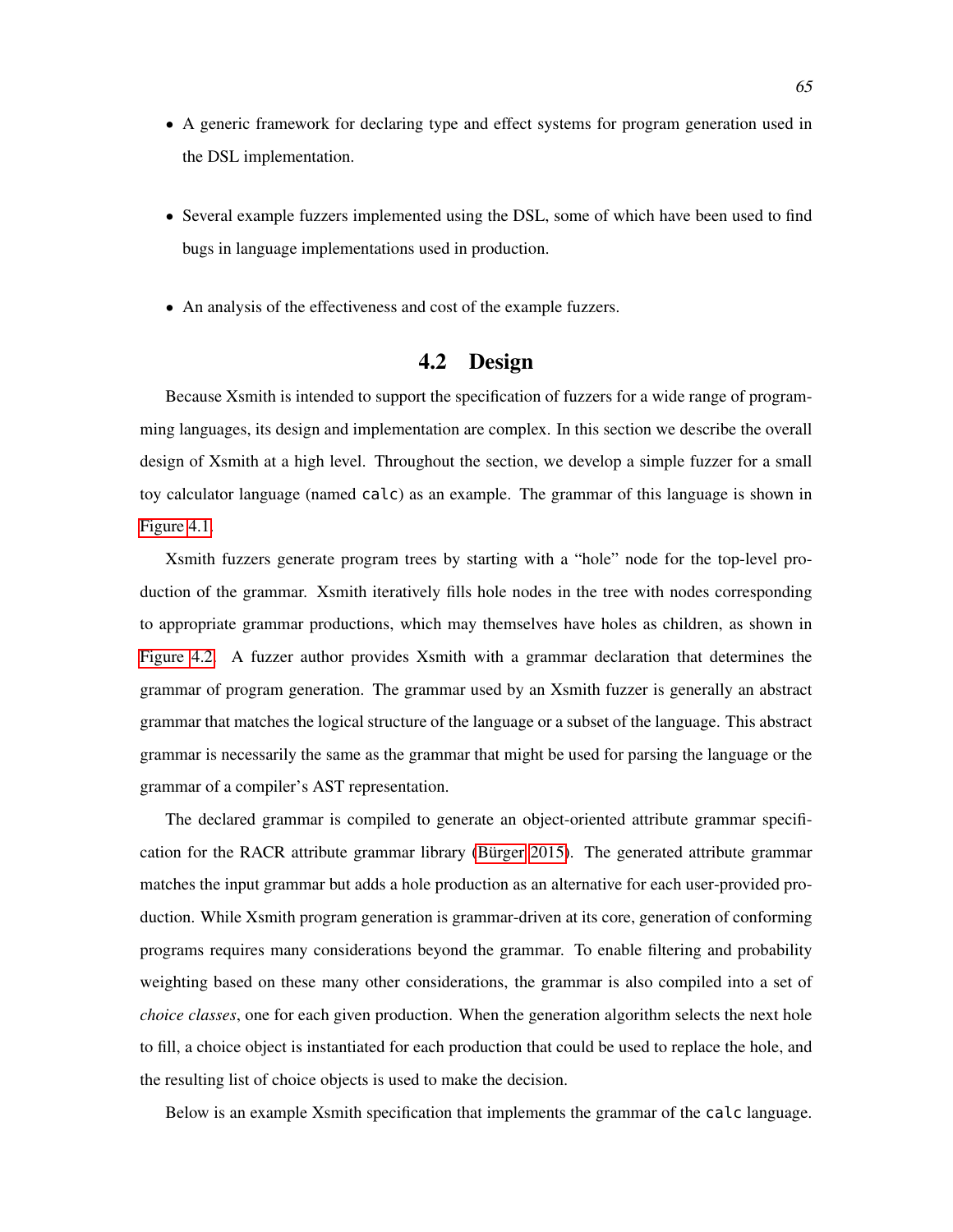- A generic framework for declaring type and effect systems for program generation used in the DSL implementation.
- Several example fuzzers implemented using the DSL, some of which have been used to find bugs in language implementations used in production.
- An analysis of the effectiveness and cost of the example fuzzers.

## 4.2 Design

Because Xsmith is intended to support the specification of fuzzers for a wide range of programming languages, its design and implementation are complex. In this section we describe the overall design of Xsmith at a high level. Throughout the section, we develop a simple fuzzer for a small toy calculator language (named `calc`) as an example. The grammar of this language is shown in Figure 4.1.

Xsmith fuzzers generate program trees by starting with a "hole" node for the top-level production of the grammar. Xsmith iteratively fills hole nodes in the tree with nodes corresponding to appropriate grammar productions, which may themselves have holes as children, as shown in Figure 4.2. A fuzzer author provides Xsmith with a grammar declaration that determines the grammar of program generation. The grammar used by an Xsmith fuzzer is generally an abstract grammar that matches the logical structure of the language or a subset of the language. This abstract grammar is necessarily the same as the grammar that might be used for parsing the language or the grammar of a compiler's AST representation.

The declared grammar is compiled to generate an object-oriented attribute grammar specification for the RACR attribute grammar library (Bürger 2015). The generated attribute grammar matches the input grammar but adds a hole production as an alternative for each user-provided production. While Xsmith program generation is grammar-driven at its core, generation of conforming programs requires many considerations beyond the grammar. To enable filtering and probability weighting based on these many other considerations, the grammar is also compiled into a set of *choice classes*, one for each given production. When the generation algorithm selects the next hole to fill, a choice object is instantiated for each production that could be used to replace the hole, and the resulting list of choice objects is used to make the decision.

Below is an example Xsmith specification that implements the grammar of the `calc` language.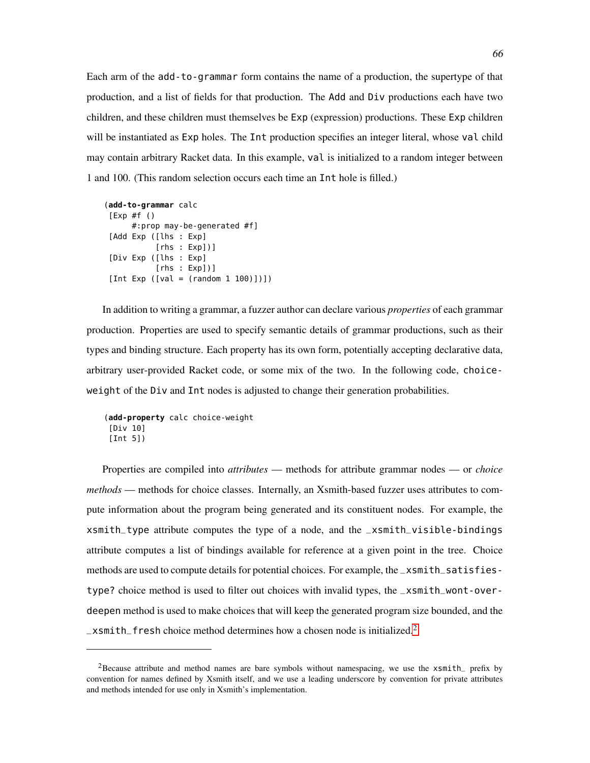Each arm of the `add-to-grammar` form contains the name of a production, the supertype of that production, and a list of fields for that production. The `Add` and `Div` productions each have two children, and these children must themselves be `Exp` (expression) productions. These `Exp` children will be instantiated as `Exp` holes. The `Int` production specifies an integer literal, whose `val` child may contain arbitrary Racket data. In this example, `val` is initialized to a random integer between 1 and 100. (This random selection occurs each time an `Int` hole is filled.)

```
(add-to-grammar calc
 [Exp #f ()
      #:prop may-be-generated #f]
 [Add Exp ([lhs : Exp]
           [rhs : Exp])]
 [Div Exp ([lhs : Exp]
           [rhs : Exp])]
 [Int Exp ([val = (random 1 100)])])
```

In addition to writing a grammar, a fuzzer author can declare various *properties* of each grammar production. Properties are used to specify semantic details of grammar productions, such as their types and binding structure. Each property has its own form, potentially accepting declarative data, arbitrary user-provided Racket code, or some mix of the two. In the following code, `choice-weight` of the `Div` and `Int` nodes is adjusted to change their generation probabilities.

```
(add-property calc choice-weight
 [Div 10]
 [Int 5])
```

Properties are compiled into *attributes* — methods for attribute grammar nodes — or *choice methods* — methods for choice classes. Internally, an Xsmith-based fuzzer uses attributes to compute information about the program being generated and its constituent nodes. For example, the `xsmith_type` attribute computes the type of a node, and the `_xsmith_visible-bindings` attribute computes a list of bindings available for reference at a given point in the tree. Choice methods are used to compute details for potential choices. For example, the `_xsmith_satisfies-type?` choice method is used to filter out choices with invalid types, the `_xsmith_wont-over-deepen` method is used to make choices that will keep the generated program size bounded, and the `_xsmith_fresh` choice method determines how a chosen node is initialized.[2]

---

[2]Because attribute and method names are bare symbols without namespacing, we use the `xsmith_` prefix by convention for names defined by Xsmith itself, and we use a leading underscore by convention for private attributes and methods intended for use only in Xsmith's implementation.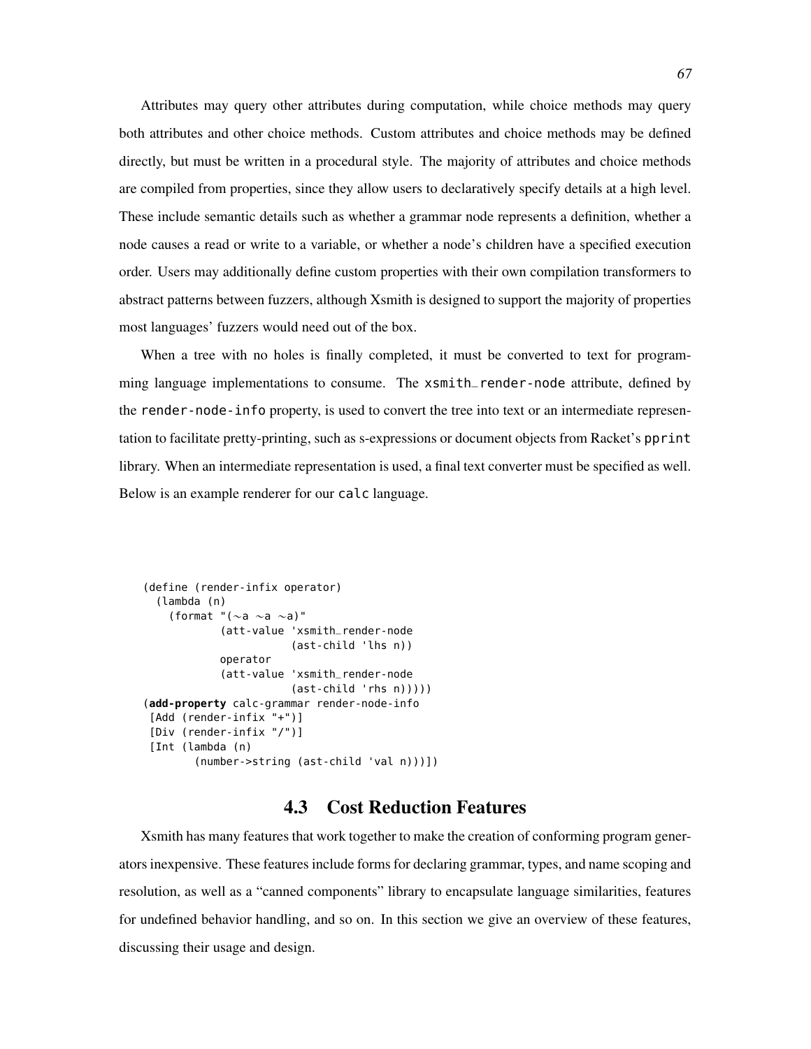Attributes may query other attributes during computation, while choice methods may query both attributes and other choice methods. Custom attributes and choice methods may be defined directly, but must be written in a procedural style. The majority of attributes and choice methods are compiled from properties, since they allow users to declaratively specify details at a high level. These include semantic details such as whether a grammar node represents a definition, whether a node causes a read or write to a variable, or whether a node's children have a specified execution order. Users may additionally define custom properties with their own compilation transformers to abstract patterns between fuzzers, although Xsmith is designed to support the majority of properties most languages' fuzzers would need out of the box.

When a tree with no holes is finally completed, it must be converted to text for programming language implementations to consume. The `xsmith_render-node` attribute, defined by the `render-node-info` property, is used to convert the tree into text or an intermediate representation to facilitate pretty-printing, such as s-expressions or document objects from Racket's `pprint` library. When an intermediate representation is used, a final text converter must be specified as well. Below is an example renderer for our `calc` language.

```
(define (render-infix operator)
  (lambda (n)
    (format "(~a ~a ~a)"
            (att-value 'xsmith_render-node
                       (ast-child 'lhs n))
            operator
            (att-value 'xsmith_render-node
                       (ast-child 'rhs n)))))
(add-property calc-grammar render-node-info
 [Add (render-infix "+")]
 [Div (render-infix "/")]
 [Int (lambda (n)
        (number->string (ast-child 'val n)))])
```

## 4.3 Cost Reduction Features

Xsmith has many features that work together to make the creation of conforming program generators inexpensive. These features include forms for declaring grammar, types, and name scoping and resolution, as well as a "canned components" library to encapsulate language similarities, features for undefined behavior handling, and so on. In this section we give an overview of these features, discussing their usage and design.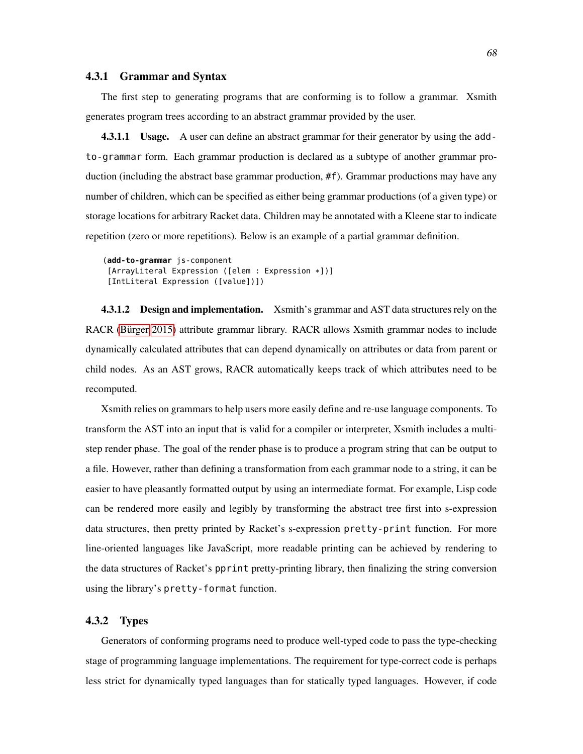### 4.3.1 Grammar and Syntax

The first step to generating programs that are conforming is to follow a grammar. Xsmith generates program trees according to an abstract grammar provided by the user.

**4.3.1.1 Usage.** A user can define an abstract grammar for their generator by using the `add-to-grammar` form. Each grammar production is declared as a subtype of another grammar production (including the abstract base grammar production, `#f`). Grammar productions may have any number of children, which can be specified as either being grammar productions (of a given type) or storage locations for arbitrary Racket data. Children may be annotated with a Kleene star to indicate repetition (zero or more repetitions). Below is an example of a partial grammar definition.

```
(add-to-grammar js-component
 [ArrayLiteral Expression ([elem : Expression *])]
 [IntLiteral Expression ([value])])
```

**4.3.1.2 Design and implementation.** Xsmith's grammar and AST data structures rely on the RACR (Bürger 2015) attribute grammar library. RACR allows Xsmith grammar nodes to include dynamically calculated attributes that can depend dynamically on attributes or data from parent or child nodes. As an AST grows, RACR automatically keeps track of which attributes need to be recomputed.

Xsmith relies on grammars to help users more easily define and re-use language components. To transform the AST into an input that is valid for a compiler or interpreter, Xsmith includes a multi-step render phase. The goal of the render phase is to produce a program string that can be output to a file. However, rather than defining a transformation from each grammar node to a string, it can be easier to have pleasantly formatted output by using an intermediate format. For example, Lisp code can be rendered more easily and legibly by transforming the abstract tree first into s-expression data structures, then pretty printed by Racket's s-expression `pretty-print` function. For more line-oriented languages like JavaScript, more readable printing can be achieved by rendering to the data structures of Racket's `pprint` pretty-printing library, then finalizing the string conversion using the library's `pretty-format` function.

### 4.3.2 Types

Generators of conforming programs need to produce well-typed code to pass the type-checking stage of programming language implementations. The requirement for type-correct code is perhaps less strict for dynamically typed languages than for statically typed languages. However, if code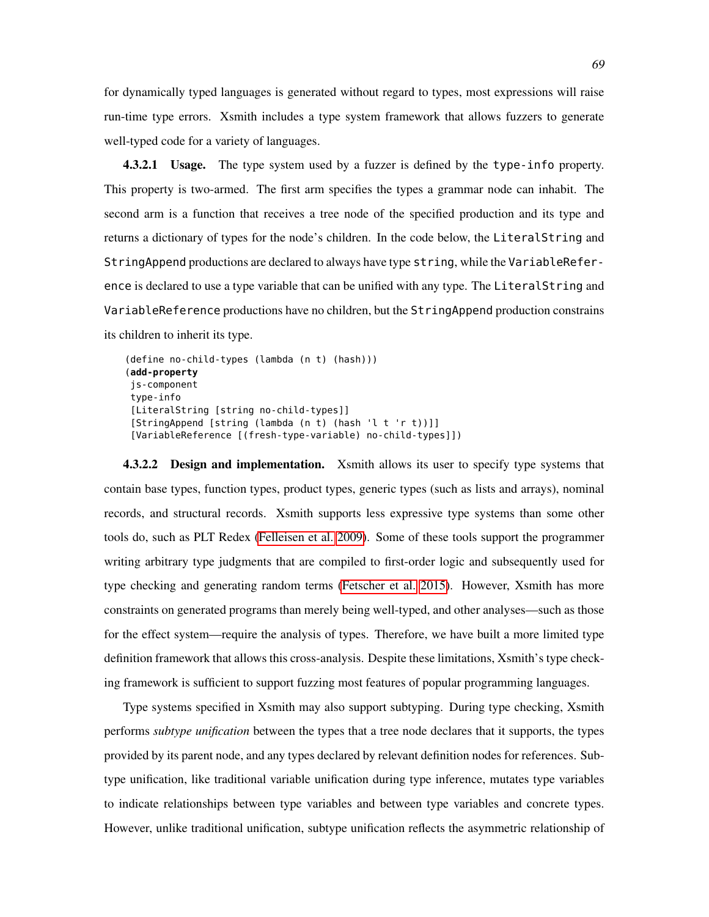for dynamically typed languages is generated without regard to types, most expressions will raise run-time type errors. Xsmith includes a type system framework that allows fuzzers to generate well-typed code for a variety of languages.

**4.3.2.1 Usage.** The type system used by a fuzzer is defined by the `type-info` property. This property is two-armed. The first arm specifies the types a grammar node can inhabit. The second arm is a function that receives a tree node of the specified production and its type and returns a dictionary of types for the node's children. In the code below, the `LiteralString` and `StringAppend` productions are declared to always have type `string`, while the `VariableReference` is declared to use a type variable that can be unified with any type. The `LiteralString` and `VariableReference` productions have no children, but the `StringAppend` production constrains its children to inherit its type.

```
(define no-child-types (lambda (n t) (hash)))
(add-property
 js-component
 type-info
 [LiteralString [string no-child-types]]
 [StringAppend [string (lambda (n t) (hash 'l t 'r t))]]
 [VariableReference [(fresh-type-variable) no-child-types]])
```

**4.3.2.2 Design and implementation.** Xsmith allows its user to specify type systems that contain base types, function types, product types, generic types (such as lists and arrays), nominal records, and structural records. Xsmith supports less expressive type systems than some other tools do, such as PLT Redex (Felleisen et al. 2009). Some of these tools support the programmer writing arbitrary type judgments that are compiled to first-order logic and subsequently used for type checking and generating random terms (Fetscher et al. 2015). However, Xsmith has more constraints on generated programs than merely being well-typed, and other analyses—such as those for the effect system—require the analysis of types. Therefore, we have built a more limited type definition framework that allows this cross-analysis. Despite these limitations, Xsmith's type checking framework is sufficient to support fuzzing most features of popular programming languages.

Type systems specified in Xsmith may also support subtyping. During type checking, Xsmith performs *subtype unification* between the types that a tree node declares that it supports, the types provided by its parent node, and any types declared by relevant definition nodes for references. Subtype unification, like traditional variable unification during type inference, mutates type variables to indicate relationships between type variables and between type variables and concrete types. However, unlike traditional unification, subtype unification reflects the asymmetric relationship of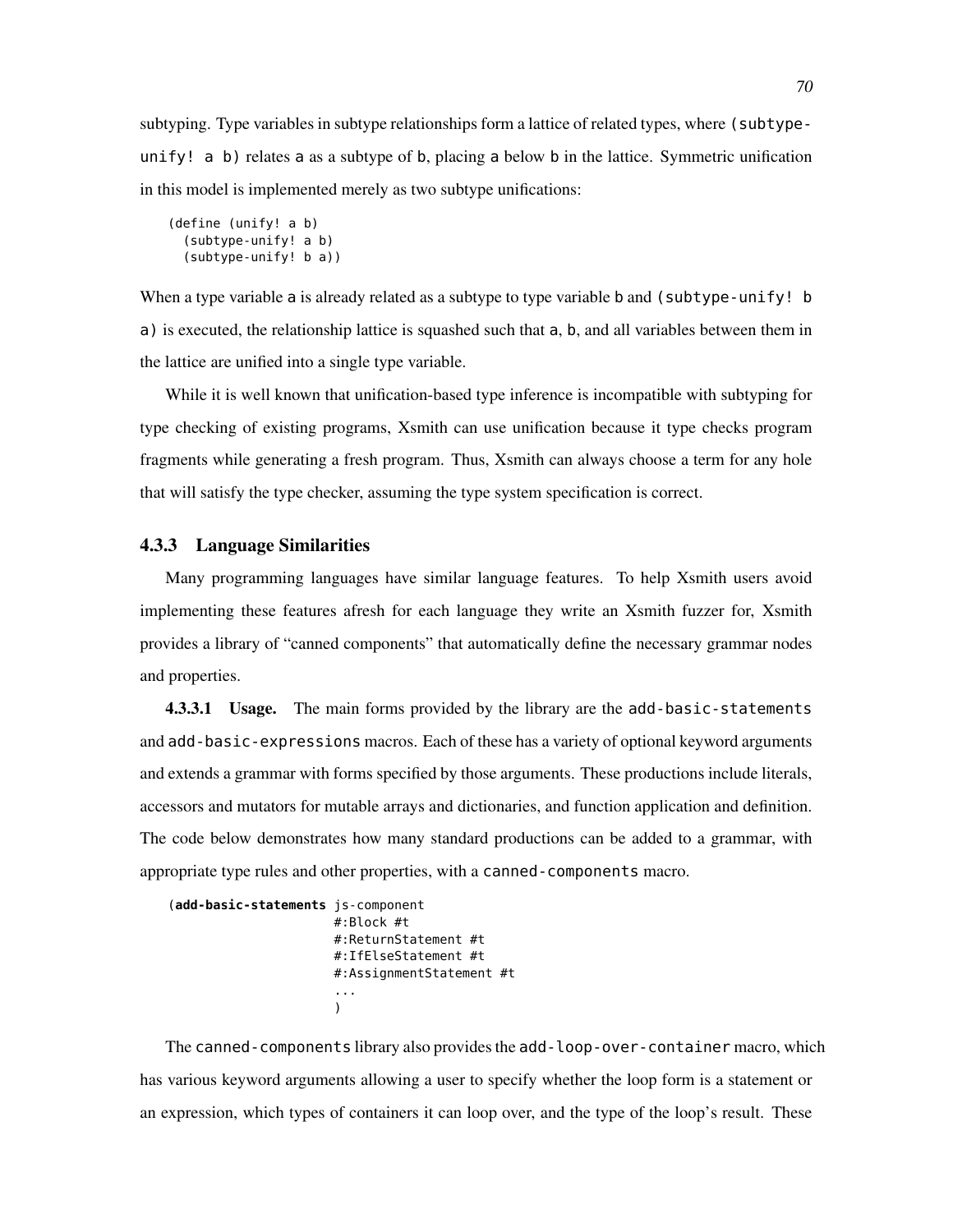subtyping. Type variables in subtype relationships form a lattice of related types, where `(subtype-unify! a b)` relates `a` as a subtype of `b`, placing `a` below `b` in the lattice. Symmetric unification in this model is implemented merely as two subtype unifications:

```
(define (unify! a b)
  (subtype-unify! a b)
  (subtype-unify! b a))
```

When a type variable `a` is already related as a subtype to type variable `b` and `(subtype-unify! b a)` is executed, the relationship lattice is squashed such that `a`, `b`, and all variables between them in the lattice are unified into a single type variable.

While it is well known that unification-based type inference is incompatible with subtyping for type checking of existing programs, Xsmith can use unification because it type checks program fragments while generating a fresh program. Thus, Xsmith can always choose a term for any hole that will satisfy the type checker, assuming the type system specification is correct.

### 4.3.3 Language Similarities

Many programming languages have similar language features. To help Xsmith users avoid implementing these features afresh for each language they write an Xsmith fuzzer for, Xsmith provides a library of "canned components" that automatically define the necessary grammar nodes and properties.

**4.3.3.1 Usage.** The main forms provided by the library are the `add-basic-statements` and `add-basic-expressions` macros. Each of these has a variety of optional keyword arguments and extends a grammar with forms specified by those arguments. These productions include literals, accessors and mutators for mutable arrays and dictionaries, and function application and definition. The code below demonstrates how many standard productions can be added to a grammar, with appropriate type rules and other properties, with a `canned-components` macro.

```
(add-basic-statements js-component
                      #:Block #t
                      #:ReturnStatement #t
                      #:IfElseStatement #t
                      #:AssignmentStatement #t
                      ...
                      )
```

The `canned-components` library also provides the `add-loop-over-container` macro, which has various keyword arguments allowing a user to specify whether the loop form is a statement or an expression, which types of containers it can loop over, and the type of the loop's result. These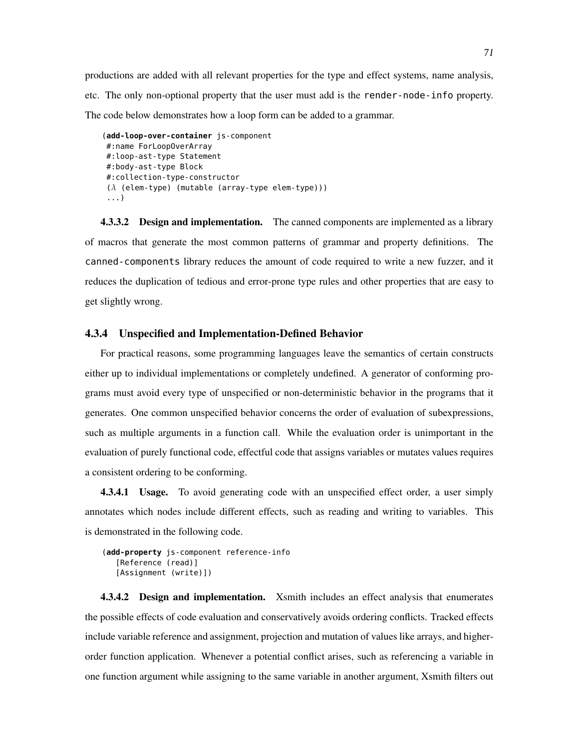productions are added with all relevant properties for the type and effect systems, name analysis, etc. The only non-optional property that the user must add is the `render-node-info` property. The code below demonstrates how a loop form can be added to a grammar.

```
(add-loop-over-container js-component
 #:name ForLoopOverArray
 #:loop-ast-type Statement
 #:body-ast-type Block
 #:collection-type-constructor
 (λ (elem-type) (mutable (array-type elem-type)))
 ...)
```

**4.3.3.2 Design and implementation.** The canned components are implemented as a library of macros that generate the most common patterns of grammar and property definitions. The `canned-components` library reduces the amount of code required to write a new fuzzer, and it reduces the duplication of tedious and error-prone type rules and other properties that are easy to get slightly wrong.

### 4.3.4 Unspecified and Implementation-Defined Behavior

For practical reasons, some programming languages leave the semantics of certain constructs either up to individual implementations or completely undefined. A generator of conforming programs must avoid every type of unspecified or non-deterministic behavior in the programs that it generates. One common unspecified behavior concerns the order of evaluation of subexpressions, such as multiple arguments in a function call. While the evaluation order is unimportant in the evaluation of purely functional code, effectful code that assigns variables or mutates values requires a consistent ordering to be conforming.

**4.3.4.1 Usage.** To avoid generating code with an unspecified effect order, a user simply annotates which nodes include different effects, such as reading and writing to variables. This is demonstrated in the following code.

```
(add-property js-component reference-info
   [Reference (read)]
   [Assignment (write)])
```

**4.3.4.2 Design and implementation.** Xsmith includes an effect analysis that enumerates the possible effects of code evaluation and conservatively avoids ordering conflicts. Tracked effects include variable reference and assignment, projection and mutation of values like arrays, and higher-order function application. Whenever a potential conflict arises, such as referencing a variable in one function argument while assigning to the same variable in another argument, Xsmith filters out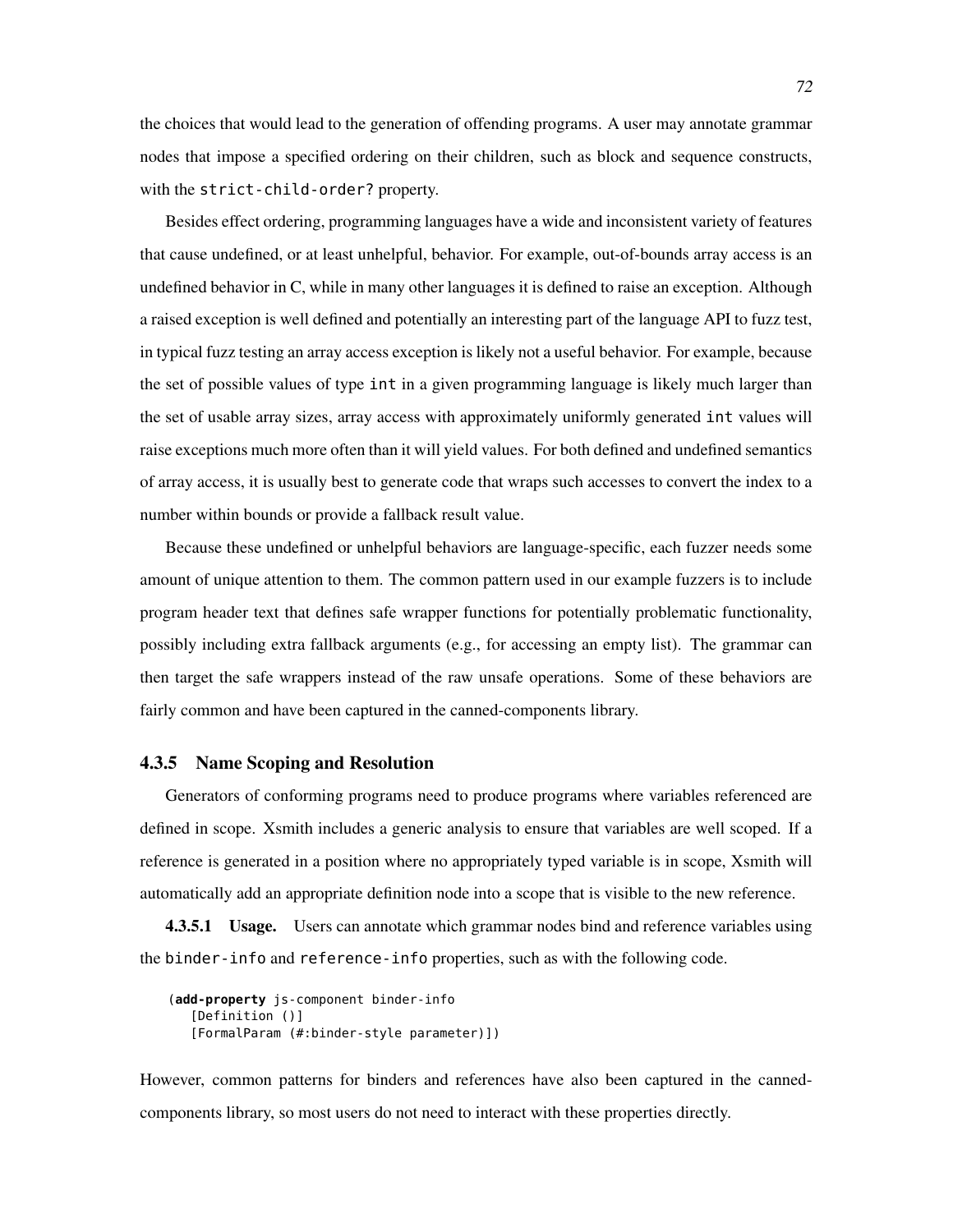the choices that would lead to the generation of offending programs. A user may annotate grammar nodes that impose a specified ordering on their children, such as block and sequence constructs, with the `strict-child-order?` property.

Besides effect ordering, programming languages have a wide and inconsistent variety of features that cause undefined, or at least unhelpful, behavior. For example, out-of-bounds array access is an undefined behavior in C, while in many other languages it is defined to raise an exception. Although a raised exception is well defined and potentially an interesting part of the language API to fuzz test, in typical fuzz testing an array access exception is likely not a useful behavior. For example, because the set of possible values of type `int` in a given programming language is likely much larger than the set of usable array sizes, array access with approximately uniformly generated `int` values will raise exceptions much more often than it will yield values. For both defined and undefined semantics of array access, it is usually best to generate code that wraps such accesses to convert the index to a number within bounds or provide a fallback result value.

Because these undefined or unhelpful behaviors are language-specific, each fuzzer needs some amount of unique attention to them. The common pattern used in our example fuzzers is to include program header text that defines safe wrapper functions for potentially problematic functionality, possibly including extra fallback arguments (e.g., for accessing an empty list). The grammar can then target the safe wrappers instead of the raw unsafe operations. Some of these behaviors are fairly common and have been captured in the canned-components library.

### 4.3.5 Name Scoping and Resolution

Generators of conforming programs need to produce programs where variables referenced are defined in scope. Xsmith includes a generic analysis to ensure that variables are well scoped. If a reference is generated in a position where no appropriately typed variable is in scope, Xsmith will automatically add an appropriate definition node into a scope that is visible to the new reference.

**4.3.5.1 Usage.** Users can annotate which grammar nodes bind and reference variables using the `binder-info` and `reference-info` properties, such as with the following code.

```
(add-property js-component binder-info
   [Definition ()]
   [FormalParam (#:binder-style parameter)])
```

However, common patterns for binders and references have also been captured in the canned-components library, so most users do not need to interact with these properties directly.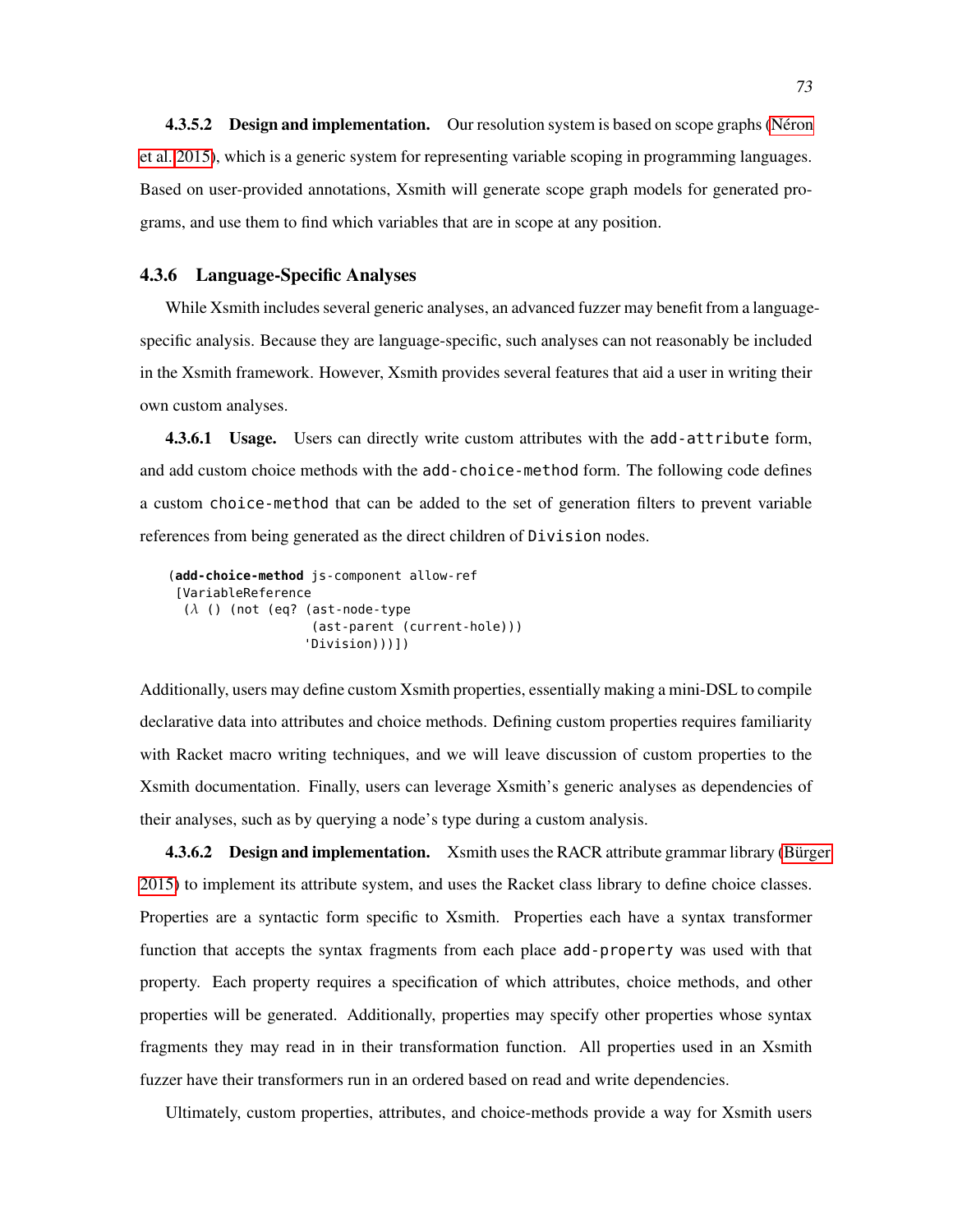**4.3.5.2 Design and implementation.** Our resolution system is based on scope graphs (Néron et al. 2015), which is a generic system for representing variable scoping in programming languages. Based on user-provided annotations, Xsmith will generate scope graph models for generated programs, and use them to find which variables that are in scope at any position.

### 4.3.6 Language-Specific Analyses

While Xsmith includes several generic analyses, an advanced fuzzer may benefit from a language-specific analysis. Because they are language-specific, such analyses can not reasonably be included in the Xsmith framework. However, Xsmith provides several features that aid a user in writing their own custom analyses.

**4.3.6.1 Usage.** Users can directly write custom attributes with the `add-attribute` form, and add custom choice methods with the `add-choice-method` form. The following code defines a custom `choice-method` that can be added to the set of generation filters to prevent variable references from being generated as the direct children of `Division` nodes.

```
(add-choice-method js-component allow-ref
 [VariableReference
  (λ () (not (eq? (ast-node-type
                   (ast-parent (current-hole)))
                  'Division)))])
```

Additionally, users may define custom Xsmith properties, essentially making a mini-DSL to compile declarative data into attributes and choice methods. Defining custom properties requires familiarity with Racket macro writing techniques, and we will leave discussion of custom properties to the Xsmith documentation. Finally, users can leverage Xsmith's generic analyses as dependencies of their analyses, such as by querying a node's type during a custom analysis.

**4.3.6.2 Design and implementation.** Xsmith uses the RACR attribute grammar library (Bürger 2015) to implement its attribute system, and uses the Racket class library to define choice classes. Properties are a syntactic form specific to Xsmith. Properties each have a syntax transformer function that accepts the syntax fragments from each place `add-property` was used with that property. Each property requires a specification of which attributes, choice methods, and other properties will be generated. Additionally, properties may specify other properties whose syntax fragments they may read in in their transformation function. All properties used in an Xsmith fuzzer have their transformers run in an ordered based on read and write dependencies.

Ultimately, custom properties, attributes, and choice-methods provide a way for Xsmith users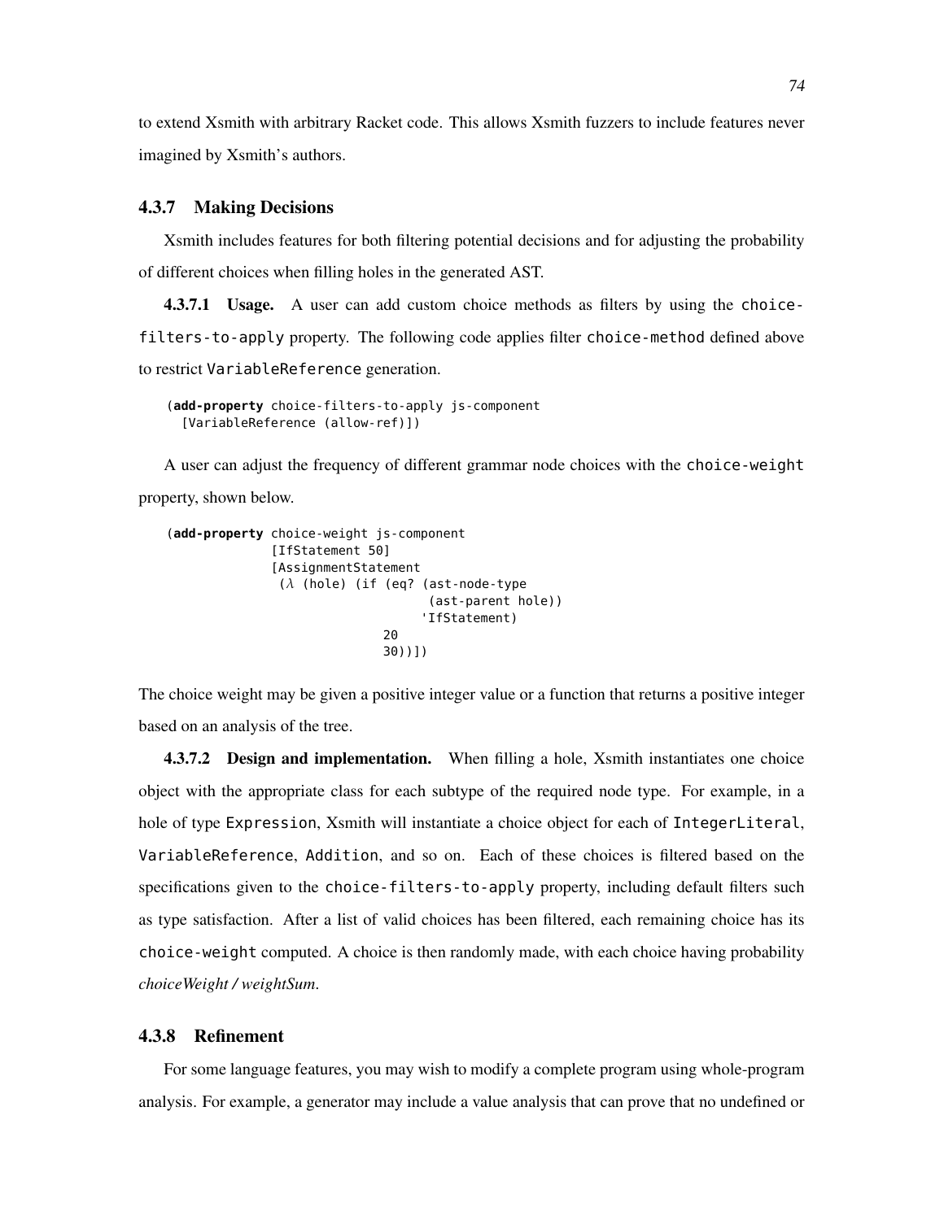to extend Xsmith with arbitrary Racket code. This allows Xsmith fuzzers to include features never imagined by Xsmith's authors.

### 4.3.7 Making Decisions

Xsmith includes features for both filtering potential decisions and for adjusting the probability of different choices when filling holes in the generated AST.

**4.3.7.1 Usage.** A user can add custom choice methods as filters by using the `choice-filters-to-apply` property. The following code applies filter `choice-method` defined above to restrict `VariableReference` generation.

```
(add-property choice-filters-to-apply js-component
  [VariableReference (allow-ref)])
```

A user can adjust the frequency of different grammar node choices with the `choice-weight` property, shown below.

```
(add-property choice-weight js-component
              [IfStatement 50]
              [AssignmentStatement
               (λ (hole) (if (eq? (ast-node-type
                                    (ast-parent hole))
                                   'IfStatement)
                             20
                             30))])
```

The choice weight may be given a positive integer value or a function that returns a positive integer based on an analysis of the tree.

**4.3.7.2 Design and implementation.** When filling a hole, Xsmith instantiates one choice object with the appropriate class for each subtype of the required node type. For example, in a hole of type `Expression`, Xsmith will instantiate a choice object for each of `IntegerLiteral`, `VariableReference`, `Addition`, and so on. Each of these choices is filtered based on the specifications given to the `choice-filters-to-apply` property, including default filters such as type satisfaction. After a list of valid choices has been filtered, each remaining choice has its `choice-weight` computed. A choice is then randomly made, with each choice having probability *choiceWeight / weightSum*.

### 4.3.8 Refinement

For some language features, you may wish to modify a complete program using whole-program analysis. For example, a generator may include a value analysis that can prove that no undefined or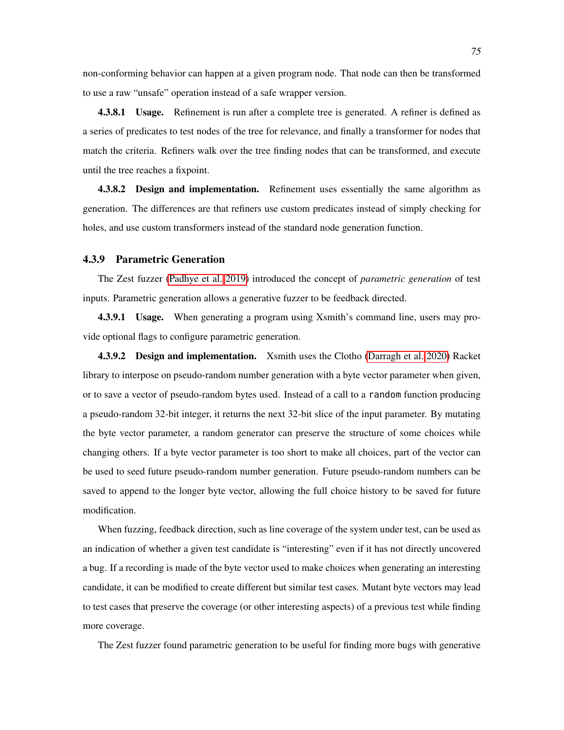non-conforming behavior can happen at a given program node. That node can then be transformed to use a raw “unsafe” operation instead of a safe wrapper version.

**4.3.8.1 Usage.** Refinement is run after a complete tree is generated. A refiner is defined as a series of predicates to test nodes of the tree for relevance, and finally a transformer for nodes that match the criteria. Refiners walk over the tree finding nodes that can be transformed, and execute until the tree reaches a fixpoint.

**4.3.8.2 Design and implementation.** Refinement uses essentially the same algorithm as generation. The differences are that refiners use custom predicates instead of simply checking for holes, and use custom transformers instead of the standard node generation function.

### 4.3.9 Parametric Generation

The Zest fuzzer (Padhye et al. 2019) introduced the concept of *parametric generation* of test inputs. Parametric generation allows a generative fuzzer to be feedback directed.

**4.3.9.1 Usage.** When generating a program using Xsmith’s command line, users may provide optional flags to configure parametric generation.

**4.3.9.2 Design and implementation.** Xsmith uses the Clotho (Darragh et al. 2020) Racket library to interpose on pseudo-random number generation with a byte vector parameter when given, or to save a vector of pseudo-random bytes used. Instead of a call to a `random` function producing a pseudo-random 32-bit integer, it returns the next 32-bit slice of the input parameter. By mutating the byte vector parameter, a random generator can preserve the structure of some choices while changing others. If a byte vector parameter is too short to make all choices, part of the vector can be used to seed future pseudo-random number generation. Future pseudo-random numbers can be saved to append to the longer byte vector, allowing the full choice history to be saved for future modification.

When fuzzing, feedback direction, such as line coverage of the system under test, can be used as an indication of whether a given test candidate is “interesting” even if it has not directly uncovered a bug. If a recording is made of the byte vector used to make choices when generating an interesting candidate, it can be modified to create different but similar test cases. Mutant byte vectors may lead to test cases that preserve the coverage (or other interesting aspects) of a previous test while finding more coverage.

The Zest fuzzer found parametric generation to be useful for finding more bugs with generative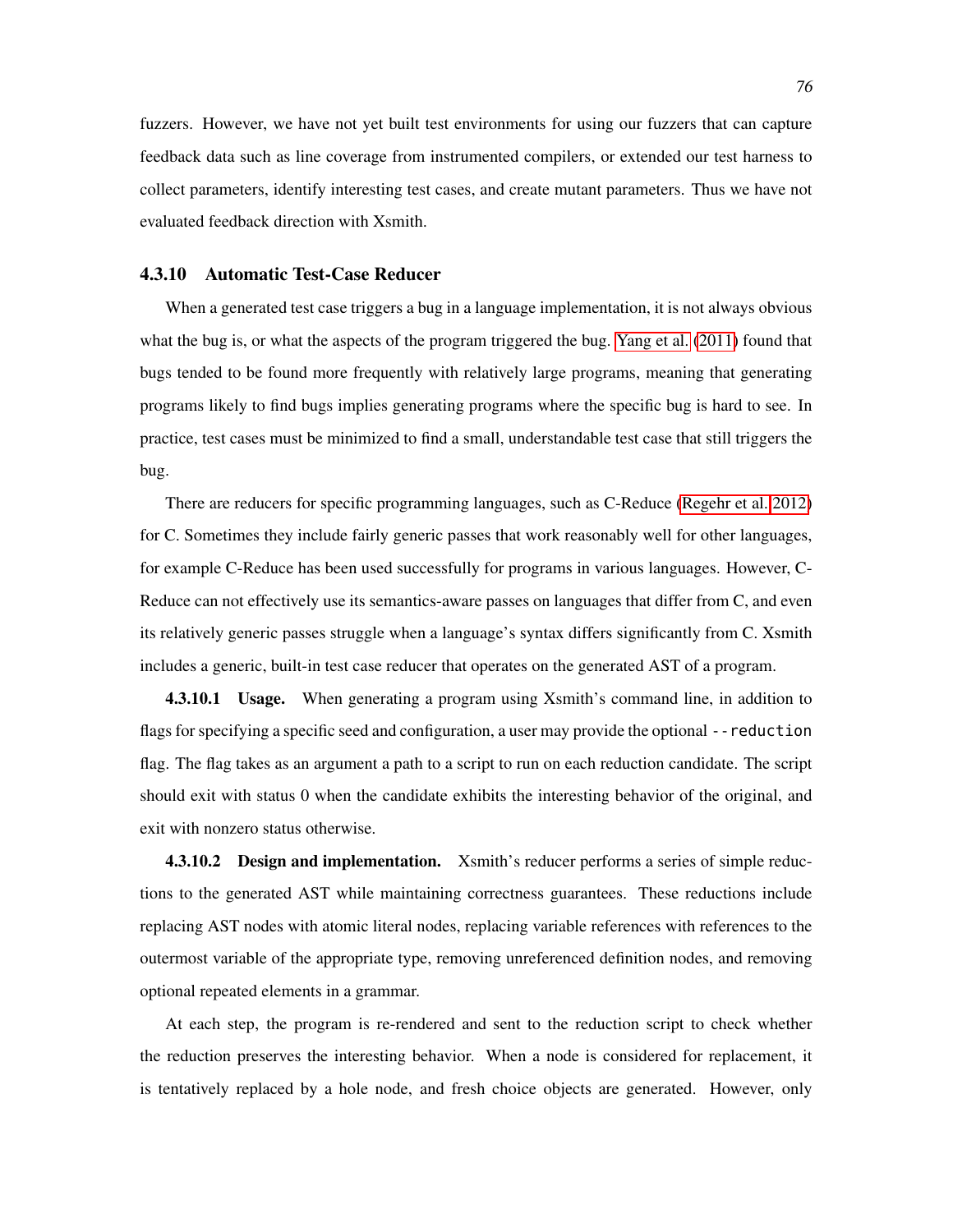fuzzers. However, we have not yet built test environments for using our fuzzers that can capture feedback data such as line coverage from instrumented compilers, or extended our test harness to collect parameters, identify interesting test cases, and create mutant parameters. Thus we have not evaluated feedback direction with Xsmith.

### 4.3.10 Automatic Test-Case Reducer

When a generated test case triggers a bug in a language implementation, it is not always obvious what the bug is, or what the aspects of the program triggered the bug. Yang et al. (2011) found that bugs tended to be found more frequently with relatively large programs, meaning that generating programs likely to find bugs implies generating programs where the specific bug is hard to see. In practice, test cases must be minimized to find a small, understandable test case that still triggers the bug.

There are reducers for specific programming languages, such as C-Reduce (Regehr et al. 2012) for C. Sometimes they include fairly generic passes that work reasonably well for other languages, for example C-Reduce has been used successfully for programs in various languages. However, C-Reduce can not effectively use its semantics-aware passes on languages that differ from C, and even its relatively generic passes struggle when a language's syntax differs significantly from C. Xsmith includes a generic, built-in test case reducer that operates on the generated AST of a program.

**4.3.10.1 Usage.** When generating a program using Xsmith's command line, in addition to flags for specifying a specific seed and configuration, a user may provide the optional `--reduction` flag. The flag takes as an argument a path to a script to run on each reduction candidate. The script should exit with status 0 when the candidate exhibits the interesting behavior of the original, and exit with nonzero status otherwise.

**4.3.10.2 Design and implementation.** Xsmith's reducer performs a series of simple reductions to the generated AST while maintaining correctness guarantees. These reductions include replacing AST nodes with atomic literal nodes, replacing variable references with references to the outermost variable of the appropriate type, removing unreferenced definition nodes, and removing optional repeated elements in a grammar.

At each step, the program is re-rendered and sent to the reduction script to check whether the reduction preserves the interesting behavior. When a node is considered for replacement, it is tentatively replaced by a hole node, and fresh choice objects are generated. However, only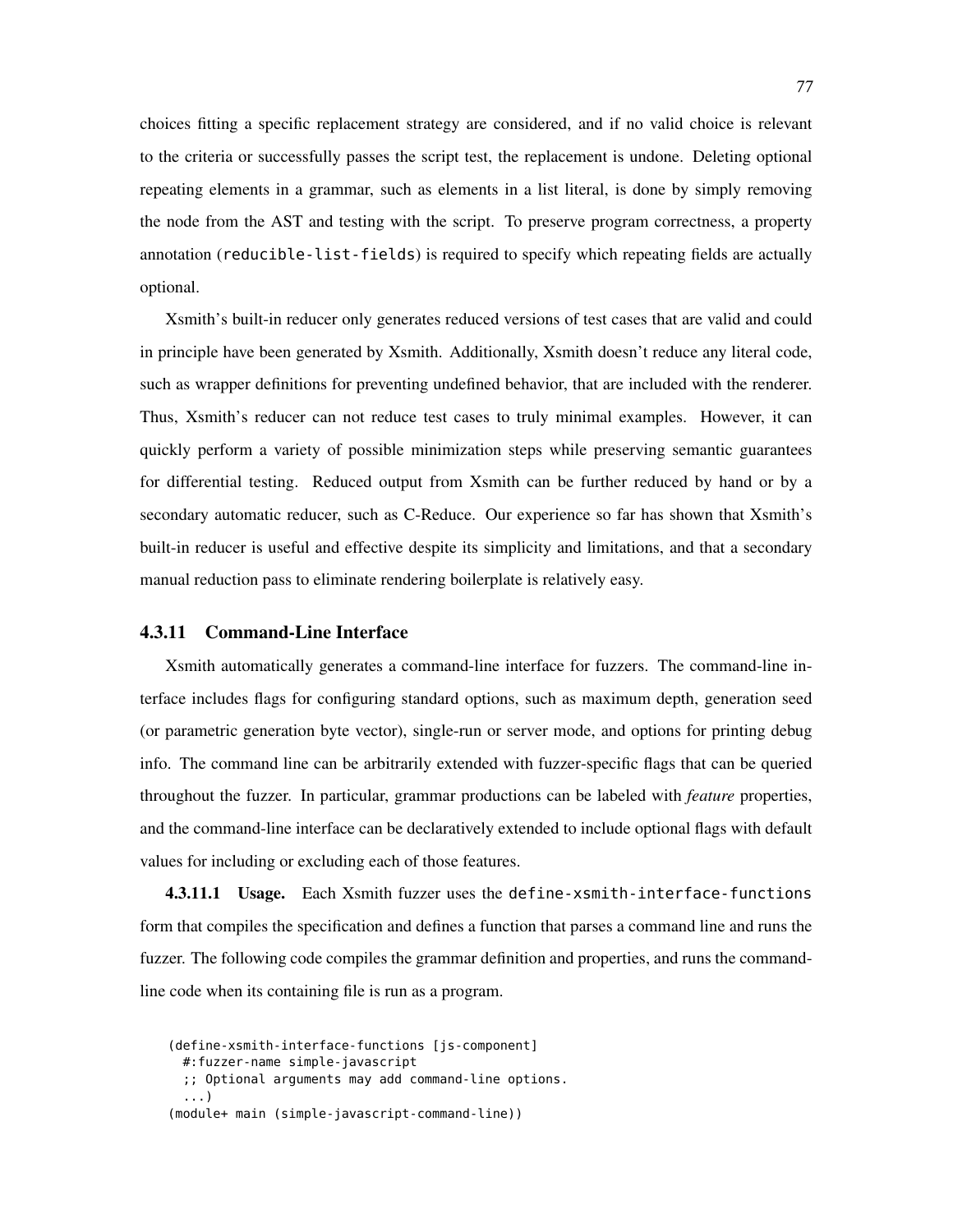choices fitting a specific replacement strategy are considered, and if no valid choice is relevant to the criteria or successfully passes the script test, the replacement is undone. Deleting optional repeating elements in a grammar, such as elements in a list literal, is done by simply removing the node from the AST and testing with the script. To preserve program correctness, a property annotation (`reducible-list-fields`) is required to specify which repeating fields are actually optional.

Xsmith's built-in reducer only generates reduced versions of test cases that are valid and could in principle have been generated by Xsmith. Additionally, Xsmith doesn't reduce any literal code, such as wrapper definitions for preventing undefined behavior, that are included with the renderer. Thus, Xsmith's reducer can not reduce test cases to truly minimal examples. However, it can quickly perform a variety of possible minimization steps while preserving semantic guarantees for differential testing. Reduced output from Xsmith can be further reduced by hand or by a secondary automatic reducer, such as C-Reduce. Our experience so far has shown that Xsmith's built-in reducer is useful and effective despite its simplicity and limitations, and that a secondary manual reduction pass to eliminate rendering boilerplate is relatively easy.

### 4.3.11 Command-Line Interface

Xsmith automatically generates a command-line interface for fuzzers. The command-line interface includes flags for configuring standard options, such as maximum depth, generation seed (or parametric generation byte vector), single-run or server mode, and options for printing debug info. The command line can be arbitrarily extended with fuzzer-specific flags that can be queried throughout the fuzzer. In particular, grammar productions can be labeled with *feature* properties, and the command-line interface can be declaratively extended to include optional flags with default values for including or excluding each of those features.

**4.3.11.1 Usage.** Each Xsmith fuzzer uses the `define-xsmith-interface-functions` form that compiles the specification and defines a function that parses a command line and runs the fuzzer. The following code compiles the grammar definition and properties, and runs the command-line code when its containing file is run as a program.

```
(define-xsmith-interface-functions [js-component]
  #:fuzzer-name simple-javascript
  ;; Optional arguments may add command-line options.
  ...)
(module+ main (simple-javascript-command-line))
```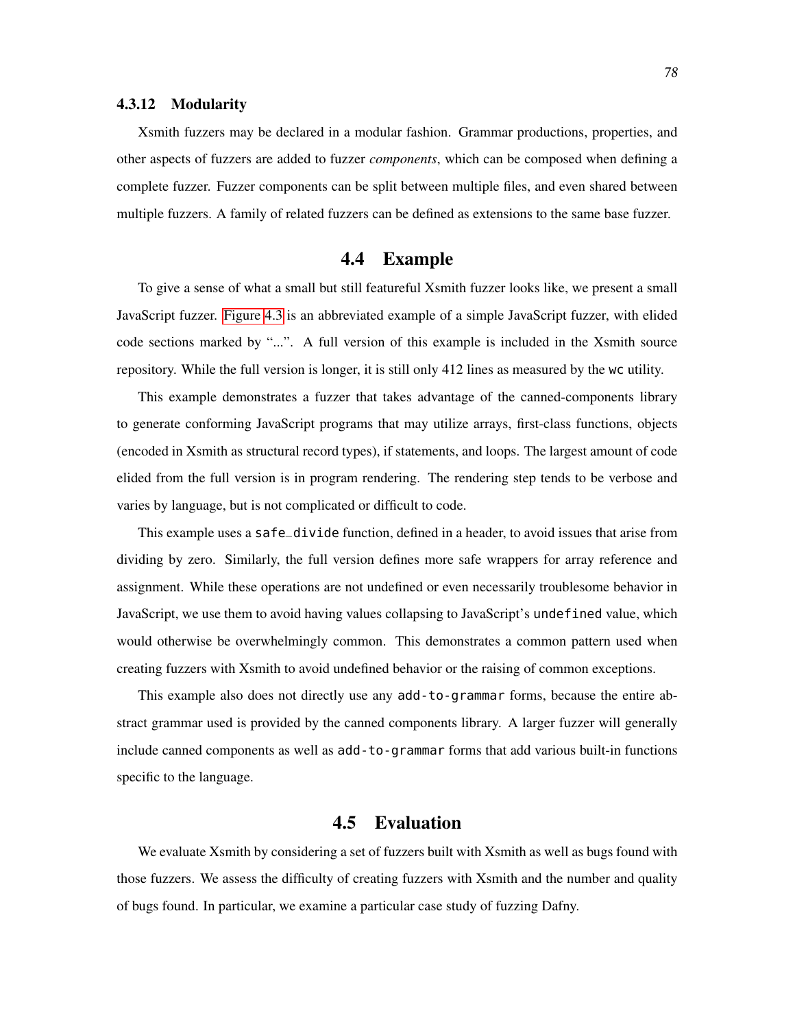### 4.3.12 Modularity

Xsmith fuzzers may be declared in a modular fashion. Grammar productions, properties, and other aspects of fuzzers are added to fuzzer *components*, which can be composed when defining a complete fuzzer. Fuzzer components can be split between multiple files, and even shared between multiple fuzzers. A family of related fuzzers can be defined as extensions to the same base fuzzer.

## 4.4 Example

To give a sense of what a small but still featureful Xsmith fuzzer looks like, we present a small JavaScript fuzzer. Figure 4.3 is an abbreviated example of a simple JavaScript fuzzer, with elided code sections marked by "...". A full version of this example is included in the Xsmith source repository. While the full version is longer, it is still only 412 lines as measured by the `wc` utility.

This example demonstrates a fuzzer that takes advantage of the canned-components library to generate conforming JavaScript programs that may utilize arrays, first-class functions, objects (encoded in Xsmith as structural record types), if statements, and loops. The largest amount of code elided from the full version is in program rendering. The rendering step tends to be verbose and varies by language, but is not complicated or difficult to code.

This example uses a `safe_divide` function, defined in a header, to avoid issues that arise from dividing by zero. Similarly, the full version defines more safe wrappers for array reference and assignment. While these operations are not undefined or even necessarily troublesome behavior in JavaScript, we use them to avoid having values collapsing to JavaScript's `undefined` value, which would otherwise be overwhelmingly common. This demonstrates a common pattern used when creating fuzzers with Xsmith to avoid undefined behavior or the raising of common exceptions.

This example also does not directly use any `add-to-grammar` forms, because the entire abstract grammar used is provided by the canned components library. A larger fuzzer will generally include canned components as well as `add-to-grammar` forms that add various built-in functions specific to the language.

## 4.5 Evaluation

We evaluate Xsmith by considering a set of fuzzers built with Xsmith as well as bugs found with those fuzzers. We assess the difficulty of creating fuzzers with Xsmith and the number and quality of bugs found. In particular, we examine a particular case study of fuzzing Dafny.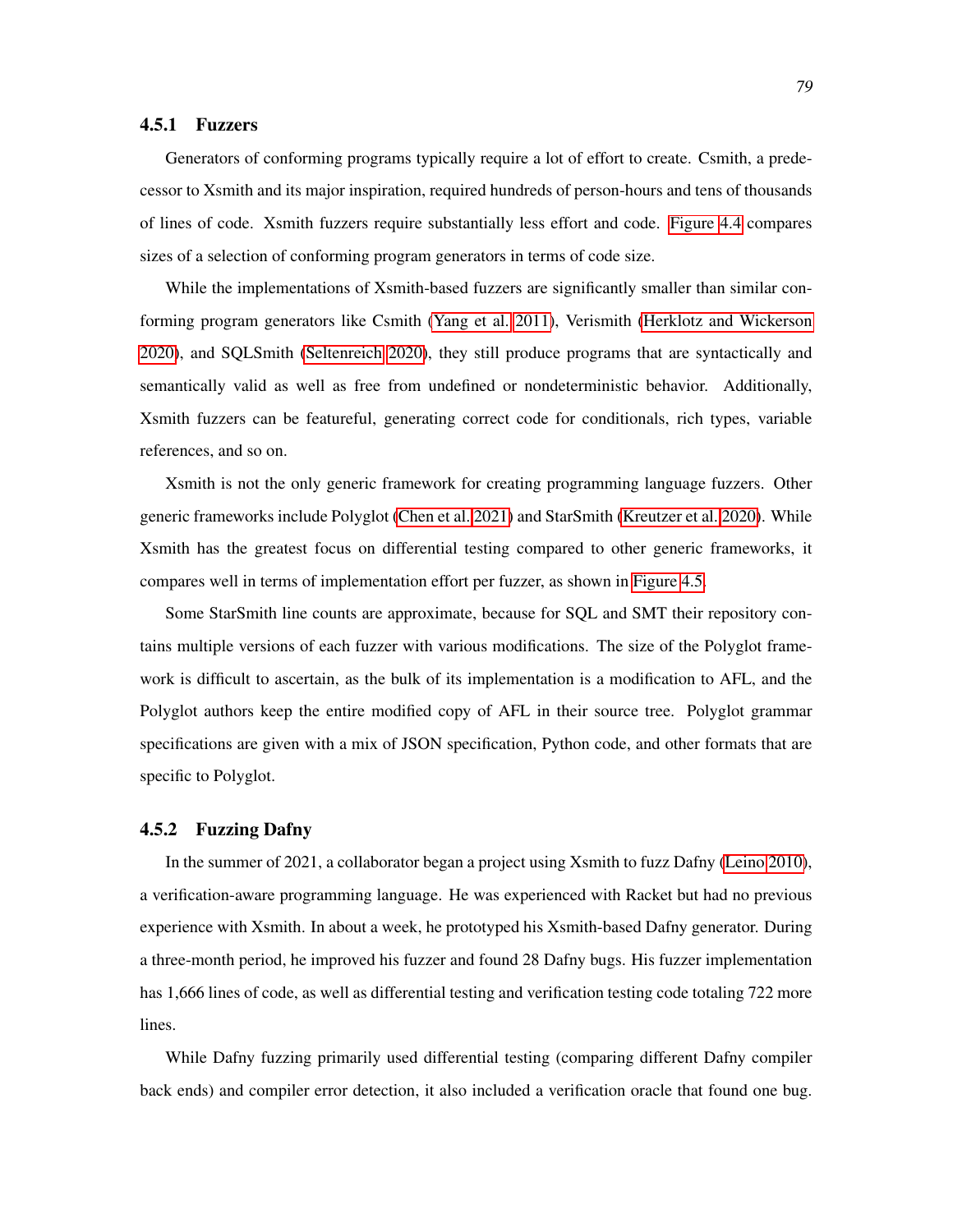### 4.5.1 Fuzzers

Generators of conforming programs typically require a lot of effort to create. Csmith, a predecessor to Xsmith and its major inspiration, required hundreds of person-hours and tens of thousands of lines of code. Xsmith fuzzers require substantially less effort and code. Figure 4.4 compares sizes of a selection of conforming program generators in terms of code size.

While the implementations of Xsmith-based fuzzers are significantly smaller than similar conforming program generators like Csmith (Yang et al. 2011), Verismith (Herklotz and Wickerson 2020), and SQLSmith (Seltenreich 2020), they still produce programs that are syntactically and semantically valid as well as free from undefined or nondeterministic behavior. Additionally, Xsmith fuzzers can be featureful, generating correct code for conditionals, rich types, variable references, and so on.

Xsmith is not the only generic framework for creating programming language fuzzers. Other generic frameworks include Polyglot (Chen et al. 2021) and StarSmith (Kreutzer et al. 2020). While Xsmith has the greatest focus on differential testing compared to other generic frameworks, it compares well in terms of implementation effort per fuzzer, as shown in Figure 4.5.

Some StarSmith line counts are approximate, because for SQL and SMT their repository contains multiple versions of each fuzzer with various modifications. The size of the Polyglot framework is difficult to ascertain, as the bulk of its implementation is a modification to AFL, and the Polyglot authors keep the entire modified copy of AFL in their source tree. Polyglot grammar specifications are given with a mix of JSON specification, Python code, and other formats that are specific to Polyglot.

### 4.5.2 Fuzzing Dafny

In the summer of 2021, a collaborator began a project using Xsmith to fuzz Dafny (Leino 2010), a verification-aware programming language. He was experienced with Racket but had no previous experience with Xsmith. In about a week, he prototyped his Xsmith-based Dafny generator. During a three-month period, he improved his fuzzer and found 28 Dafny bugs. His fuzzer implementation has 1,666 lines of code, as well as differential testing and verification testing code totaling 722 more lines.

While Dafny fuzzing primarily used differential testing (comparing different Dafny compiler back ends) and compiler error detection, it also included a verification oracle that found one bug.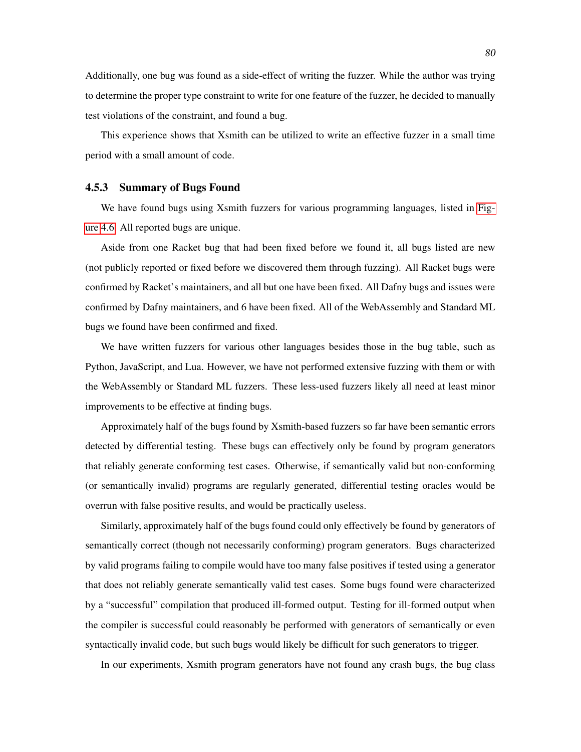Additionally, one bug was found as a side-effect of writing the fuzzer. While the author was trying to determine the proper type constraint to write for one feature of the fuzzer, he decided to manually test violations of the constraint, and found a bug.

This experience shows that Xsmith can be utilized to write an effective fuzzer in a small time period with a small amount of code.

### 4.5.3 Summary of Bugs Found

We have found bugs using Xsmith fuzzers for various programming languages, listed in Figure 4.6. All reported bugs are unique.

Aside from one Racket bug that had been fixed before we found it, all bugs listed are new (not publicly reported or fixed before we discovered them through fuzzing). All Racket bugs were confirmed by Racket's maintainers, and all but one have been fixed. All Dafny bugs and issues were confirmed by Dafny maintainers, and 6 have been fixed. All of the WebAssembly and Standard ML bugs we found have been confirmed and fixed.

We have written fuzzers for various other languages besides those in the bug table, such as Python, JavaScript, and Lua. However, we have not performed extensive fuzzing with them or with the WebAssembly or Standard ML fuzzers. These less-used fuzzers likely all need at least minor improvements to be effective at finding bugs.

Approximately half of the bugs found by Xsmith-based fuzzers so far have been semantic errors detected by differential testing. These bugs can effectively only be found by program generators that reliably generate conforming test cases. Otherwise, if semantically valid but non-conforming (or semantically invalid) programs are regularly generated, differential testing oracles would be overrun with false positive results, and would be practically useless.

Similarly, approximately half of the bugs found could only effectively be found by generators of semantically correct (though not necessarily conforming) program generators. Bugs characterized by valid programs failing to compile would have too many false positives if tested using a generator that does not reliably generate semantically valid test cases. Some bugs found were characterized by a "successful" compilation that produced ill-formed output. Testing for ill-formed output when the compiler is successful could reasonably be performed with generators of semantically or even syntactically invalid code, but such bugs would likely be difficult for such generators to trigger.

In our experiments, Xsmith program generators have not found any crash bugs, the bug class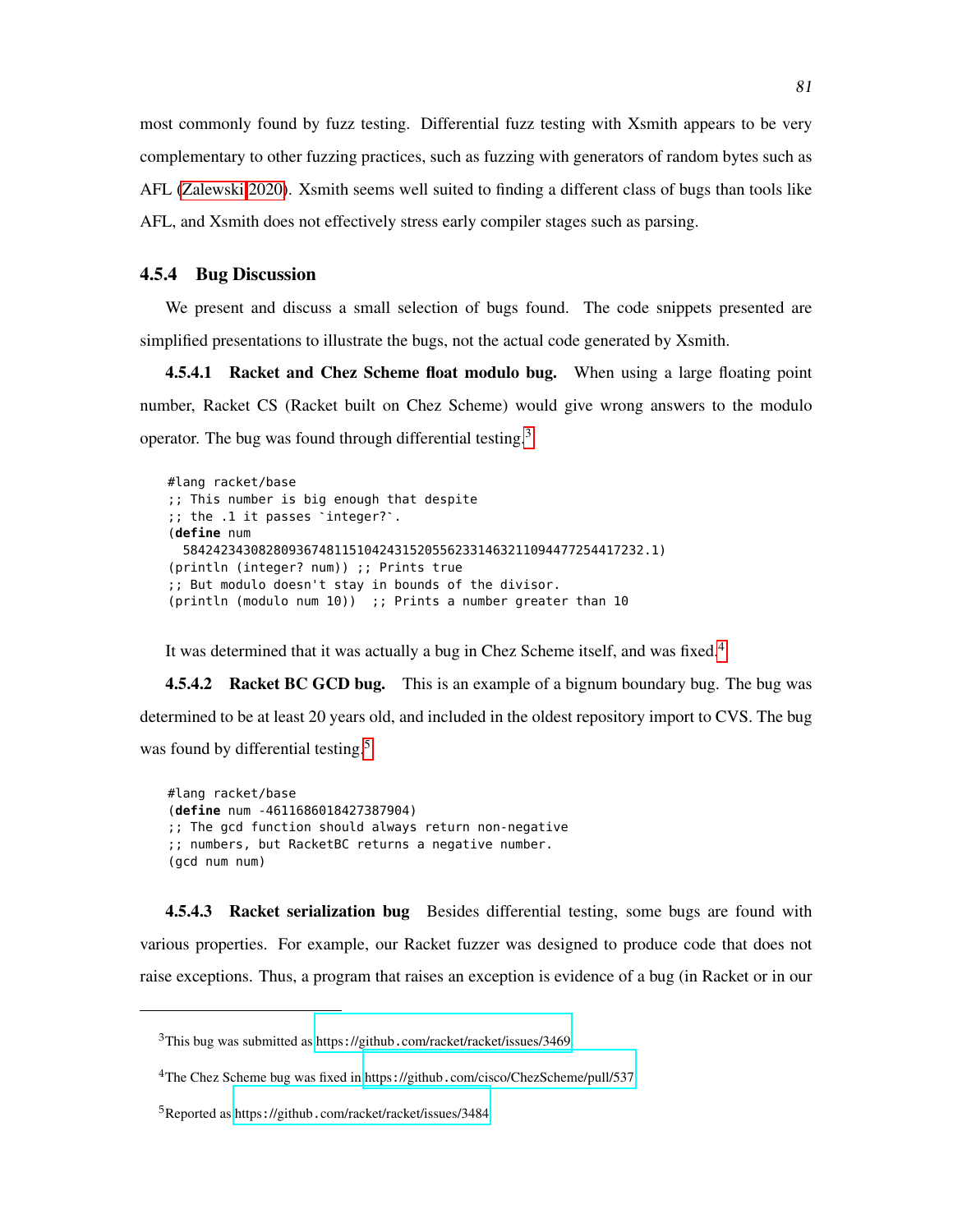most commonly found by fuzz testing. Differential fuzz testing with Xsmith appears to be very complementary to other fuzzing practices, such as fuzzing with generators of random bytes such as AFL (Zalewski 2020). Xsmith seems well suited to finding a different class of bugs than tools like AFL, and Xsmith does not effectively stress early compiler stages such as parsing.

### 4.5.4 Bug Discussion

We present and discuss a small selection of bugs found. The code snippets presented are simplified presentations to illustrate the bugs, not the actual code generated by Xsmith.

**4.5.4.1 Racket and Chez Scheme float modulo bug.** When using a large floating point number, Racket CS (Racket built on Chez Scheme) would give wrong answers to the modulo operator. The bug was found through differential testing.[3]

```
#lang racket/base
;; This number is big enough that despite
;; the .1 it passes `integer?`.
(define num
  58424234308280936748115104243152055623314632110944772544172 32.1)
(println (integer? num)) ;; Prints true
;; But modulo doesn't stay in bounds of the divisor.
(println (modulo num 10))  ;; Prints a number greater than 10
```

It was determined that it was actually a bug in Chez Scheme itself, and was fixed.[4]

**4.5.4.2 Racket BC GCD bug.** This is an example of a bignum boundary bug. The bug was determined to be at least 20 years old, and included in the oldest repository import to CVS. The bug was found by differential testing.[5]

```
#lang racket/base
(define num -4611686018427387904)
;; The gcd function should always return non-negative
;; numbers, but RacketBC returns a negative number.
(gcd num num)
```

**4.5.4.3 Racket serialization bug** Besides differential testing, some bugs are found with various properties. For example, our Racket fuzzer was designed to produce code that does not raise exceptions. Thus, a program that raises an exception is evidence of a bug (in Racket or in our

[3] This bug was submitted as https://github.com/racket/racket/issues/3469

[4] The Chez Scheme bug was fixed in https://github.com/cisco/ChezScheme/pull/537

[5] Reported as https://github.com/racket/racket/issues/3484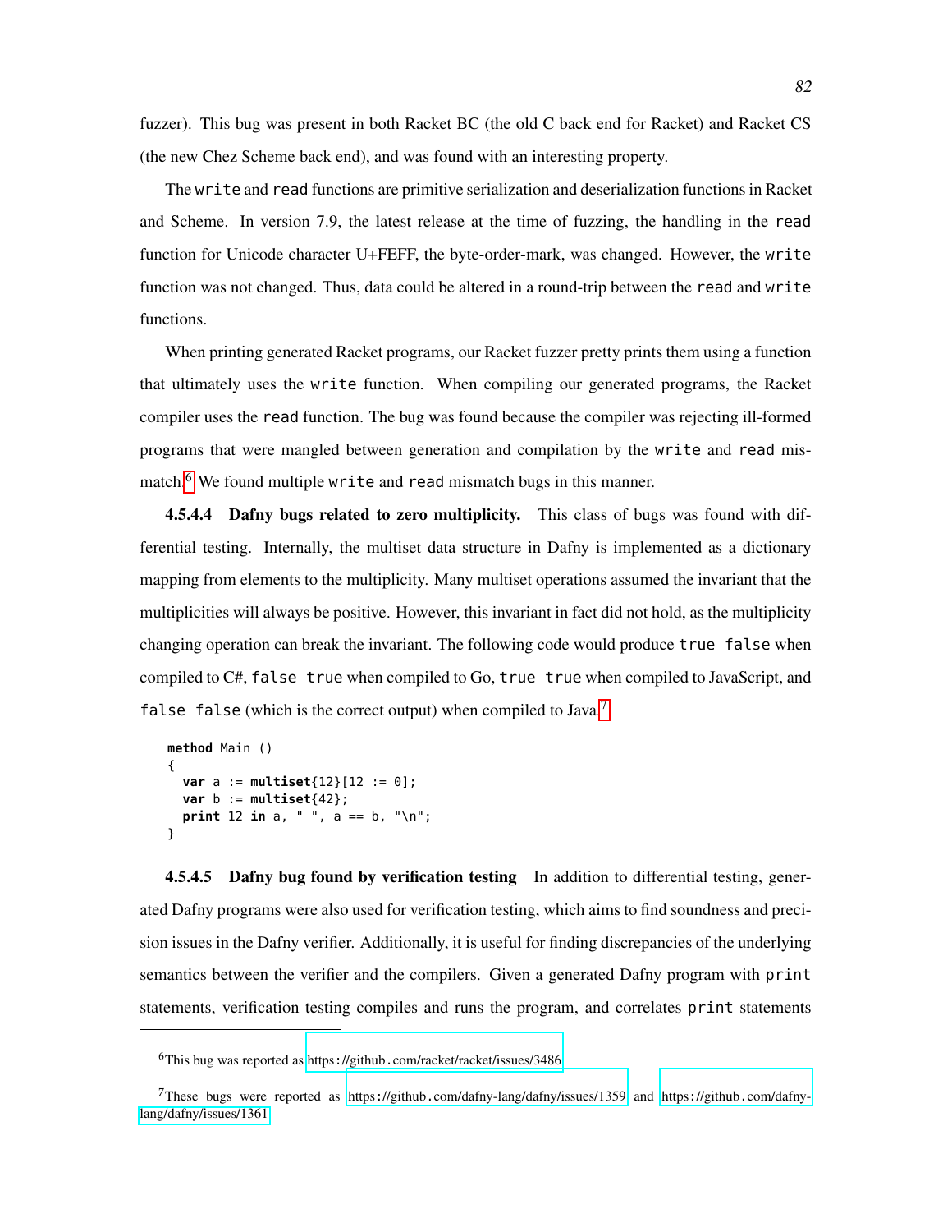fuzzer). This bug was present in both Racket BC (the old C back end for Racket) and Racket CS (the new Chez Scheme back end), and was found with an interesting property.

The `write` and `read` functions are primitive serialization and deserialization functions in Racket and Scheme. In version 7.9, the latest release at the time of fuzzing, the handling in the `read` function for Unicode character U+FEFF, the byte-order-mark, was changed. However, the `write` function was not changed. Thus, data could be altered in a round-trip between the `read` and `write` functions.

When printing generated Racket programs, our Racket fuzzer pretty prints them using a function that ultimately uses the `write` function. When compiling our generated programs, the Racket compiler uses the `read` function. The bug was found because the compiler was rejecting ill-formed programs that were mangled between generation and compilation by the `write` and `read` mismatch.[6] We found multiple `write` and `read` mismatch bugs in this manner.

**4.5.4.4 Dafny bugs related to zero multiplicity.** This class of bugs was found with differential testing. Internally, the multiset data structure in Dafny is implemented as a dictionary mapping from elements to the multiplicity. Many multiset operations assumed the invariant that the multiplicities will always be positive. However, this invariant in fact did not hold, as the multiplicity changing operation can break the invariant. The following code would produce `true false` when compiled to C#, `false true` when compiled to Go, `true true` when compiled to JavaScript, and `false false` (which is the correct output) when compiled to Java.[7]

```
method Main ()
{
  var a := multiset{12}[12 := 0];
  var b := multiset{42};
  print 12 in a, " ", a == b, "\n";
}
```

**4.5.4.5 Dafny bug found by verification testing** In addition to differential testing, generated Dafny programs were also used for verification testing, which aims to find soundness and precision issues in the Dafny verifier. Additionally, it is useful for finding discrepancies of the underlying semantics between the verifier and the compilers. Given a generated Dafny program with `print` statements, verification testing compiles and runs the program, and correlates `print` statements

---

[6] This bug was reported as https://github.com/racket/racket/issues/3486

[7] These bugs were reported as https://github.com/dafny-lang/dafny/issues/1359 and https://github.com/dafny-lang/dafny/issues/1361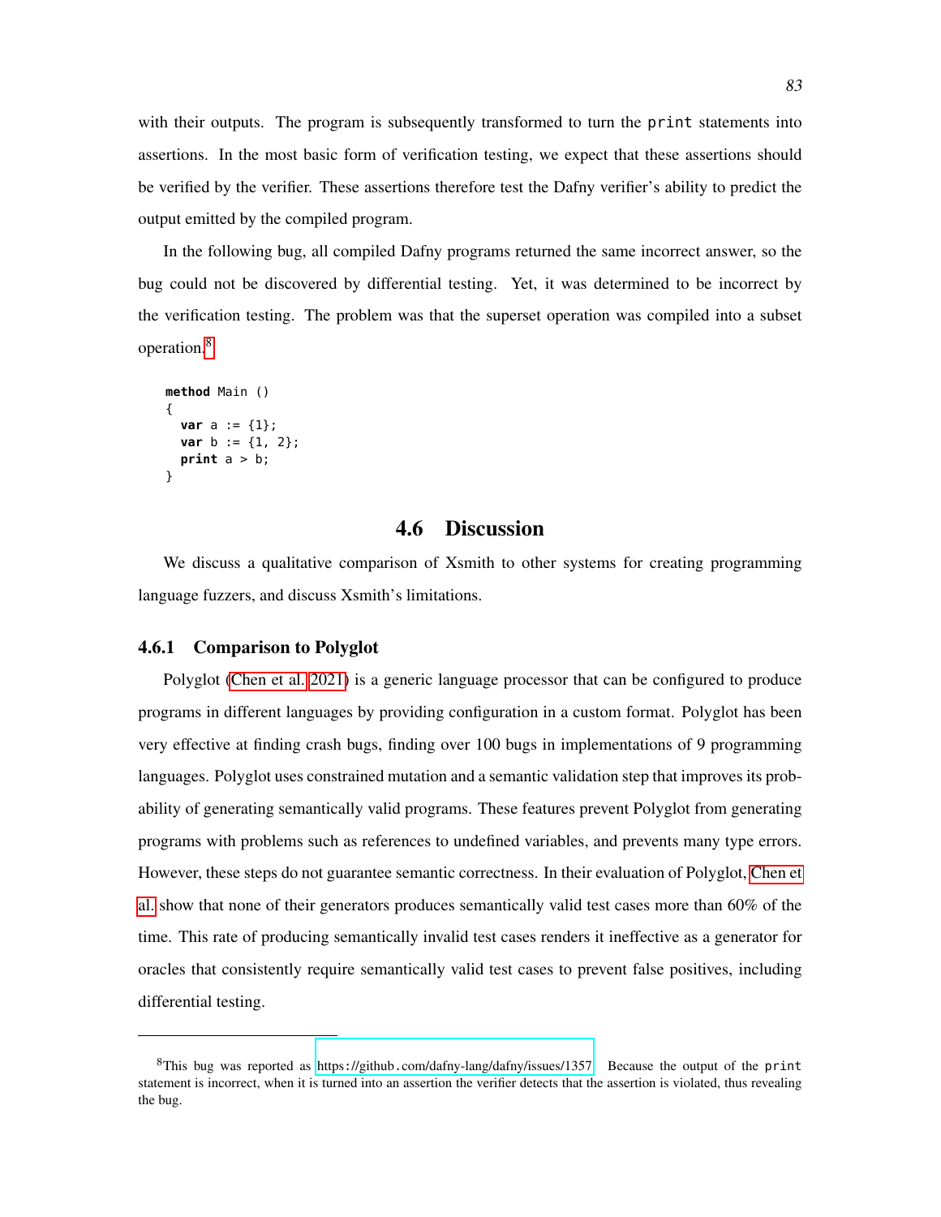with their outputs. The program is subsequently transformed to turn the `print` statements into assertions. In the most basic form of verification testing, we expect that these assertions should be verified by the verifier. These assertions therefore test the Dafny verifier's ability to predict the output emitted by the compiled program.

In the following bug, all compiled Dafny programs returned the same incorrect answer, so the bug could not be discovered by differential testing. Yet, it was determined to be incorrect by the verification testing. The problem was that the superset operation was compiled into a subset operation.[8]

```
method Main ()
{
  var a := {1};
  var b := {1, 2};
  print a > b;
}
```

## 4.6 Discussion

We discuss a qualitative comparison of Xsmith to other systems for creating programming language fuzzers, and discuss Xsmith's limitations.

### 4.6.1 Comparison to Polyglot

Polyglot (Chen et al. 2021) is a generic language processor that can be configured to produce programs in different languages by providing configuration in a custom format. Polyglot has been very effective at finding crash bugs, finding over 100 bugs in implementations of 9 programming languages. Polyglot uses constrained mutation and a semantic validation step that improves its probability of generating semantically valid programs. These features prevent Polyglot from generating programs with problems such as references to undefined variables, and prevents many type errors. However, these steps do not guarantee semantic correctness. In their evaluation of Polyglot, Chen et al. show that none of their generators produces semantically valid test cases more than 60% of the time. This rate of producing semantically invalid test cases renders it ineffective as a generator for oracles that consistently require semantically valid test cases to prevent false positives, including differential testing.

---

[8] This bug was reported as https://github.com/dafny-lang/dafny/issues/1357. Because the output of the `print` statement is incorrect, when it is turned into an assertion the verifier detects that the assertion is violated, thus revealing the bug.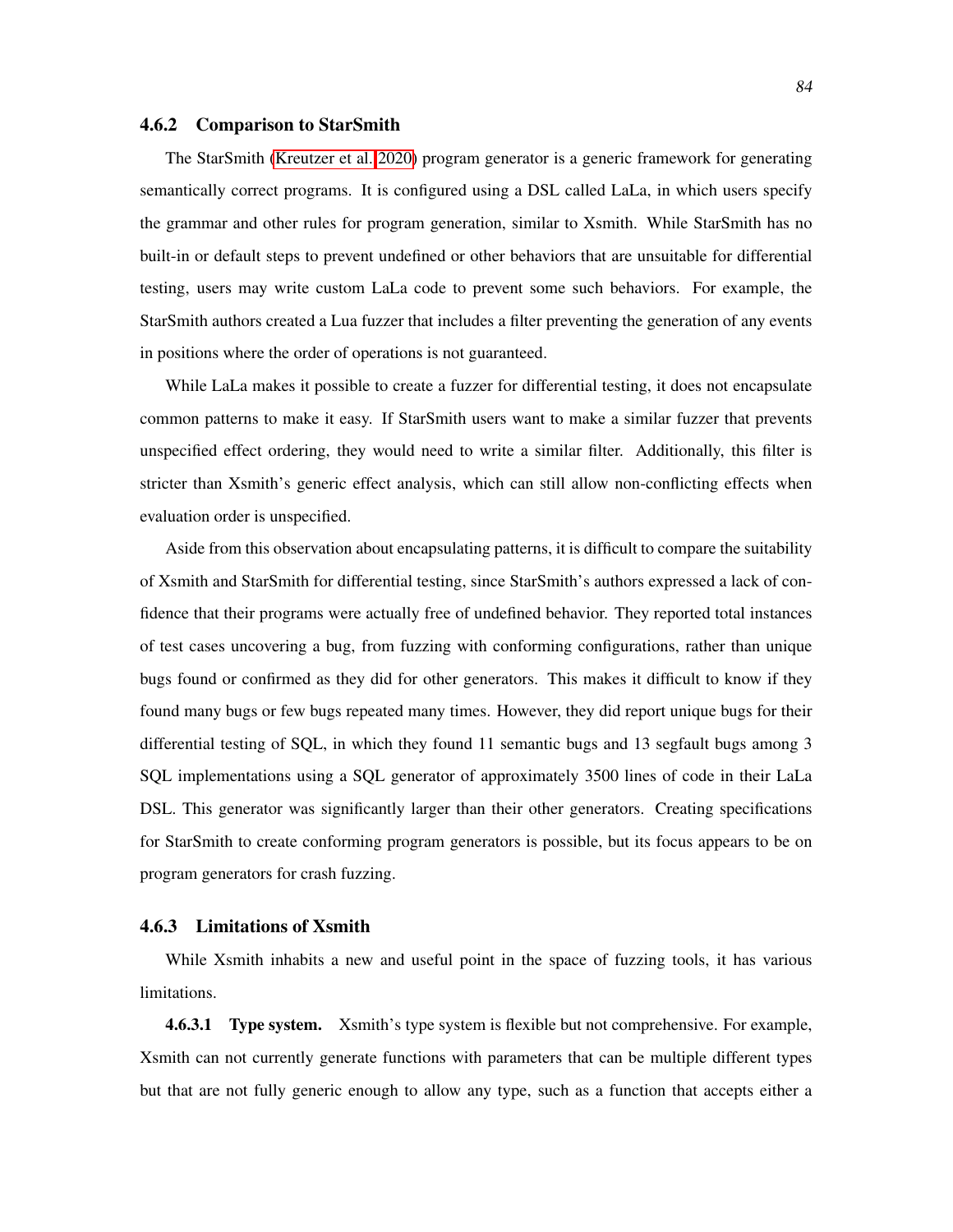### 4.6.2 Comparison to StarSmith

The StarSmith (Kreutzer et al. 2020) program generator is a generic framework for generating semantically correct programs. It is configured using a DSL called LaLa, in which users specify the grammar and other rules for program generation, similar to Xsmith. While StarSmith has no built-in or default steps to prevent undefined or other behaviors that are unsuitable for differential testing, users may write custom LaLa code to prevent some such behaviors. For example, the StarSmith authors created a Lua fuzzer that includes a filter preventing the generation of any events in positions where the order of operations is not guaranteed.

While LaLa makes it possible to create a fuzzer for differential testing, it does not encapsulate common patterns to make it easy. If StarSmith users want to make a similar fuzzer that prevents unspecified effect ordering, they would need to write a similar filter. Additionally, this filter is stricter than Xsmith's generic effect analysis, which can still allow non-conflicting effects when evaluation order is unspecified.

Aside from this observation about encapsulating patterns, it is difficult to compare the suitability of Xsmith and StarSmith for differential testing, since StarSmith's authors expressed a lack of confidence that their programs were actually free of undefined behavior. They reported total instances of test cases uncovering a bug, from fuzzing with conforming configurations, rather than unique bugs found or confirmed as they did for other generators. This makes it difficult to know if they found many bugs or few bugs repeated many times. However, they did report unique bugs for their differential testing of SQL, in which they found 11 semantic bugs and 13 segfault bugs among 3 SQL implementations using a SQL generator of approximately 3500 lines of code in their LaLa DSL. This generator was significantly larger than their other generators. Creating specifications for StarSmith to create conforming program generators is possible, but its focus appears to be on program generators for crash fuzzing.

### 4.6.3 Limitations of Xsmith

While Xsmith inhabits a new and useful point in the space of fuzzing tools, it has various limitations.

**4.6.3.1 Type system.** Xsmith's type system is flexible but not comprehensive. For example, Xsmith can not currently generate functions with parameters that can be multiple different types but that are not fully generic enough to allow any type, such as a function that accepts either a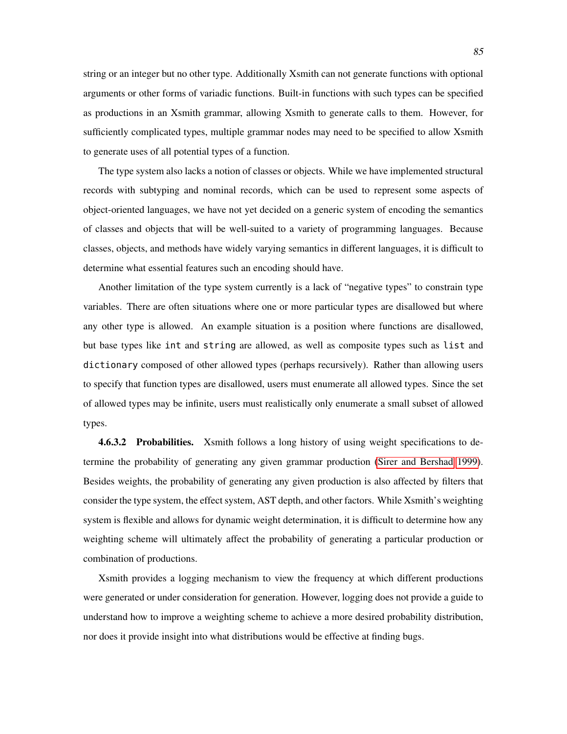string or an integer but no other type. Additionally Xsmith can not generate functions with optional arguments or other forms of variadic functions. Built-in functions with such types can be specified as productions in an Xsmith grammar, allowing Xsmith to generate calls to them. However, for sufficiently complicated types, multiple grammar nodes may need to be specified to allow Xsmith to generate uses of all potential types of a function.

The type system also lacks a notion of classes or objects. While we have implemented structural records with subtyping and nominal records, which can be used to represent some aspects of object-oriented languages, we have not yet decided on a generic system of encoding the semantics of classes and objects that will be well-suited to a variety of programming languages. Because classes, objects, and methods have widely varying semantics in different languages, it is difficult to determine what essential features such an encoding should have.

Another limitation of the type system currently is a lack of "negative types" to constrain type variables. There are often situations where one or more particular types are disallowed but where any other type is allowed. An example situation is a position where functions are disallowed, but base types like `int` and `string` are allowed, as well as composite types such as `list` and `dictionary` composed of other allowed types (perhaps recursively). Rather than allowing users to specify that function types are disallowed, users must enumerate all allowed types. Since the set of allowed types may be infinite, users must realistically only enumerate a small subset of allowed types.

**4.6.3.2 Probabilities.** Xsmith follows a long history of using weight specifications to determine the probability of generating any given grammar production (Sirer and Bershad 1999). Besides weights, the probability of generating any given production is also affected by filters that consider the type system, the effect system, AST depth, and other factors. While Xsmith's weighting system is flexible and allows for dynamic weight determination, it is difficult to determine how any weighting scheme will ultimately affect the probability of generating a particular production or combination of productions.

Xsmith provides a logging mechanism to view the frequency at which different productions were generated or under consideration for generation. However, logging does not provide a guide to understand how to improve a weighting scheme to achieve a more desired probability distribution, nor does it provide insight into what distributions would be effective at finding bugs.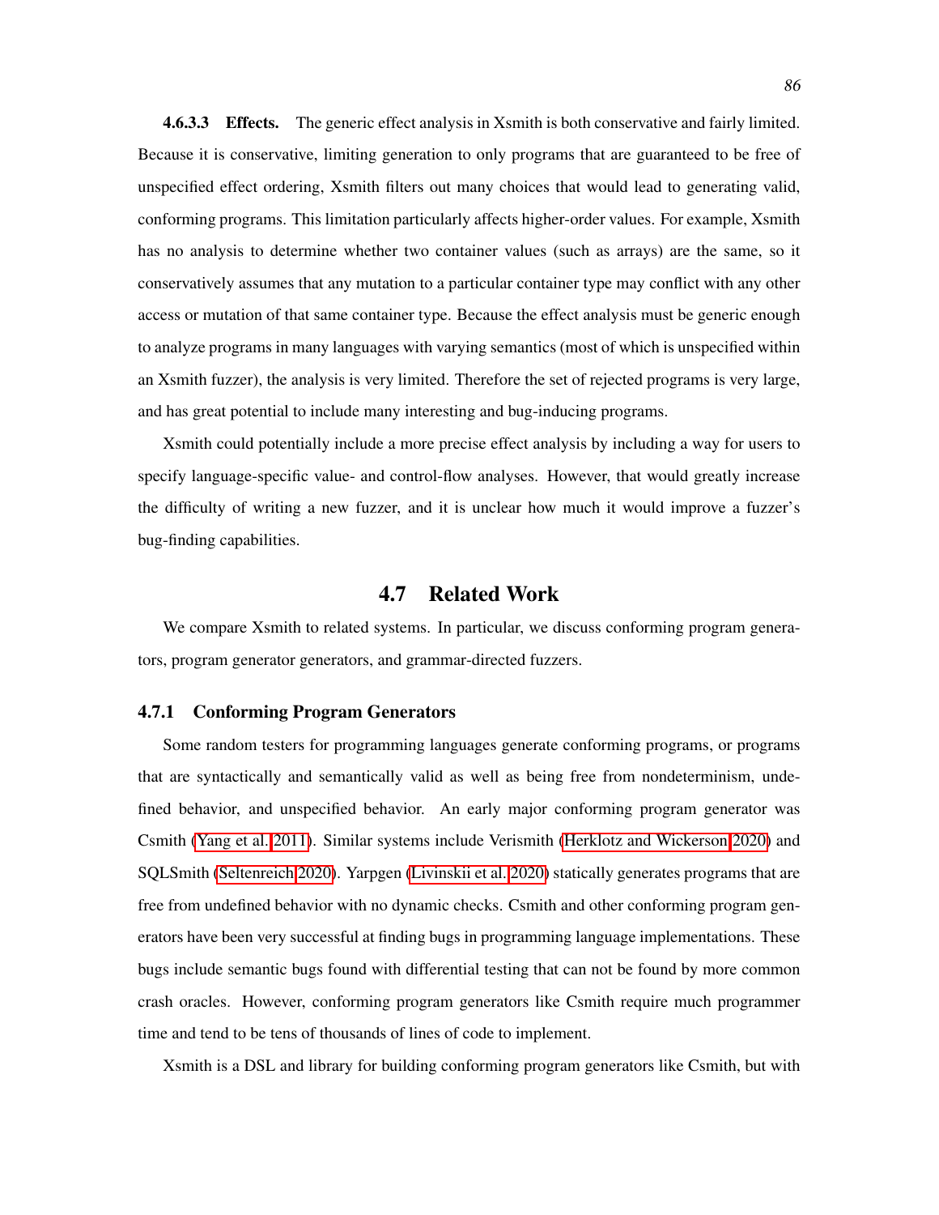**4.6.3.3 Effects.** The generic effect analysis in Xsmith is both conservative and fairly limited. Because it is conservative, limiting generation to only programs that are guaranteed to be free of unspecified effect ordering, Xsmith filters out many choices that would lead to generating valid, conforming programs. This limitation particularly affects higher-order values. For example, Xsmith has no analysis to determine whether two container values (such as arrays) are the same, so it conservatively assumes that any mutation to a particular container type may conflict with any other access or mutation of that same container type. Because the effect analysis must be generic enough to analyze programs in many languages with varying semantics (most of which is unspecified within an Xsmith fuzzer), the analysis is very limited. Therefore the set of rejected programs is very large, and has great potential to include many interesting and bug-inducing programs.

Xsmith could potentially include a more precise effect analysis by including a way for users to specify language-specific value- and control-flow analyses. However, that would greatly increase the difficulty of writing a new fuzzer, and it is unclear how much it would improve a fuzzer's bug-finding capabilities.

## 4.7 Related Work

We compare Xsmith to related systems. In particular, we discuss conforming program generators, program generator generators, and grammar-directed fuzzers.

### 4.7.1 Conforming Program Generators

Some random testers for programming languages generate conforming programs, or programs that are syntactically and semantically valid as well as being free from nondeterminism, undefined behavior, and unspecified behavior. An early major conforming program generator was Csmith (Yang et al. 2011). Similar systems include Verismith (Herklotz and Wickerson 2020) and SQLSmith (Seltenreich 2020). Yarpgen (Livinskii et al. 2020) statically generates programs that are free from undefined behavior with no dynamic checks. Csmith and other conforming program generators have been very successful at finding bugs in programming language implementations. These bugs include semantic bugs found with differential testing that can not be found by more common crash oracles. However, conforming program generators like Csmith require much programmer time and tend to be tens of thousands of lines of code to implement.

Xsmith is a DSL and library for building conforming program generators like Csmith, but with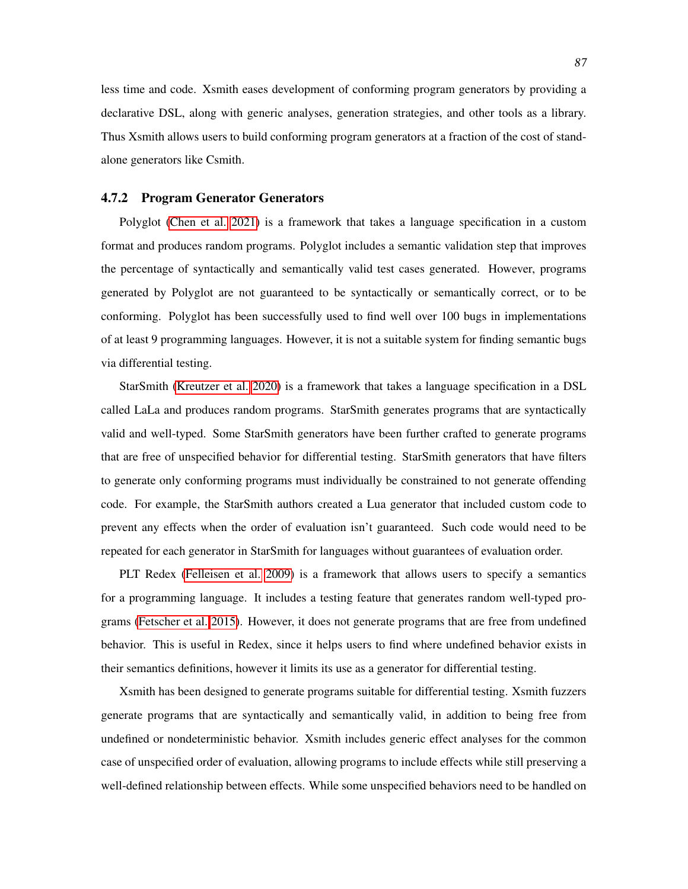less time and code. Xsmith eases development of conforming program generators by providing a declarative DSL, along with generic analyses, generation strategies, and other tools as a library. Thus Xsmith allows users to build conforming program generators at a fraction of the cost of standalone generators like Csmith.

### 4.7.2 Program Generator Generators

Polyglot (Chen et al. 2021) is a framework that takes a language specification in a custom format and produces random programs. Polyglot includes a semantic validation step that improves the percentage of syntactically and semantically valid test cases generated. However, programs generated by Polyglot are not guaranteed to be syntactically or semantically correct, or to be conforming. Polyglot has been successfully used to find well over 100 bugs in implementations of at least 9 programming languages. However, it is not a suitable system for finding semantic bugs via differential testing.

StarSmith (Kreutzer et al. 2020) is a framework that takes a language specification in a DSL called LaLa and produces random programs. StarSmith generates programs that are syntactically valid and well-typed. Some StarSmith generators have been further crafted to generate programs that are free of unspecified behavior for differential testing. StarSmith generators that have filters to generate only conforming programs must individually be constrained to not generate offending code. For example, the StarSmith authors created a Lua generator that included custom code to prevent any effects when the order of evaluation isn't guaranteed. Such code would need to be repeated for each generator in StarSmith for languages without guarantees of evaluation order.

PLT Redex (Felleisen et al. 2009) is a framework that allows users to specify a semantics for a programming language. It includes a testing feature that generates random well-typed programs (Fetscher et al. 2015). However, it does not generate programs that are free from undefined behavior. This is useful in Redex, since it helps users to find where undefined behavior exists in their semantics definitions, however it limits its use as a generator for differential testing.

Xsmith has been designed to generate programs suitable for differential testing. Xsmith fuzzers generate programs that are syntactically and semantically valid, in addition to being free from undefined or nondeterministic behavior. Xsmith includes generic effect analyses for the common case of unspecified order of evaluation, allowing programs to include effects while still preserving a well-defined relationship between effects. While some unspecified behaviors need to be handled on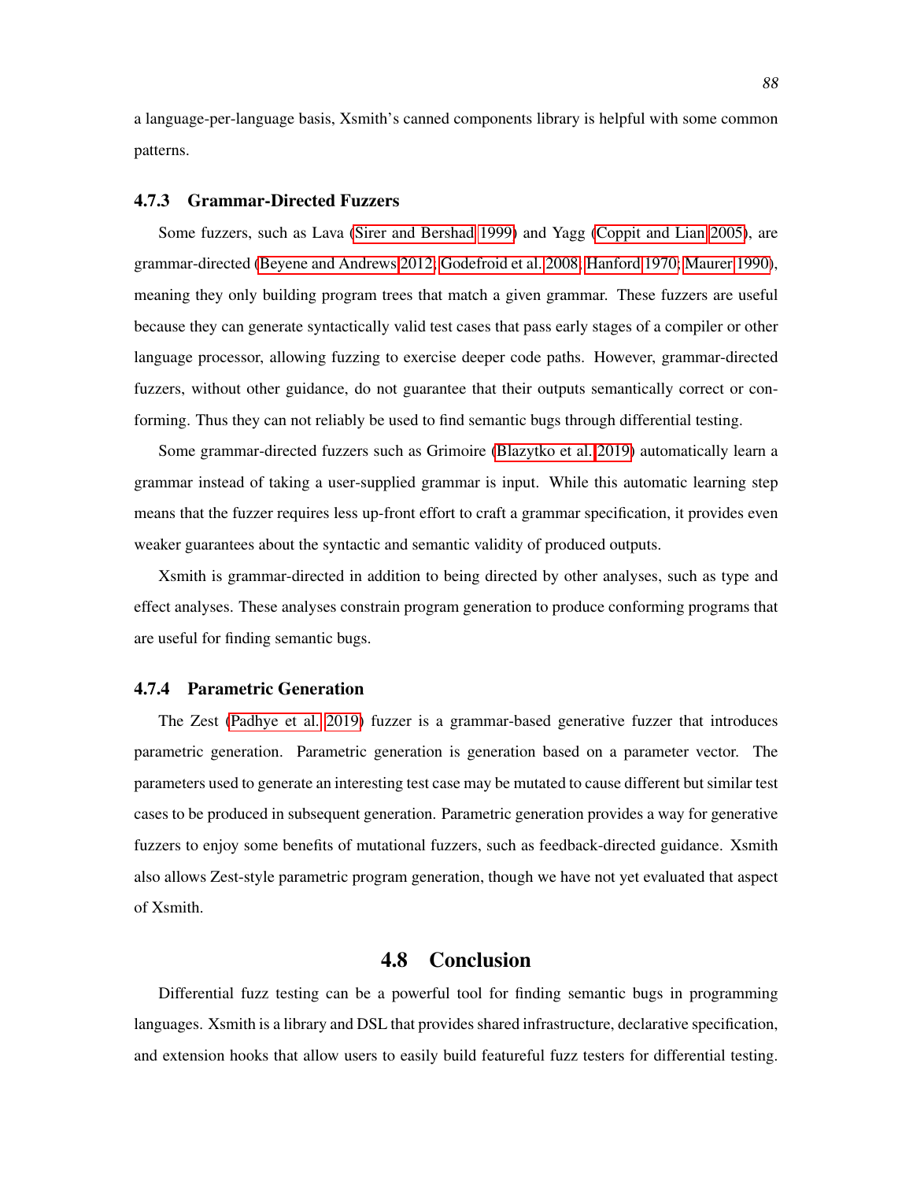a language-per-language basis, Xsmith's canned components library is helpful with some common patterns.

### 4.7.3 Grammar-Directed Fuzzers

Some fuzzers, such as Lava (Sirer and Bershad 1999) and Yagg (Coppit and Lian 2005), are grammar-directed (Beyene and Andrews 2012; Godefroid et al. 2008; Hanford 1970; Maurer 1990), meaning they only building program trees that match a given grammar. These fuzzers are useful because they can generate syntactically valid test cases that pass early stages of a compiler or other language processor, allowing fuzzing to exercise deeper code paths. However, grammar-directed fuzzers, without other guidance, do not guarantee that their outputs semantically correct or conforming. Thus they can not reliably be used to find semantic bugs through differential testing.

Some grammar-directed fuzzers such as Grimoire (Blazytko et al. 2019) automatically learn a grammar instead of taking a user-supplied grammar is input. While this automatic learning step means that the fuzzer requires less up-front effort to craft a grammar specification, it provides even weaker guarantees about the syntactic and semantic validity of produced outputs.

Xsmith is grammar-directed in addition to being directed by other analyses, such as type and effect analyses. These analyses constrain program generation to produce conforming programs that are useful for finding semantic bugs.

### 4.7.4 Parametric Generation

The Zest (Padhye et al. 2019) fuzzer is a grammar-based generative fuzzer that introduces parametric generation. Parametric generation is generation based on a parameter vector. The parameters used to generate an interesting test case may be mutated to cause different but similar test cases to be produced in subsequent generation. Parametric generation provides a way for generative fuzzers to enjoy some benefits of mutational fuzzers, such as feedback-directed guidance. Xsmith also allows Zest-style parametric program generation, though we have not yet evaluated that aspect of Xsmith.

## 4.8 Conclusion

Differential fuzz testing can be a powerful tool for finding semantic bugs in programming languages. Xsmith is a library and DSL that provides shared infrastructure, declarative specification, and extension hooks that allow users to easily build featureful fuzz testers for differential testing.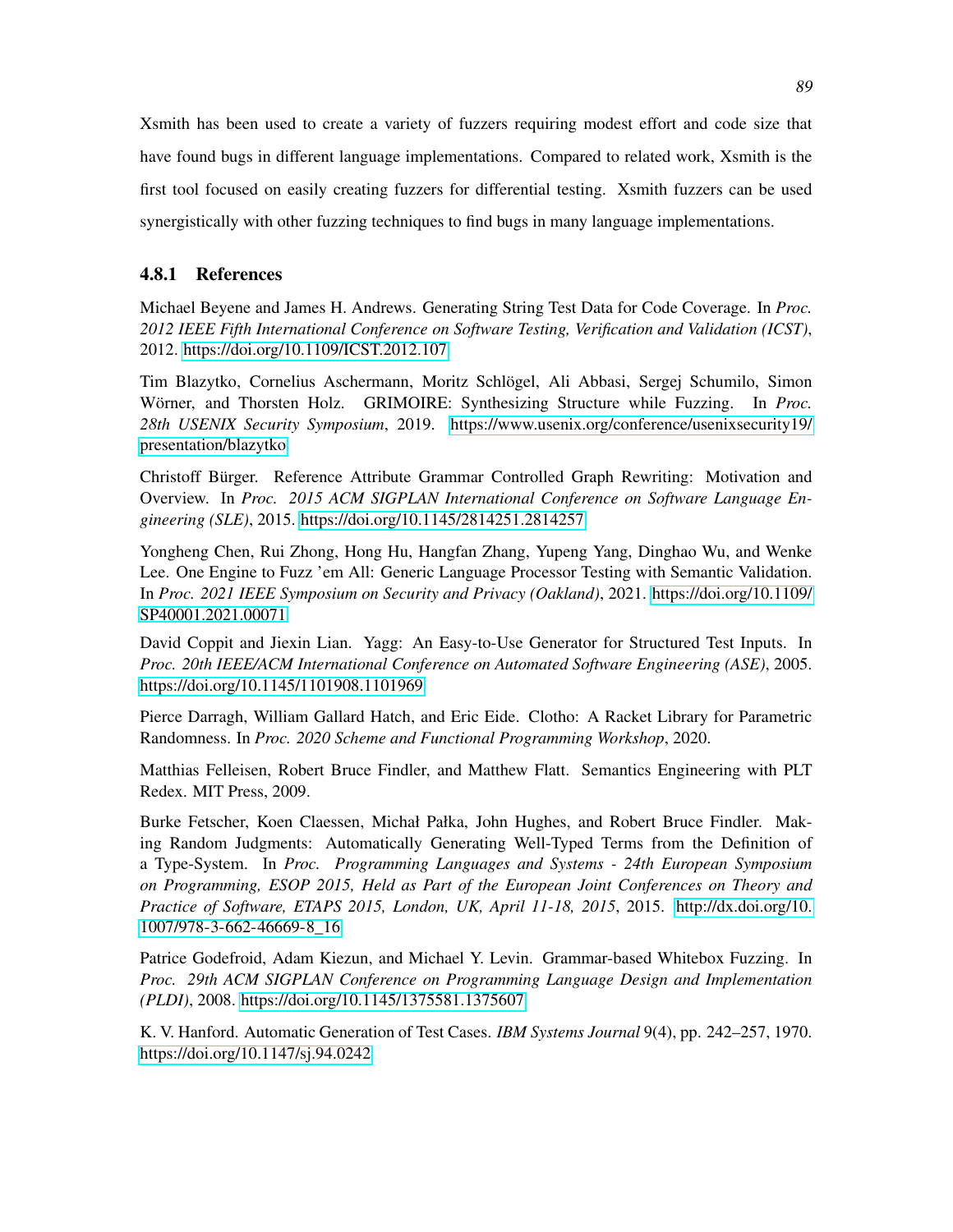Xsmith has been used to create a variety of fuzzers requiring modest effort and code size that have found bugs in different language implementations. Compared to related work, Xsmith is the first tool focused on easily creating fuzzers for differential testing. Xsmith fuzzers can be used synergistically with other fuzzing techniques to find bugs in many language implementations.

### 4.8.1 References

Michael Beyene and James H. Andrews. Generating String Test Data for Code Coverage. In *Proc. 2012 IEEE Fifth International Conference on Software Testing, Verification and Validation (ICST)*, 2012. https://doi.org/10.1109/ICST.2012.107

Tim Blazytko, Cornelius Aschermann, Moritz Schlögel, Ali Abbasi, Sergej Schumilo, Simon Wörner, and Thorsten Holz. GRIMOIRE: Synthesizing Structure while Fuzzing. In *Proc. 28th USENIX Security Symposium*, 2019. https://www.usenix.org/conference/usenixsecurity19/presentation/blazytko

Christoff Bürger. Reference Attribute Grammar Controlled Graph Rewriting: Motivation and Overview. In *Proc. 2015 ACM SIGPLAN International Conference on Software Language Engineering (SLE)*, 2015. https://doi.org/10.1145/2814251.2814257

Yongheng Chen, Rui Zhong, Hong Hu, Hangfan Zhang, Yupeng Yang, Dinghao Wu, and Wenke Lee. One Engine to Fuzz 'em All: Generic Language Processor Testing with Semantic Validation. In *Proc. 2021 IEEE Symposium on Security and Privacy (Oakland)*, 2021. https://doi.org/10.1109/SP40001.2021.00071

David Coppit and Jiexin Lian. Yagg: An Easy-to-Use Generator for Structured Test Inputs. In *Proc. 20th IEEE/ACM International Conference on Automated Software Engineering (ASE)*, 2005. https://doi.org/10.1145/1101908.1101969

Pierce Darragh, William Gallard Hatch, and Eric Eide. Clotho: A Racket Library for Parametric Randomness. In *Proc. 2020 Scheme and Functional Programming Workshop*, 2020.

Matthias Felleisen, Robert Bruce Findler, and Matthew Flatt. Semantics Engineering with PLT Redex. MIT Press, 2009.

Burke Fetscher, Koen Claessen, Michał Pałka, John Hughes, and Robert Bruce Findler. Making Random Judgments: Automatically Generating Well-Typed Terms from the Definition of a Type-System. In *Proc. Programming Languages and Systems - 24th European Symposium on Programming, ESOP 2015, Held as Part of the European Joint Conferences on Theory and Practice of Software, ETAPS 2015, London, UK, April 11-18, 2015*, 2015. http://dx.doi.org/10.1007/978-3-662-46669-8_16

Patrice Godefroid, Adam Kiezun, and Michael Y. Levin. Grammar-based Whitebox Fuzzing. In *Proc. 29th ACM SIGPLAN Conference on Programming Language Design and Implementation (PLDI)*, 2008. https://doi.org/10.1145/1375581.1375607

K. V. Hanford. Automatic Generation of Test Cases. *IBM Systems Journal* 9(4), pp. 242–257, 1970. https://doi.org/10.1147/sj.94.0242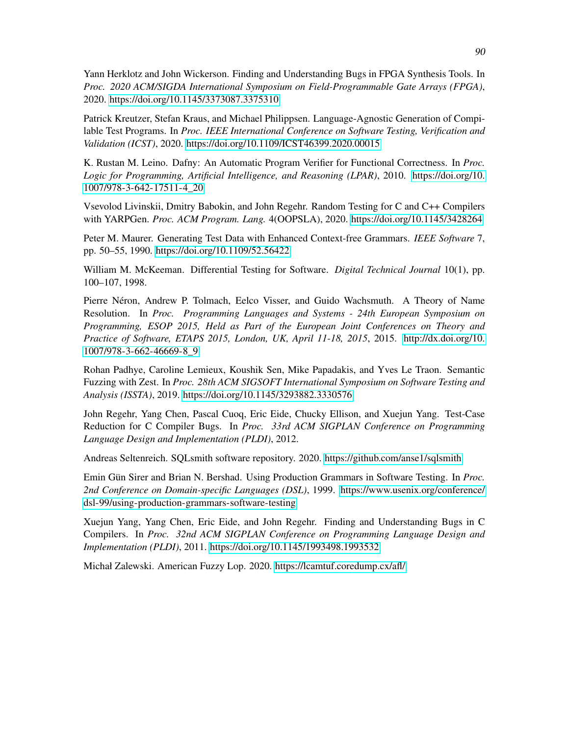Yann Herklotz and John Wickerson. Finding and Understanding Bugs in FPGA Synthesis Tools. In *Proc. 2020 ACM/SIGDA International Symposium on Field-Programmable Gate Arrays (FPGA)*, 2020. https://doi.org/10.1145/3373087.3375310

Patrick Kreutzer, Stefan Kraus, and Michael Philippsen. Language-Agnostic Generation of Compilable Test Programs. In *Proc. IEEE International Conference on Software Testing, Verification and Validation (ICST)*, 2020. https://doi.org/10.1109/ICST46399.2020.00015

K. Rustan M. Leino. Dafny: An Automatic Program Verifier for Functional Correctness. In *Proc. Logic for Programming, Artificial Intelligence, and Reasoning (LPAR)*, 2010. https://doi.org/10.1007/978-3-642-17511-4_20

Vsevolod Livinskii, Dmitry Babokin, and John Regehr. Random Testing for C and C++ Compilers with YARPGen. *Proc. ACM Program. Lang.* 4(OOPSLA), 2020. https://doi.org/10.1145/3428264

Peter M. Maurer. Generating Test Data with Enhanced Context-free Grammars. *IEEE Software* 7, pp. 50–55, 1990. https://doi.org/10.1109/52.56422

William M. McKeeman. Differential Testing for Software. *Digital Technical Journal* 10(1), pp. 100–107, 1998.

Pierre Néron, Andrew P. Tolmach, Eelco Visser, and Guido Wachsmuth. A Theory of Name Resolution. In *Proc. Programming Languages and Systems - 24th European Symposium on Programming, ESOP 2015, Held as Part of the European Joint Conferences on Theory and Practice of Software, ETAPS 2015, London, UK, April 11-18, 2015*, 2015. http://dx.doi.org/10.1007/978-3-662-46669-8_9

Rohan Padhye, Caroline Lemieux, Koushik Sen, Mike Papadakis, and Yves Le Traon. Semantic Fuzzing with Zest. In *Proc. 28th ACM SIGSOFT International Symposium on Software Testing and Analysis (ISSTA)*, 2019. https://doi.org/10.1145/3293882.3330576

John Regehr, Yang Chen, Pascal Cuoq, Eric Eide, Chucky Ellison, and Xuejun Yang. Test-Case Reduction for C Compiler Bugs. In *Proc. 33rd ACM SIGPLAN Conference on Programming Language Design and Implementation (PLDI)*, 2012.

Andreas Seltenreich. SQLsmith software repository. 2020. https://github.com/anse1/sqlsmith

Emin Gün Sirer and Brian N. Bershad. Using Production Grammars in Software Testing. In *Proc. 2nd Conference on Domain-specific Languages (DSL)*, 1999. https://www.usenix.org/conference/dsl-99/using-production-grammars-software-testing

Xuejun Yang, Yang Chen, Eric Eide, and John Regehr. Finding and Understanding Bugs in C Compilers. In *Proc. 32nd ACM SIGPLAN Conference on Programming Language Design and Implementation (PLDI)*, 2011. https://doi.org/10.1145/1993498.1993532

Michał Zalewski. American Fuzzy Lop. 2020. https://lcamtuf.coredump.cx/afl/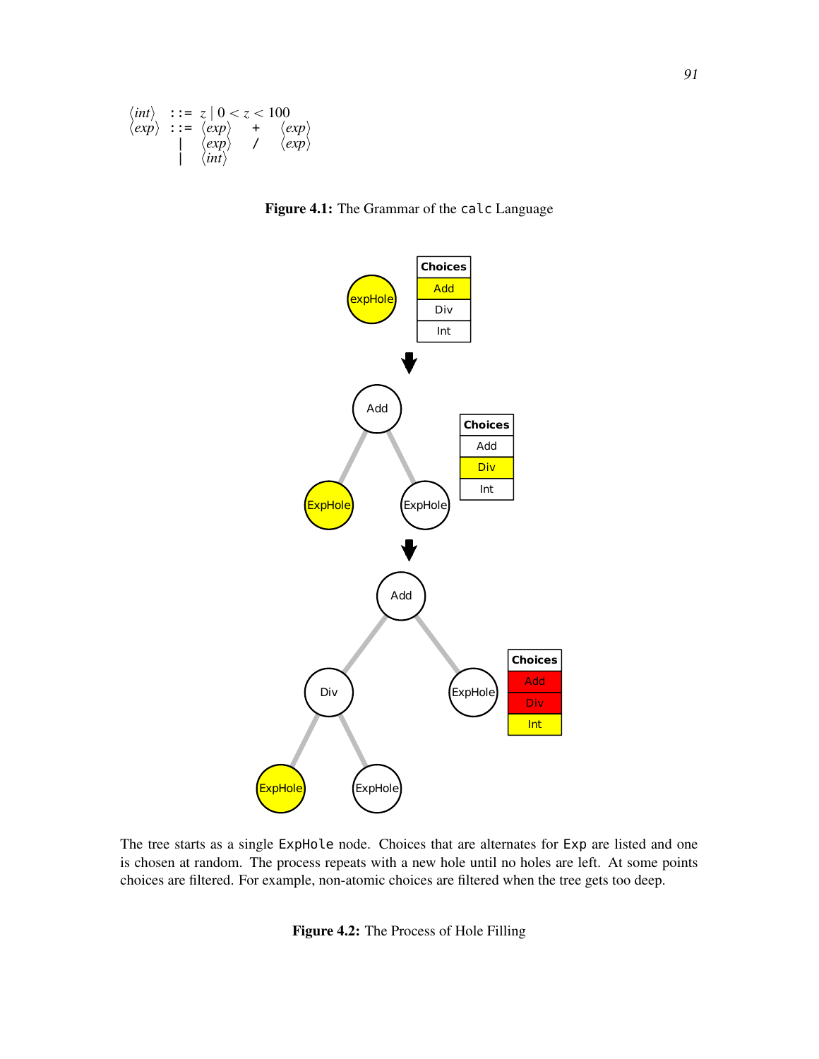$$
\begin{array}{lcl}
\langle int \rangle & ::= & z \mid 0 < z < 100 \\
\langle exp \rangle & ::= & \langle exp \rangle \quad \texttt{+} \quad \langle exp \rangle \\
 & \mid & \langle exp \rangle \quad \texttt{/} \quad \langle exp \rangle \\
 & \mid & \langle int \rangle
\end{array}
$$

**Figure 4.1:** The Grammar of the `calc` Language

The tree starts as a single `ExpHole` node. Choices that are alternates for `Exp` are listed and one is chosen at random. The process repeats with a new hole until no holes are left. At some points choices are filtered. For example, non-atomic choices are filtered when the tree gets too deep.

**Figure 4.2:** The Process of Hole Filling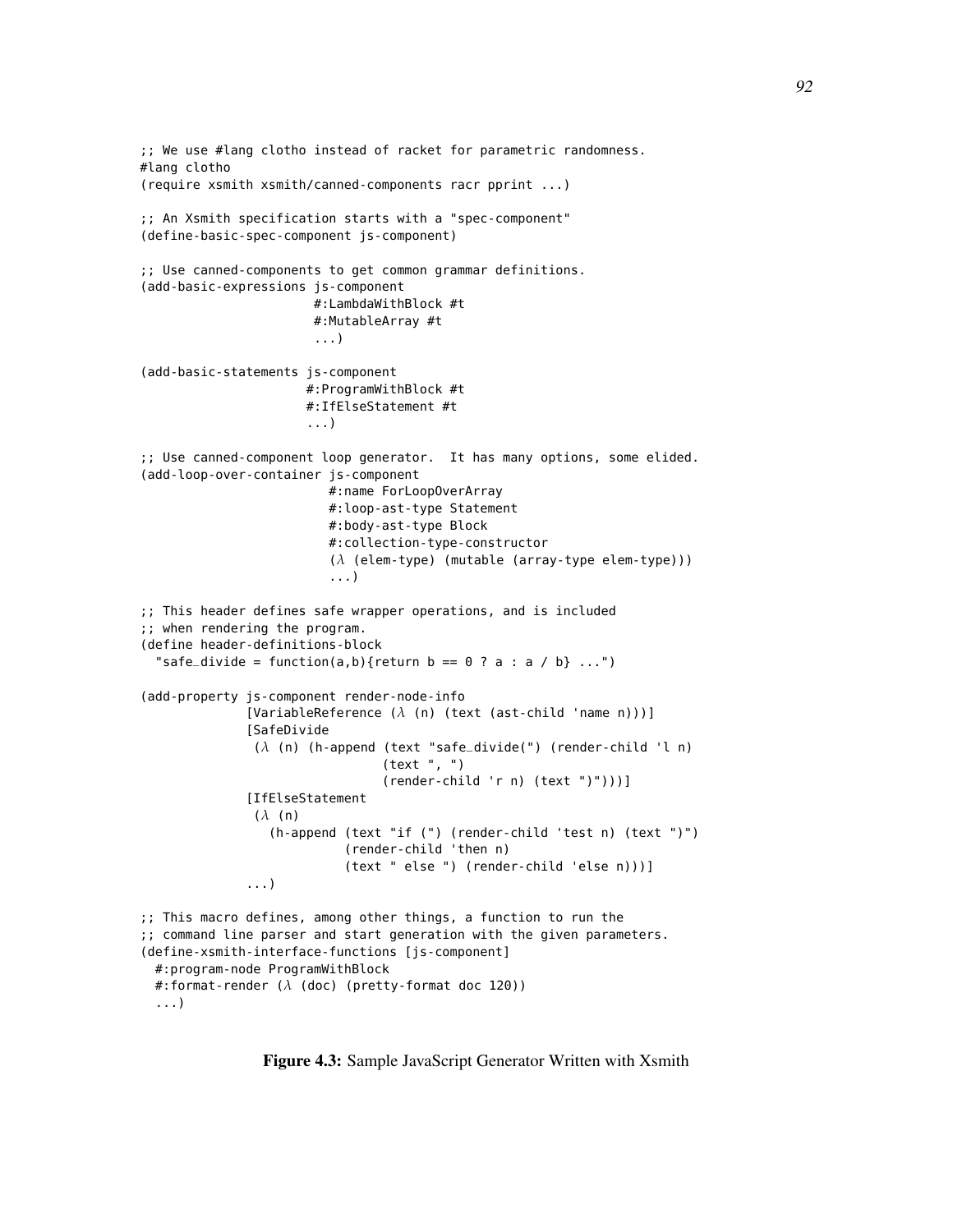```
;; We use #lang clotho instead of racket for parametric randomness.
#lang clotho
(require xsmith xsmith/canned-components racr pprint ...)

;; An Xsmith specification starts with a "spec-component"
(define-basic-spec-component js-component)

;; Use canned-components to get common grammar definitions.
(add-basic-expressions js-component
                       #:LambdaWithBlock #t
                       #:MutableArray #t
                       ...)

(add-basic-statements js-component
                      #:ProgramWithBlock #t
                      #:IfElseStatement #t
                      ...)

;; Use canned-component loop generator.  It has many options, some elided.
(add-loop-over-container js-component
                         #:name ForLoopOverArray
                         #:loop-ast-type Statement
                         #:body-ast-type Block
                         #:collection-type-constructor
                         (λ (elem-type) (mutable (array-type elem-type)))
                         ...)

;; This header defines safe wrapper operations, and is included
;; when rendering the program.
(define header-definitions-block
  "safe_divide = function(a,b){return b == 0 ? a : a / b} ...")

(add-property js-component render-node-info
              [VariableReference (λ (n) (text (ast-child 'name n)))]
              [SafeDivide
               (λ (n) (h-append (text "safe_divide(") (render-child 'l n)
                                (text ", ")
                                (render-child 'r n) (text ")")))]
              [IfElseStatement
               (λ (n)
                 (h-append (text "if (") (render-child 'test n) (text ")")
                           (render-child 'then n)
                           (text " else ") (render-child 'else n)))]
              ...)

;; This macro defines, among other things, a function to run the
;; command line parser and start generation with the given parameters.
(define-xsmith-interface-functions [js-component]
  #:program-node ProgramWithBlock
  #:format-render (λ (doc) (pretty-format doc 120))
  ...)
```

**Figure 4.3:** Sample JavaScript Generator Written with Xsmith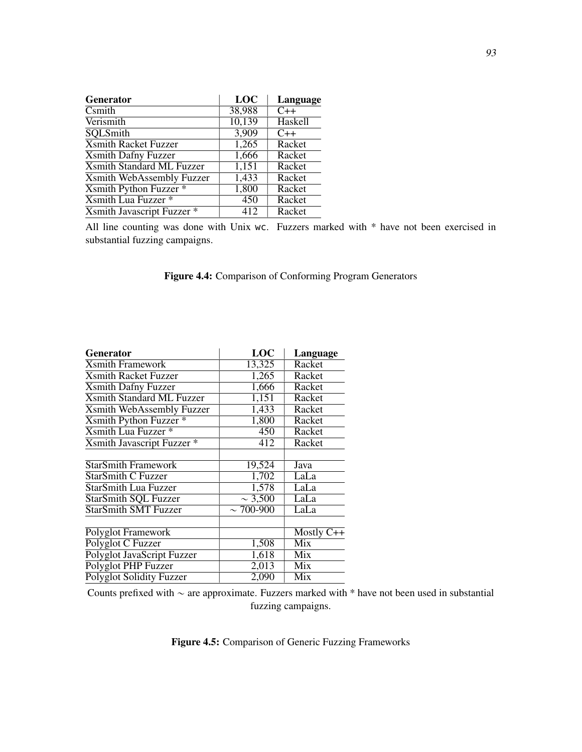| Generator | LOC | Language |
|---|---|---|
| Csmith | 38,988 | C++ |
| Verismith | 10,139 | Haskell |
| SQLSmith | 3,909 | C++ |
| Xsmith Racket Fuzzer | 1,265 | Racket |
| Xsmith Dafny Fuzzer | 1,666 | Racket |
| Xsmith Standard ML Fuzzer | 1,151 | Racket |
| Xsmith WebAssembly Fuzzer | 1,433 | Racket |
| Xsmith Python Fuzzer * | 1,800 | Racket |
| Xsmith Lua Fuzzer * | 450 | Racket |
| Xsmith Javascript Fuzzer * | 412 | Racket |

All line counting was done with Unix `wc`. Fuzzers marked with * have not been exercised in substantial fuzzing campaigns.

**Figure 4.4:** Comparison of Conforming Program Generators

| Generator | LOC | Language |
|---|---|---|
| Xsmith Framework | 13,325 | Racket |
| Xsmith Racket Fuzzer | 1,265 | Racket |
| Xsmith Dafny Fuzzer | 1,666 | Racket |
| Xsmith Standard ML Fuzzer | 1,151 | Racket |
| Xsmith WebAssembly Fuzzer | 1,433 | Racket |
| Xsmith Python Fuzzer * | 1,800 | Racket |
| Xsmith Lua Fuzzer * | 450 | Racket |
| Xsmith Javascript Fuzzer * | 412 | Racket |
| | | |
| StarSmith Framework | 19,524 | Java |
| StarSmith C Fuzzer | 1,702 | LaLa |
| StarSmith Lua Fuzzer | 1,578 | LaLa |
| StarSmith SQL Fuzzer | $\sim$ 3,500 | LaLa |
| StarSmith SMT Fuzzer | $\sim$ 700-900 | LaLa |
| | | |
| Polyglot Framework | | Mostly C++ |
| Polyglot C Fuzzer | 1,508 | Mix |
| Polyglot JavaScript Fuzzer | 1,618 | Mix |
| Polyglot PHP Fuzzer | 2,013 | Mix |
| Polyglot Solidity Fuzzer | 2,090 | Mix |

Counts prefixed with $\sim$ are approximate. Fuzzers marked with * have not been used in substantial fuzzing campaigns.

**Figure 4.5:** Comparison of Generic Fuzzing Frameworks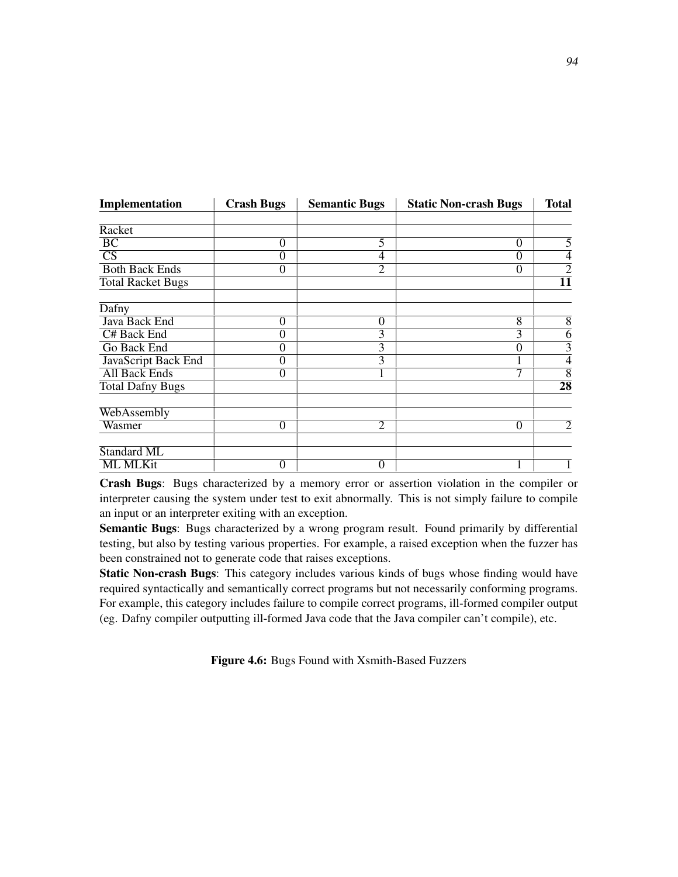| Implementation | Crash Bugs | Semantic Bugs | Static Non-crash Bugs | Total |
|---|---|---|---|---|
| | | | | |
| Racket | | | | |
| BC | 0 | 5 | 0 | 5 |
| CS | 0 | 4 | 0 | 4 |
| Both Back Ends | 0 | 2 | 0 | 2 |
| Total Racket Bugs | | | | **11** |
| | | | | |
| Dafny | | | | |
| Java Back End | 0 | 0 | 8 | 8 |
| C# Back End | 0 | 3 | 3 | 6 |
| Go Back End | 0 | 3 | 0 | 3 |
| JavaScript Back End | 0 | 3 | 1 | 4 |
| All Back Ends | 0 | 1 | 7 | 8 |
| Total Dafny Bugs | | | | **28** |
| | | | | |
| WebAssembly | | | | |
| Wasmer | 0 | 2 | 0 | 2 |
| | | | | |
| Standard ML | | | | |
| ML MLKit | 0 | 0 | 1 | 1 |

**Crash Bugs**: Bugs characterized by a memory error or assertion violation in the compiler or interpreter causing the system under test to exit abnormally. This is not simply failure to compile an input or an interpreter exiting with an exception.

**Semantic Bugs**: Bugs characterized by a wrong program result. Found primarily by differential testing, but also by testing various properties. For example, a raised exception when the fuzzer has been constrained not to generate code that raises exceptions.

**Static Non-crash Bugs**: This category includes various kinds of bugs whose finding would have required syntactically and semantically correct programs but not necessarily conforming programs. For example, this category includes failure to compile correct programs, ill-formed compiler output (eg. Dafny compiler outputting ill-formed Java code that the Java compiler can't compile), etc.

**Figure 4.6:** Bugs Found with Xsmith-Based Fuzzers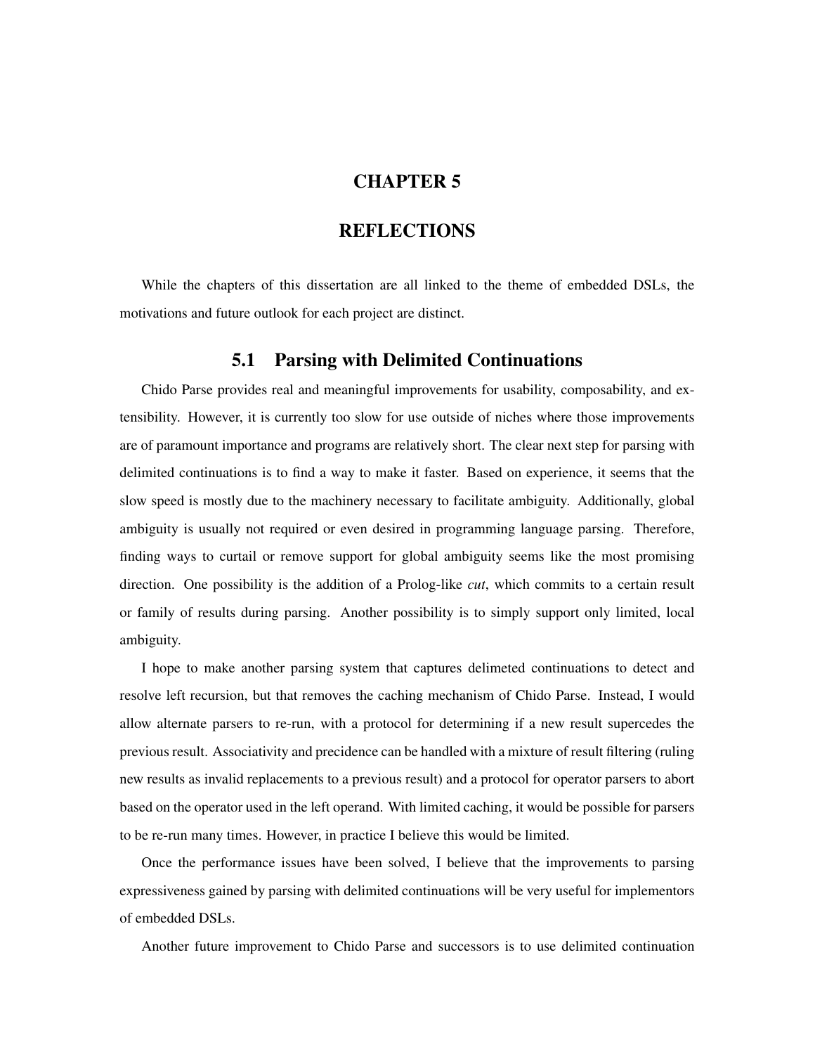# CHAPTER 5

# REFLECTIONS

While the chapters of this dissertation are all linked to the theme of embedded DSLs, the motivations and future outlook for each project are distinct.

## 5.1 Parsing with Delimited Continuations

Chido Parse provides real and meaningful improvements for usability, composability, and extensibility. However, it is currently too slow for use outside of niches where those improvements are of paramount importance and programs are relatively short. The clear next step for parsing with delimited continuations is to find a way to make it faster. Based on experience, it seems that the slow speed is mostly due to the machinery necessary to facilitate ambiguity. Additionally, global ambiguity is usually not required or even desired in programming language parsing. Therefore, finding ways to curtail or remove support for global ambiguity seems like the most promising direction. One possibility is the addition of a Prolog-like *cut*, which commits to a certain result or family of results during parsing. Another possibility is to simply support only limited, local ambiguity.

I hope to make another parsing system that captures delimeted continuations to detect and resolve left recursion, but that removes the caching mechanism of Chido Parse. Instead, I would allow alternate parsers to re-run, with a protocol for determining if a new result supercedes the previous result. Associativity and precidence can be handled with a mixture of result filtering (ruling new results as invalid replacements to a previous result) and a protocol for operator parsers to abort based on the operator used in the left operand. With limited caching, it would be possible for parsers to be re-run many times. However, in practice I believe this would be limited.

Once the performance issues have been solved, I believe that the improvements to parsing expressiveness gained by parsing with delimited continuations will be very useful for implementors of embedded DSLs.

Another future improvement to Chido Parse and successors is to use delimited continuation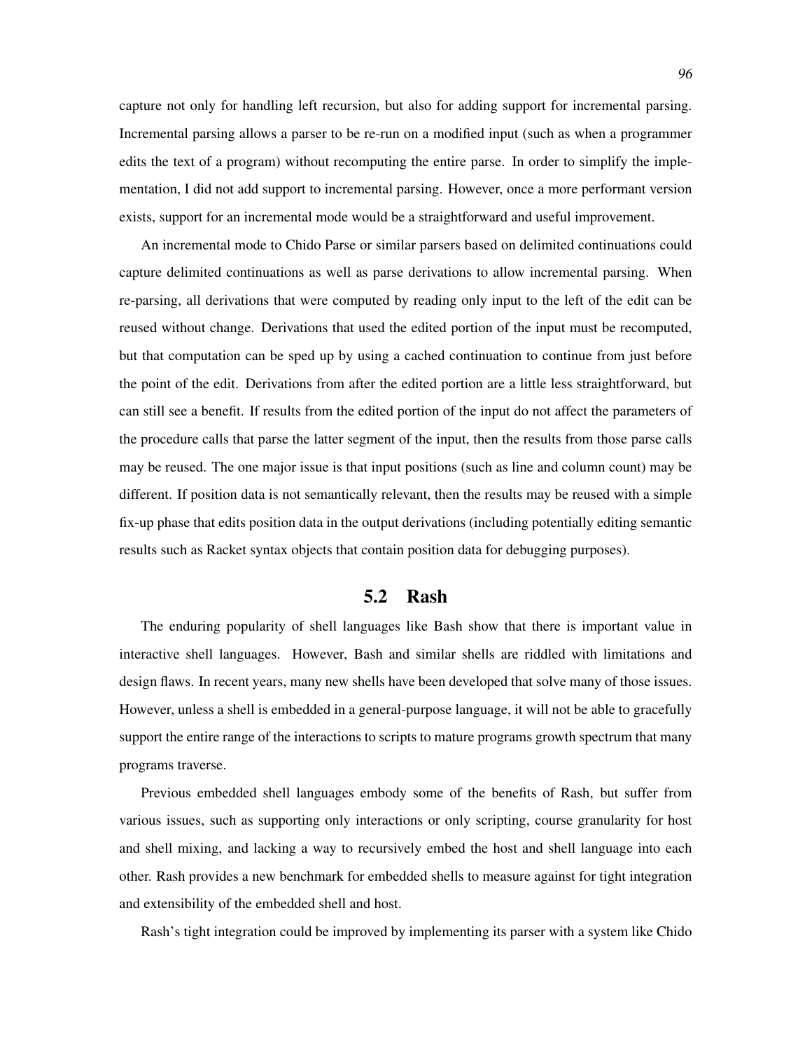capture not only for handling left recursion, but also for adding support for incremental parsing. Incremental parsing allows a parser to be re-run on a modified input (such as when a programmer edits the text of a program) without recomputing the entire parse. In order to simplify the implementation, I did not add support to incremental parsing. However, once a more performant version exists, support for an incremental mode would be a straightforward and useful improvement.

An incremental mode to Chido Parse or similar parsers based on delimited continuations could capture delimited continuations as well as parse derivations to allow incremental parsing. When re-parsing, all derivations that were computed by reading only input to the left of the edit can be reused without change. Derivations that used the edited portion of the input must be recomputed, but that computation can be sped up by using a cached continuation to continue from just before the point of the edit. Derivations from after the edited portion are a little less straightforward, but can still see a benefit. If results from the edited portion of the input do not affect the parameters of the procedure calls that parse the latter segment of the input, then the results from those parse calls may be reused. The one major issue is that input positions (such as line and column count) may be different. If position data is not semantically relevant, then the results may be reused with a simple fix-up phase that edits position data in the output derivations (including potentially editing semantic results such as Racket syntax objects that contain position data for debugging purposes).

## 5.2 Rash

The enduring popularity of shell languages like Bash show that there is important value in interactive shell languages. However, Bash and similar shells are riddled with limitations and design flaws. In recent years, many new shells have been developed that solve many of those issues. However, unless a shell is embedded in a general-purpose language, it will not be able to gracefully support the entire range of the interactions to scripts to mature programs growth spectrum that many programs traverse.

Previous embedded shell languages embody some of the benefits of Rash, but suffer from various issues, such as supporting only interactions or only scripting, course granularity for host and shell mixing, and lacking a way to recursively embed the host and shell language into each other. Rash provides a new benchmark for embedded shells to measure against for tight integration and extensibility of the embedded shell and host.

Rash's tight integration could be improved by implementing its parser with a system like Chido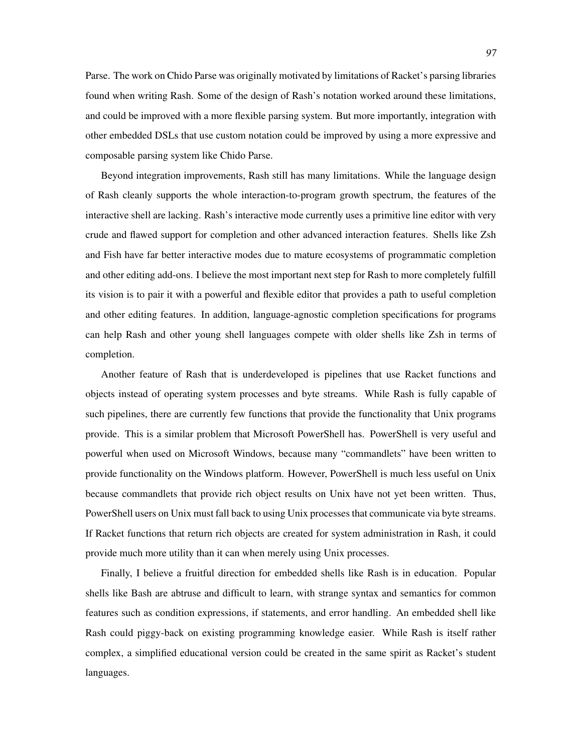Parse. The work on Chido Parse was originally motivated by limitations of Racket's parsing libraries found when writing Rash. Some of the design of Rash's notation worked around these limitations, and could be improved with a more flexible parsing system. But more importantly, integration with other embedded DSLs that use custom notation could be improved by using a more expressive and composable parsing system like Chido Parse.

Beyond integration improvements, Rash still has many limitations. While the language design of Rash cleanly supports the whole interaction-to-program growth spectrum, the features of the interactive shell are lacking. Rash's interactive mode currently uses a primitive line editor with very crude and flawed support for completion and other advanced interaction features. Shells like Zsh and Fish have far better interactive modes due to mature ecosystems of programmatic completion and other editing add-ons. I believe the most important next step for Rash to more completely fulfill its vision is to pair it with a powerful and flexible editor that provides a path to useful completion and other editing features. In addition, language-agnostic completion specifications for programs can help Rash and other young shell languages compete with older shells like Zsh in terms of completion.

Another feature of Rash that is underdeveloped is pipelines that use Racket functions and objects instead of operating system processes and byte streams. While Rash is fully capable of such pipelines, there are currently few functions that provide the functionality that Unix programs provide. This is a similar problem that Microsoft PowerShell has. PowerShell is very useful and powerful when used on Microsoft Windows, because many "commandlets" have been written to provide functionality on the Windows platform. However, PowerShell is much less useful on Unix because commandlets that provide rich object results on Unix have not yet been written. Thus, PowerShell users on Unix must fall back to using Unix processes that communicate via byte streams. If Racket functions that return rich objects are created for system administration in Rash, it could provide much more utility than it can when merely using Unix processes.

Finally, I believe a fruitful direction for embedded shells like Rash is in education. Popular shells like Bash are abtruse and difficult to learn, with strange syntax and semantics for common features such as condition expressions, if statements, and error handling. An embedded shell like Rash could piggy-back on existing programming knowledge easier. While Rash is itself rather complex, a simplified educational version could be created in the same spirit as Racket's student languages.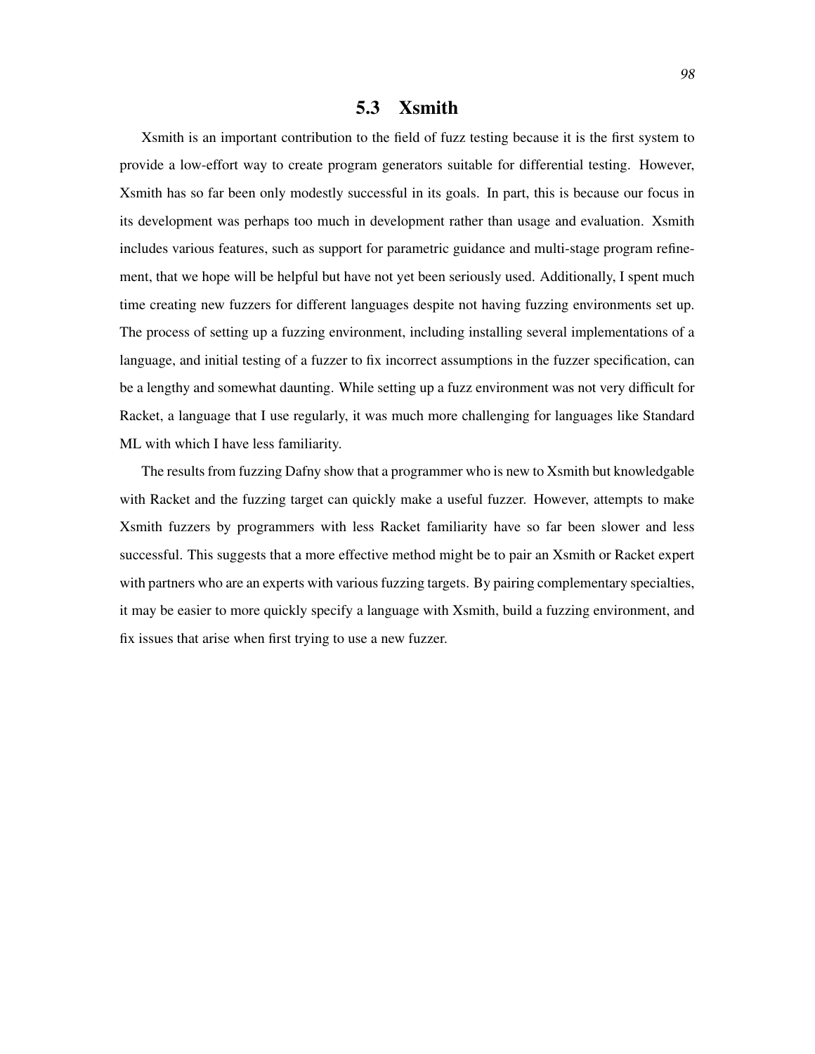## 5.3 Xsmith

Xsmith is an important contribution to the field of fuzz testing because it is the first system to provide a low-effort way to create program generators suitable for differential testing. However, Xsmith has so far been only modestly successful in its goals. In part, this is because our focus in its development was perhaps too much in development rather than usage and evaluation. Xsmith includes various features, such as support for parametric guidance and multi-stage program refinement, that we hope will be helpful but have not yet been seriously used. Additionally, I spent much time creating new fuzzers for different languages despite not having fuzzing environments set up. The process of setting up a fuzzing environment, including installing several implementations of a language, and initial testing of a fuzzer to fix incorrect assumptions in the fuzzer specification, can be a lengthy and somewhat daunting. While setting up a fuzz environment was not very difficult for Racket, a language that I use regularly, it was much more challenging for languages like Standard ML with which I have less familiarity.

The results from fuzzing Dafny show that a programmer who is new to Xsmith but knowledgable with Racket and the fuzzing target can quickly make a useful fuzzer. However, attempts to make Xsmith fuzzers by programmers with less Racket familiarity have so far been slower and less successful. This suggests that a more effective method might be to pair an Xsmith or Racket expert with partners who are an experts with various fuzzing targets. By pairing complementary specialties, it may be easier to more quickly specify a language with Xsmith, build a fuzzing environment, and fix issues that arise when first trying to use a new fuzzer.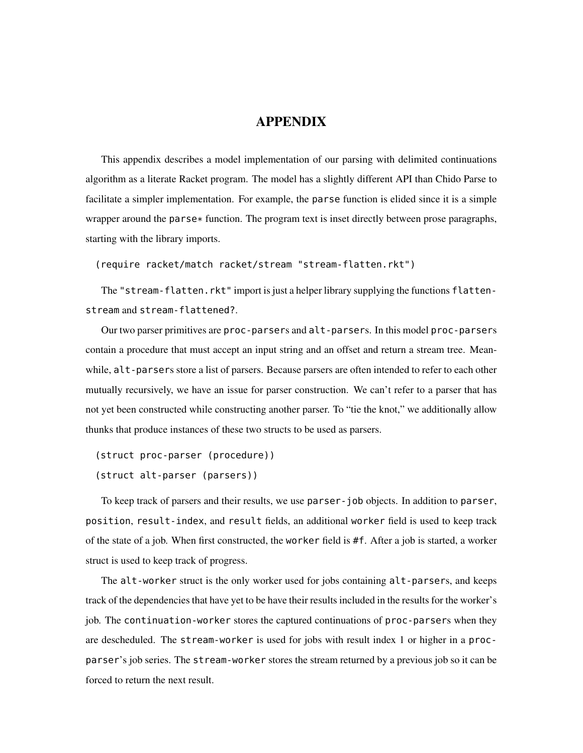# APPENDIX

This appendix describes a model implementation of our parsing with delimited continuations algorithm as a literate Racket program. The model has a slightly different API than Chido Parse to facilitate a simpler implementation. For example, the `parse` function is elided since it is a simple wrapper around the `parse*` function. The program text is inset directly between prose paragraphs, starting with the library imports.

```
(require racket/match racket/stream "stream-flatten.rkt")
```

The `"stream-flatten.rkt"` import is just a helper library supplying the functions `flatten-stream` and `stream-flattened?`.

Our two parser primitives are `proc-parser`s and `alt-parser`s. In this model `proc-parser`s contain a procedure that must accept an input string and an offset and return a stream tree. Meanwhile, `alt-parser`s store a list of parsers. Because parsers are often intended to refer to each other mutually recursively, we have an issue for parser construction. We can't refer to a parser that has not yet been constructed while constructing another parser. To "tie the knot," we additionally allow thunks that produce instances of these two structs to be used as parsers.

```
(struct proc-parser (procedure))
(struct alt-parser (parsers))
```

To keep track of parsers and their results, we use `parser-job` objects. In addition to `parser`, `position`, `result-index`, and `result` fields, an additional `worker` field is used to keep track of the state of a job. When first constructed, the `worker` field is `#f`. After a job is started, a worker struct is used to keep track of progress.

The `alt-worker` struct is the only worker used for jobs containing `alt-parser`s, and keeps track of the dependencies that have yet to be have their results included in the results for the worker's job. The `continuation-worker` stores the captured continuations of `proc-parser`s when they are descheduled. The `stream-worker` is used for jobs with result index 1 or higher in a `proc-parser`'s job series. The `stream-worker` stores the stream returned by a previous job so it can be forced to return the next result.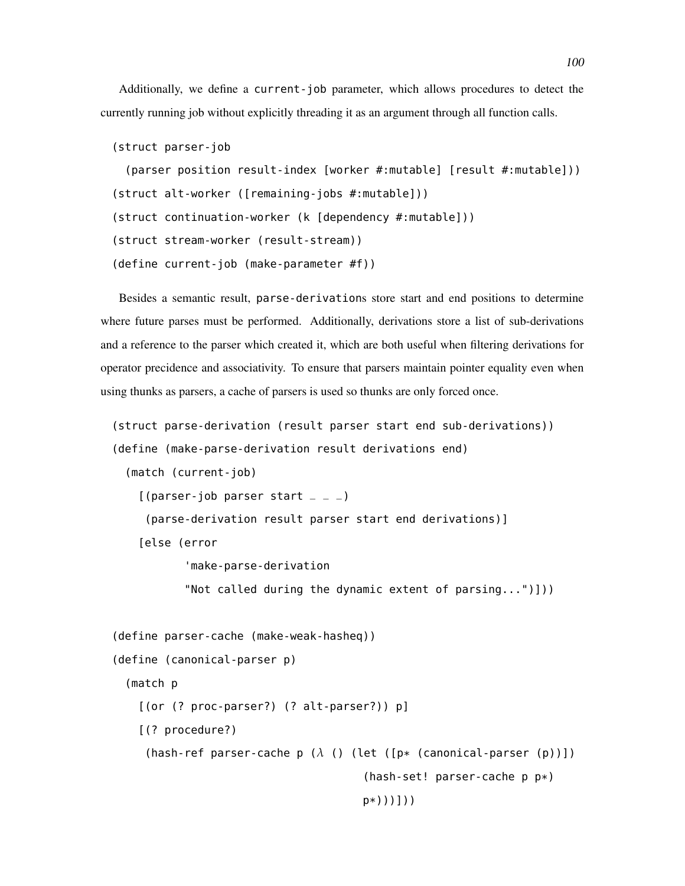Additionally, we define a `current-job` parameter, which allows procedures to detect the currently running job without explicitly threading it as an argument through all function calls.

```
(struct parser-job
  (parser position result-index [worker #:mutable] [result #:mutable]))
(struct alt-worker ([remaining-jobs #:mutable]))
(struct continuation-worker (k [dependency #:mutable]))
(struct stream-worker (result-stream))
(define current-job (make-parameter #f))
```

Besides a semantic result, `parse-derivation`s store start and end positions to determine where future parses must be performed. Additionally, derivations store a list of sub-derivations and a reference to the parser which created it, which are both useful when filtering derivations for operator precidence and associativity. To ensure that parsers maintain pointer equality even when using thunks as parsers, a cache of parsers is used so thunks are only forced once.

```
(struct parse-derivation (result parser start end sub-derivations))
(define (make-parse-derivation result derivations end)
  (match (current-job)
    [(parser-job parser start _ _ _)
     (parse-derivation result parser start end derivations)]
    [else (error
           'make-parse-derivation
           "Not called during the dynamic extent of parsing...")]))

(define parser-cache (make-weak-hasheq))
(define (canonical-parser p)
  (match p
    [(or (? proc-parser?) (? alt-parser?)) p]
    [(? procedure?)
     (hash-ref parser-cache p (λ () (let ([p* (canonical-parser (p))])
                                      (hash-set! parser-cache p p*)
                                      p*)))]))
```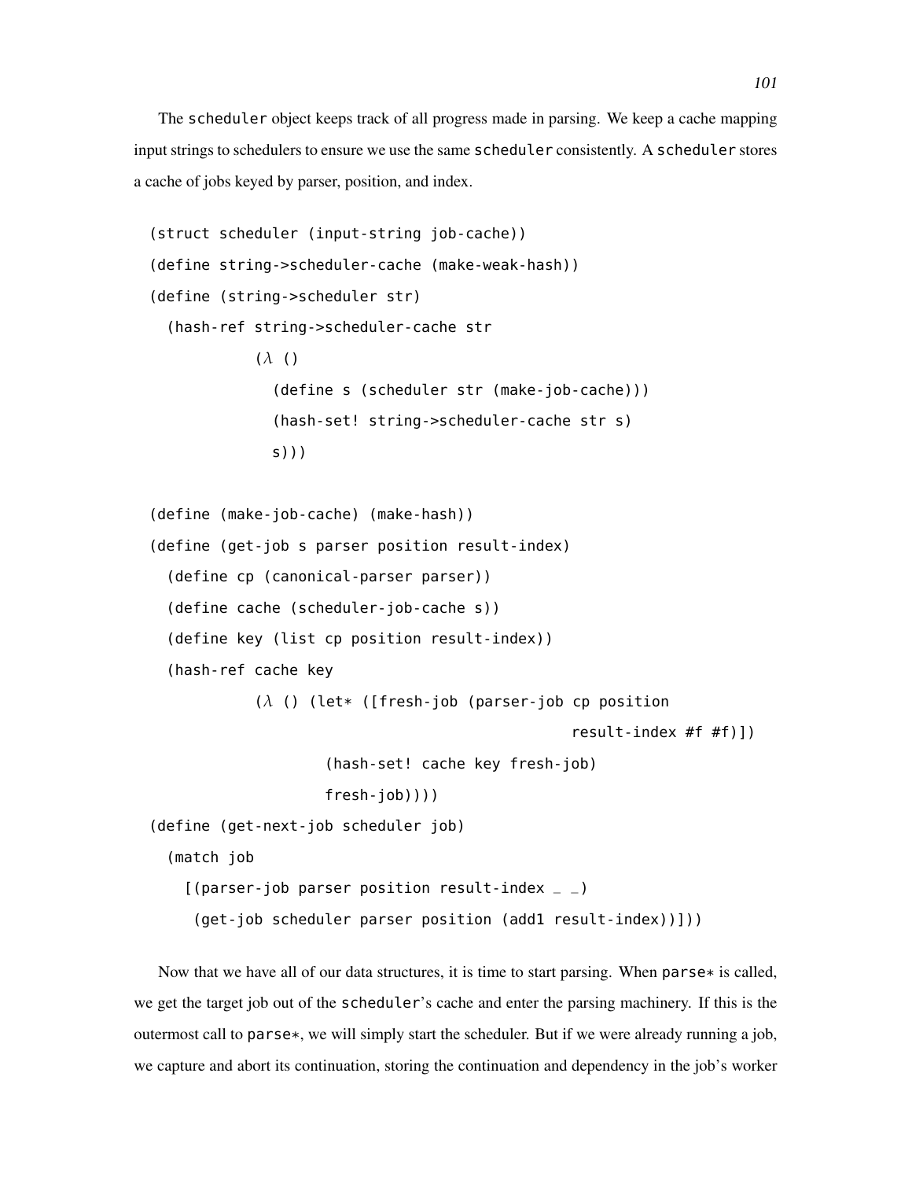The scheduler object keeps track of all progress made in parsing. We keep a cache mapping input strings to schedulers to ensure we use the same scheduler consistently. A scheduler stores a cache of jobs keyed by parser, position, and index.

```
(struct scheduler (input-string job-cache))
(define string->scheduler-cache (make-weak-hash))
(define (string->scheduler str)
  (hash-ref string->scheduler-cache str
            (λ ()
              (define s (scheduler str (make-job-cache)))
              (hash-set! string->scheduler-cache str s)
              s)))

(define (make-job-cache) (make-hash))
(define (get-job s parser position result-index)
  (define cp (canonical-parser parser))
  (define cache (scheduler-job-cache s))
  (define key (list cp position result-index))
  (hash-ref cache key
            (λ () (let* ([fresh-job (parser-job cp position
                                                 result-index #f #f)])
                    (hash-set! cache key fresh-job)
                    fresh-job))))
(define (get-next-job scheduler job)
  (match job
    [(parser-job parser position result-index _ _)
     (get-job scheduler parser position (add1 result-index))]))
```

Now that we have all of our data structures, it is time to start parsing. When parse* is called, we get the target job out of the scheduler's cache and enter the parsing machinery. If this is the outermost call to parse*, we will simply start the scheduler. But if we were already running a job, we capture and abort its continuation, storing the continuation and dependency in the job's worker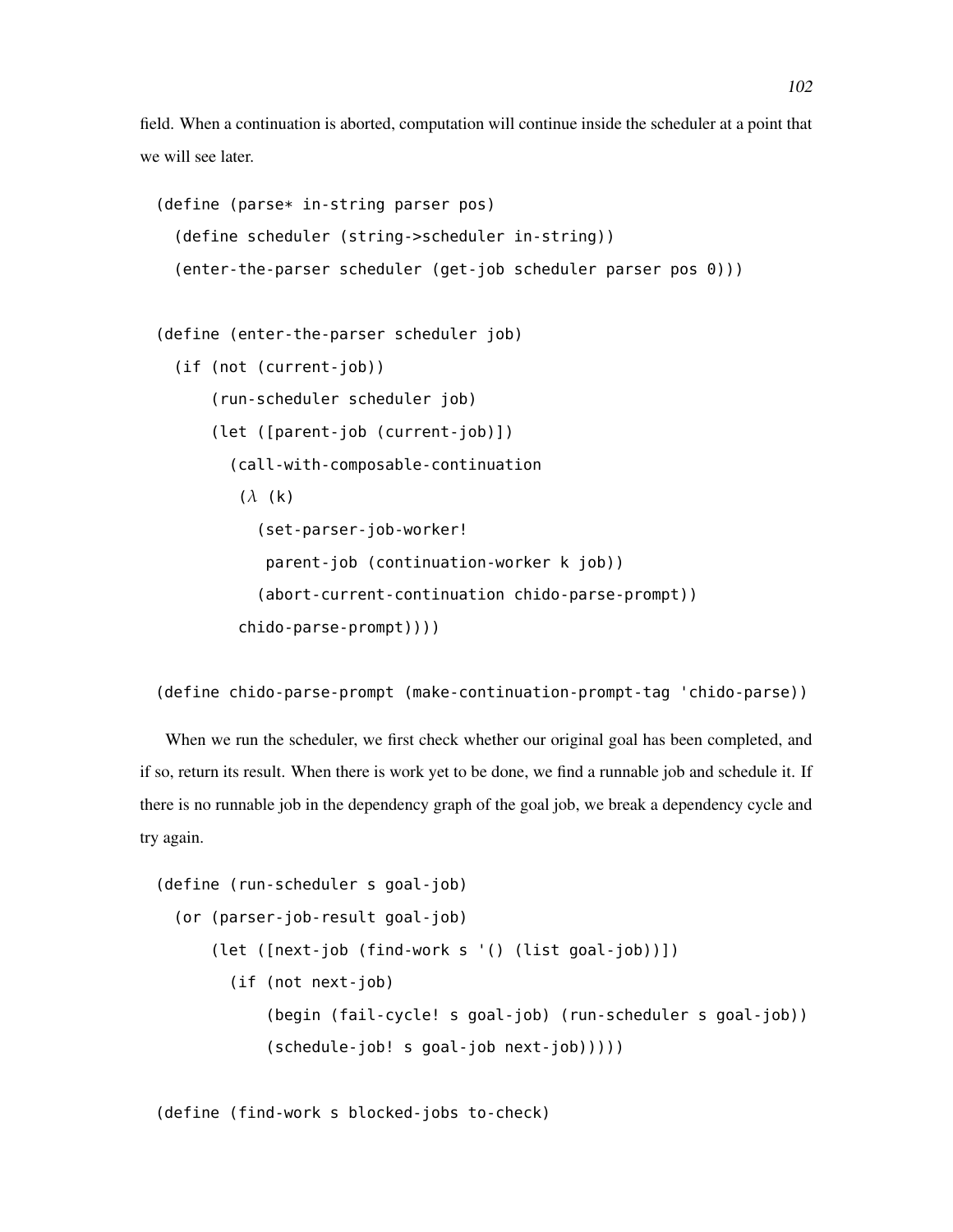field. When a continuation is aborted, computation will continue inside the scheduler at a point that we will see later.

```
(define (parse* in-string parser pos)
  (define scheduler (string->scheduler in-string))
  (enter-the-parser scheduler (get-job scheduler parser pos 0)))

(define (enter-the-parser scheduler job)
  (if (not (current-job))
      (run-scheduler scheduler job)
      (let ([parent-job (current-job)])
        (call-with-composable-continuation
         (λ (k)
           (set-parser-job-worker!
            parent-job (continuation-worker k job))
           (abort-current-continuation chido-parse-prompt))
         chido-parse-prompt))))

(define chido-parse-prompt (make-continuation-prompt-tag 'chido-parse))
```

When we run the scheduler, we first check whether our original goal has been completed, and if so, return its result. When there is work yet to be done, we find a runnable job and schedule it. If there is no runnable job in the dependency graph of the goal job, we break a dependency cycle and try again.

```
(define (run-scheduler s goal-job)
  (or (parser-job-result goal-job)
      (let ([next-job (find-work s '() (list goal-job))])
        (if (not next-job)
            (begin (fail-cycle! s goal-job) (run-scheduler s goal-job))
            (schedule-job! s goal-job next-job)))))

(define (find-work s blocked-jobs to-check)
```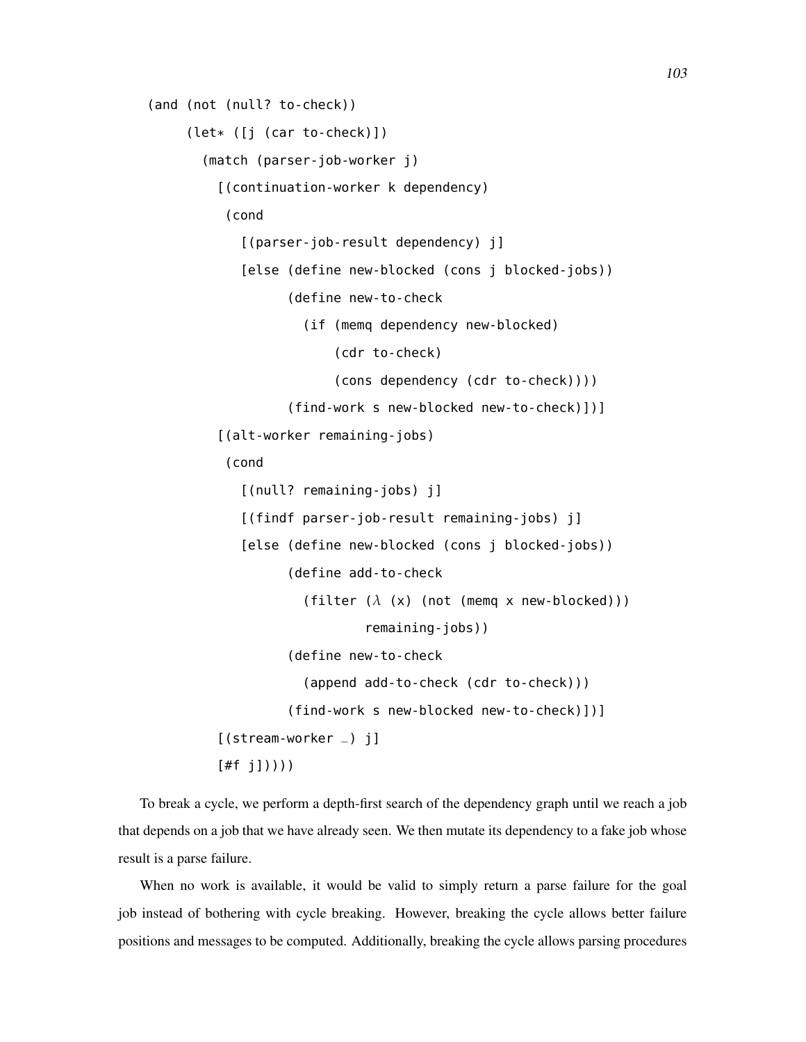```
(and (not (null? to-check))
     (let* ([j (car to-check)])
       (match (parser-job-worker j)
         [(continuation-worker k dependency)
          (cond
            [(parser-job-result dependency) j]
            [else (define new-blocked (cons j blocked-jobs))
                  (define new-to-check
                    (if (memq dependency new-blocked)
                        (cdr to-check)
                        (cons dependency (cdr to-check))))
                  (find-work s new-blocked new-to-check)])]
         [(alt-worker remaining-jobs)
          (cond
            [(null? remaining-jobs) j]
            [(findf parser-job-result remaining-jobs) j]
            [else (define new-blocked (cons j blocked-jobs))
                  (define add-to-check
                    (filter (λ (x) (not (memq x new-blocked)))
                            remaining-jobs))
                  (define new-to-check
                    (append add-to-check (cdr to-check)))
                  (find-work s new-blocked new-to-check)])]
         [(stream-worker _) j]
         [#f j]))))
```

To break a cycle, we perform a depth-first search of the dependency graph until we reach a job that depends on a job that we have already seen. We then mutate its dependency to a fake job whose result is a parse failure.

When no work is available, it would be valid to simply return a parse failure for the goal job instead of bothering with cycle breaking. However, breaking the cycle allows better failure positions and messages to be computed. Additionally, breaking the cycle allows parsing procedures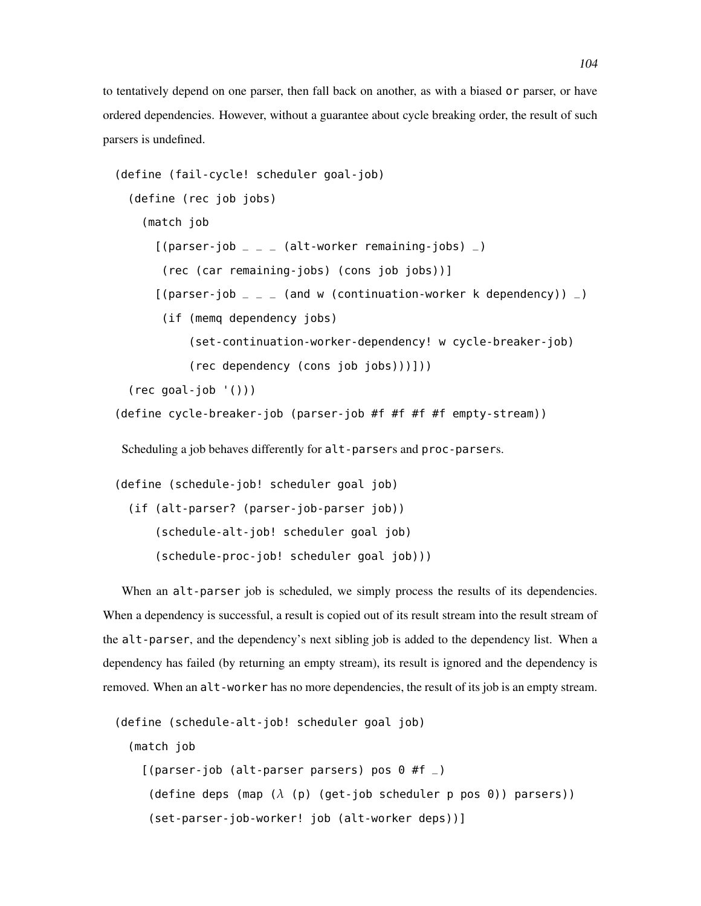to tentatively depend on one parser, then fall back on another, as with a biased `or` parser, or have ordered dependencies. However, without a guarantee about cycle breaking order, the result of such parsers is undefined.

```
(define (fail-cycle! scheduler goal-job)
  (define (rec job jobs)
    (match job
      [(parser-job _ _ _ (alt-worker remaining-jobs) _)
       (rec (car remaining-jobs) (cons job jobs))]
      [(parser-job _ _ _ (and w (continuation-worker k dependency)) _)
       (if (memq dependency jobs)
           (set-continuation-worker-dependency! w cycle-breaker-job)
           (rec dependency (cons job jobs)))]))
  (rec goal-job '()))
(define cycle-breaker-job (parser-job #f #f #f #f empty-stream))
```

Scheduling a job behaves differently for `alt-parser`s and `proc-parser`s.

```
(define (schedule-job! scheduler goal job)
  (if (alt-parser? (parser-job-parser job))
      (schedule-alt-job! scheduler goal job)
      (schedule-proc-job! scheduler goal job)))
```

When an `alt-parser` job is scheduled, we simply process the results of its dependencies. When a dependency is successful, a result is copied out of its result stream into the result stream of the `alt-parser`, and the dependency's next sibling job is added to the dependency list. When a dependency has failed (by returning an empty stream), its result is ignored and the dependency is removed. When an `alt-worker` has no more dependencies, the result of its job is an empty stream.

```
(define (schedule-alt-job! scheduler goal job)
  (match job
    [(parser-job (alt-parser parsers) pos 0 #f _)
     (define deps (map (λ (p) (get-job scheduler p pos 0)) parsers))
     (set-parser-job-worker! job (alt-worker deps))]
```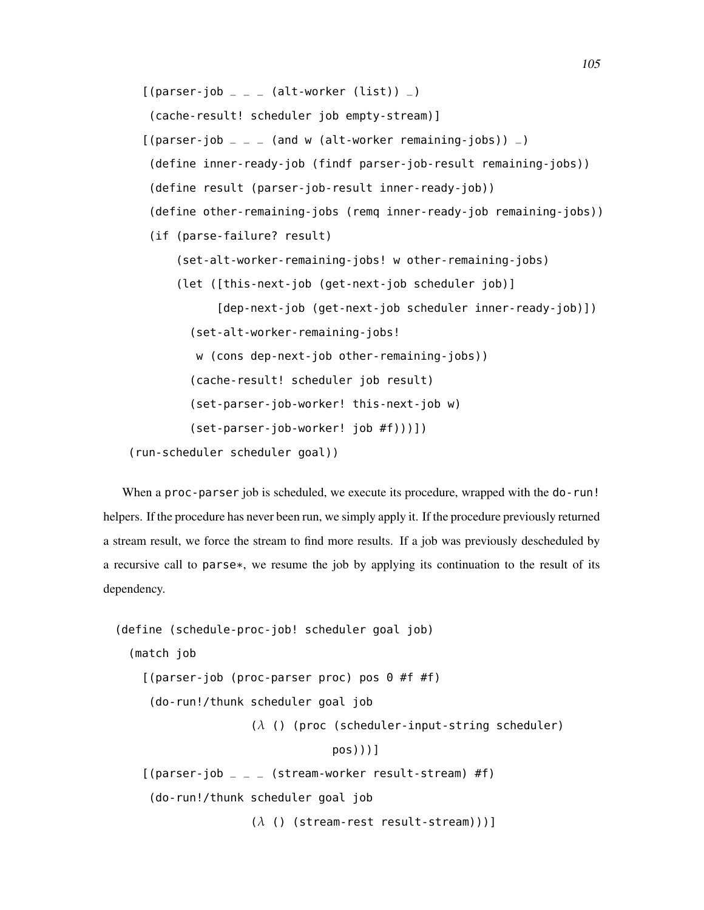```
    [(parser-job _ _ _ (alt-worker (list)) _)
     (cache-result! scheduler job empty-stream)]
    [(parser-job _ _ _ (and w (alt-worker remaining-jobs)) _)
     (define inner-ready-job (findf parser-job-result remaining-jobs))
     (define result (parser-job-result inner-ready-job))
     (define other-remaining-jobs (remq inner-ready-job remaining-jobs))
     (if (parse-failure? result)
         (set-alt-worker-remaining-jobs! w other-remaining-jobs)
         (let ([this-next-job (get-next-job scheduler job)]
               [dep-next-job (get-next-job scheduler inner-ready-job)])
           (set-alt-worker-remaining-jobs!
            w (cons dep-next-job other-remaining-jobs))
           (cache-result! scheduler job result)
           (set-parser-job-worker! this-next-job w)
           (set-parser-job-worker! job #f)))])
  (run-scheduler scheduler goal))
```

When a `proc-parser` job is scheduled, we execute its procedure, wrapped with the `do-run!` helpers. If the procedure has never been run, we simply apply it. If the procedure previously returned a stream result, we force the stream to find more results. If a job was previously descheduled by a recursive call to `parse*`, we resume the job by applying its continuation to the result of its dependency.

```
(define (schedule-proc-job! scheduler goal job)
  (match job
    [(parser-job (proc-parser proc) pos 0 #f #f)
     (do-run!/thunk scheduler goal job
                    (λ () (proc (scheduler-input-string scheduler)
                                pos)))]
    [(parser-job _ _ _ (stream-worker result-stream) #f)
     (do-run!/thunk scheduler goal job
                    (λ () (stream-rest result-stream)))]
```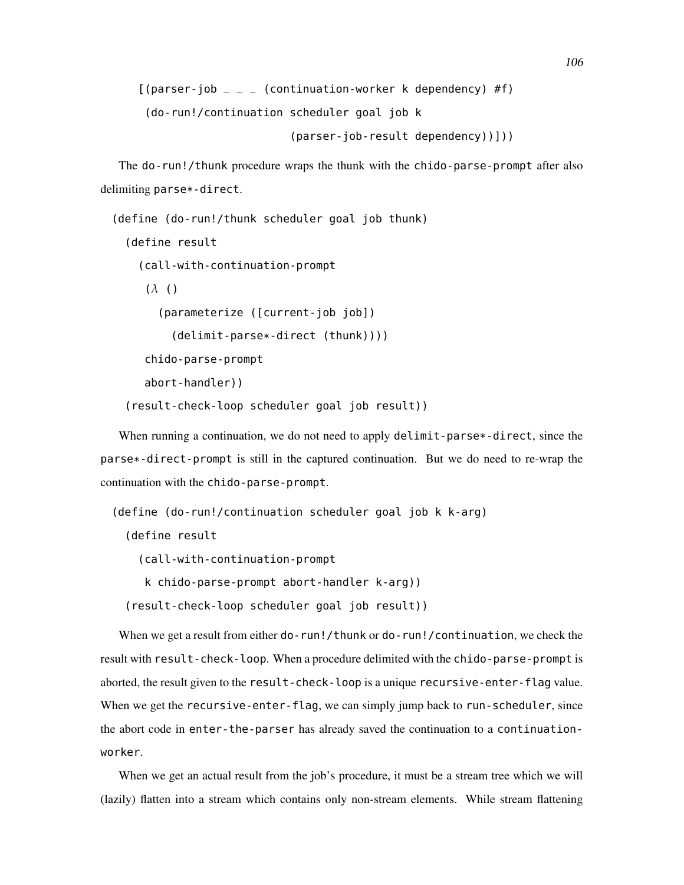```
  [(parser-job _ _ _ (continuation-worker k dependency) #f)
   (do-run!/continuation scheduler goal job k
                         (parser-job-result dependency))]))
```

The do-run!/thunk procedure wraps the thunk with the chido-parse-prompt after also delimiting parse*-direct.

```
(define (do-run!/thunk scheduler goal job thunk)
  (define result
    (call-with-continuation-prompt
     (λ ()
       (parameterize ([current-job job])
         (delimit-parse*-direct (thunk))))
     chido-parse-prompt
     abort-handler))
  (result-check-loop scheduler goal job result))
```

When running a continuation, we do not need to apply delimit-parse*-direct, since the parse*-direct-prompt is still in the captured continuation. But we do need to re-wrap the continuation with the chido-parse-prompt.

```
(define (do-run!/continuation scheduler goal job k k-arg)
  (define result
    (call-with-continuation-prompt
     k chido-parse-prompt abort-handler k-arg))
  (result-check-loop scheduler goal job result))
```

When we get a result from either do-run!/thunk or do-run!/continuation, we check the result with result-check-loop. When a procedure delimited with the chido-parse-prompt is aborted, the result given to the result-check-loop is a unique recursive-enter-flag value. When we get the recursive-enter-flag, we can simply jump back to run-scheduler, since the abort code in enter-the-parser has already saved the continuation to a continuation-worker.

When we get an actual result from the job's procedure, it must be a stream tree which we will (lazily) flatten into a stream which contains only non-stream elements. While stream flattening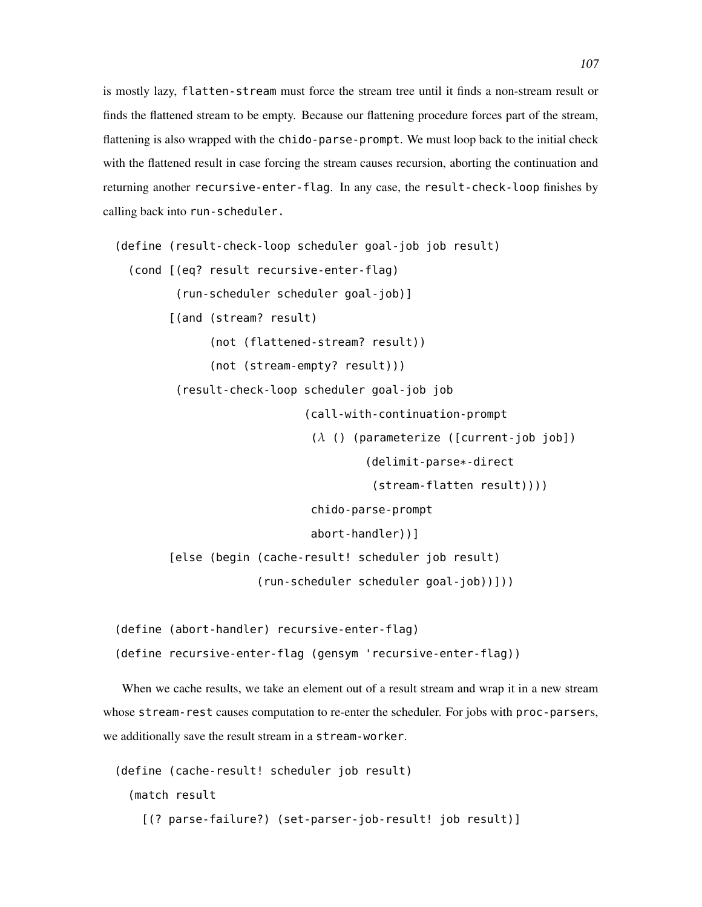is mostly lazy, `flatten-stream` must force the stream tree until it finds a non-stream result or finds the flattened stream to be empty. Because our flattening procedure forces part of the stream, flattening is also wrapped with the `chido-parse-prompt`. We must loop back to the initial check with the flattened result in case forcing the stream causes recursion, aborting the continuation and returning another `recursive-enter-flag`. In any case, the `result-check-loop` finishes by calling back into `run-scheduler`.

```
(define (result-check-loop scheduler goal-job job result)
  (cond [(eq? result recursive-enter-flag)
         (run-scheduler scheduler goal-job)]
        [(and (stream? result)
              (not (flattened-stream? result))
              (not (stream-empty? result)))
         (result-check-loop scheduler goal-job job
                            (call-with-continuation-prompt
                             (λ () (parameterize ([current-job job])
                                     (delimit-parse*-direct
                                      (stream-flatten result))))
                             chido-parse-prompt
                             abort-handler))]
        [else (begin (cache-result! scheduler job result)
                     (run-scheduler scheduler goal-job))]))

(define (abort-handler) recursive-enter-flag)
(define recursive-enter-flag (gensym 'recursive-enter-flag))
```

When we cache results, we take an element out of a result stream and wrap it in a new stream whose `stream-rest` causes computation to re-enter the scheduler. For jobs with `proc-parser`s, we additionally save the result stream in a `stream-worker`.

```
(define (cache-result! scheduler job result)
  (match result
    [(? parse-failure?) (set-parser-job-result! job result)]
```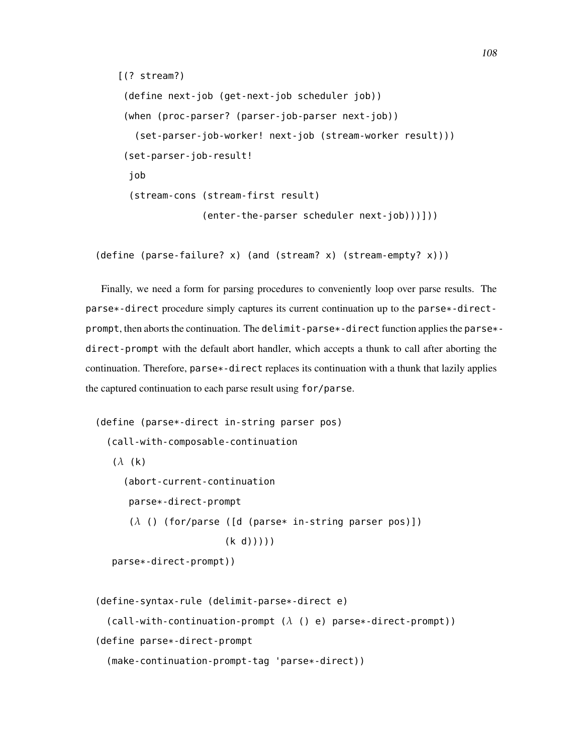```
    [(? stream?)
     (define next-job (get-next-job scheduler job))
     (when (proc-parser? (parser-job-parser next-job))
       (set-parser-job-worker! next-job (stream-worker result)))
     (set-parser-job-result!
      job
      (stream-cons (stream-first result)
                   (enter-the-parser scheduler next-job)))]))

(define (parse-failure? x) (and (stream? x) (stream-empty? x)))
```

Finally, we need a form for parsing procedures to conveniently loop over parse results. The `parse*-direct` procedure simply captures its current continuation up to the `parse*-direct-prompt`, then aborts the continuation. The `delimit-parse*-direct` function applies the `parse*-direct-prompt` with the default abort handler, which accepts a thunk to call after aborting the continuation. Therefore, `parse*-direct` replaces its continuation with a thunk that lazily applies the captured continuation to each parse result using `for/parse`.

```
(define (parse*-direct in-string parser pos)
  (call-with-composable-continuation
   (λ (k)
     (abort-current-continuation
      parse*-direct-prompt
      (λ () (for/parse ([d (parse* in-string parser pos)])
                       (k d)))))
   parse*-direct-prompt))

(define-syntax-rule (delimit-parse*-direct e)
  (call-with-continuation-prompt (λ () e) parse*-direct-prompt))
(define parse*-direct-prompt
  (make-continuation-prompt-tag 'parse*-direct))
```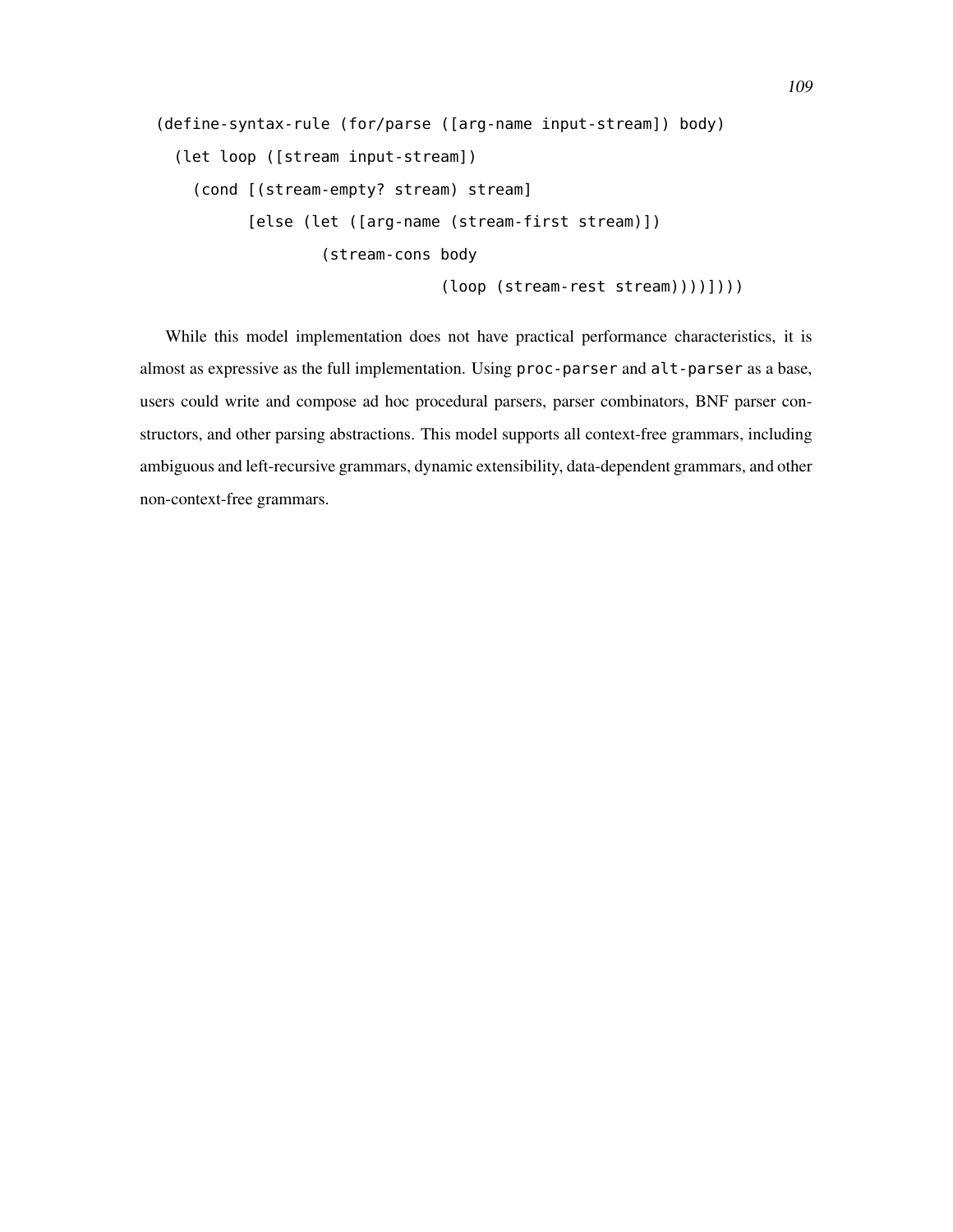```
(define-syntax-rule (for/parse ([arg-name input-stream]) body)
  (let loop ([stream input-stream])
    (cond [(stream-empty? stream) stream]
          [else (let ([arg-name (stream-first stream)])
                  (stream-cons body
                               (loop (stream-rest stream))))])))
```

While this model implementation does not have practical performance characteristics, it is almost as expressive as the full implementation. Using `proc-parser` and `alt-parser` as a base, users could write and compose ad hoc procedural parsers, parser combinators, BNF parser constructors, and other parsing abstractions. This model supports all context-free grammars, including ambiguous and left-recursive grammars, dynamic extensibility, data-dependent grammars, and other non-context-free grammars.